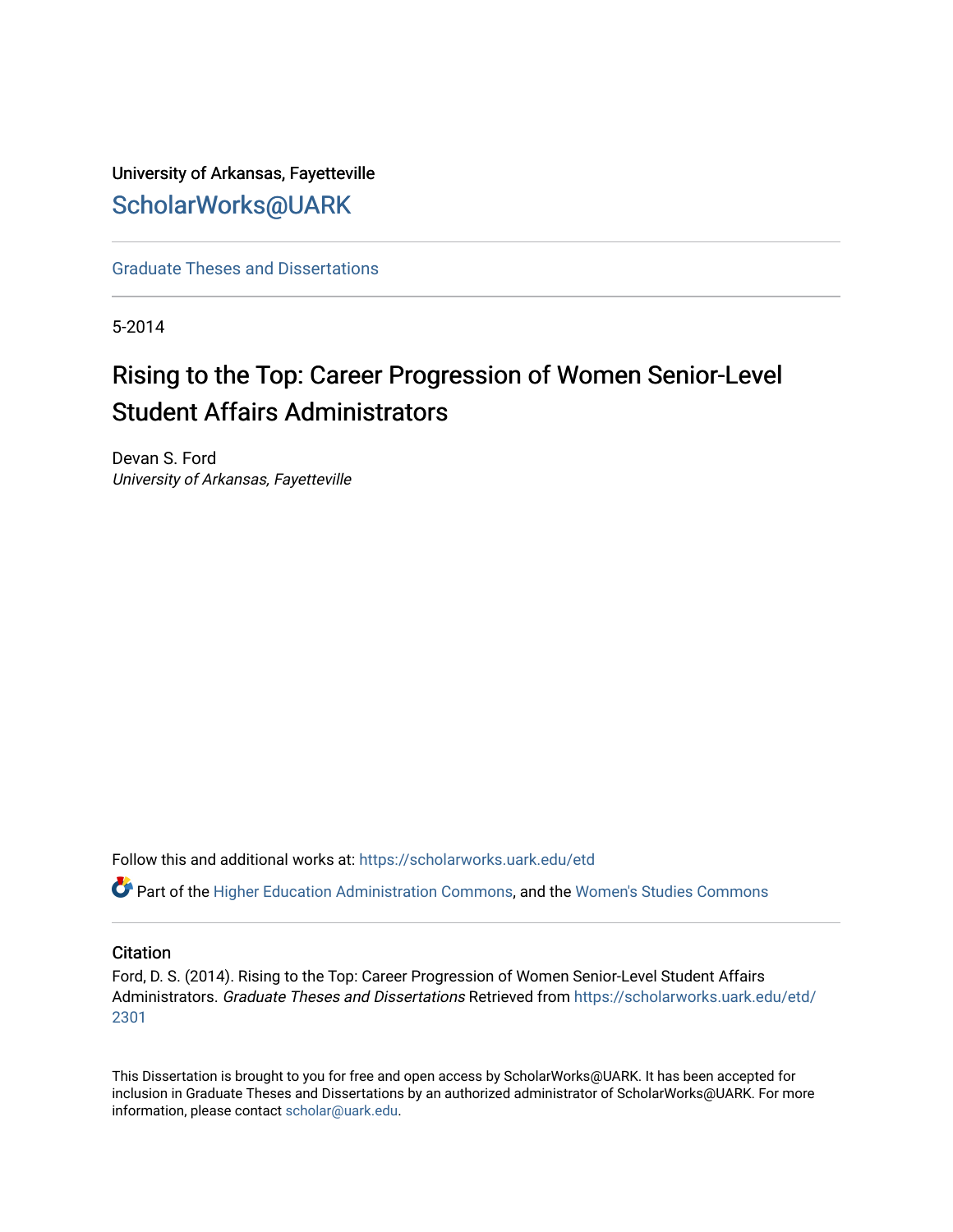University of Arkansas, Fayetteville

ScholarWorks@UARK

Graduate Theses and Dissertations

5-2014

# Rising to the Top: Career Progression of Women Senior-Level Student Affairs Administrators

Devan S. Ford
*University of Arkansas, Fayetteville*

Follow this and additional works at: https://scholarworks.uark.edu/etd

Part of the Higher Education Administration Commons, and the Women's Studies Commons

## Citation

Ford, D. S. (2014). Rising to the Top: Career Progression of Women Senior-Level Student Affairs Administrators. *Graduate Theses and Dissertations* Retrieved from https://scholarworks.uark.edu/etd/2301

This Dissertation is brought to you for free and open access by ScholarWorks@UARK. It has been accepted for inclusion in Graduate Theses and Dissertations by an authorized administrator of ScholarWorks@UARK. For more information, please contact scholar@uark.edu.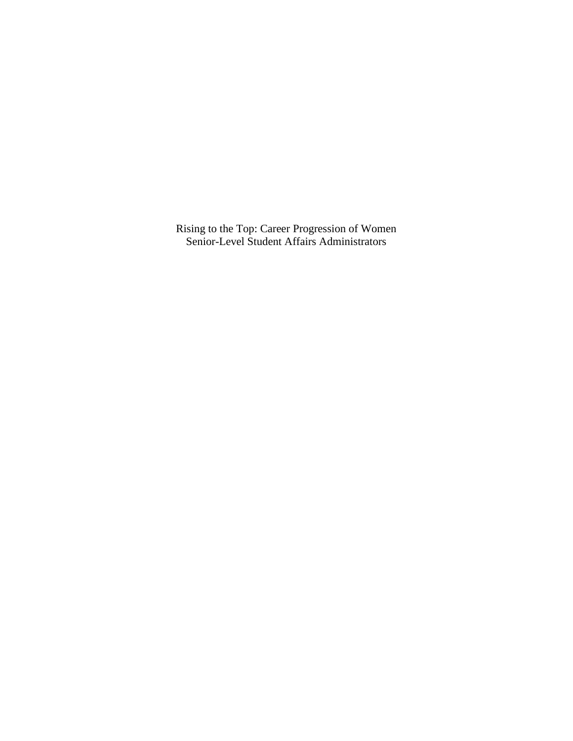Rising to the Top: Career Progression of Women
Senior-Level Student Affairs Administrators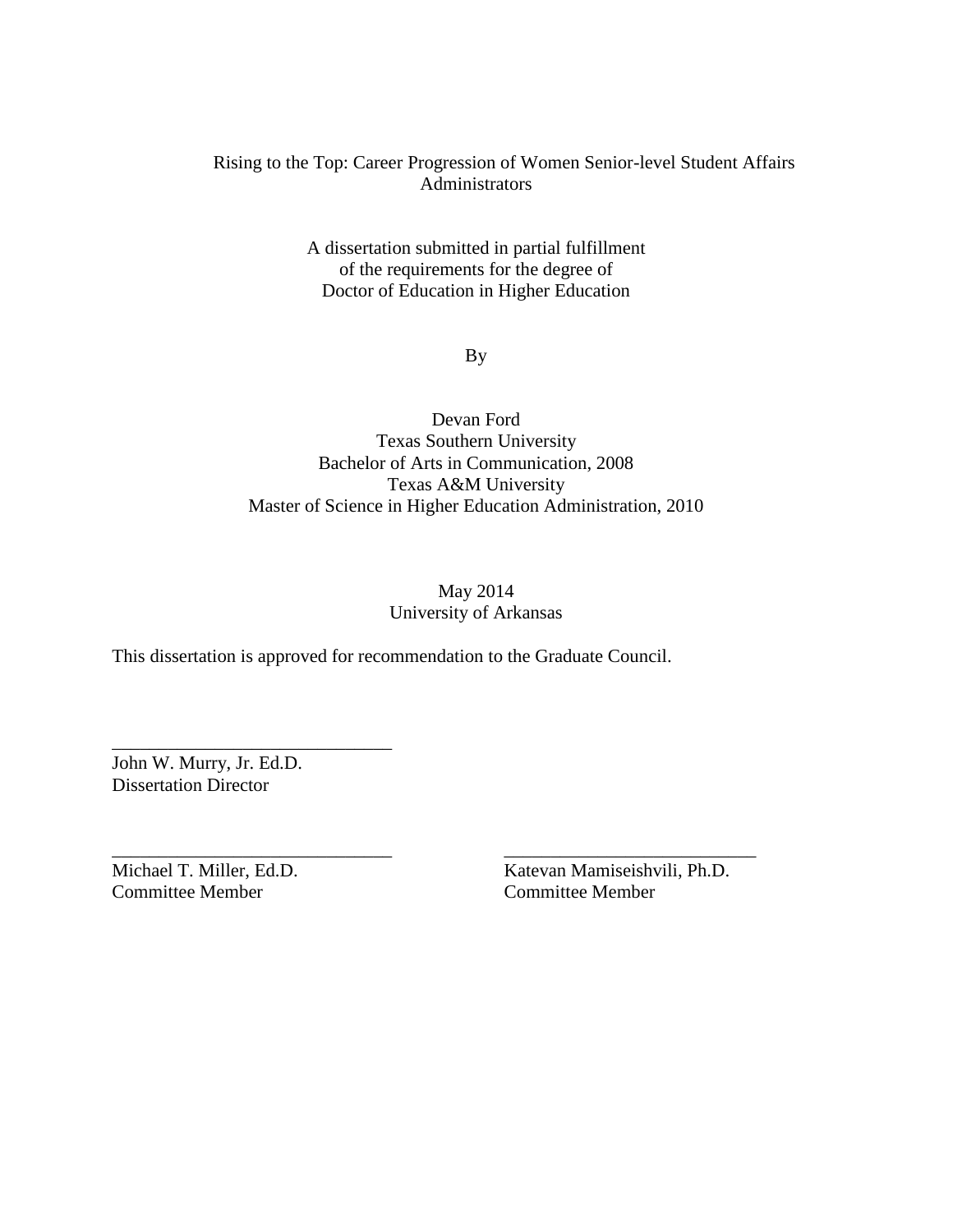Rising to the Top: Career Progression of Women Senior-level Student Affairs Administrators

A dissertation submitted in partial fulfillment
of the requirements for the degree of
Doctor of Education in Higher Education

By

Devan Ford
Texas Southern University
Bachelor of Arts in Communication, 2008
Texas A&M University
Master of Science in Higher Education Administration, 2010

May 2014
University of Arkansas

This dissertation is approved for recommendation to the Graduate Council.

______________________________
John W. Murry, Jr. Ed.D.
Dissertation Director

______________________________
Michael T. Miller, Ed.D.
Committee Member

______________________________
Katevan Mamiseishvili, Ph.D.
Committee Member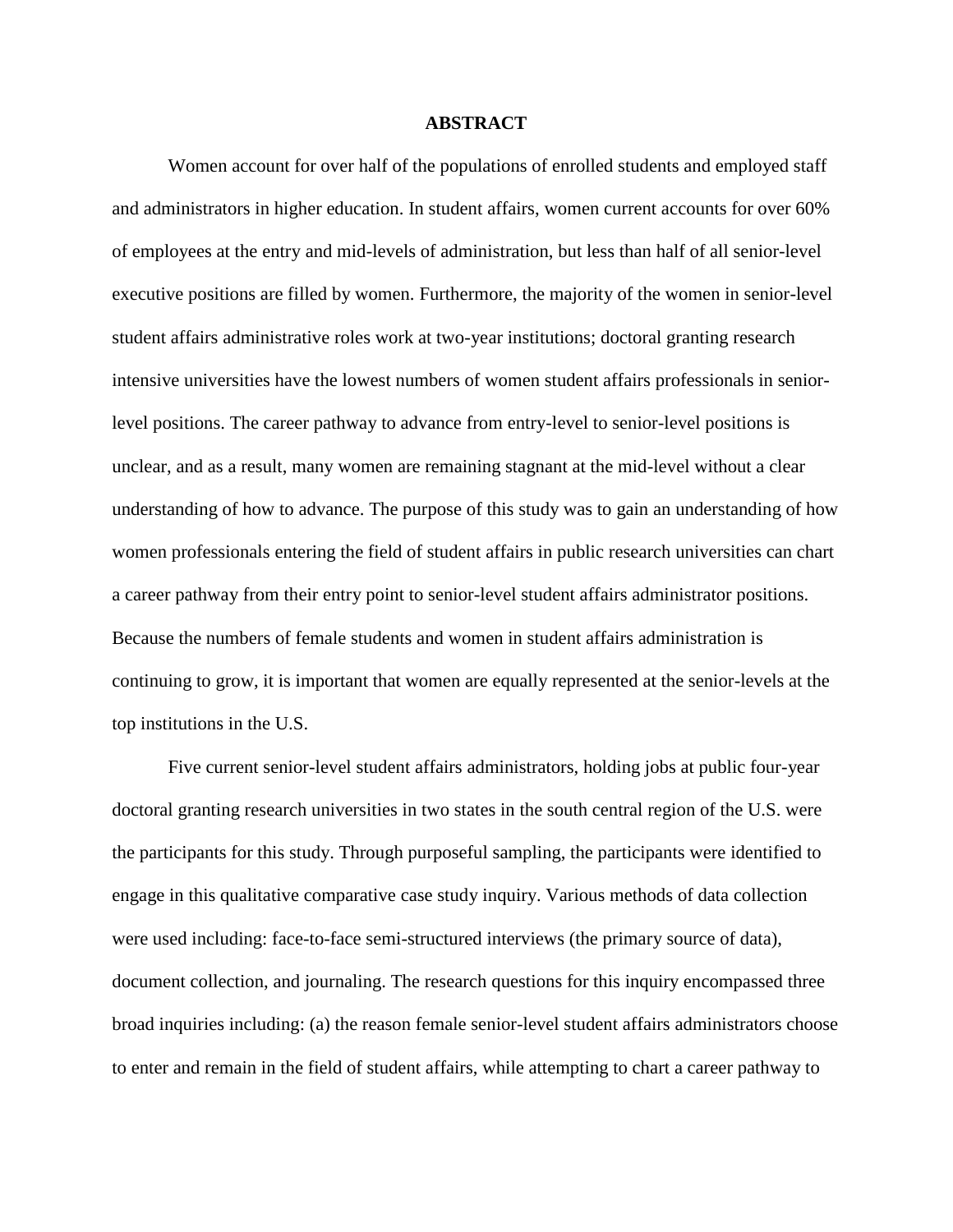# ABSTRACT

Women account for over half of the populations of enrolled students and employed staff and administrators in higher education. In student affairs, women current accounts for over 60% of employees at the entry and mid-levels of administration, but less than half of all senior-level executive positions are filled by women. Furthermore, the majority of the women in senior-level student affairs administrative roles work at two-year institutions; doctoral granting research intensive universities have the lowest numbers of women student affairs professionals in senior-level positions. The career pathway to advance from entry-level to senior-level positions is unclear, and as a result, many women are remaining stagnant at the mid-level without a clear understanding of how to advance. The purpose of this study was to gain an understanding of how women professionals entering the field of student affairs in public research universities can chart a career pathway from their entry point to senior-level student affairs administrator positions. Because the numbers of female students and women in student affairs administration is continuing to grow, it is important that women are equally represented at the senior-levels at the top institutions in the U.S.

Five current senior-level student affairs administrators, holding jobs at public four-year doctoral granting research universities in two states in the south central region of the U.S. were the participants for this study. Through purposeful sampling, the participants were identified to engage in this qualitative comparative case study inquiry. Various methods of data collection were used including: face-to-face semi-structured interviews (the primary source of data), document collection, and journaling. The research questions for this inquiry encompassed three broad inquiries including: (a) the reason female senior-level student affairs administrators choose to enter and remain in the field of student affairs, while attempting to chart a career pathway to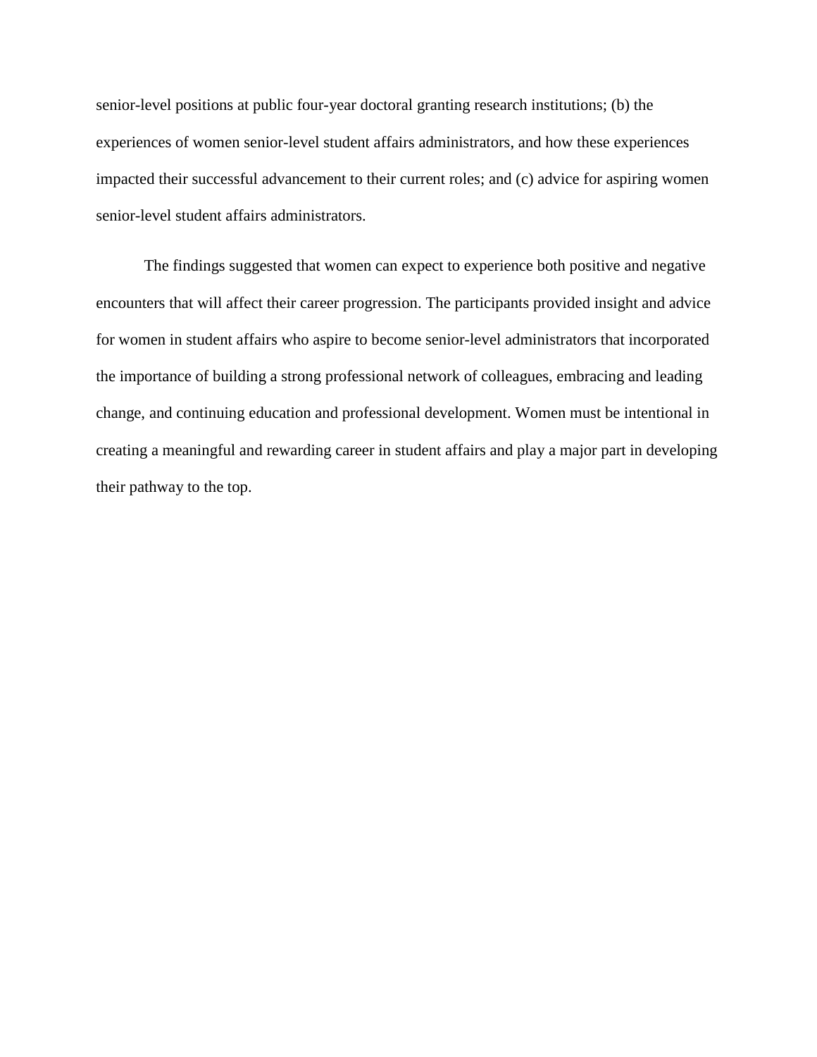senior-level positions at public four-year doctoral granting research institutions; (b) the experiences of women senior-level student affairs administrators, and how these experiences impacted their successful advancement to their current roles; and (c) advice for aspiring women senior-level student affairs administrators.

The findings suggested that women can expect to experience both positive and negative encounters that will affect their career progression. The participants provided insight and advice for women in student affairs who aspire to become senior-level administrators that incorporated the importance of building a strong professional network of colleagues, embracing and leading change, and continuing education and professional development. Women must be intentional in creating a meaningful and rewarding career in student affairs and play a major part in developing their pathway to the top.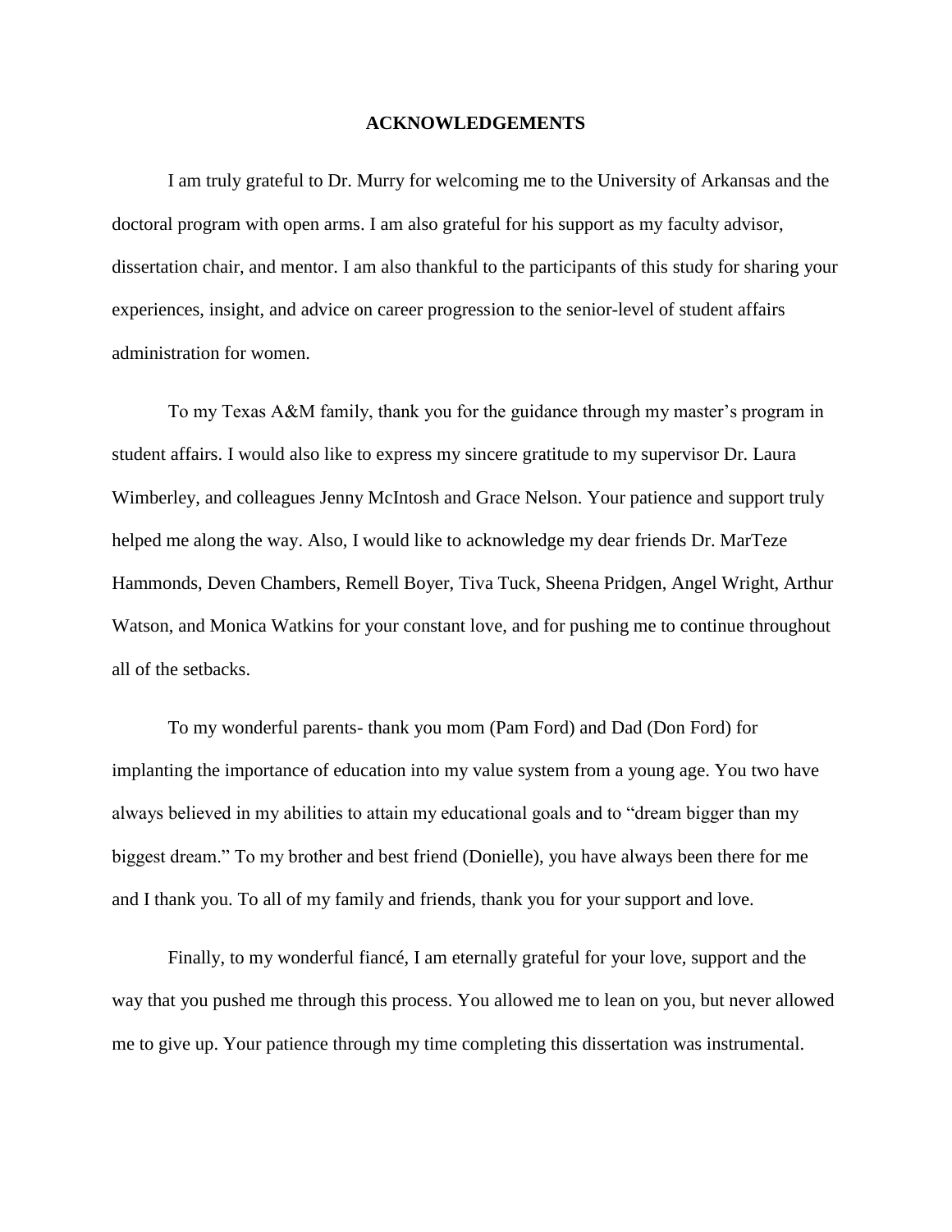# ACKNOWLEDGEMENTS

I am truly grateful to Dr. Murry for welcoming me to the University of Arkansas and the doctoral program with open arms. I am also grateful for his support as my faculty advisor, dissertation chair, and mentor. I am also thankful to the participants of this study for sharing your experiences, insight, and advice on career progression to the senior-level of student affairs administration for women.

To my Texas A&M family, thank you for the guidance through my master's program in student affairs. I would also like to express my sincere gratitude to my supervisor Dr. Laura Wimberley, and colleagues Jenny McIntosh and Grace Nelson. Your patience and support truly helped me along the way. Also, I would like to acknowledge my dear friends Dr. MarTeze Hammonds, Deven Chambers, Remell Boyer, Tiva Tuck, Sheena Pridgen, Angel Wright, Arthur Watson, and Monica Watkins for your constant love, and for pushing me to continue throughout all of the setbacks.

To my wonderful parents- thank you mom (Pam Ford) and Dad (Don Ford) for implanting the importance of education into my value system from a young age. You two have always believed in my abilities to attain my educational goals and to "dream bigger than my biggest dream." To my brother and best friend (Donielle), you have always been there for me and I thank you. To all of my family and friends, thank you for your support and love.

Finally, to my wonderful fiancé, I am eternally grateful for your love, support and the way that you pushed me through this process. You allowed me to lean on you, but never allowed me to give up. Your patience through my time completing this dissertation was instrumental.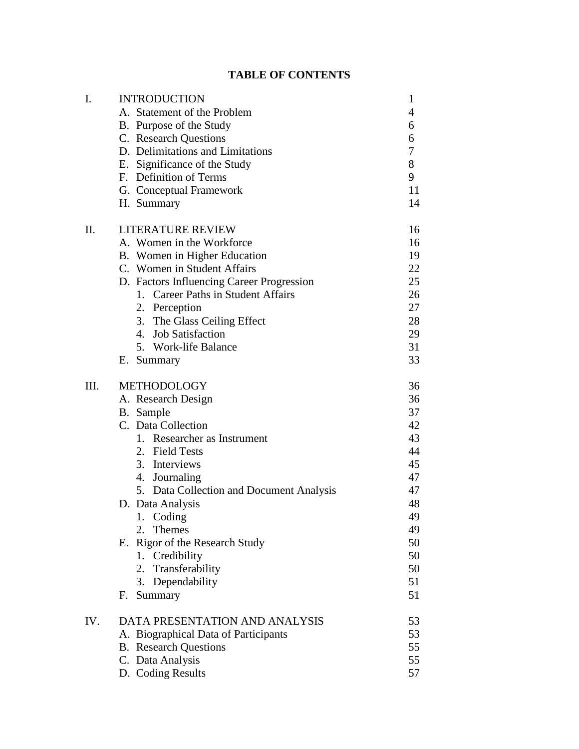# TABLE OF CONTENTS

| | | |
|---|---|---|
| I. | INTRODUCTION | 1 |
| | A. Statement of the Problem | 4 |
| | B. Purpose of the Study | 6 |
| | C. Research Questions | 6 |
| | D. Delimitations and Limitations | 7 |
| | E. Significance of the Study | 8 |
| | F. Definition of Terms | 9 |
| | G. Conceptual Framework | 11 |
| | H. Summary | 14 |
| II. | LITERATURE REVIEW | 16 |
| | A. Women in the Workforce | 16 |
| | B. Women in Higher Education | 19 |
| | C. Women in Student Affairs | 22 |
| | D. Factors Influencing Career Progression | 25 |
| | 1. Career Paths in Student Affairs | 26 |
| | 2. Perception | 27 |
| | 3. The Glass Ceiling Effect | 28 |
| | 4. Job Satisfaction | 29 |
| | 5. Work-life Balance | 31 |
| | E. Summary | 33 |
| III. | METHODOLOGY | 36 |
| | A. Research Design | 36 |
| | B. Sample | 37 |
| | C. Data Collection | 42 |
| | 1. Researcher as Instrument | 43 |
| | 2. Field Tests | 44 |
| | 3. Interviews | 45 |
| | 4. Journaling | 47 |
| | 5. Data Collection and Document Analysis | 47 |
| | D. Data Analysis | 48 |
| | 1. Coding | 49 |
| | 2. Themes | 49 |
| | E. Rigor of the Research Study | 50 |
| | 1. Credibility | 50 |
| | 2. Transferability | 50 |
| | 3. Dependability | 51 |
| | F. Summary | 51 |
| IV. | DATA PRESENTATION AND ANALYSIS | 53 |
| | A. Biographical Data of Participants | 53 |
| | B. Research Questions | 55 |
| | C. Data Analysis | 55 |
| | D. Coding Results | 57 |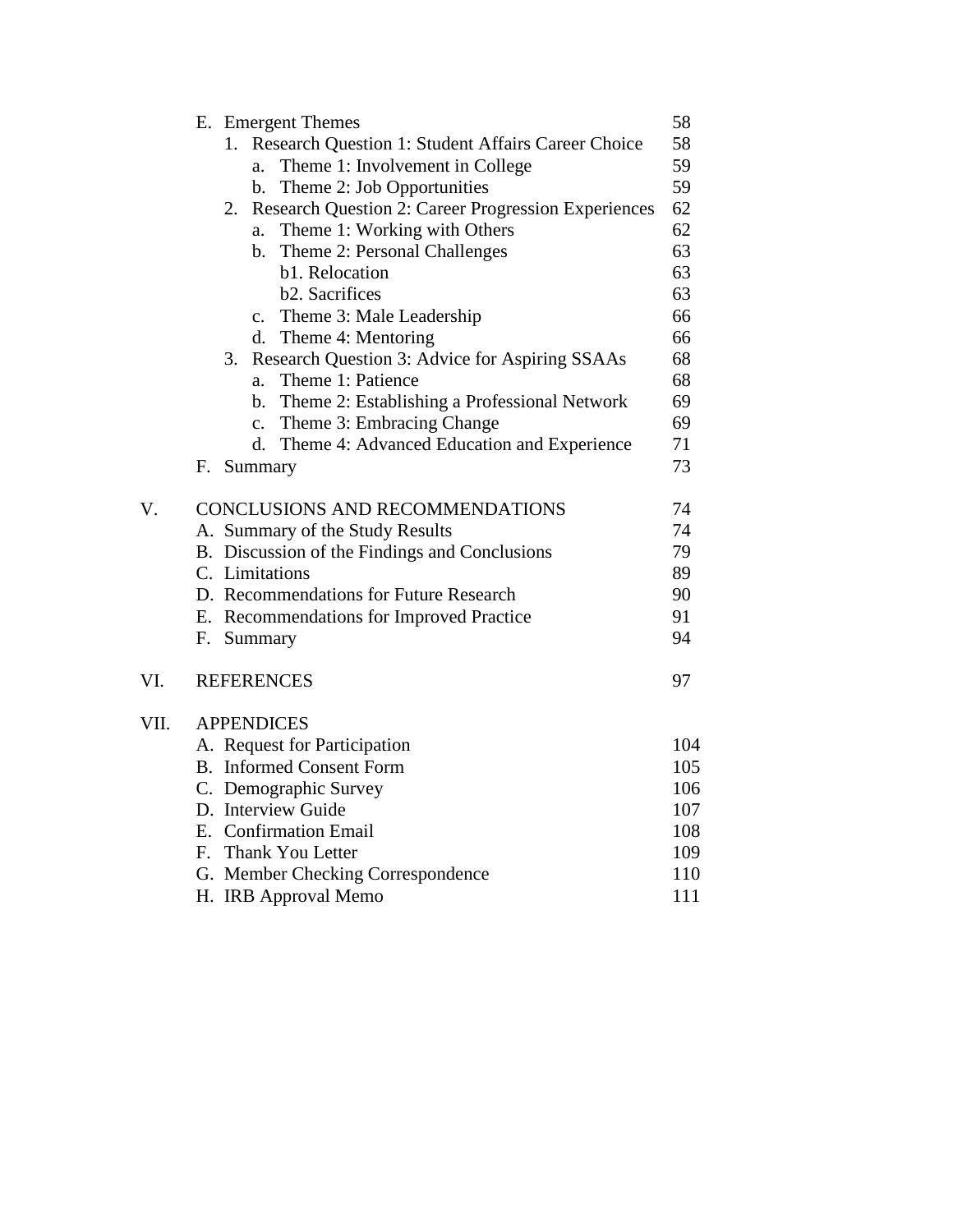| | | |
|---|---|---|
| | E. Emergent Themes | 58 |
| | 1. Research Question 1: Student Affairs Career Choice | 58 |
| | a. Theme 1: Involvement in College | 59 |
| | b. Theme 2: Job Opportunities | 59 |
| | 2. Research Question 2: Career Progression Experiences | 62 |
| | a. Theme 1: Working with Others | 62 |
| | b. Theme 2: Personal Challenges | 63 |
| | b1. Relocation | 63 |
| | b2. Sacrifices | 63 |
| | c. Theme 3: Male Leadership | 66 |
| | d. Theme 4: Mentoring | 66 |
| | 3. Research Question 3: Advice for Aspiring SSAAs | 68 |
| | a. Theme 1: Patience | 68 |
| | b. Theme 2: Establishing a Professional Network | 69 |
| | c. Theme 3: Embracing Change | 69 |
| | d. Theme 4: Advanced Education and Experience | 71 |
| | F. Summary | 73 |
| V. | CONCLUSIONS AND RECOMMENDATIONS | 74 |
| | A. Summary of the Study Results | 74 |
| | B. Discussion of the Findings and Conclusions | 79 |
| | C. Limitations | 89 |
| | D. Recommendations for Future Research | 90 |
| | E. Recommendations for Improved Practice | 91 |
| | F. Summary | 94 |
| VI. | REFERENCES | 97 |
| VII. | APPENDICES | |
| | A. Request for Participation | 104 |
| | B. Informed Consent Form | 105 |
| | C. Demographic Survey | 106 |
| | D. Interview Guide | 107 |
| | E. Confirmation Email | 108 |
| | F. Thank You Letter | 109 |
| | G. Member Checking Correspondence | 110 |
| | H. IRB Approval Memo | 111 |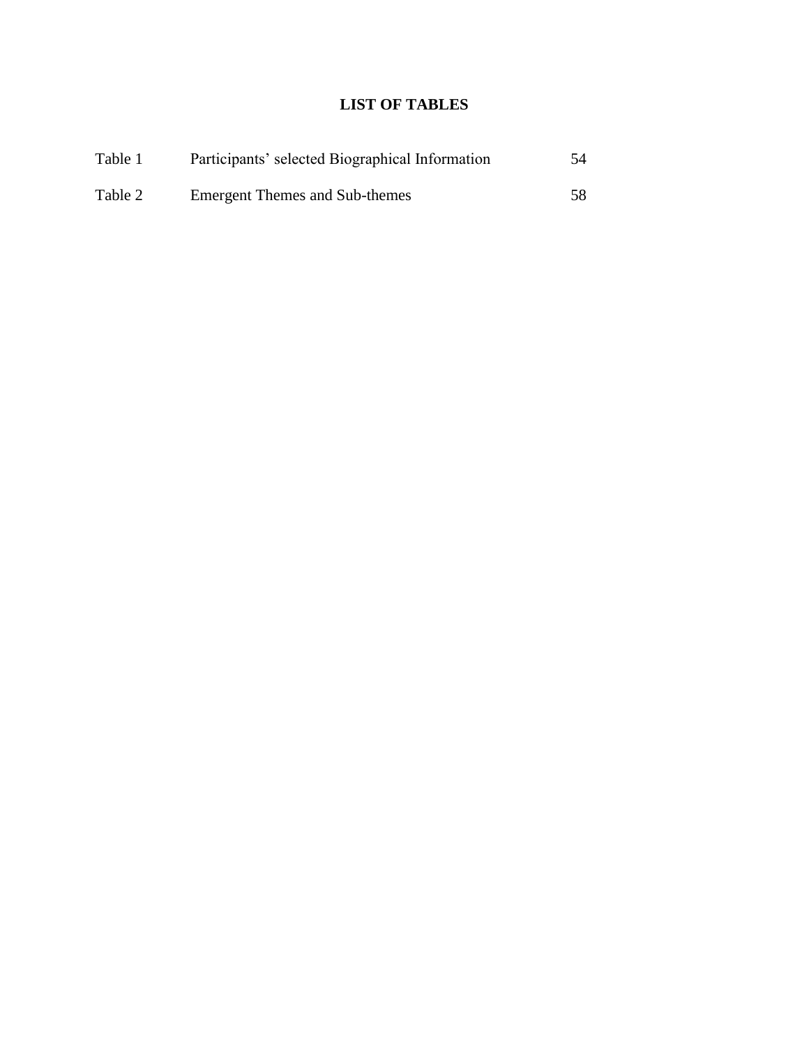# LIST OF TABLES

| | | |
|---|---|---|
| Table 1 | Participants' selected Biographical Information | 54 |
| Table 2 | Emergent Themes and Sub-themes | 58 |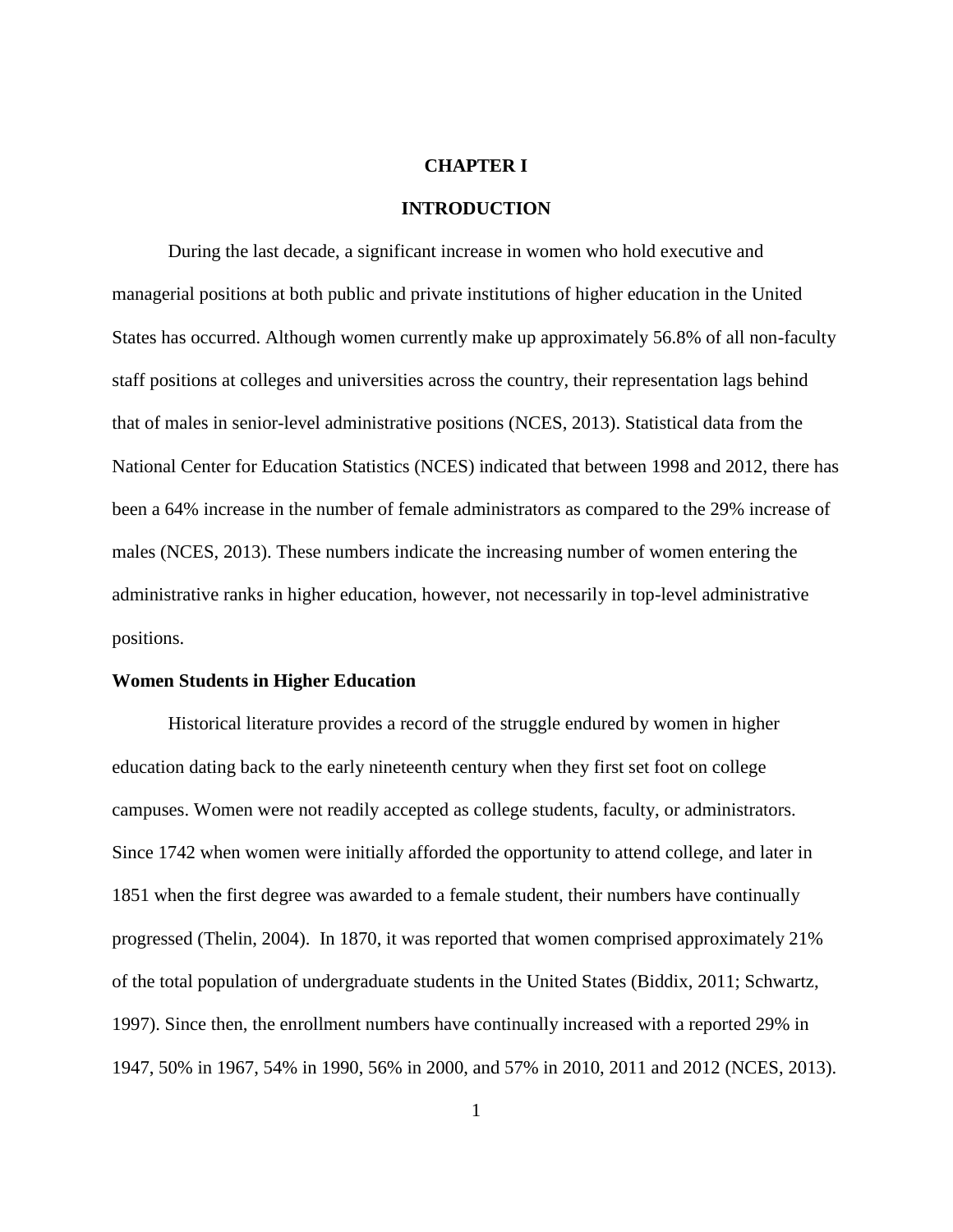# CHAPTER I

# INTRODUCTION

During the last decade, a significant increase in women who hold executive and managerial positions at both public and private institutions of higher education in the United States has occurred. Although women currently make up approximately 56.8% of all non-faculty staff positions at colleges and universities across the country, their representation lags behind that of males in senior-level administrative positions (NCES, 2013). Statistical data from the National Center for Education Statistics (NCES) indicated that between 1998 and 2012, there has been a 64% increase in the number of female administrators as compared to the 29% increase of males (NCES, 2013). These numbers indicate the increasing number of women entering the administrative ranks in higher education, however, not necessarily in top-level administrative positions.

## Women Students in Higher Education

Historical literature provides a record of the struggle endured by women in higher education dating back to the early nineteenth century when they first set foot on college campuses. Women were not readily accepted as college students, faculty, or administrators. Since 1742 when women were initially afforded the opportunity to attend college, and later in 1851 when the first degree was awarded to a female student, their numbers have continually progressed (Thelin, 2004). In 1870, it was reported that women comprised approximately 21% of the total population of undergraduate students in the United States (Biddix, 2011; Schwartz, 1997). Since then, the enrollment numbers have continually increased with a reported 29% in 1947, 50% in 1967, 54% in 1990, 56% in 2000, and 57% in 2010, 2011 and 2012 (NCES, 2013).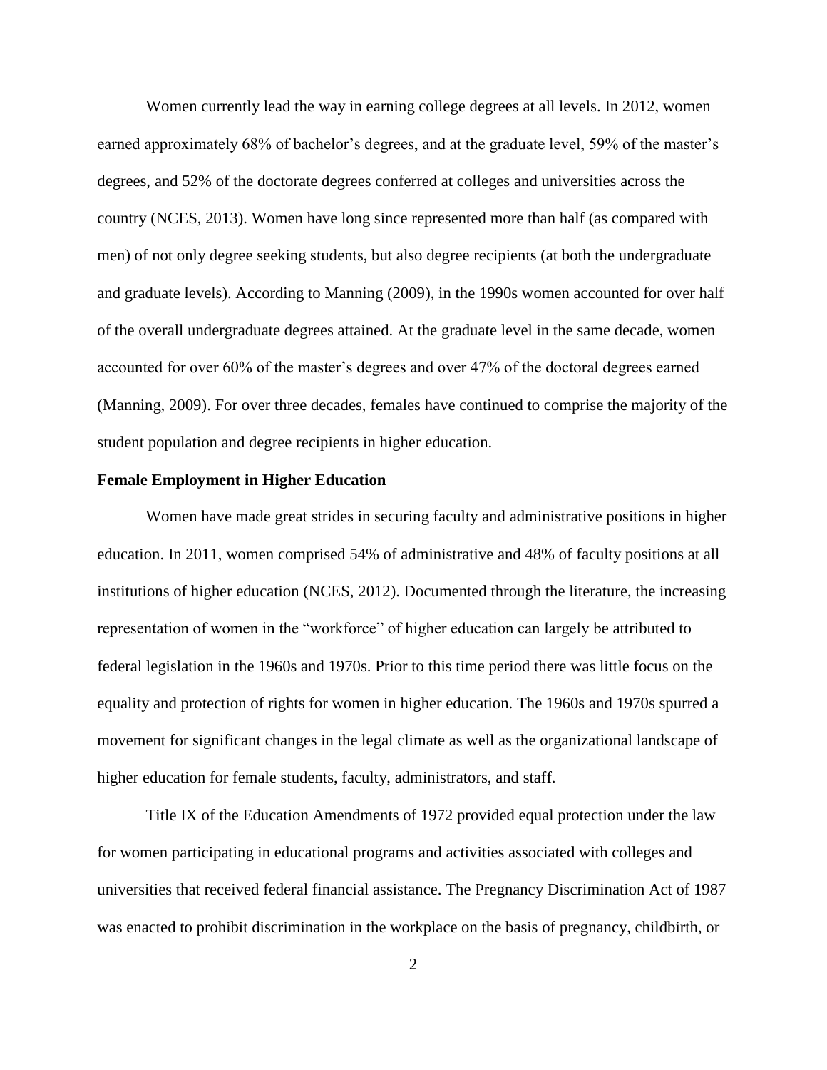Women currently lead the way in earning college degrees at all levels. In 2012, women earned approximately 68% of bachelor's degrees, and at the graduate level, 59% of the master's degrees, and 52% of the doctorate degrees conferred at colleges and universities across the country (NCES, 2013). Women have long since represented more than half (as compared with men) of not only degree seeking students, but also degree recipients (at both the undergraduate and graduate levels). According to Manning (2009), in the 1990s women accounted for over half of the overall undergraduate degrees attained. At the graduate level in the same decade, women accounted for over 60% of the master's degrees and over 47% of the doctoral degrees earned (Manning, 2009). For over three decades, females have continued to comprise the majority of the student population and degree recipients in higher education.

**Female Employment in Higher Education**

Women have made great strides in securing faculty and administrative positions in higher education. In 2011, women comprised 54% of administrative and 48% of faculty positions at all institutions of higher education (NCES, 2012). Documented through the literature, the increasing representation of women in the "workforce" of higher education can largely be attributed to federal legislation in the 1960s and 1970s. Prior to this time period there was little focus on the equality and protection of rights for women in higher education. The 1960s and 1970s spurred a movement for significant changes in the legal climate as well as the organizational landscape of higher education for female students, faculty, administrators, and staff.

Title IX of the Education Amendments of 1972 provided equal protection under the law for women participating in educational programs and activities associated with colleges and universities that received federal financial assistance. The Pregnancy Discrimination Act of 1987 was enacted to prohibit discrimination in the workplace on the basis of pregnancy, childbirth, or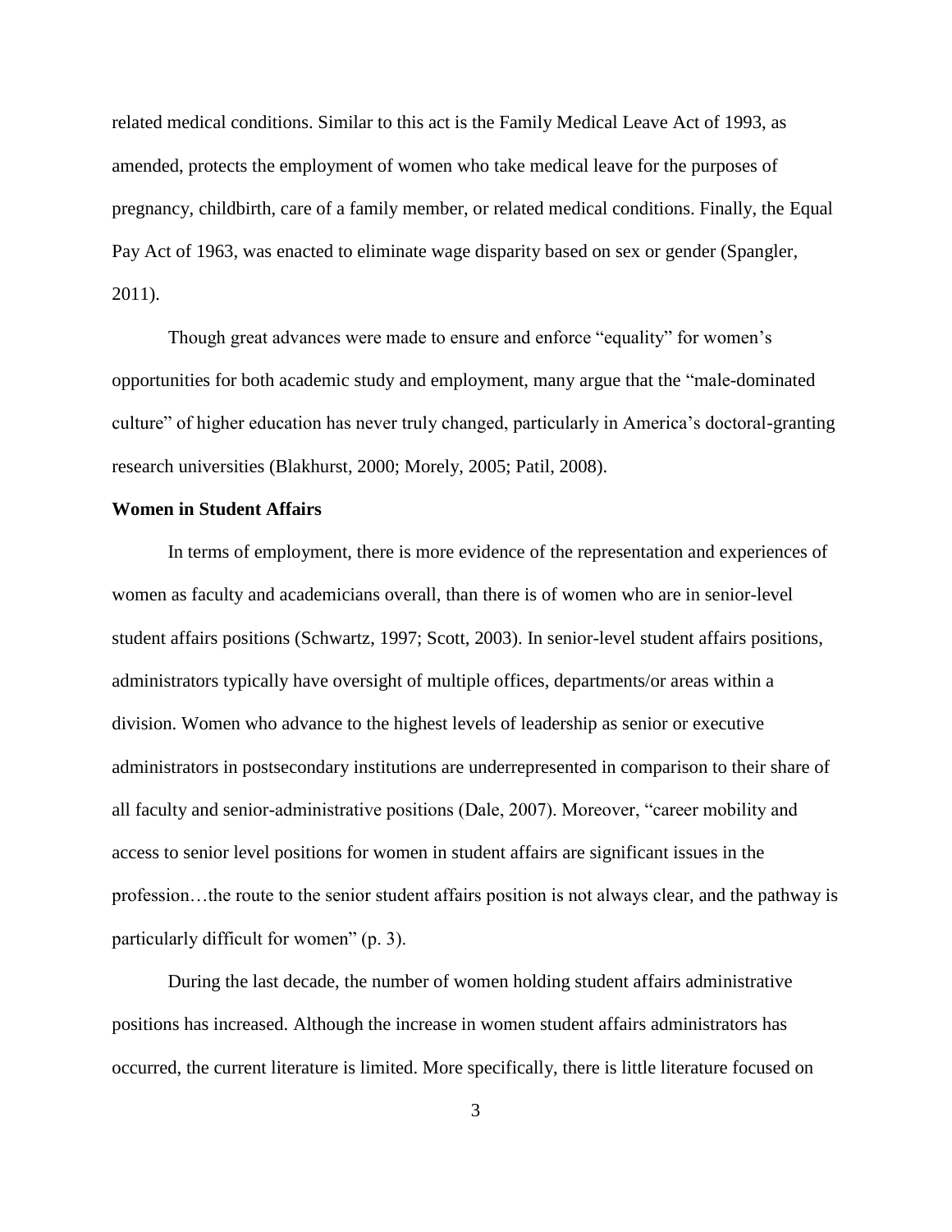related medical conditions. Similar to this act is the Family Medical Leave Act of 1993, as amended, protects the employment of women who take medical leave for the purposes of pregnancy, childbirth, care of a family member, or related medical conditions. Finally, the Equal Pay Act of 1963, was enacted to eliminate wage disparity based on sex or gender (Spangler, 2011).

Though great advances were made to ensure and enforce "equality" for women's opportunities for both academic study and employment, many argue that the "male-dominated culture" of higher education has never truly changed, particularly in America's doctoral-granting research universities (Blakhurst, 2000; Morely, 2005; Patil, 2008).

**Women in Student Affairs**

In terms of employment, there is more evidence of the representation and experiences of women as faculty and academicians overall, than there is of women who are in senior-level student affairs positions (Schwartz, 1997; Scott, 2003). In senior-level student affairs positions, administrators typically have oversight of multiple offices, departments/or areas within a division. Women who advance to the highest levels of leadership as senior or executive administrators in postsecondary institutions are underrepresented in comparison to their share of all faculty and senior-administrative positions (Dale, 2007). Moreover, "career mobility and access to senior level positions for women in student affairs are significant issues in the profession…the route to the senior student affairs position is not always clear, and the pathway is particularly difficult for women" (p. 3).

During the last decade, the number of women holding student affairs administrative positions has increased. Although the increase in women student affairs administrators has occurred, the current literature is limited. More specifically, there is little literature focused on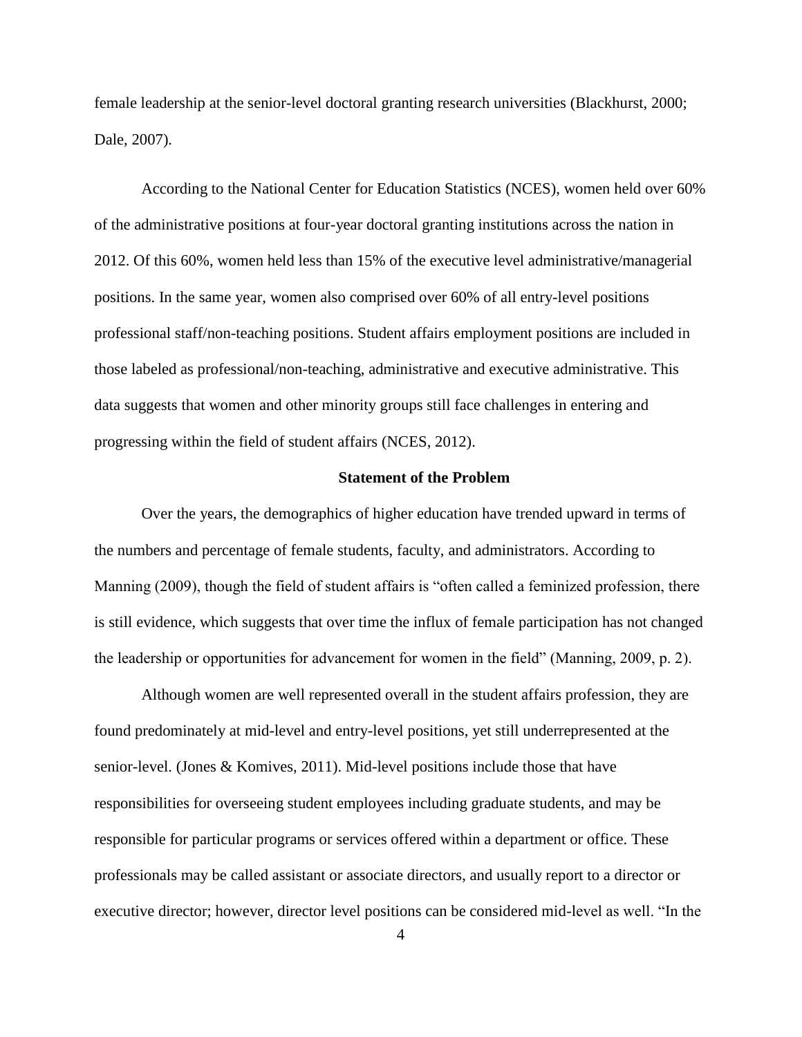female leadership at the senior-level doctoral granting research universities (Blackhurst, 2000; Dale, 2007).

According to the National Center for Education Statistics (NCES), women held over 60% of the administrative positions at four-year doctoral granting institutions across the nation in 2012. Of this 60%, women held less than 15% of the executive level administrative/managerial positions. In the same year, women also comprised over 60% of all entry-level positions professional staff/non-teaching positions. Student affairs employment positions are included in those labeled as professional/non-teaching, administrative and executive administrative. This data suggests that women and other minority groups still face challenges in entering and progressing within the field of student affairs (NCES, 2012).

## Statement of the Problem

Over the years, the demographics of higher education have trended upward in terms of the numbers and percentage of female students, faculty, and administrators. According to Manning (2009), though the field of student affairs is "often called a feminized profession, there is still evidence, which suggests that over time the influx of female participation has not changed the leadership or opportunities for advancement for women in the field" (Manning, 2009, p. 2).

Although women are well represented overall in the student affairs profession, they are found predominately at mid-level and entry-level positions, yet still underrepresented at the senior-level. (Jones & Komives, 2011). Mid-level positions include those that have responsibilities for overseeing student employees including graduate students, and may be responsible for particular programs or services offered within a department or office. These professionals may be called assistant or associate directors, and usually report to a director or executive director; however, director level positions can be considered mid-level as well. "In the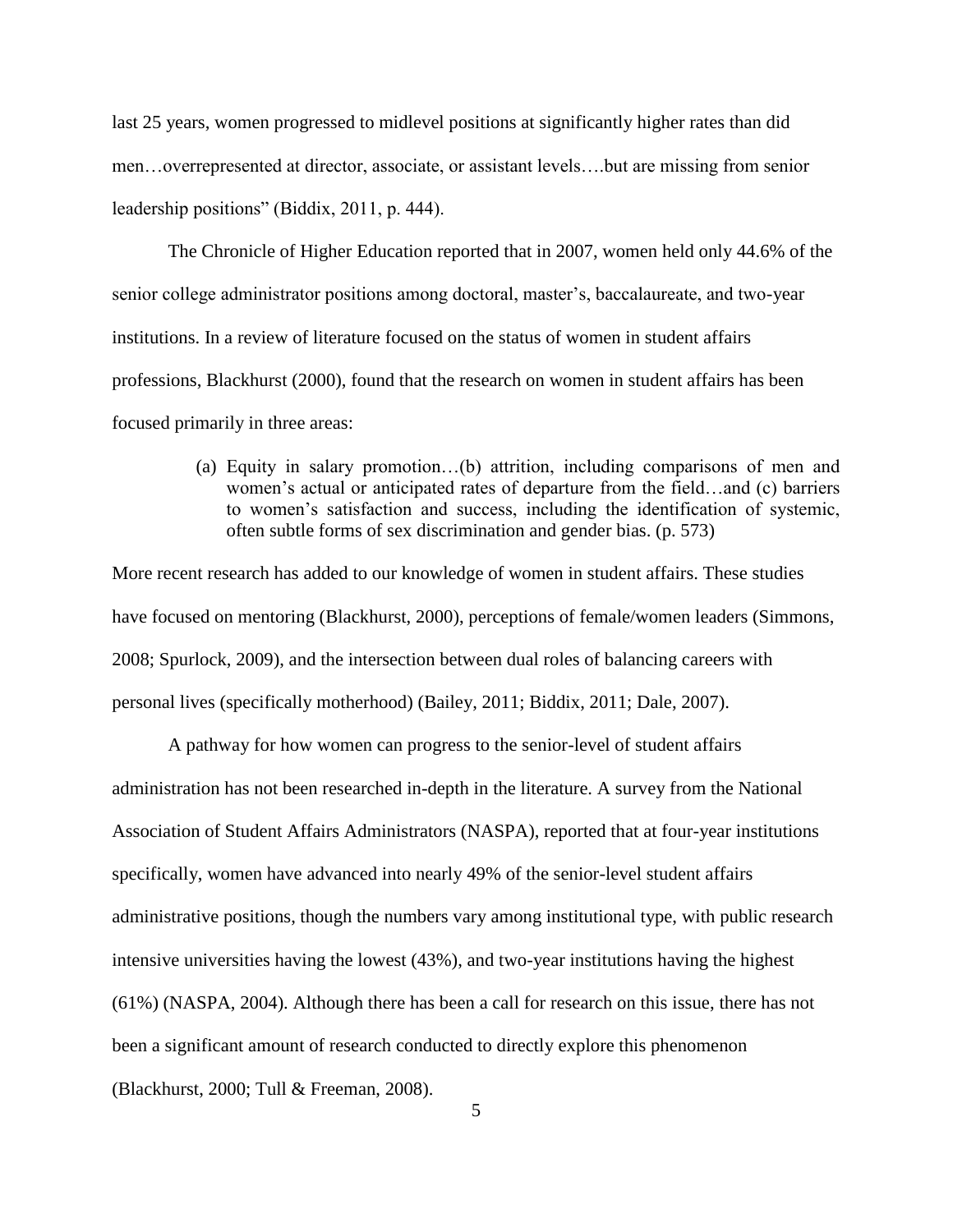last 25 years, women progressed to midlevel positions at significantly higher rates than did men…overrepresented at director, associate, or assistant levels….but are missing from senior leadership positions" (Biddix, 2011, p. 444).

The Chronicle of Higher Education reported that in 2007, women held only 44.6% of the senior college administrator positions among doctoral, master's, baccalaureate, and two-year institutions. In a review of literature focused on the status of women in student affairs professions, Blackhurst (2000), found that the research on women in student affairs has been focused primarily in three areas:

> (a) Equity in salary promotion…(b) attrition, including comparisons of men and women's actual or anticipated rates of departure from the field…and (c) barriers to women's satisfaction and success, including the identification of systemic, often subtle forms of sex discrimination and gender bias. (p. 573)

More recent research has added to our knowledge of women in student affairs. These studies have focused on mentoring (Blackhurst, 2000), perceptions of female/women leaders (Simmons, 2008; Spurlock, 2009), and the intersection between dual roles of balancing careers with personal lives (specifically motherhood) (Bailey, 2011; Biddix, 2011; Dale, 2007).

A pathway for how women can progress to the senior-level of student affairs administration has not been researched in-depth in the literature. A survey from the National Association of Student Affairs Administrators (NASPA), reported that at four-year institutions specifically, women have advanced into nearly 49% of the senior-level student affairs administrative positions, though the numbers vary among institutional type, with public research intensive universities having the lowest (43%), and two-year institutions having the highest (61%) (NASPA, 2004). Although there has been a call for research on this issue, there has not been a significant amount of research conducted to directly explore this phenomenon (Blackhurst, 2000; Tull & Freeman, 2008).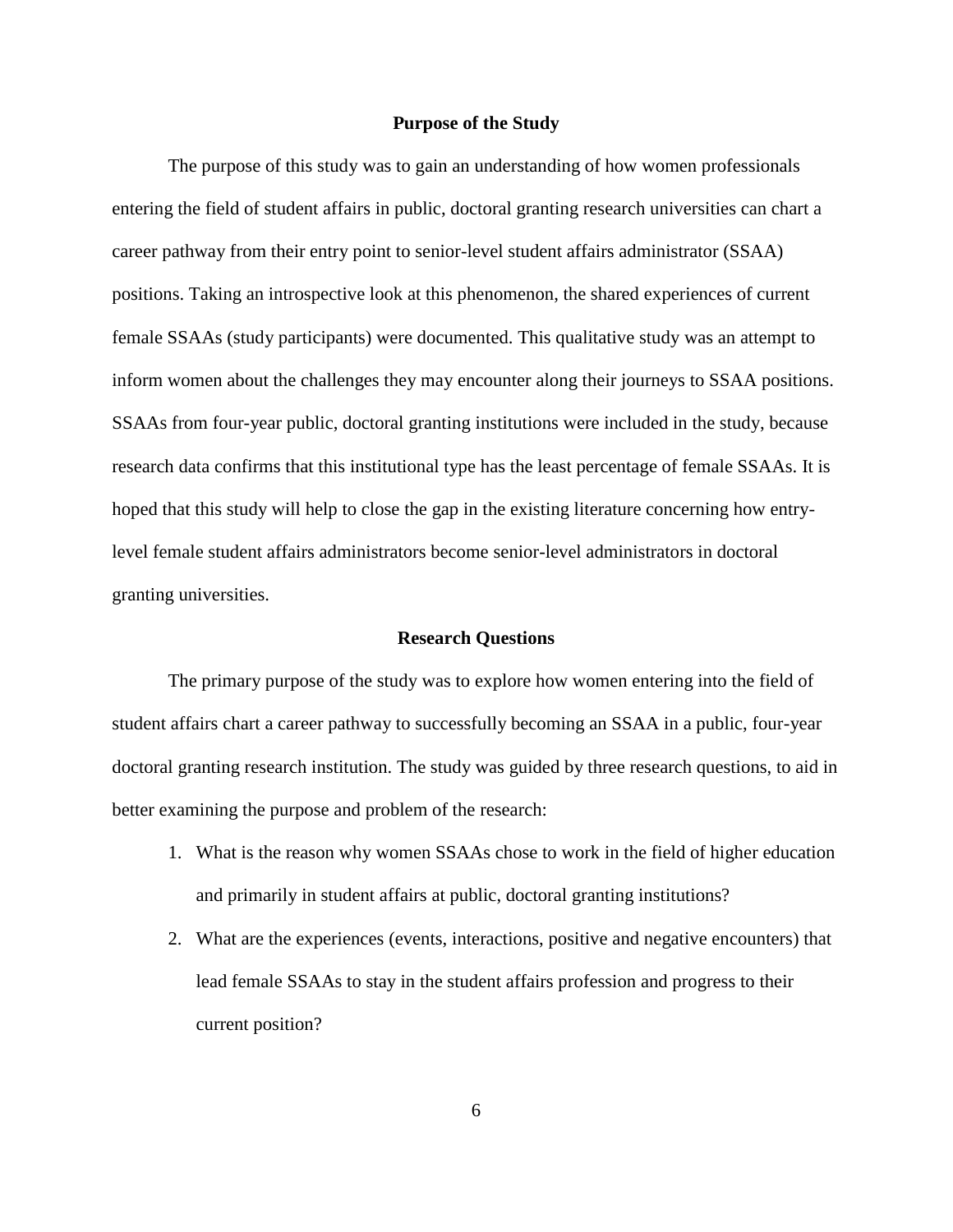## Purpose of the Study

The purpose of this study was to gain an understanding of how women professionals entering the field of student affairs in public, doctoral granting research universities can chart a career pathway from their entry point to senior-level student affairs administrator (SSAA) positions. Taking an introspective look at this phenomenon, the shared experiences of current female SSAAs (study participants) were documented. This qualitative study was an attempt to inform women about the challenges they may encounter along their journeys to SSAA positions. SSAAs from four-year public, doctoral granting institutions were included in the study, because research data confirms that this institutional type has the least percentage of female SSAAs. It is hoped that this study will help to close the gap in the existing literature concerning how entry-level female student affairs administrators become senior-level administrators in doctoral granting universities.

## Research Questions

The primary purpose of the study was to explore how women entering into the field of student affairs chart a career pathway to successfully becoming an SSAA in a public, four-year doctoral granting research institution. The study was guided by three research questions, to aid in better examining the purpose and problem of the research:

1. What is the reason why women SSAAs chose to work in the field of higher education and primarily in student affairs at public, doctoral granting institutions?
2. What are the experiences (events, interactions, positive and negative encounters) that lead female SSAAs to stay in the student affairs profession and progress to their current position?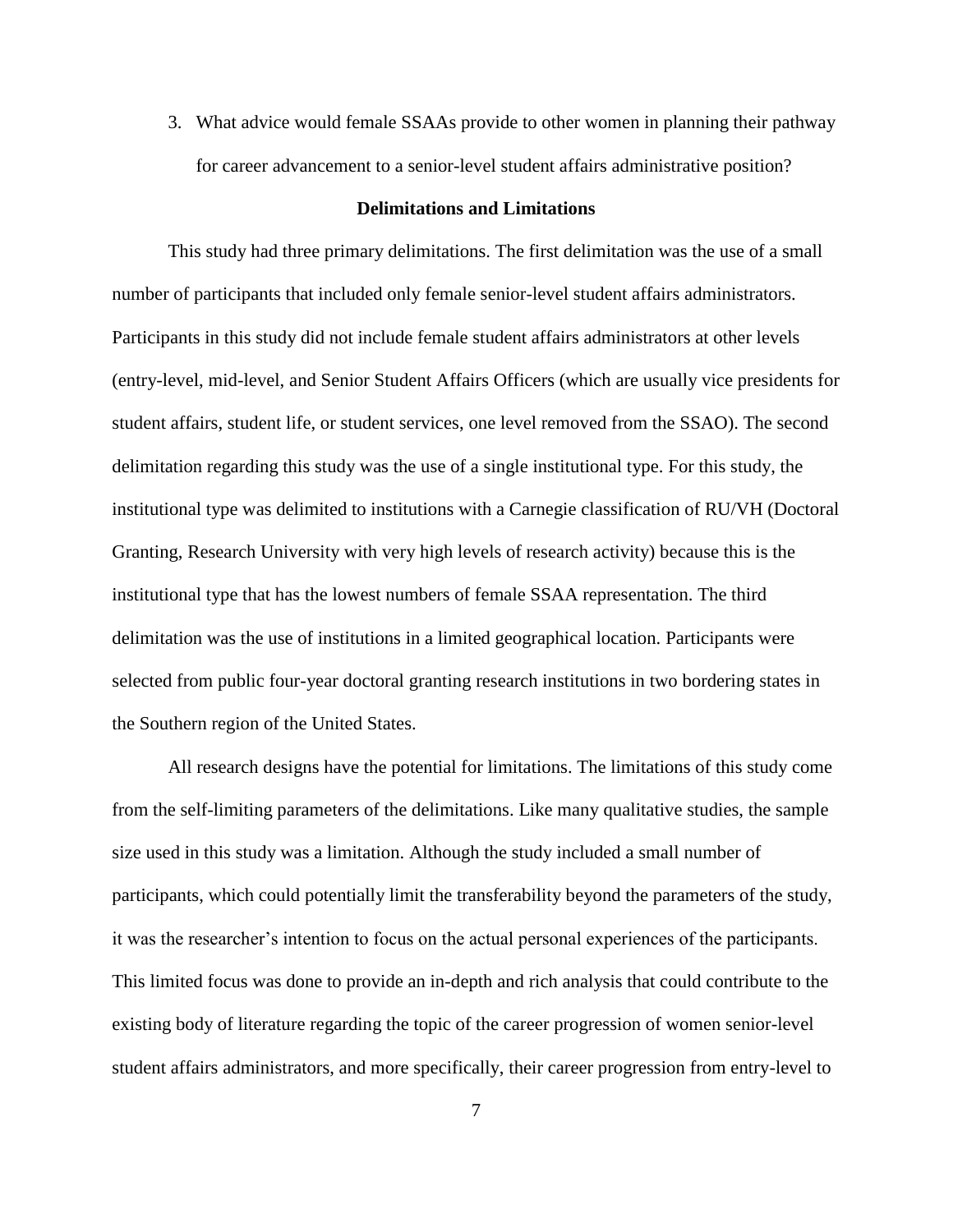3. What advice would female SSAAs provide to other women in planning their pathway for career advancement to a senior-level student affairs administrative position?

### Delimitations and Limitations

This study had three primary delimitations. The first delimitation was the use of a small number of participants that included only female senior-level student affairs administrators. Participants in this study did not include female student affairs administrators at other levels (entry-level, mid-level, and Senior Student Affairs Officers (which are usually vice presidents for student affairs, student life, or student services, one level removed from the SSAO). The second delimitation regarding this study was the use of a single institutional type. For this study, the institutional type was delimited to institutions with a Carnegie classification of RU/VH (Doctoral Granting, Research University with very high levels of research activity) because this is the institutional type that has the lowest numbers of female SSAA representation. The third delimitation was the use of institutions in a limited geographical location. Participants were selected from public four-year doctoral granting research institutions in two bordering states in the Southern region of the United States.

All research designs have the potential for limitations. The limitations of this study come from the self-limiting parameters of the delimitations. Like many qualitative studies, the sample size used in this study was a limitation. Although the study included a small number of participants, which could potentially limit the transferability beyond the parameters of the study, it was the researcher's intention to focus on the actual personal experiences of the participants. This limited focus was done to provide an in-depth and rich analysis that could contribute to the existing body of literature regarding the topic of the career progression of women senior-level student affairs administrators, and more specifically, their career progression from entry-level to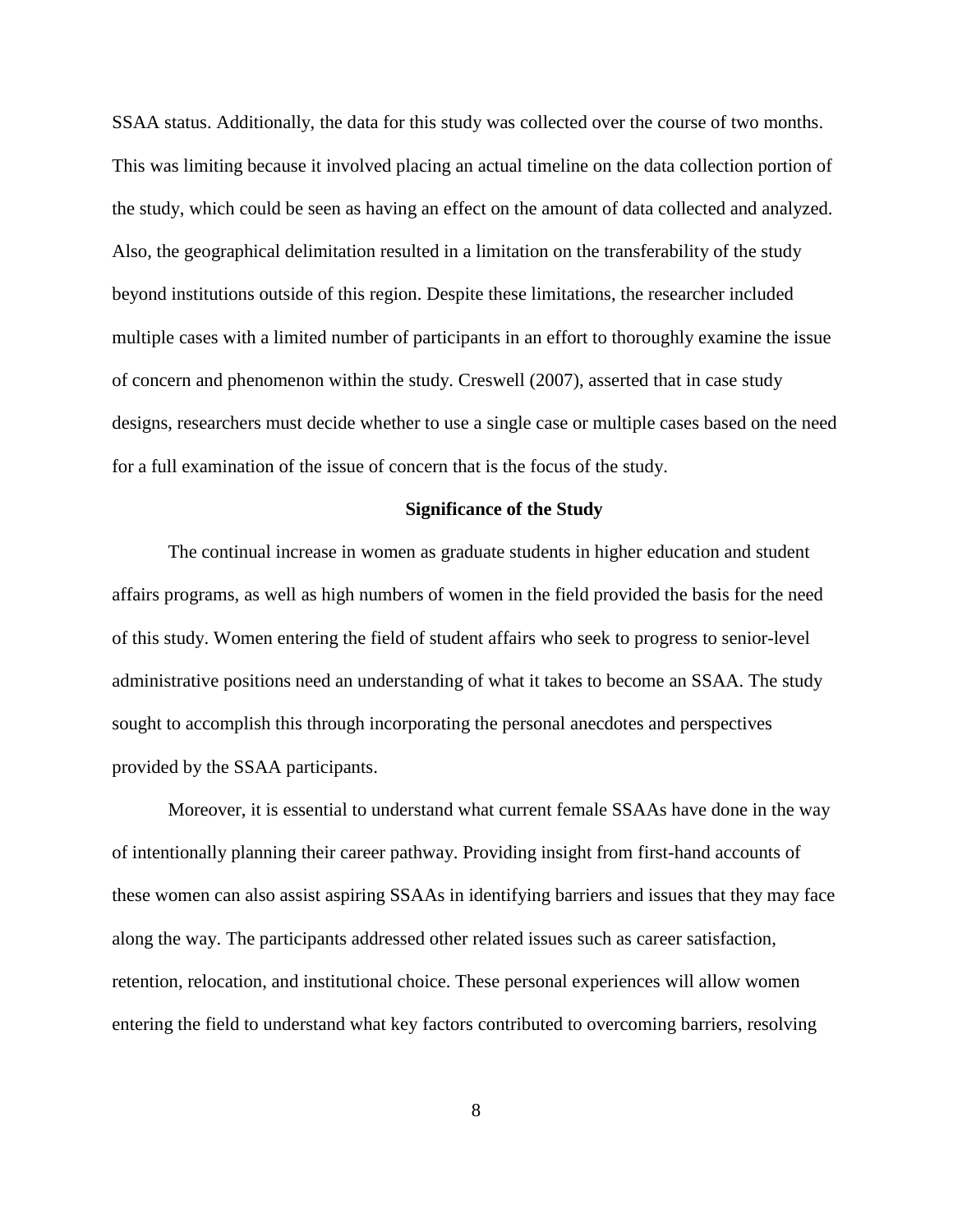SSAA status. Additionally, the data for this study was collected over the course of two months. This was limiting because it involved placing an actual timeline on the data collection portion of the study, which could be seen as having an effect on the amount of data collected and analyzed. Also, the geographical delimitation resulted in a limitation on the transferability of the study beyond institutions outside of this region. Despite these limitations, the researcher included multiple cases with a limited number of participants in an effort to thoroughly examine the issue of concern and phenomenon within the study. Creswell (2007), asserted that in case study designs, researchers must decide whether to use a single case or multiple cases based on the need for a full examination of the issue of concern that is the focus of the study.

## Significance of the Study

The continual increase in women as graduate students in higher education and student affairs programs, as well as high numbers of women in the field provided the basis for the need of this study. Women entering the field of student affairs who seek to progress to senior-level administrative positions need an understanding of what it takes to become an SSAA. The study sought to accomplish this through incorporating the personal anecdotes and perspectives provided by the SSAA participants.

Moreover, it is essential to understand what current female SSAAs have done in the way of intentionally planning their career pathway. Providing insight from first-hand accounts of these women can also assist aspiring SSAAs in identifying barriers and issues that they may face along the way. The participants addressed other related issues such as career satisfaction, retention, relocation, and institutional choice. These personal experiences will allow women entering the field to understand what key factors contributed to overcoming barriers, resolving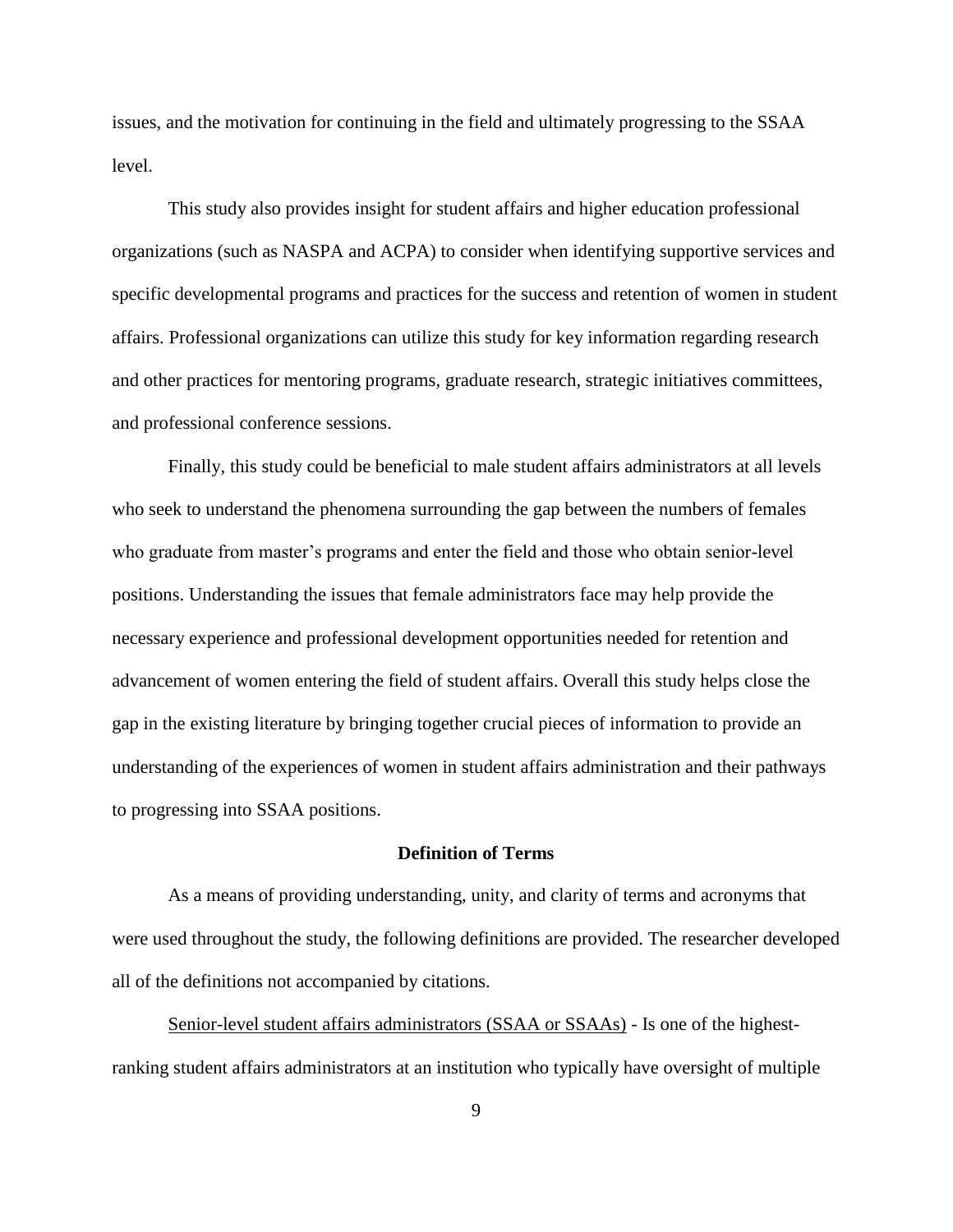issues, and the motivation for continuing in the field and ultimately progressing to the SSAA level.

This study also provides insight for student affairs and higher education professional organizations (such as NASPA and ACPA) to consider when identifying supportive services and specific developmental programs and practices for the success and retention of women in student affairs. Professional organizations can utilize this study for key information regarding research and other practices for mentoring programs, graduate research, strategic initiatives committees, and professional conference sessions.

Finally, this study could be beneficial to male student affairs administrators at all levels who seek to understand the phenomena surrounding the gap between the numbers of females who graduate from master's programs and enter the field and those who obtain senior-level positions. Understanding the issues that female administrators face may help provide the necessary experience and professional development opportunities needed for retention and advancement of women entering the field of student affairs. Overall this study helps close the gap in the existing literature by bringing together crucial pieces of information to provide an understanding of the experiences of women in student affairs administration and their pathways to progressing into SSAA positions.

## Definition of Terms

As a means of providing understanding, unity, and clarity of terms and acronyms that were used throughout the study, the following definitions are provided. The researcher developed all of the definitions not accompanied by citations.

Senior-level student affairs administrators (SSAA or SSAAs) - Is one of the highest-ranking student affairs administrators at an institution who typically have oversight of multiple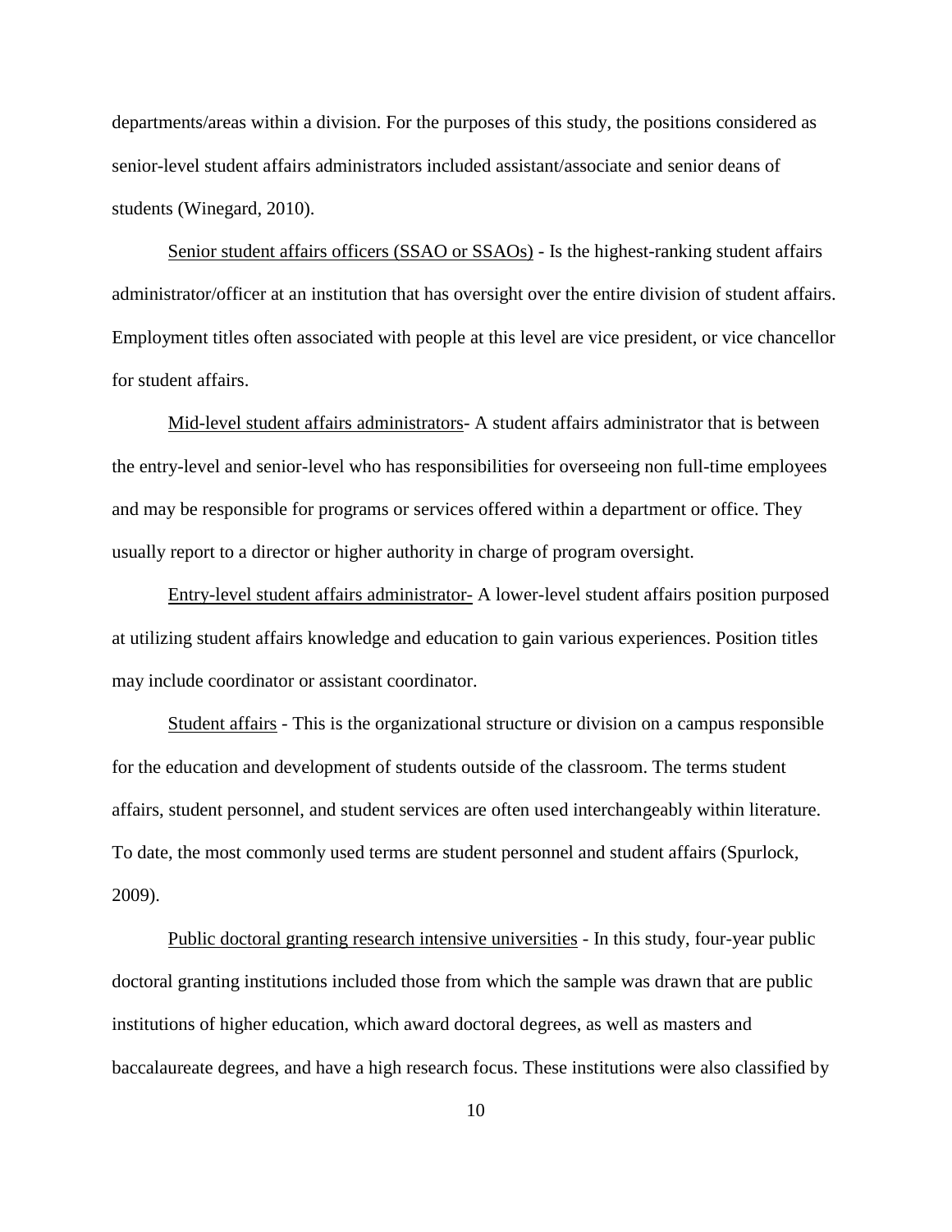departments/areas within a division. For the purposes of this study, the positions considered as senior-level student affairs administrators included assistant/associate and senior deans of students (Winegard, 2010).

<u>Senior student affairs officers (SSAO or SSAOs)</u> - Is the highest-ranking student affairs administrator/officer at an institution that has oversight over the entire division of student affairs. Employment titles often associated with people at this level are vice president, or vice chancellor for student affairs.

<u>Mid-level student affairs administrators</u>- A student affairs administrator that is between the entry-level and senior-level who has responsibilities for overseeing non full-time employees and may be responsible for programs or services offered within a department or office. They usually report to a director or higher authority in charge of program oversight.

<u>Entry-level student affairs administrator-</u> A lower-level student affairs position purposed at utilizing student affairs knowledge and education to gain various experiences. Position titles may include coordinator or assistant coordinator.

<u>Student affairs</u> - This is the organizational structure or division on a campus responsible for the education and development of students outside of the classroom. The terms student affairs, student personnel, and student services are often used interchangeably within literature. To date, the most commonly used terms are student personnel and student affairs (Spurlock, 2009).

<u>Public doctoral granting research intensive universities</u> - In this study, four-year public doctoral granting institutions included those from which the sample was drawn that are public institutions of higher education, which award doctoral degrees, as well as masters and baccalaureate degrees, and have a high research focus. These institutions were also classified by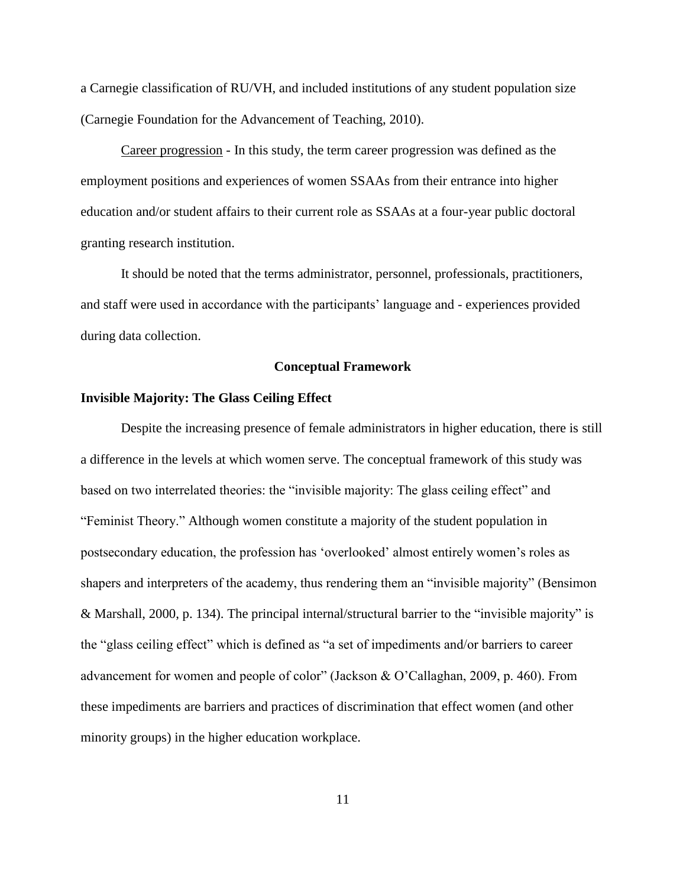a Carnegie classification of RU/VH, and included institutions of any student population size (Carnegie Foundation for the Advancement of Teaching, 2010).

Career progression - In this study, the term career progression was defined as the employment positions and experiences of women SSAAs from their entrance into higher education and/or student affairs to their current role as SSAAs at a four-year public doctoral granting research institution.

It should be noted that the terms administrator, personnel, professionals, practitioners, and staff were used in accordance with the participants' language and - experiences provided during data collection.

## Conceptual Framework

### Invisible Majority: The Glass Ceiling Effect

Despite the increasing presence of female administrators in higher education, there is still a difference in the levels at which women serve. The conceptual framework of this study was based on two interrelated theories: the "invisible majority: The glass ceiling effect" and "Feminist Theory." Although women constitute a majority of the student population in postsecondary education, the profession has 'overlooked' almost entirely women's roles as shapers and interpreters of the academy, thus rendering them an "invisible majority" (Bensimon & Marshall, 2000, p. 134). The principal internal/structural barrier to the "invisible majority" is the "glass ceiling effect" which is defined as "a set of impediments and/or barriers to career advancement for women and people of color" (Jackson & O'Callaghan, 2009, p. 460). From these impediments are barriers and practices of discrimination that effect women (and other minority groups) in the higher education workplace.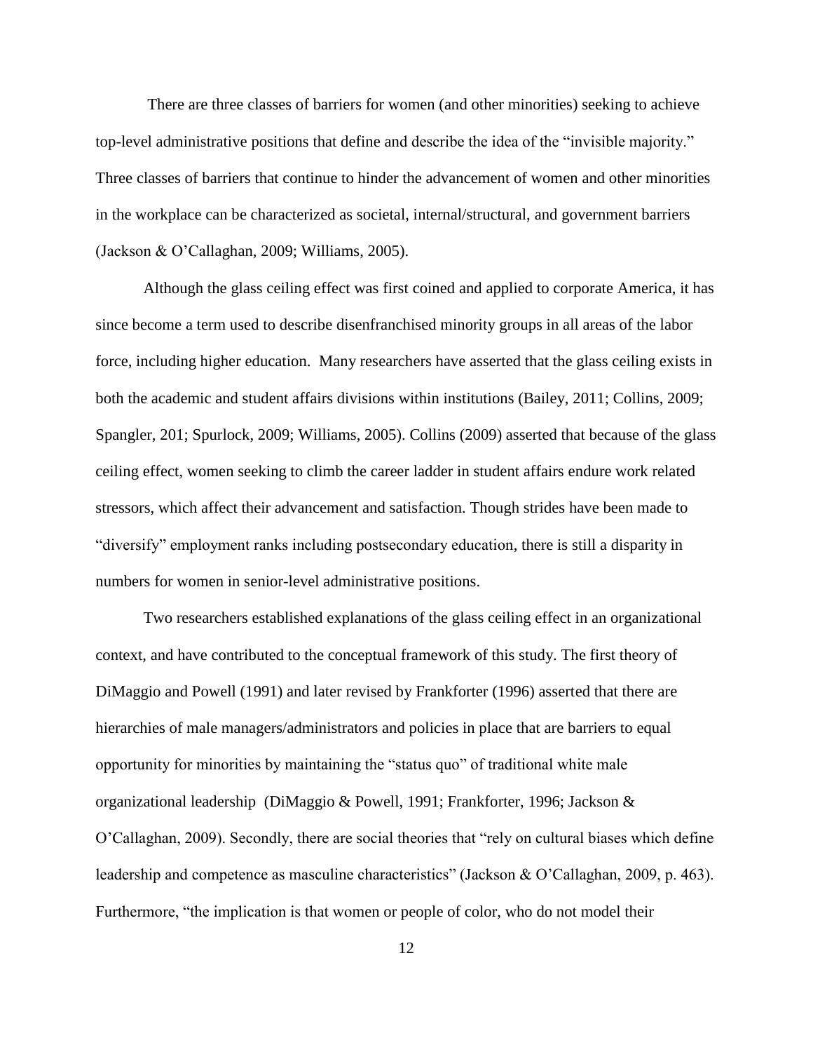There are three classes of barriers for women (and other minorities) seeking to achieve top-level administrative positions that define and describe the idea of the "invisible majority." Three classes of barriers that continue to hinder the advancement of women and other minorities in the workplace can be characterized as societal, internal/structural, and government barriers (Jackson & O'Callaghan, 2009; Williams, 2005).

Although the glass ceiling effect was first coined and applied to corporate America, it has since become a term used to describe disenfranchised minority groups in all areas of the labor force, including higher education. Many researchers have asserted that the glass ceiling exists in both the academic and student affairs divisions within institutions (Bailey, 2011; Collins, 2009; Spangler, 201; Spurlock, 2009; Williams, 2005). Collins (2009) asserted that because of the glass ceiling effect, women seeking to climb the career ladder in student affairs endure work related stressors, which affect their advancement and satisfaction. Though strides have been made to "diversify" employment ranks including postsecondary education, there is still a disparity in numbers for women in senior-level administrative positions.

Two researchers established explanations of the glass ceiling effect in an organizational context, and have contributed to the conceptual framework of this study. The first theory of DiMaggio and Powell (1991) and later revised by Frankforter (1996) asserted that there are hierarchies of male managers/administrators and policies in place that are barriers to equal opportunity for minorities by maintaining the "status quo" of traditional white male organizational leadership (DiMaggio & Powell, 1991; Frankforter, 1996; Jackson & O'Callaghan, 2009). Secondly, there are social theories that "rely on cultural biases which define leadership and competence as masculine characteristics" (Jackson & O'Callaghan, 2009, p. 463). Furthermore, "the implication is that women or people of color, who do not model their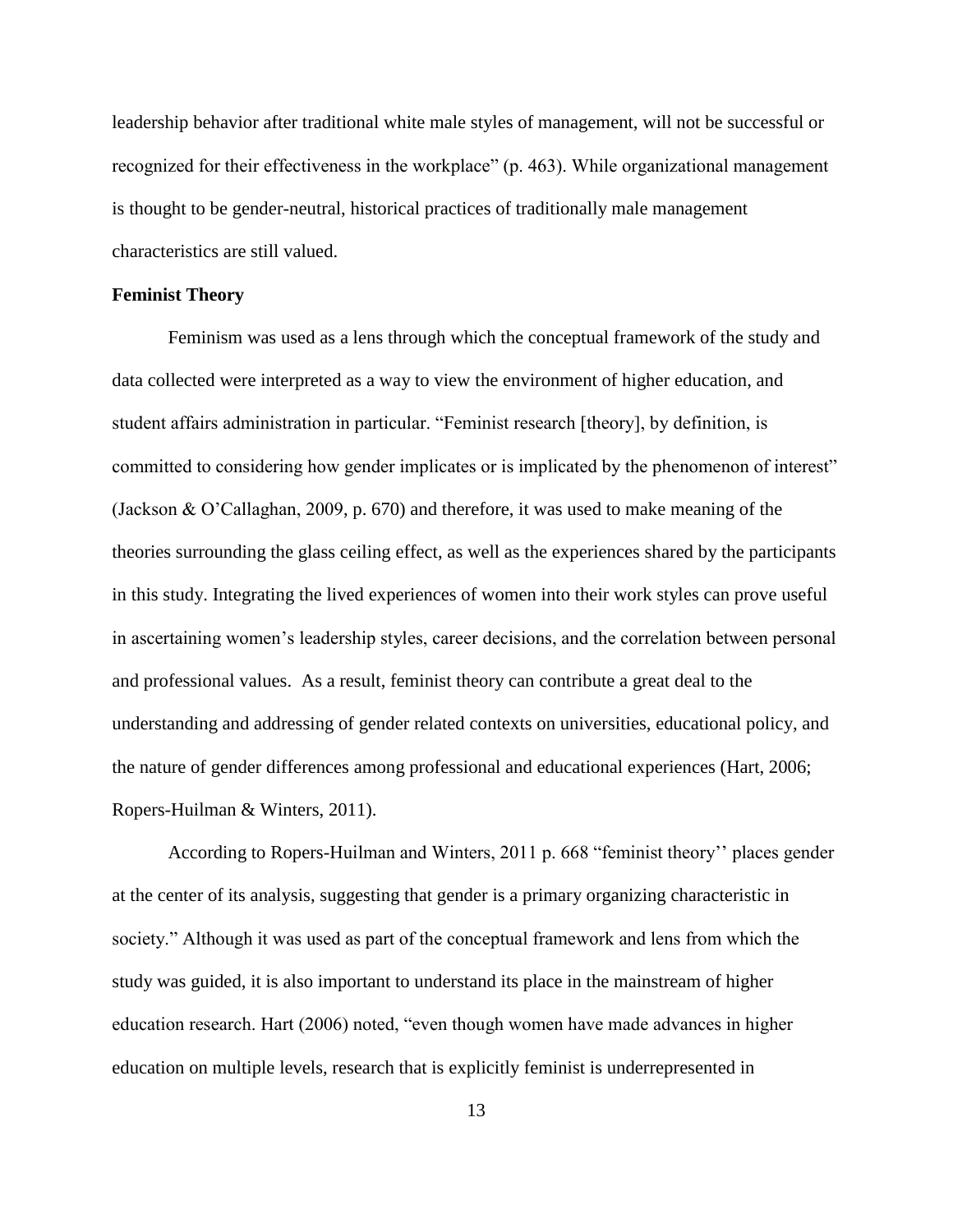leadership behavior after traditional white male styles of management, will not be successful or recognized for their effectiveness in the workplace" (p. 463). While organizational management is thought to be gender-neutral, historical practices of traditionally male management characteristics are still valued.

**Feminist Theory**

Feminism was used as a lens through which the conceptual framework of the study and data collected were interpreted as a way to view the environment of higher education, and student affairs administration in particular. "Feminist research [theory], by definition, is committed to considering how gender implicates or is implicated by the phenomenon of interest" (Jackson & O'Callaghan, 2009, p. 670) and therefore, it was used to make meaning of the theories surrounding the glass ceiling effect, as well as the experiences shared by the participants in this study. Integrating the lived experiences of women into their work styles can prove useful in ascertaining women's leadership styles, career decisions, and the correlation between personal and professional values.  As a result, feminist theory can contribute a great deal to the understanding and addressing of gender related contexts on universities, educational policy, and the nature of gender differences among professional and educational experiences (Hart, 2006; Ropers-Huilman & Winters, 2011).

According to Ropers-Huilman and Winters, 2011 p. 668 "feminist theory'' places gender at the center of its analysis, suggesting that gender is a primary organizing characteristic in society." Although it was used as part of the conceptual framework and lens from which the study was guided, it is also important to understand its place in the mainstream of higher education research. Hart (2006) noted, "even though women have made advances in higher education on multiple levels, research that is explicitly feminist is underrepresented in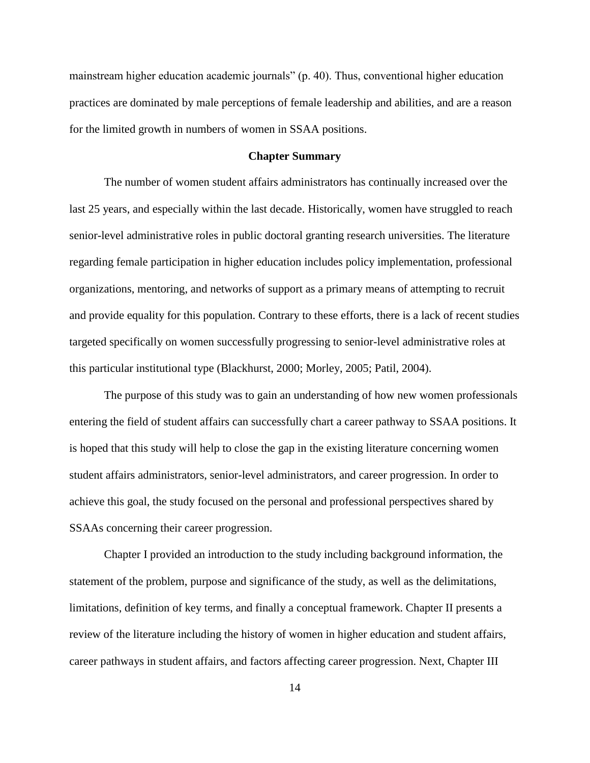mainstream higher education academic journals" (p. 40). Thus, conventional higher education practices are dominated by male perceptions of female leadership and abilities, and are a reason for the limited growth in numbers of women in SSAA positions.

## Chapter Summary

The number of women student affairs administrators has continually increased over the last 25 years, and especially within the last decade. Historically, women have struggled to reach senior-level administrative roles in public doctoral granting research universities. The literature regarding female participation in higher education includes policy implementation, professional organizations, mentoring, and networks of support as a primary means of attempting to recruit and provide equality for this population. Contrary to these efforts, there is a lack of recent studies targeted specifically on women successfully progressing to senior-level administrative roles at this particular institutional type (Blackhurst, 2000; Morley, 2005; Patil, 2004).

The purpose of this study was to gain an understanding of how new women professionals entering the field of student affairs can successfully chart a career pathway to SSAA positions. It is hoped that this study will help to close the gap in the existing literature concerning women student affairs administrators, senior-level administrators, and career progression. In order to achieve this goal, the study focused on the personal and professional perspectives shared by SSAAs concerning their career progression.

Chapter I provided an introduction to the study including background information, the statement of the problem, purpose and significance of the study, as well as the delimitations, limitations, definition of key terms, and finally a conceptual framework. Chapter II presents a review of the literature including the history of women in higher education and student affairs, career pathways in student affairs, and factors affecting career progression. Next, Chapter III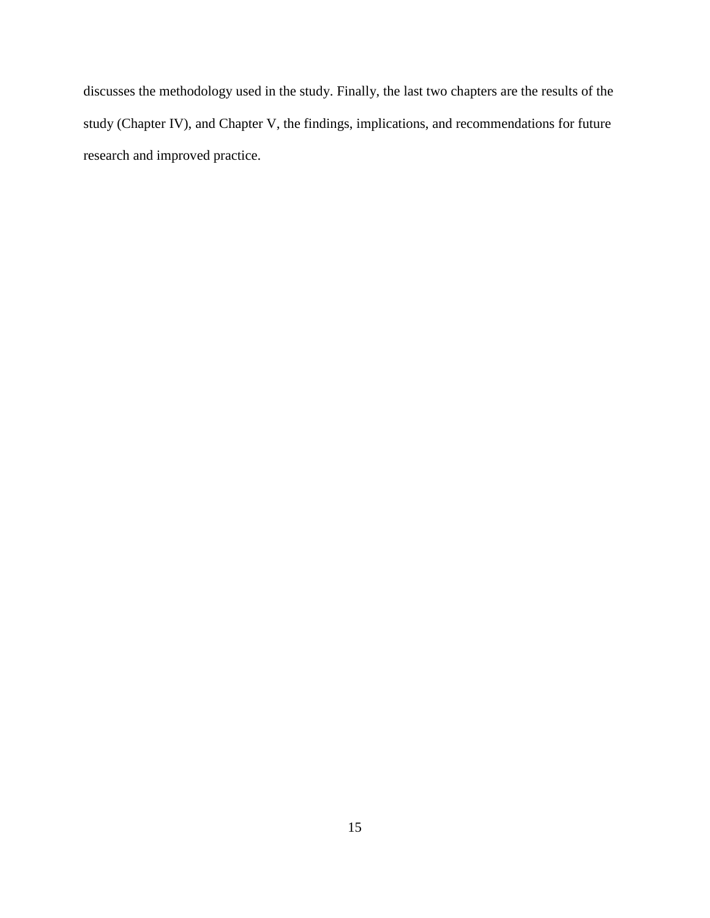discusses the methodology used in the study. Finally, the last two chapters are the results of the study (Chapter IV), and Chapter V, the findings, implications, and recommendations for future research and improved practice.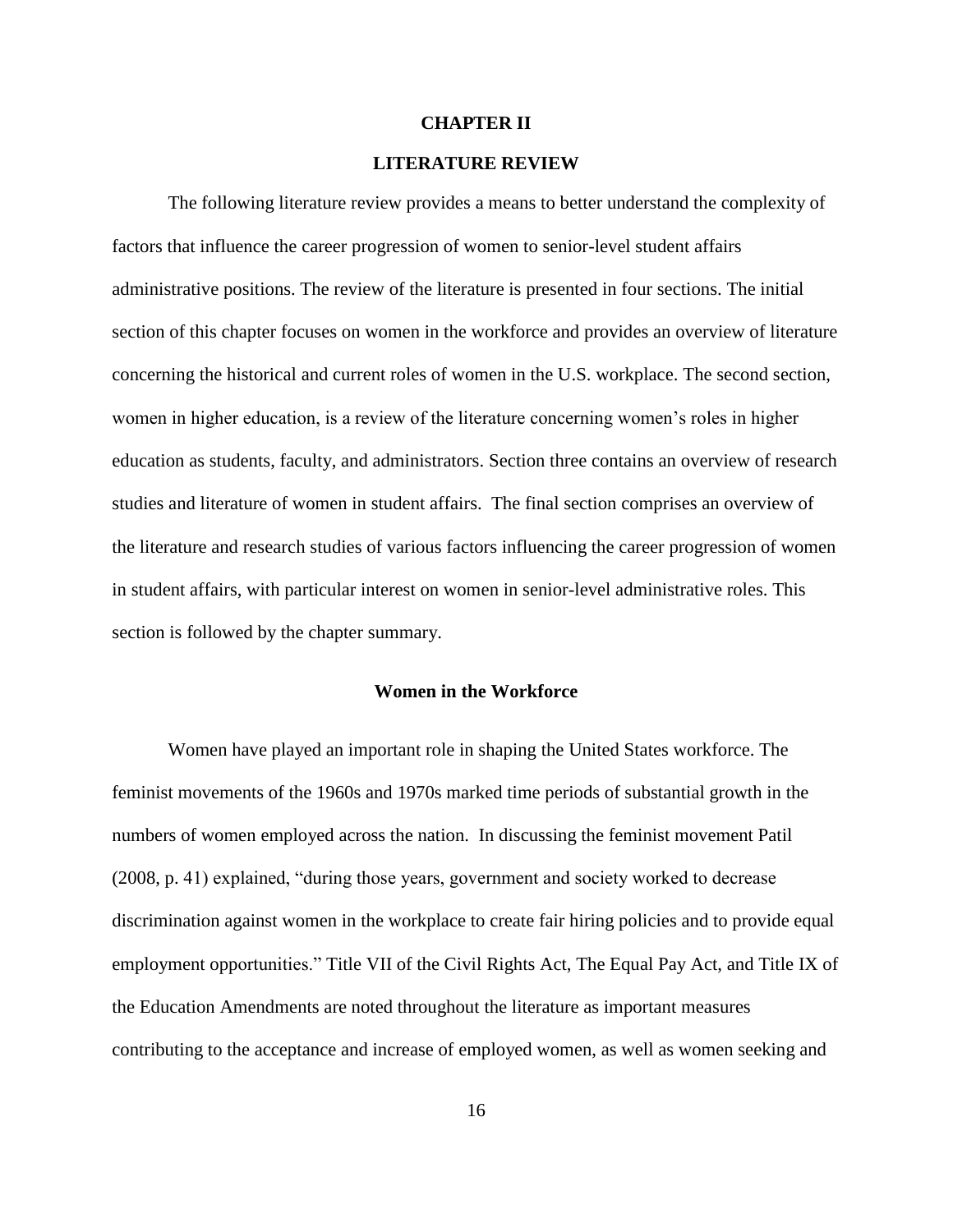# CHAPTER II

# LITERATURE REVIEW

The following literature review provides a means to better understand the complexity of factors that influence the career progression of women to senior-level student affairs administrative positions. The review of the literature is presented in four sections. The initial section of this chapter focuses on women in the workforce and provides an overview of literature concerning the historical and current roles of women in the U.S. workplace. The second section, women in higher education, is a review of the literature concerning women's roles in higher education as students, faculty, and administrators. Section three contains an overview of research studies and literature of women in student affairs. The final section comprises an overview of the literature and research studies of various factors influencing the career progression of women in student affairs, with particular interest on women in senior-level administrative roles. This section is followed by the chapter summary.

## Women in the Workforce

Women have played an important role in shaping the United States workforce. The feminist movements of the 1960s and 1970s marked time periods of substantial growth in the numbers of women employed across the nation. In discussing the feminist movement Patil (2008, p. 41) explained, "during those years, government and society worked to decrease discrimination against women in the workplace to create fair hiring policies and to provide equal employment opportunities." Title VII of the Civil Rights Act, The Equal Pay Act, and Title IX of the Education Amendments are noted throughout the literature as important measures contributing to the acceptance and increase of employed women, as well as women seeking and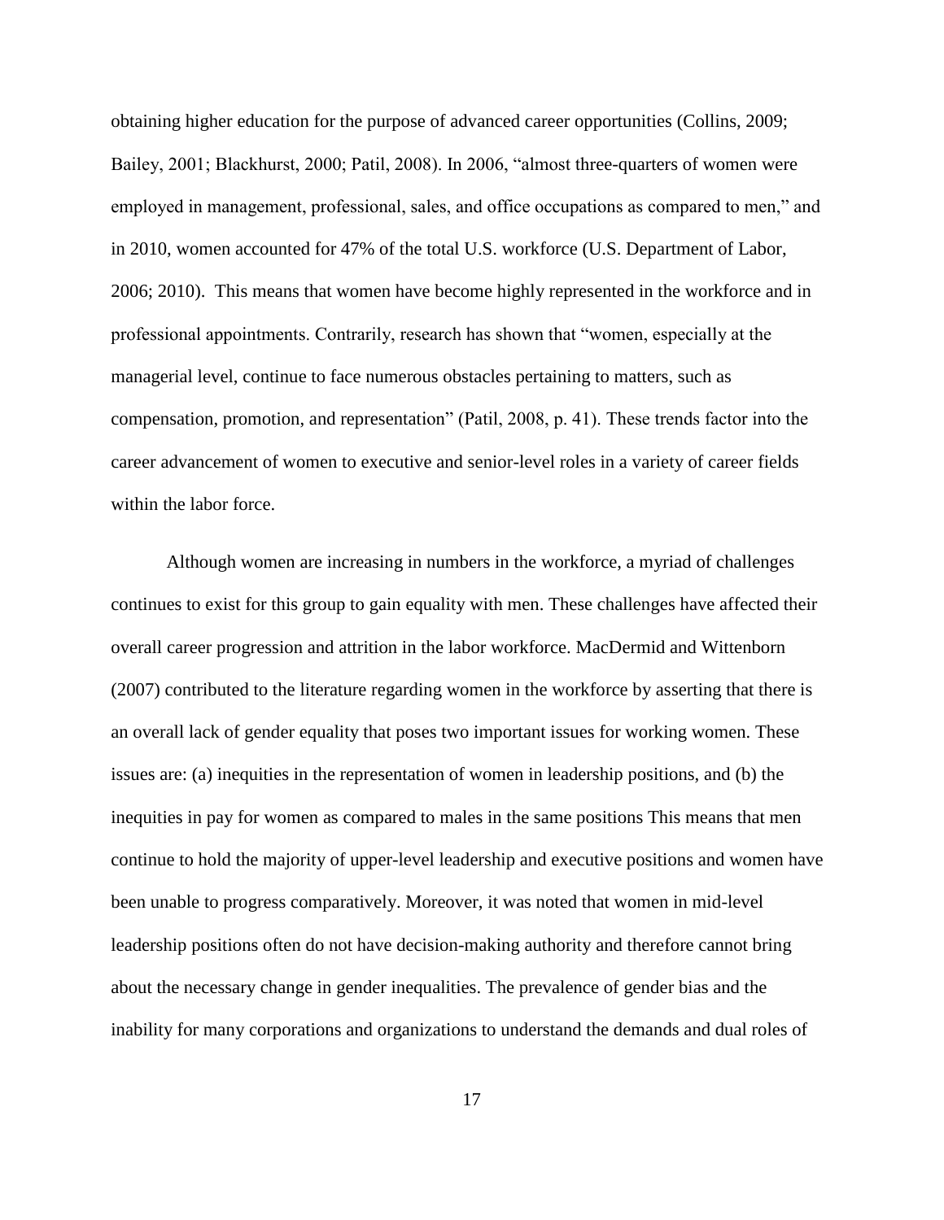obtaining higher education for the purpose of advanced career opportunities (Collins, 2009; Bailey, 2001; Blackhurst, 2000; Patil, 2008). In 2006, "almost three-quarters of women were employed in management, professional, sales, and office occupations as compared to men," and in 2010, women accounted for 47% of the total U.S. workforce (U.S. Department of Labor, 2006; 2010). This means that women have become highly represented in the workforce and in professional appointments. Contrarily, research has shown that "women, especially at the managerial level, continue to face numerous obstacles pertaining to matters, such as compensation, promotion, and representation" (Patil, 2008, p. 41). These trends factor into the career advancement of women to executive and senior-level roles in a variety of career fields within the labor force.

Although women are increasing in numbers in the workforce, a myriad of challenges continues to exist for this group to gain equality with men. These challenges have affected their overall career progression and attrition in the labor workforce. MacDermid and Wittenborn (2007) contributed to the literature regarding women in the workforce by asserting that there is an overall lack of gender equality that poses two important issues for working women. These issues are: (a) inequities in the representation of women in leadership positions, and (b) the inequities in pay for women as compared to males in the same positions This means that men continue to hold the majority of upper-level leadership and executive positions and women have been unable to progress comparatively. Moreover, it was noted that women in mid-level leadership positions often do not have decision-making authority and therefore cannot bring about the necessary change in gender inequalities. The prevalence of gender bias and the inability for many corporations and organizations to understand the demands and dual roles of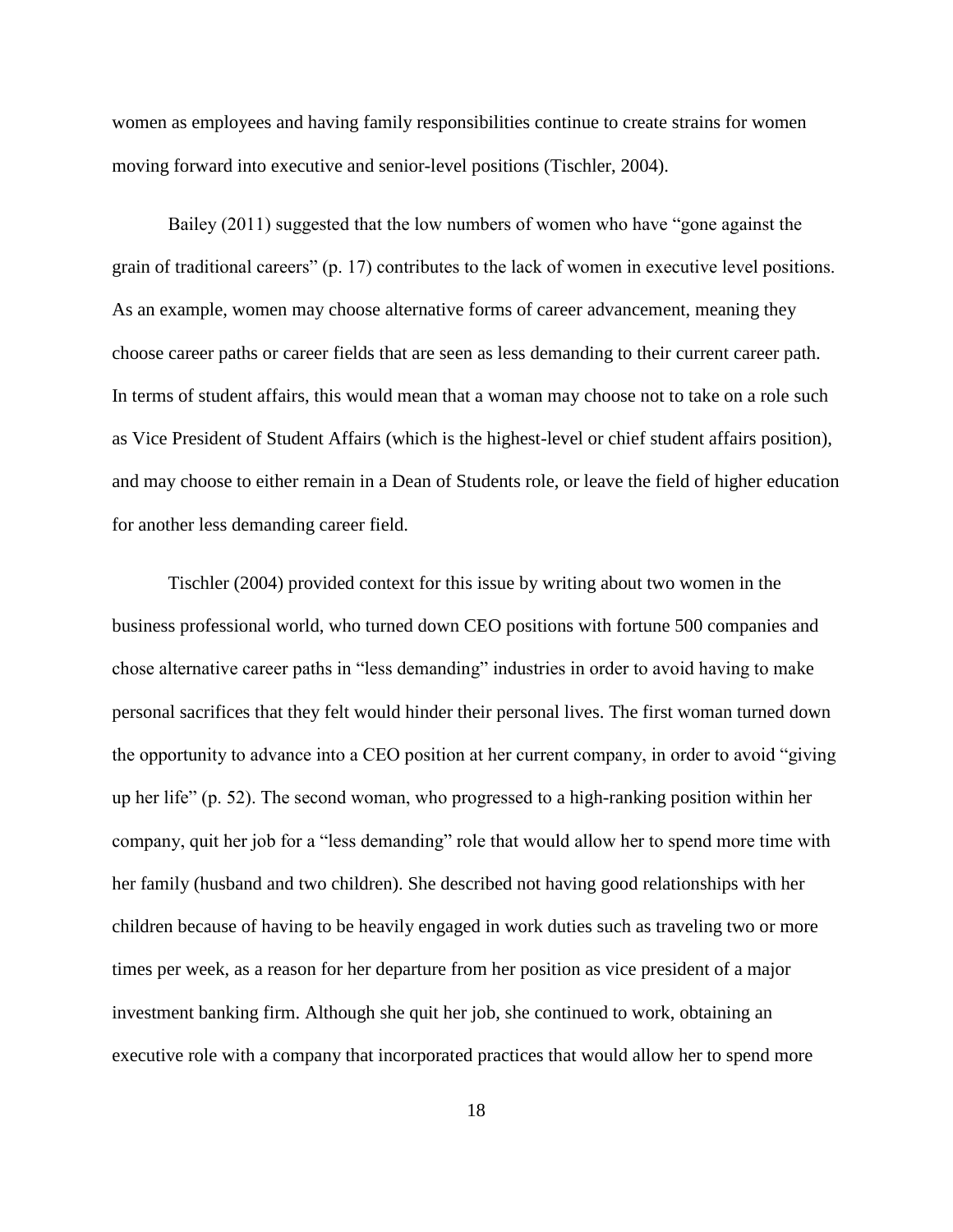women as employees and having family responsibilities continue to create strains for women moving forward into executive and senior-level positions (Tischler, 2004).

Bailey (2011) suggested that the low numbers of women who have “gone against the grain of traditional careers” (p. 17) contributes to the lack of women in executive level positions. As an example, women may choose alternative forms of career advancement, meaning they choose career paths or career fields that are seen as less demanding to their current career path. In terms of student affairs, this would mean that a woman may choose not to take on a role such as Vice President of Student Affairs (which is the highest-level or chief student affairs position), and may choose to either remain in a Dean of Students role, or leave the field of higher education for another less demanding career field.

Tischler (2004) provided context for this issue by writing about two women in the business professional world, who turned down CEO positions with fortune 500 companies and chose alternative career paths in “less demanding” industries in order to avoid having to make personal sacrifices that they felt would hinder their personal lives. The first woman turned down the opportunity to advance into a CEO position at her current company, in order to avoid “giving up her life” (p. 52). The second woman, who progressed to a high-ranking position within her company, quit her job for a “less demanding” role that would allow her to spend more time with her family (husband and two children). She described not having good relationships with her children because of having to be heavily engaged in work duties such as traveling two or more times per week, as a reason for her departure from her position as vice president of a major investment banking firm. Although she quit her job, she continued to work, obtaining an executive role with a company that incorporated practices that would allow her to spend more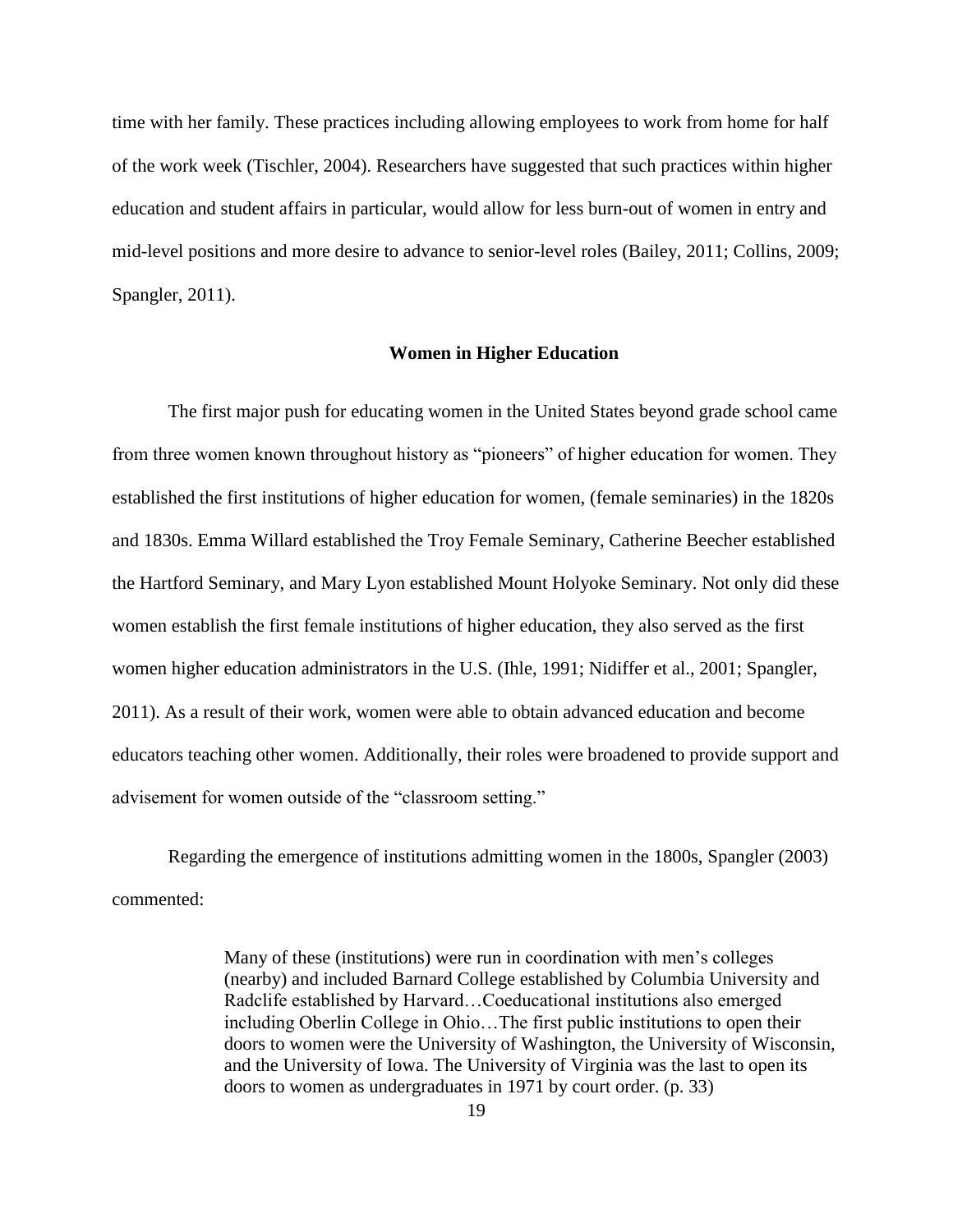time with her family. These practices including allowing employees to work from home for half of the work week (Tischler, 2004). Researchers have suggested that such practices within higher education and student affairs in particular, would allow for less burn-out of women in entry and mid-level positions and more desire to advance to senior-level roles (Bailey, 2011; Collins, 2009; Spangler, 2011).

## Women in Higher Education

The first major push for educating women in the United States beyond grade school came from three women known throughout history as "pioneers" of higher education for women. They established the first institutions of higher education for women, (female seminaries) in the 1820s and 1830s. Emma Willard established the Troy Female Seminary, Catherine Beecher established the Hartford Seminary, and Mary Lyon established Mount Holyoke Seminary. Not only did these women establish the first female institutions of higher education, they also served as the first women higher education administrators in the U.S. (Ihle, 1991; Nidiffer et al., 2001; Spangler, 2011). As a result of their work, women were able to obtain advanced education and become educators teaching other women. Additionally, their roles were broadened to provide support and advisement for women outside of the "classroom setting."

Regarding the emergence of institutions admitting women in the 1800s, Spangler (2003) commented:

> Many of these (institutions) were run in coordination with men's colleges (nearby) and included Barnard College established by Columbia University and Radclife established by Harvard…Coeducational institutions also emerged including Oberlin College in Ohio…The first public institutions to open their doors to women were the University of Washington, the University of Wisconsin, and the University of Iowa. The University of Virginia was the last to open its doors to women as undergraduates in 1971 by court order. (p. 33)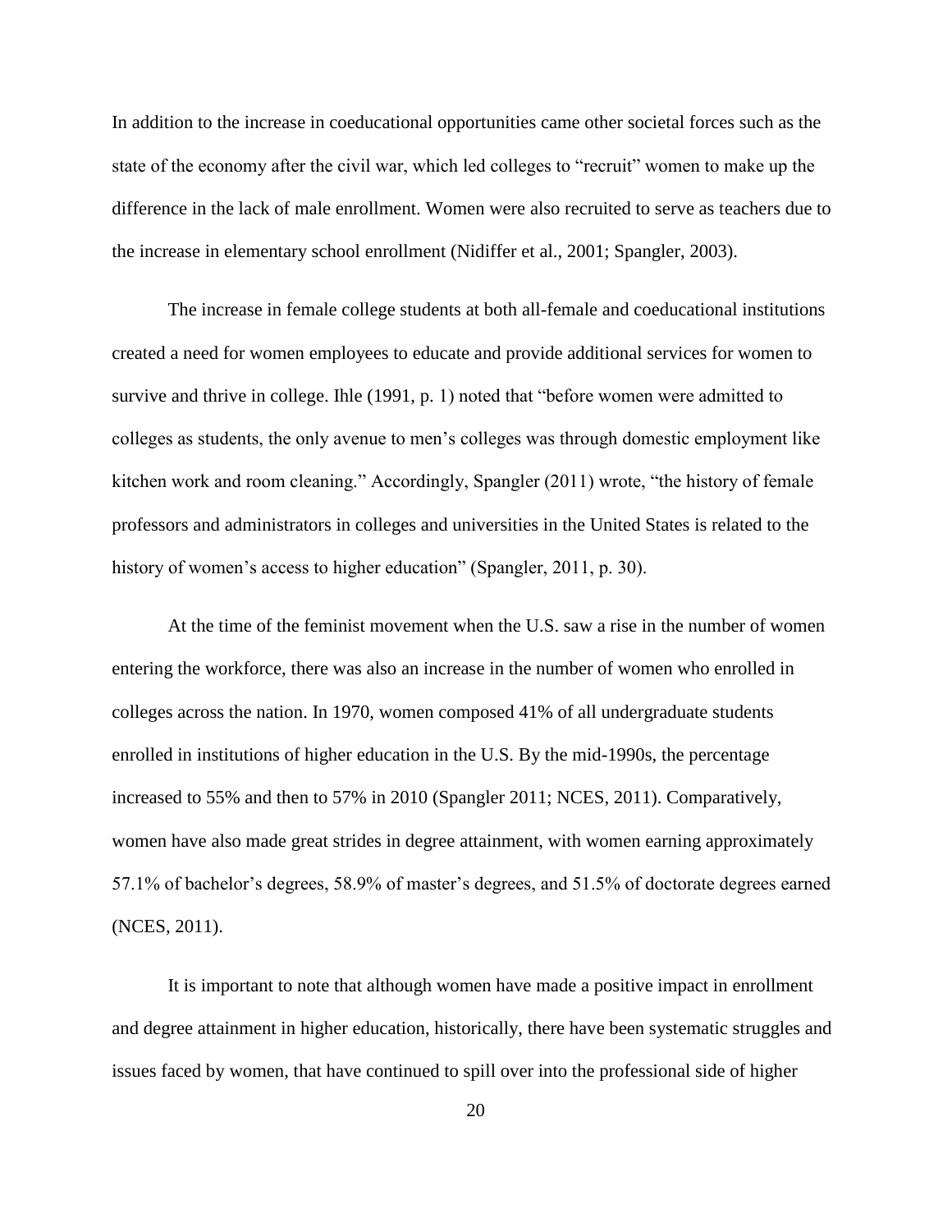In addition to the increase in coeducational opportunities came other societal forces such as the state of the economy after the civil war, which led colleges to "recruit" women to make up the difference in the lack of male enrollment. Women were also recruited to serve as teachers due to the increase in elementary school enrollment (Nidiffer et al., 2001; Spangler, 2003).

The increase in female college students at both all-female and coeducational institutions created a need for women employees to educate and provide additional services for women to survive and thrive in college. Ihle (1991, p. 1) noted that "before women were admitted to colleges as students, the only avenue to men's colleges was through domestic employment like kitchen work and room cleaning." Accordingly, Spangler (2011) wrote, "the history of female professors and administrators in colleges and universities in the United States is related to the history of women's access to higher education" (Spangler, 2011, p. 30).

At the time of the feminist movement when the U.S. saw a rise in the number of women entering the workforce, there was also an increase in the number of women who enrolled in colleges across the nation. In 1970, women composed 41% of all undergraduate students enrolled in institutions of higher education in the U.S. By the mid-1990s, the percentage increased to 55% and then to 57% in 2010 (Spangler 2011; NCES, 2011). Comparatively, women have also made great strides in degree attainment, with women earning approximately 57.1% of bachelor's degrees, 58.9% of master's degrees, and 51.5% of doctorate degrees earned (NCES, 2011).

It is important to note that although women have made a positive impact in enrollment and degree attainment in higher education, historically, there have been systematic struggles and issues faced by women, that have continued to spill over into the professional side of higher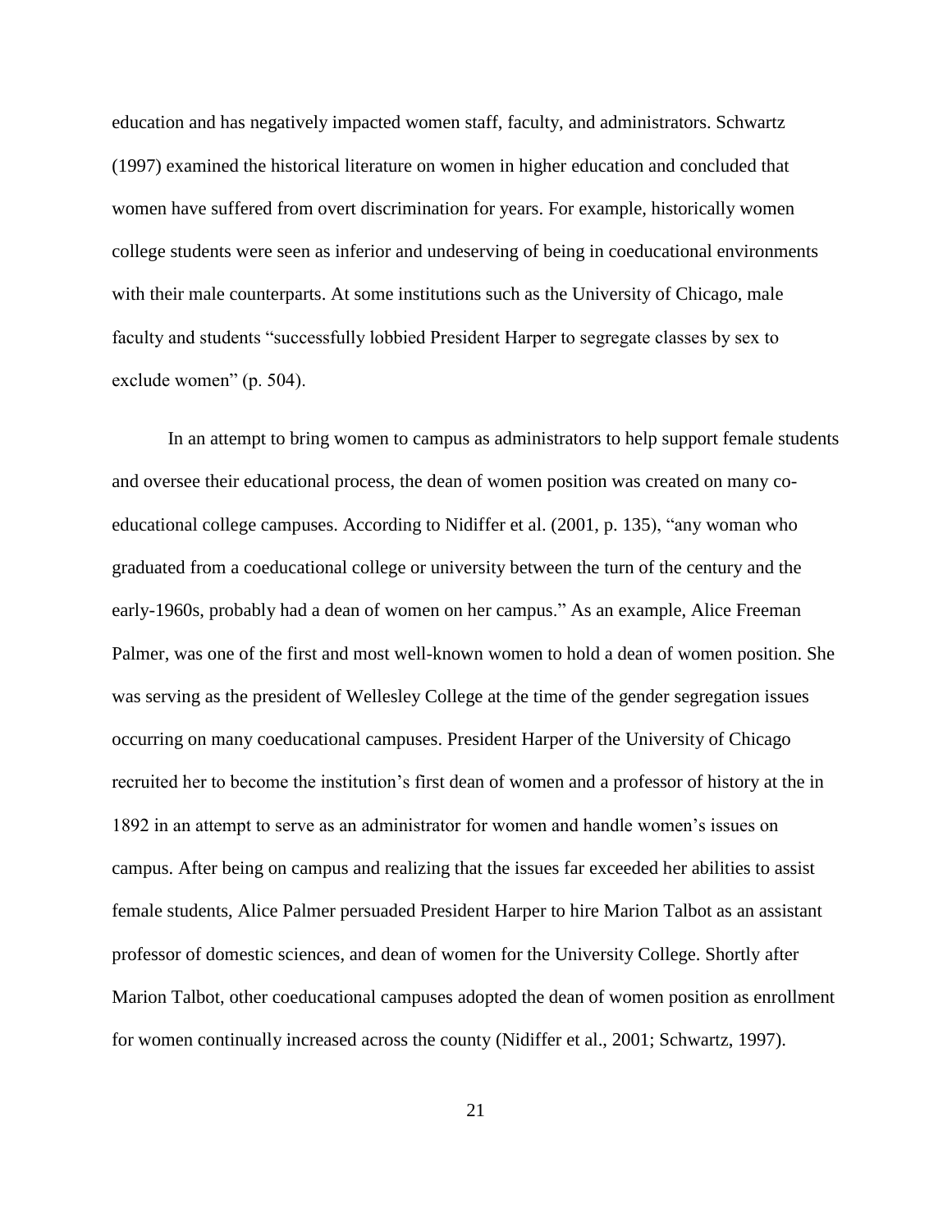education and has negatively impacted women staff, faculty, and administrators. Schwartz (1997) examined the historical literature on women in higher education and concluded that women have suffered from overt discrimination for years. For example, historically women college students were seen as inferior and undeserving of being in coeducational environments with their male counterparts. At some institutions such as the University of Chicago, male faculty and students "successfully lobbied President Harper to segregate classes by sex to exclude women" (p. 504).

In an attempt to bring women to campus as administrators to help support female students and oversee their educational process, the dean of women position was created on many co-educational college campuses. According to Nidiffer et al. (2001, p. 135), "any woman who graduated from a coeducational college or university between the turn of the century and the early-1960s, probably had a dean of women on her campus." As an example, Alice Freeman Palmer, was one of the first and most well-known women to hold a dean of women position. She was serving as the president of Wellesley College at the time of the gender segregation issues occurring on many coeducational campuses. President Harper of the University of Chicago recruited her to become the institution's first dean of women and a professor of history at the in 1892 in an attempt to serve as an administrator for women and handle women's issues on campus. After being on campus and realizing that the issues far exceeded her abilities to assist female students, Alice Palmer persuaded President Harper to hire Marion Talbot as an assistant professor of domestic sciences, and dean of women for the University College. Shortly after Marion Talbot, other coeducational campuses adopted the dean of women position as enrollment for women continually increased across the county (Nidiffer et al., 2001; Schwartz, 1997).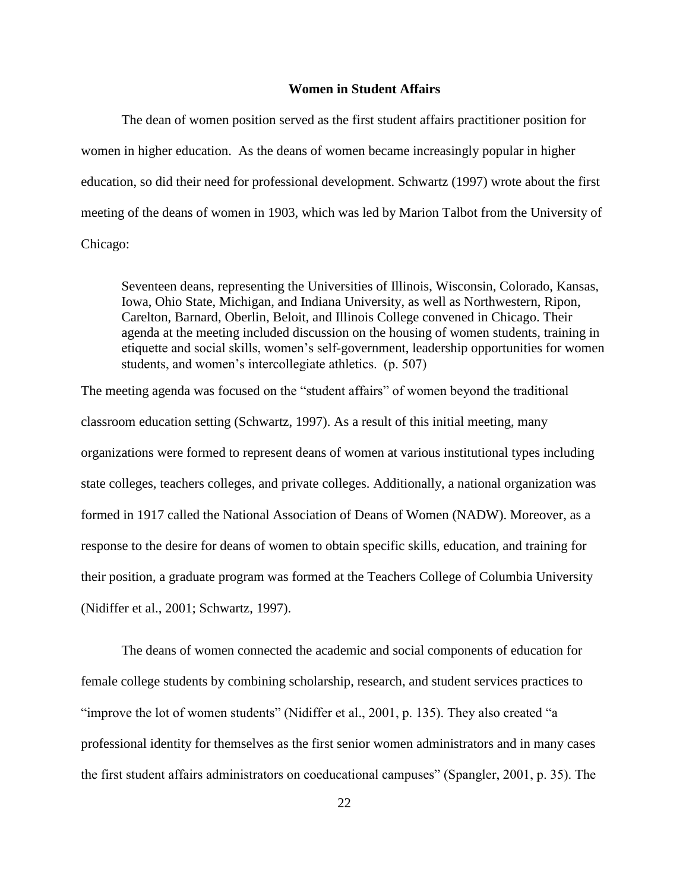## Women in Student Affairs

The dean of women position served as the first student affairs practitioner position for women in higher education. As the deans of women became increasingly popular in higher education, so did their need for professional development. Schwartz (1997) wrote about the first meeting of the deans of women in 1903, which was led by Marion Talbot from the University of Chicago:

> Seventeen deans, representing the Universities of Illinois, Wisconsin, Colorado, Kansas, Iowa, Ohio State, Michigan, and Indiana University, as well as Northwestern, Ripon, Carelton, Barnard, Oberlin, Beloit, and Illinois College convened in Chicago. Their agenda at the meeting included discussion on the housing of women students, training in etiquette and social skills, women's self-government, leadership opportunities for women students, and women's intercollegiate athletics. (p. 507)

The meeting agenda was focused on the "student affairs" of women beyond the traditional classroom education setting (Schwartz, 1997). As a result of this initial meeting, many organizations were formed to represent deans of women at various institutional types including state colleges, teachers colleges, and private colleges. Additionally, a national organization was formed in 1917 called the National Association of Deans of Women (NADW). Moreover, as a response to the desire for deans of women to obtain specific skills, education, and training for their position, a graduate program was formed at the Teachers College of Columbia University (Nidiffer et al., 2001; Schwartz, 1997).

The deans of women connected the academic and social components of education for female college students by combining scholarship, research, and student services practices to "improve the lot of women students" (Nidiffer et al., 2001, p. 135). They also created "a professional identity for themselves as the first senior women administrators and in many cases the first student affairs administrators on coeducational campuses" (Spangler, 2001, p. 35). The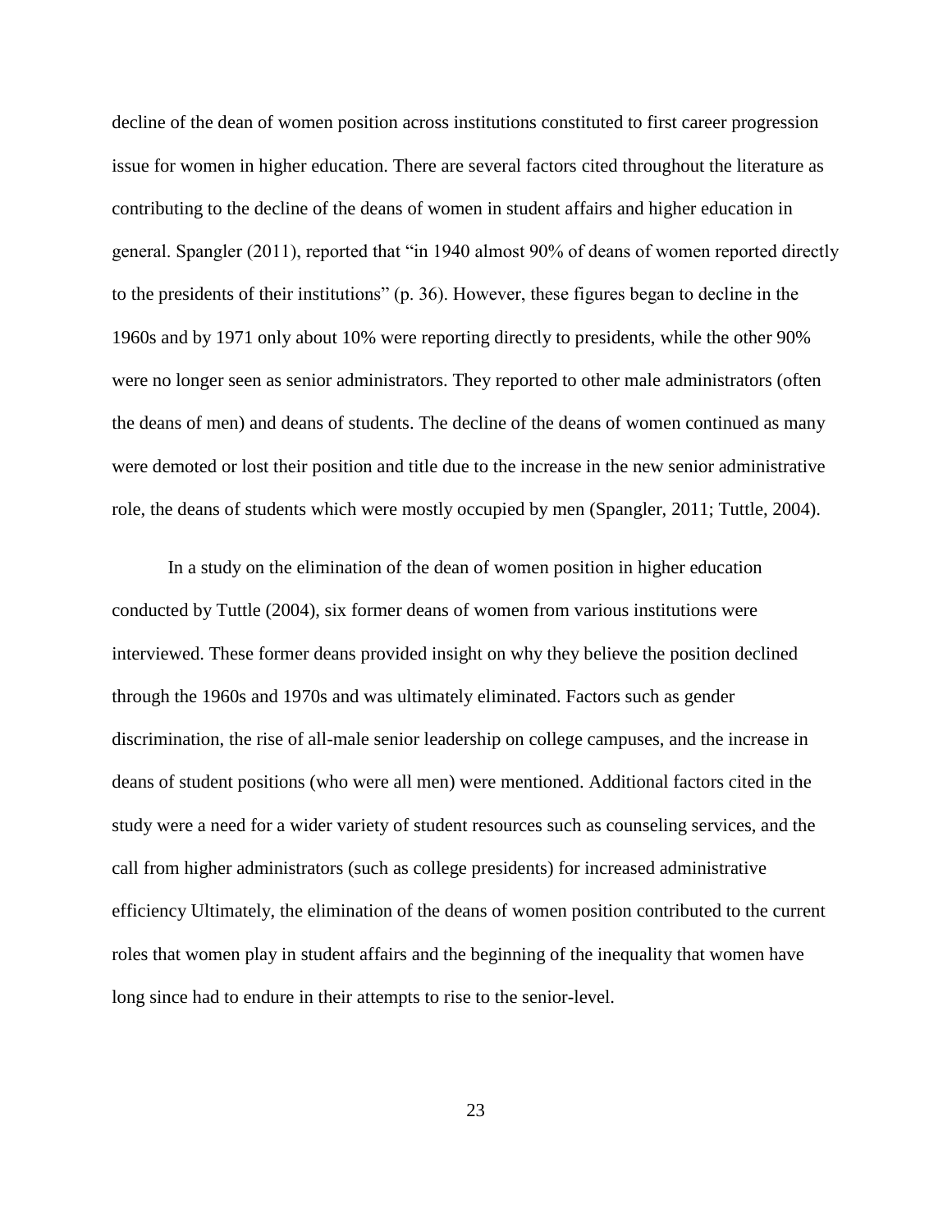decline of the dean of women position across institutions constituted to first career progression issue for women in higher education. There are several factors cited throughout the literature as contributing to the decline of the deans of women in student affairs and higher education in general. Spangler (2011), reported that "in 1940 almost 90% of deans of women reported directly to the presidents of their institutions" (p. 36). However, these figures began to decline in the 1960s and by 1971 only about 10% were reporting directly to presidents, while the other 90% were no longer seen as senior administrators. They reported to other male administrators (often the deans of men) and deans of students. The decline of the deans of women continued as many were demoted or lost their position and title due to the increase in the new senior administrative role, the deans of students which were mostly occupied by men (Spangler, 2011; Tuttle, 2004).

In a study on the elimination of the dean of women position in higher education conducted by Tuttle (2004), six former deans of women from various institutions were interviewed. These former deans provided insight on why they believe the position declined through the 1960s and 1970s and was ultimately eliminated. Factors such as gender discrimination, the rise of all-male senior leadership on college campuses, and the increase in deans of student positions (who were all men) were mentioned. Additional factors cited in the study were a need for a wider variety of student resources such as counseling services, and the call from higher administrators (such as college presidents) for increased administrative efficiency Ultimately, the elimination of the deans of women position contributed to the current roles that women play in student affairs and the beginning of the inequality that women have long since had to endure in their attempts to rise to the senior-level.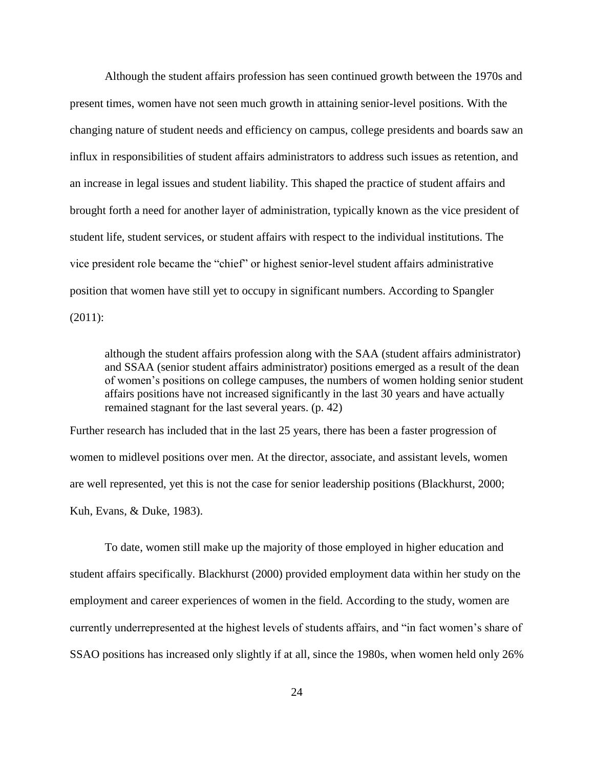Although the student affairs profession has seen continued growth between the 1970s and present times, women have not seen much growth in attaining senior-level positions. With the changing nature of student needs and efficiency on campus, college presidents and boards saw an influx in responsibilities of student affairs administrators to address such issues as retention, and an increase in legal issues and student liability. This shaped the practice of student affairs and brought forth a need for another layer of administration, typically known as the vice president of student life, student services, or student affairs with respect to the individual institutions. The vice president role became the "chief" or highest senior-level student affairs administrative position that women have still yet to occupy in significant numbers. According to Spangler (2011):

> although the student affairs profession along with the SAA (student affairs administrator) and SSAA (senior student affairs administrator) positions emerged as a result of the dean of women's positions on college campuses, the numbers of women holding senior student affairs positions have not increased significantly in the last 30 years and have actually remained stagnant for the last several years. (p. 42)

Further research has included that in the last 25 years, there has been a faster progression of women to midlevel positions over men. At the director, associate, and assistant levels, women are well represented, yet this is not the case for senior leadership positions (Blackhurst, 2000; Kuh, Evans, & Duke, 1983).

To date, women still make up the majority of those employed in higher education and student affairs specifically. Blackhurst (2000) provided employment data within her study on the employment and career experiences of women in the field. According to the study, women are currently underrepresented at the highest levels of students affairs, and "in fact women's share of SSAO positions has increased only slightly if at all, since the 1980s, when women held only 26%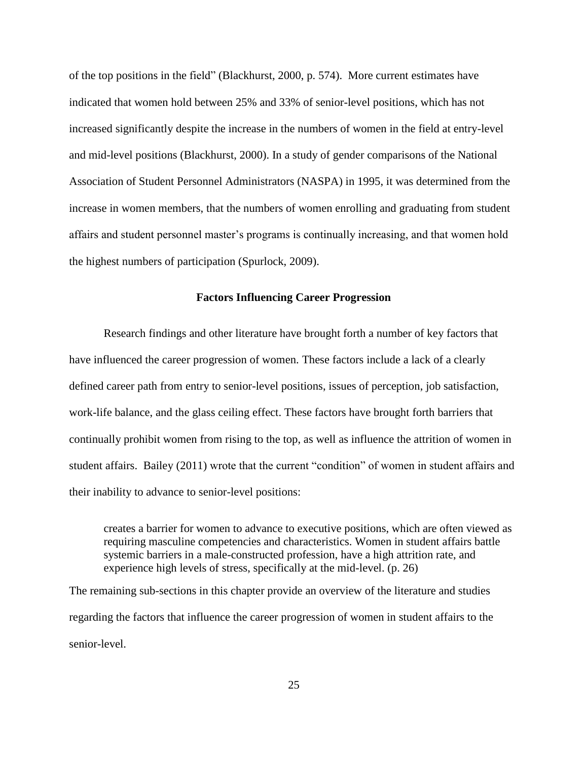of the top positions in the field" (Blackhurst, 2000, p. 574). More current estimates have indicated that women hold between 25% and 33% of senior-level positions, which has not increased significantly despite the increase in the numbers of women in the field at entry-level and mid-level positions (Blackhurst, 2000). In a study of gender comparisons of the National Association of Student Personnel Administrators (NASPA) in 1995, it was determined from the increase in women members, that the numbers of women enrolling and graduating from student affairs and student personnel master's programs is continually increasing, and that women hold the highest numbers of participation (Spurlock, 2009).

## Factors Influencing Career Progression

Research findings and other literature have brought forth a number of key factors that have influenced the career progression of women. These factors include a lack of a clearly defined career path from entry to senior-level positions, issues of perception, job satisfaction, work-life balance, and the glass ceiling effect. These factors have brought forth barriers that continually prohibit women from rising to the top, as well as influence the attrition of women in student affairs. Bailey (2011) wrote that the current "condition" of women in student affairs and their inability to advance to senior-level positions:

> creates a barrier for women to advance to executive positions, which are often viewed as requiring masculine competencies and characteristics. Women in student affairs battle systemic barriers in a male-constructed profession, have a high attrition rate, and experience high levels of stress, specifically at the mid-level. (p. 26)

The remaining sub-sections in this chapter provide an overview of the literature and studies regarding the factors that influence the career progression of women in student affairs to the senior-level.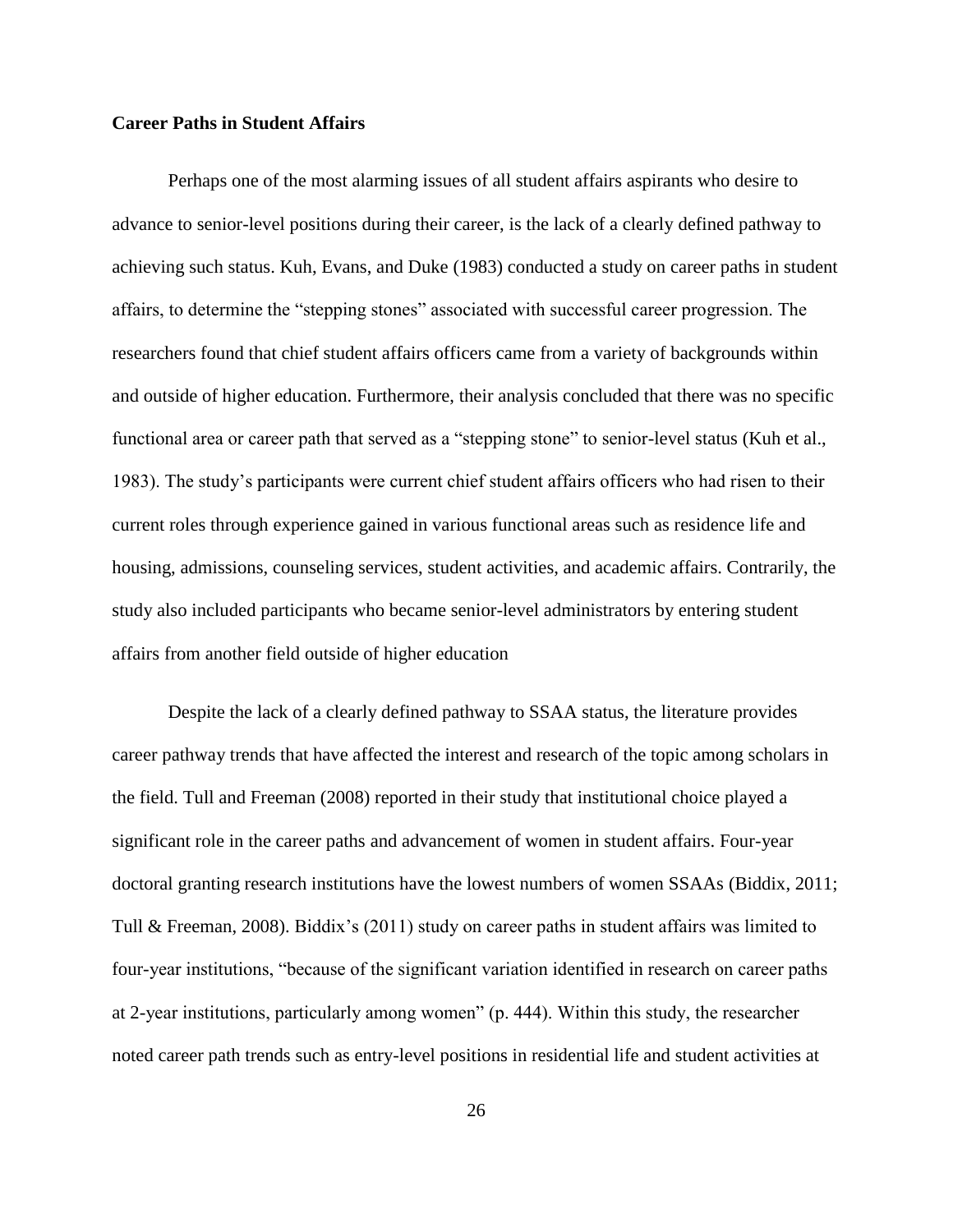**Career Paths in Student Affairs**

Perhaps one of the most alarming issues of all student affairs aspirants who desire to advance to senior-level positions during their career, is the lack of a clearly defined pathway to achieving such status. Kuh, Evans, and Duke (1983) conducted a study on career paths in student affairs, to determine the "stepping stones" associated with successful career progression. The researchers found that chief student affairs officers came from a variety of backgrounds within and outside of higher education. Furthermore, their analysis concluded that there was no specific functional area or career path that served as a "stepping stone" to senior-level status (Kuh et al., 1983). The study's participants were current chief student affairs officers who had risen to their current roles through experience gained in various functional areas such as residence life and housing, admissions, counseling services, student activities, and academic affairs. Contrarily, the study also included participants who became senior-level administrators by entering student affairs from another field outside of higher education

Despite the lack of a clearly defined pathway to SSAA status, the literature provides career pathway trends that have affected the interest and research of the topic among scholars in the field. Tull and Freeman (2008) reported in their study that institutional choice played a significant role in the career paths and advancement of women in student affairs. Four-year doctoral granting research institutions have the lowest numbers of women SSAAs (Biddix, 2011; Tull & Freeman, 2008). Biddix's (2011) study on career paths in student affairs was limited to four-year institutions, "because of the significant variation identified in research on career paths at 2-year institutions, particularly among women" (p. 444). Within this study, the researcher noted career path trends such as entry-level positions in residential life and student activities at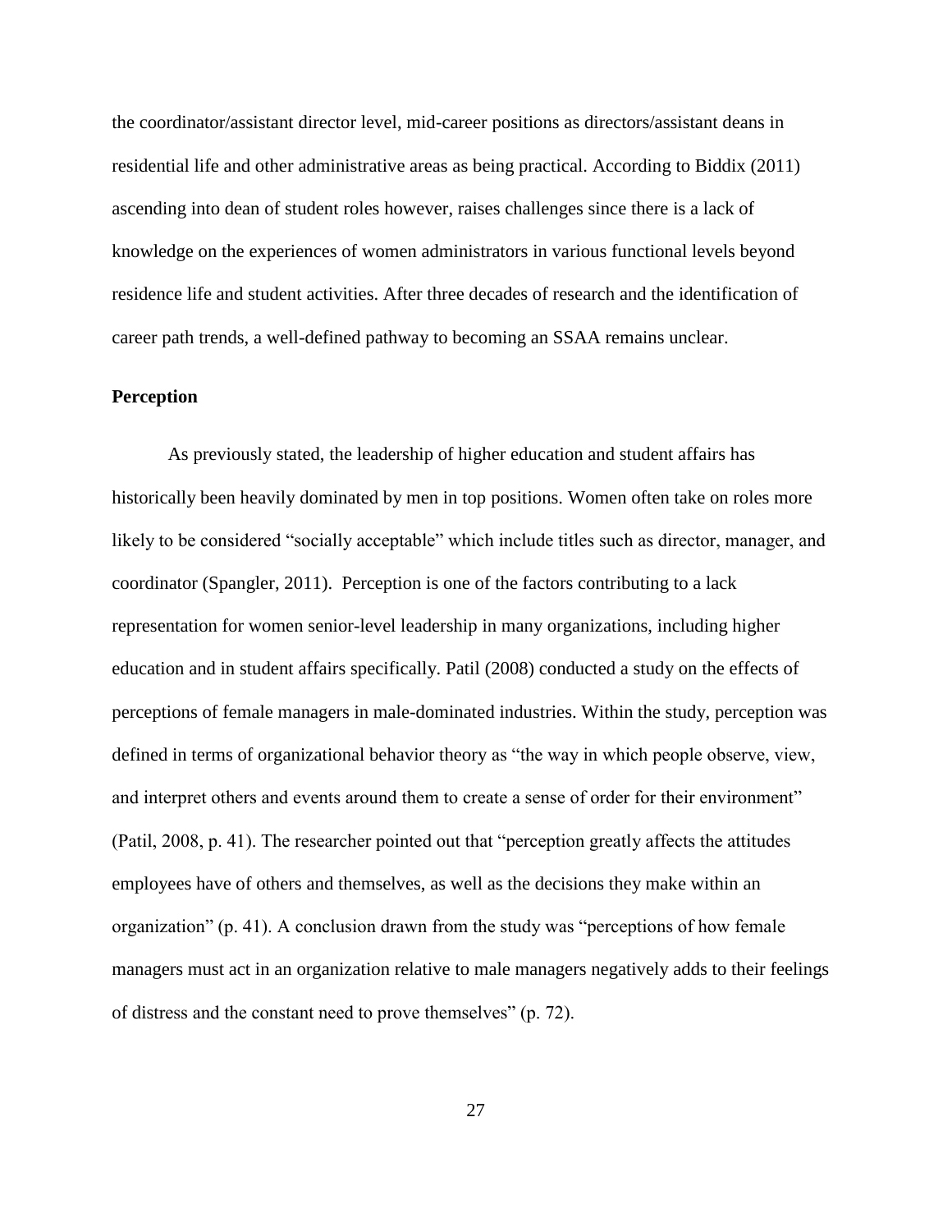the coordinator/assistant director level, mid-career positions as directors/assistant deans in residential life and other administrative areas as being practical. According to Biddix (2011) ascending into dean of student roles however, raises challenges since there is a lack of knowledge on the experiences of women administrators in various functional levels beyond residence life and student activities. After three decades of research and the identification of career path trends, a well-defined pathway to becoming an SSAA remains unclear.

## Perception

As previously stated, the leadership of higher education and student affairs has historically been heavily dominated by men in top positions. Women often take on roles more likely to be considered "socially acceptable" which include titles such as director, manager, and coordinator (Spangler, 2011). Perception is one of the factors contributing to a lack representation for women senior-level leadership in many organizations, including higher education and in student affairs specifically. Patil (2008) conducted a study on the effects of perceptions of female managers in male-dominated industries. Within the study, perception was defined in terms of organizational behavior theory as "the way in which people observe, view, and interpret others and events around them to create a sense of order for their environment" (Patil, 2008, p. 41). The researcher pointed out that "perception greatly affects the attitudes employees have of others and themselves, as well as the decisions they make within an organization" (p. 41). A conclusion drawn from the study was "perceptions of how female managers must act in an organization relative to male managers negatively adds to their feelings of distress and the constant need to prove themselves" (p. 72).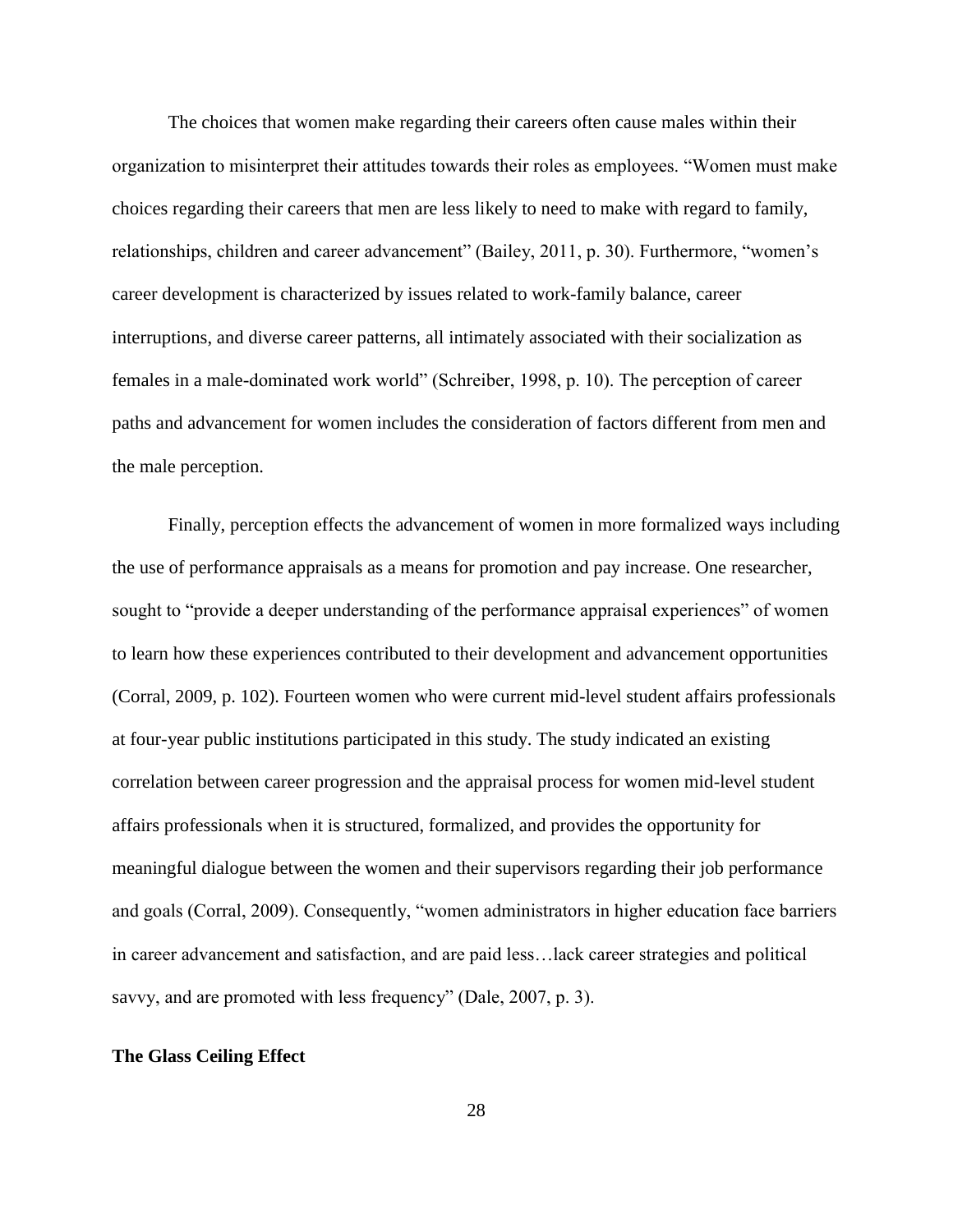The choices that women make regarding their careers often cause males within their organization to misinterpret their attitudes towards their roles as employees. "Women must make choices regarding their careers that men are less likely to need to make with regard to family, relationships, children and career advancement" (Bailey, 2011, p. 30). Furthermore, "women's career development is characterized by issues related to work-family balance, career interruptions, and diverse career patterns, all intimately associated with their socialization as females in a male-dominated work world" (Schreiber, 1998, p. 10). The perception of career paths and advancement for women includes the consideration of factors different from men and the male perception.

Finally, perception effects the advancement of women in more formalized ways including the use of performance appraisals as a means for promotion and pay increase. One researcher, sought to "provide a deeper understanding of the performance appraisal experiences" of women to learn how these experiences contributed to their development and advancement opportunities (Corral, 2009, p. 102). Fourteen women who were current mid-level student affairs professionals at four-year public institutions participated in this study. The study indicated an existing correlation between career progression and the appraisal process for women mid-level student affairs professionals when it is structured, formalized, and provides the opportunity for meaningful dialogue between the women and their supervisors regarding their job performance and goals (Corral, 2009). Consequently, "women administrators in higher education face barriers in career advancement and satisfaction, and are paid less…lack career strategies and political savvy, and are promoted with less frequency" (Dale, 2007, p. 3).

**The Glass Ceiling Effect**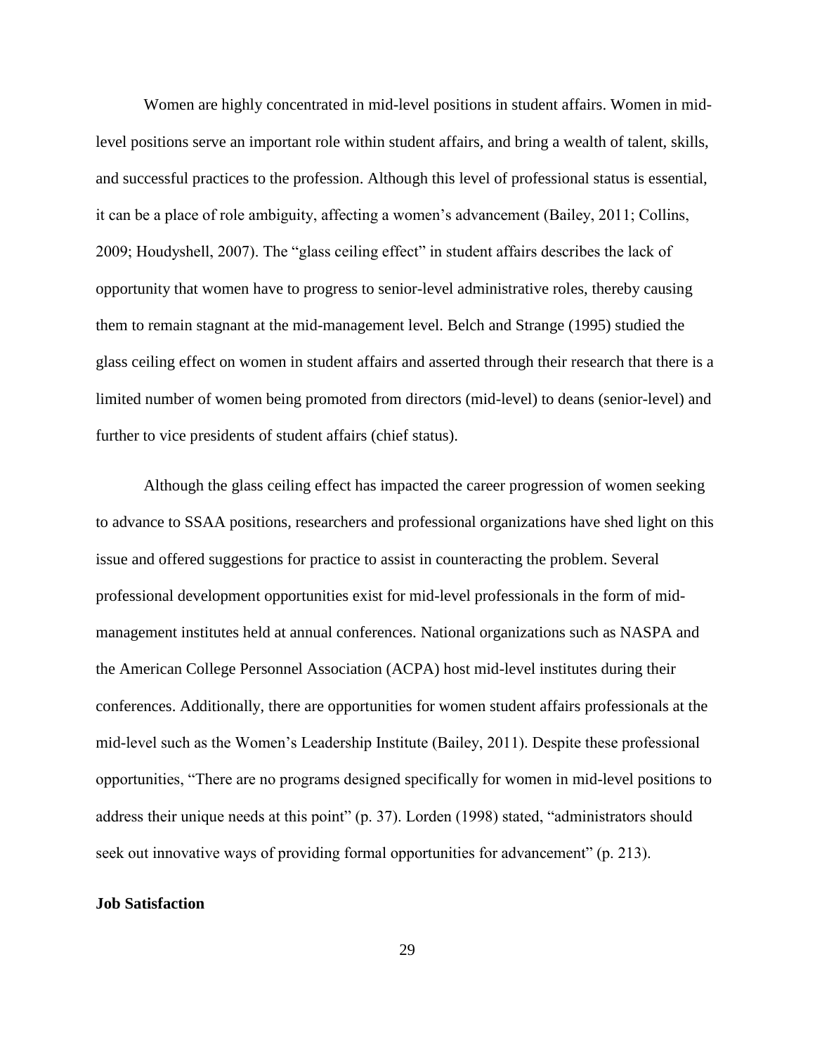Women are highly concentrated in mid-level positions in student affairs. Women in mid-level positions serve an important role within student affairs, and bring a wealth of talent, skills, and successful practices to the profession. Although this level of professional status is essential, it can be a place of role ambiguity, affecting a women's advancement (Bailey, 2011; Collins, 2009; Houdyshell, 2007). The "glass ceiling effect" in student affairs describes the lack of opportunity that women have to progress to senior-level administrative roles, thereby causing them to remain stagnant at the mid-management level. Belch and Strange (1995) studied the glass ceiling effect on women in student affairs and asserted through their research that there is a limited number of women being promoted from directors (mid-level) to deans (senior-level) and further to vice presidents of student affairs (chief status).

Although the glass ceiling effect has impacted the career progression of women seeking to advance to SSAA positions, researchers and professional organizations have shed light on this issue and offered suggestions for practice to assist in counteracting the problem. Several professional development opportunities exist for mid-level professionals in the form of mid-management institutes held at annual conferences. National organizations such as NASPA and the American College Personnel Association (ACPA) host mid-level institutes during their conferences. Additionally, there are opportunities for women student affairs professionals at the mid-level such as the Women's Leadership Institute (Bailey, 2011). Despite these professional opportunities, "There are no programs designed specifically for women in mid-level positions to address their unique needs at this point" (p. 37). Lorden (1998) stated, "administrators should seek out innovative ways of providing formal opportunities for advancement" (p. 213).

## Job Satisfaction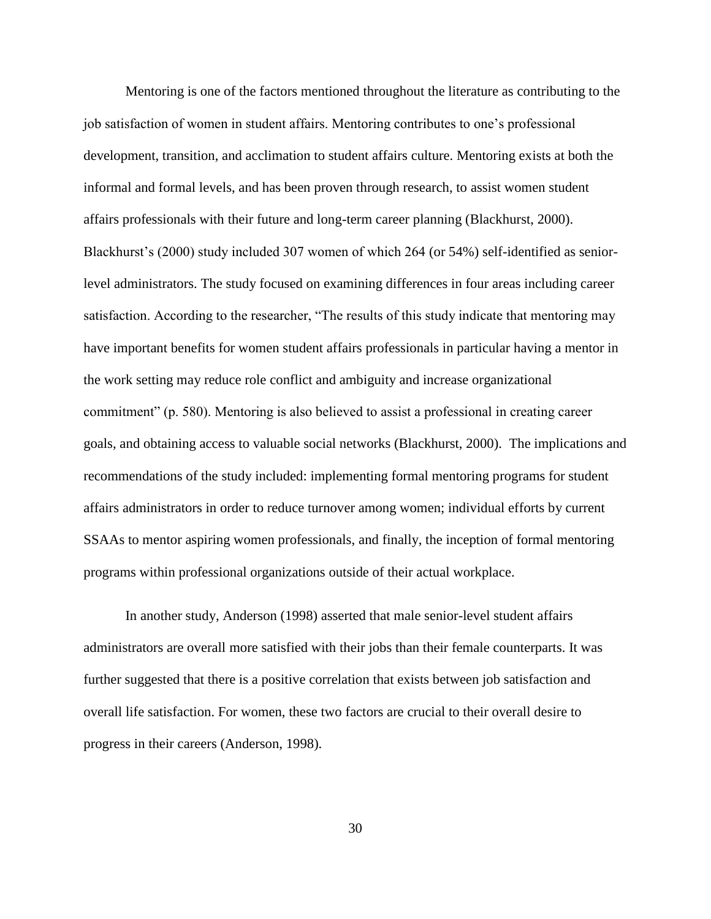Mentoring is one of the factors mentioned throughout the literature as contributing to the job satisfaction of women in student affairs. Mentoring contributes to one's professional development, transition, and acclimation to student affairs culture. Mentoring exists at both the informal and formal levels, and has been proven through research, to assist women student affairs professionals with their future and long-term career planning (Blackhurst, 2000). Blackhurst's (2000) study included 307 women of which 264 (or 54%) self-identified as senior-level administrators. The study focused on examining differences in four areas including career satisfaction. According to the researcher, "The results of this study indicate that mentoring may have important benefits for women student affairs professionals in particular having a mentor in the work setting may reduce role conflict and ambiguity and increase organizational commitment" (p. 580). Mentoring is also believed to assist a professional in creating career goals, and obtaining access to valuable social networks (Blackhurst, 2000). The implications and recommendations of the study included: implementing formal mentoring programs for student affairs administrators in order to reduce turnover among women; individual efforts by current SSAAs to mentor aspiring women professionals, and finally, the inception of formal mentoring programs within professional organizations outside of their actual workplace.

In another study, Anderson (1998) asserted that male senior-level student affairs administrators are overall more satisfied with their jobs than their female counterparts. It was further suggested that there is a positive correlation that exists between job satisfaction and overall life satisfaction. For women, these two factors are crucial to their overall desire to progress in their careers (Anderson, 1998).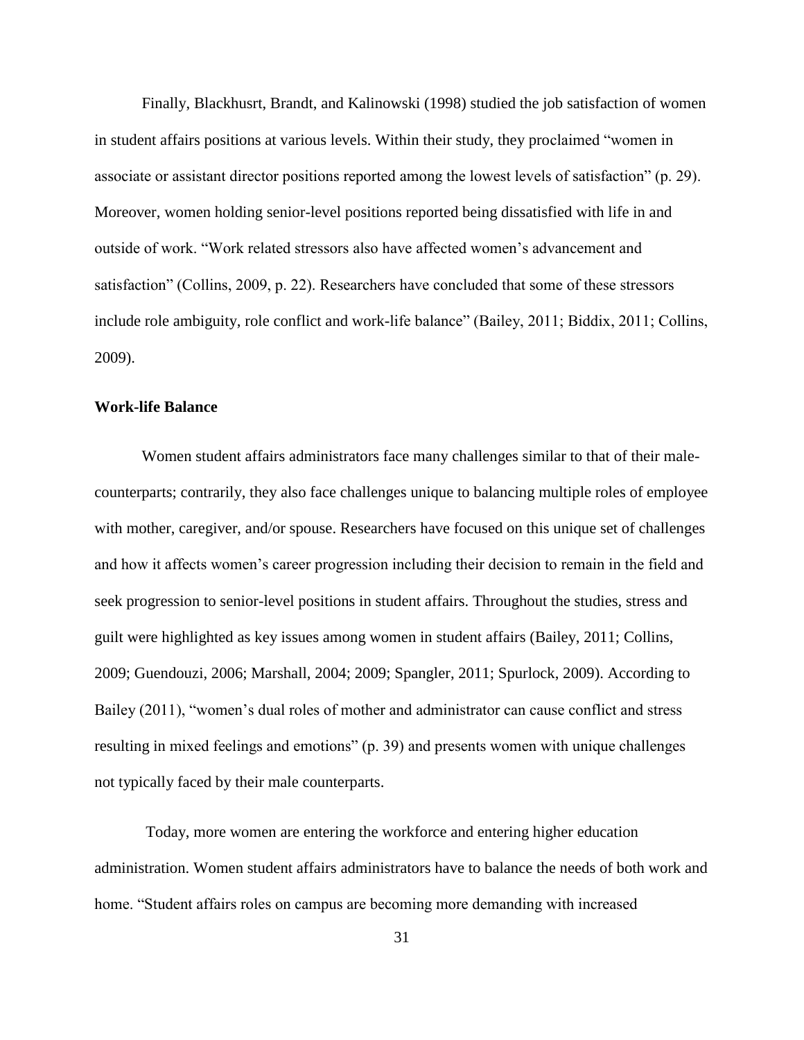Finally, Blackhusrt, Brandt, and Kalinowski (1998) studied the job satisfaction of women in student affairs positions at various levels. Within their study, they proclaimed "women in associate or assistant director positions reported among the lowest levels of satisfaction" (p. 29). Moreover, women holding senior-level positions reported being dissatisfied with life in and outside of work. "Work related stressors also have affected women's advancement and satisfaction" (Collins, 2009, p. 22). Researchers have concluded that some of these stressors include role ambiguity, role conflict and work-life balance" (Bailey, 2011; Biddix, 2011; Collins, 2009).

**Work-life Balance**

Women student affairs administrators face many challenges similar to that of their male-counterparts; contrarily, they also face challenges unique to balancing multiple roles of employee with mother, caregiver, and/or spouse. Researchers have focused on this unique set of challenges and how it affects women's career progression including their decision to remain in the field and seek progression to senior-level positions in student affairs. Throughout the studies, stress and guilt were highlighted as key issues among women in student affairs (Bailey, 2011; Collins, 2009; Guendouzi, 2006; Marshall, 2004; 2009; Spangler, 2011; Spurlock, 2009). According to Bailey (2011), "women's dual roles of mother and administrator can cause conflict and stress resulting in mixed feelings and emotions" (p. 39) and presents women with unique challenges not typically faced by their male counterparts.

Today, more women are entering the workforce and entering higher education administration. Women student affairs administrators have to balance the needs of both work and home. "Student affairs roles on campus are becoming more demanding with increased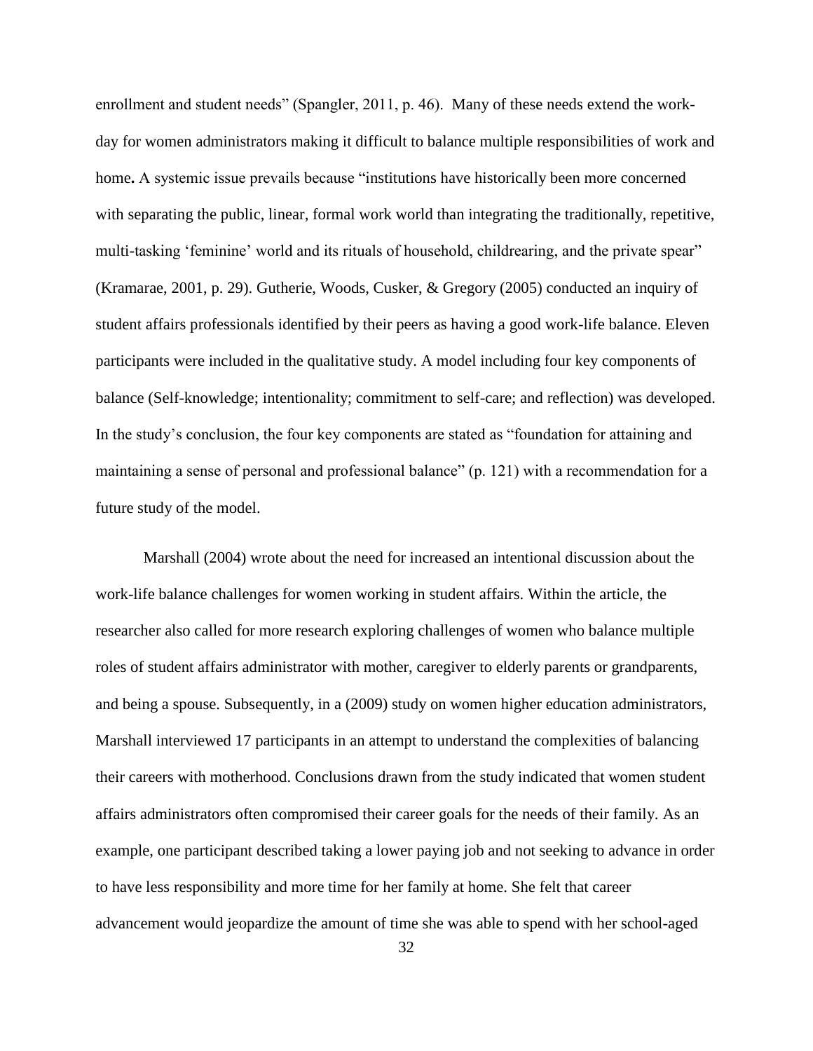enrollment and student needs" (Spangler, 2011, p. 46). Many of these needs extend the work-day for women administrators making it difficult to balance multiple responsibilities of work and home**.** A systemic issue prevails because "institutions have historically been more concerned with separating the public, linear, formal work world than integrating the traditionally, repetitive, multi-tasking 'feminine' world and its rituals of household, childrearing, and the private spear" (Kramarae, 2001, p. 29). Gutherie, Woods, Cusker, & Gregory (2005) conducted an inquiry of student affairs professionals identified by their peers as having a good work-life balance. Eleven participants were included in the qualitative study. A model including four key components of balance (Self-knowledge; intentionality; commitment to self-care; and reflection) was developed. In the study's conclusion, the four key components are stated as "foundation for attaining and maintaining a sense of personal and professional balance" (p. 121) with a recommendation for a future study of the model.

Marshall (2004) wrote about the need for increased an intentional discussion about the work-life balance challenges for women working in student affairs. Within the article, the researcher also called for more research exploring challenges of women who balance multiple roles of student affairs administrator with mother, caregiver to elderly parents or grandparents, and being a spouse. Subsequently, in a (2009) study on women higher education administrators, Marshall interviewed 17 participants in an attempt to understand the complexities of balancing their careers with motherhood. Conclusions drawn from the study indicated that women student affairs administrators often compromised their career goals for the needs of their family. As an example, one participant described taking a lower paying job and not seeking to advance in order to have less responsibility and more time for her family at home. She felt that career advancement would jeopardize the amount of time she was able to spend with her school-aged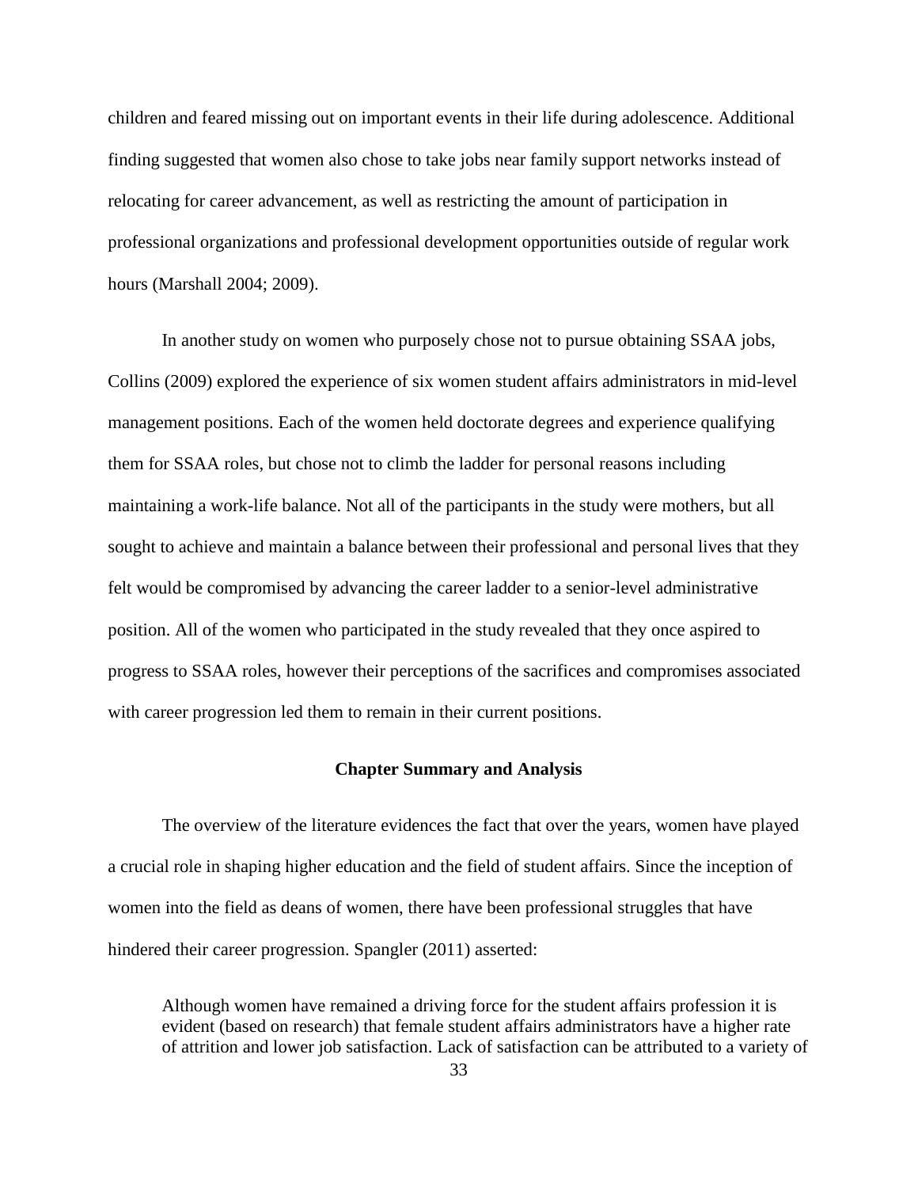children and feared missing out on important events in their life during adolescence. Additional finding suggested that women also chose to take jobs near family support networks instead of relocating for career advancement, as well as restricting the amount of participation in professional organizations and professional development opportunities outside of regular work hours (Marshall 2004; 2009).

In another study on women who purposely chose not to pursue obtaining SSAA jobs, Collins (2009) explored the experience of six women student affairs administrators in mid-level management positions. Each of the women held doctorate degrees and experience qualifying them for SSAA roles, but chose not to climb the ladder for personal reasons including maintaining a work-life balance. Not all of the participants in the study were mothers, but all sought to achieve and maintain a balance between their professional and personal lives that they felt would be compromised by advancing the career ladder to a senior-level administrative position. All of the women who participated in the study revealed that they once aspired to progress to SSAA roles, however their perceptions of the sacrifices and compromises associated with career progression led them to remain in their current positions.

## Chapter Summary and Analysis

The overview of the literature evidences the fact that over the years, women have played a crucial role in shaping higher education and the field of student affairs. Since the inception of women into the field as deans of women, there have been professional struggles that have hindered their career progression. Spangler (2011) asserted:

> Although women have remained a driving force for the student affairs profession it is evident (based on research) that female student affairs administrators have a higher rate of attrition and lower job satisfaction. Lack of satisfaction can be attributed to a variety of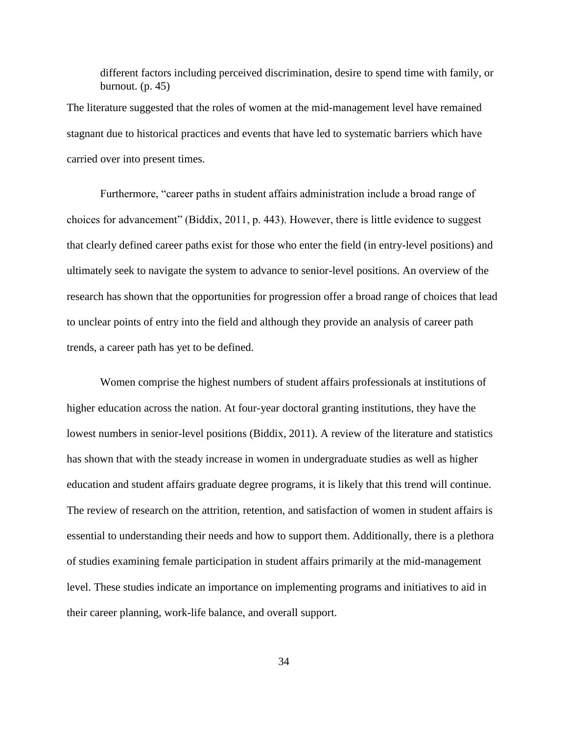> different factors including perceived discrimination, desire to spend time with family, or burnout. (p. 45)

The literature suggested that the roles of women at the mid-management level have remained stagnant due to historical practices and events that have led to systematic barriers which have carried over into present times.

Furthermore, "career paths in student affairs administration include a broad range of choices for advancement" (Biddix, 2011, p. 443). However, there is little evidence to suggest that clearly defined career paths exist for those who enter the field (in entry-level positions) and ultimately seek to navigate the system to advance to senior-level positions. An overview of the research has shown that the opportunities for progression offer a broad range of choices that lead to unclear points of entry into the field and although they provide an analysis of career path trends, a career path has yet to be defined.

Women comprise the highest numbers of student affairs professionals at institutions of higher education across the nation. At four-year doctoral granting institutions, they have the lowest numbers in senior-level positions (Biddix, 2011). A review of the literature and statistics has shown that with the steady increase in women in undergraduate studies as well as higher education and student affairs graduate degree programs, it is likely that this trend will continue. The review of research on the attrition, retention, and satisfaction of women in student affairs is essential to understanding their needs and how to support them. Additionally, there is a plethora of studies examining female participation in student affairs primarily at the mid-management level. These studies indicate an importance on implementing programs and initiatives to aid in their career planning, work-life balance, and overall support.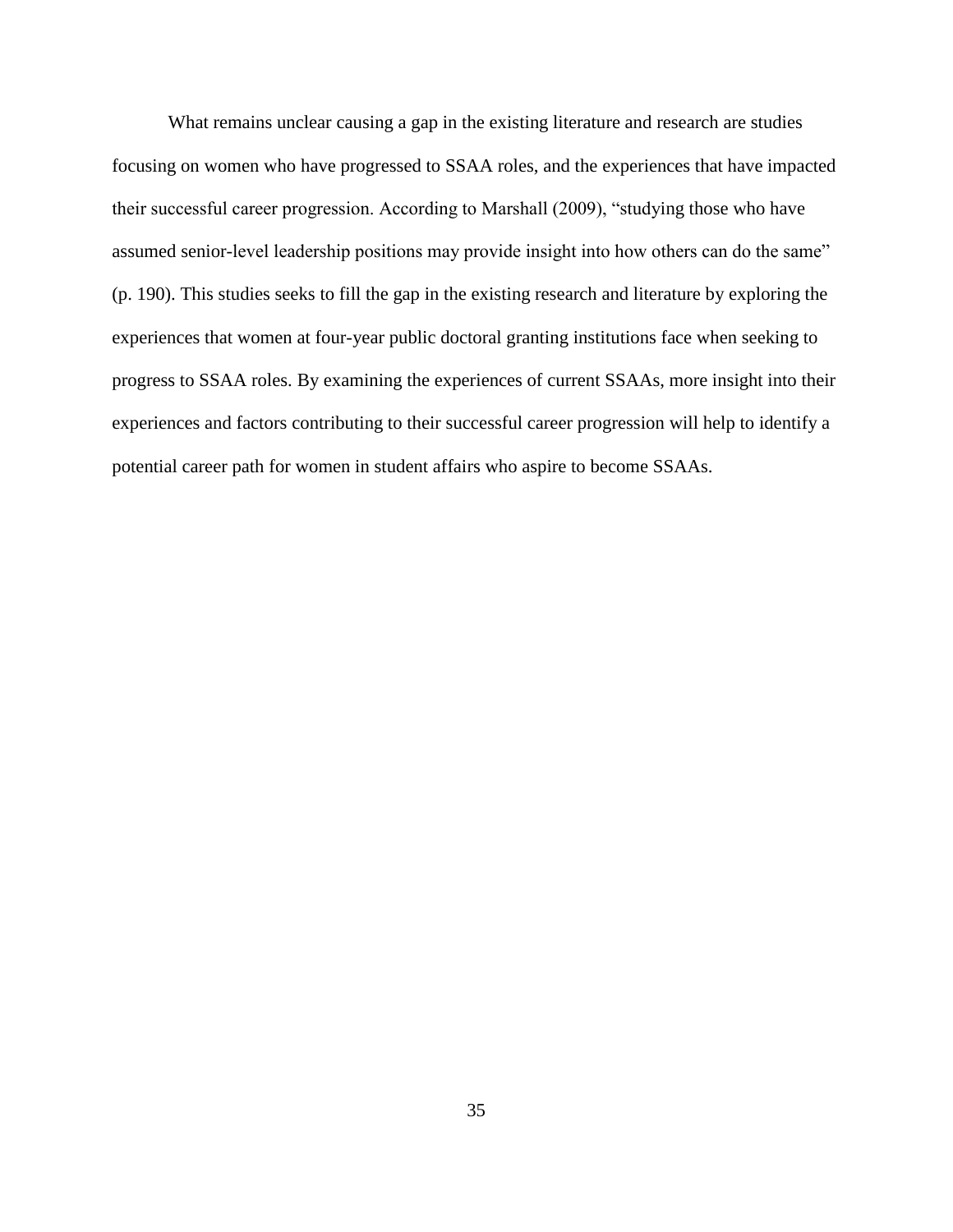What remains unclear causing a gap in the existing literature and research are studies focusing on women who have progressed to SSAA roles, and the experiences that have impacted their successful career progression. According to Marshall (2009), "studying those who have assumed senior-level leadership positions may provide insight into how others can do the same" (p. 190). This studies seeks to fill the gap in the existing research and literature by exploring the experiences that women at four-year public doctoral granting institutions face when seeking to progress to SSAA roles. By examining the experiences of current SSAAs, more insight into their experiences and factors contributing to their successful career progression will help to identify a potential career path for women in student affairs who aspire to become SSAAs.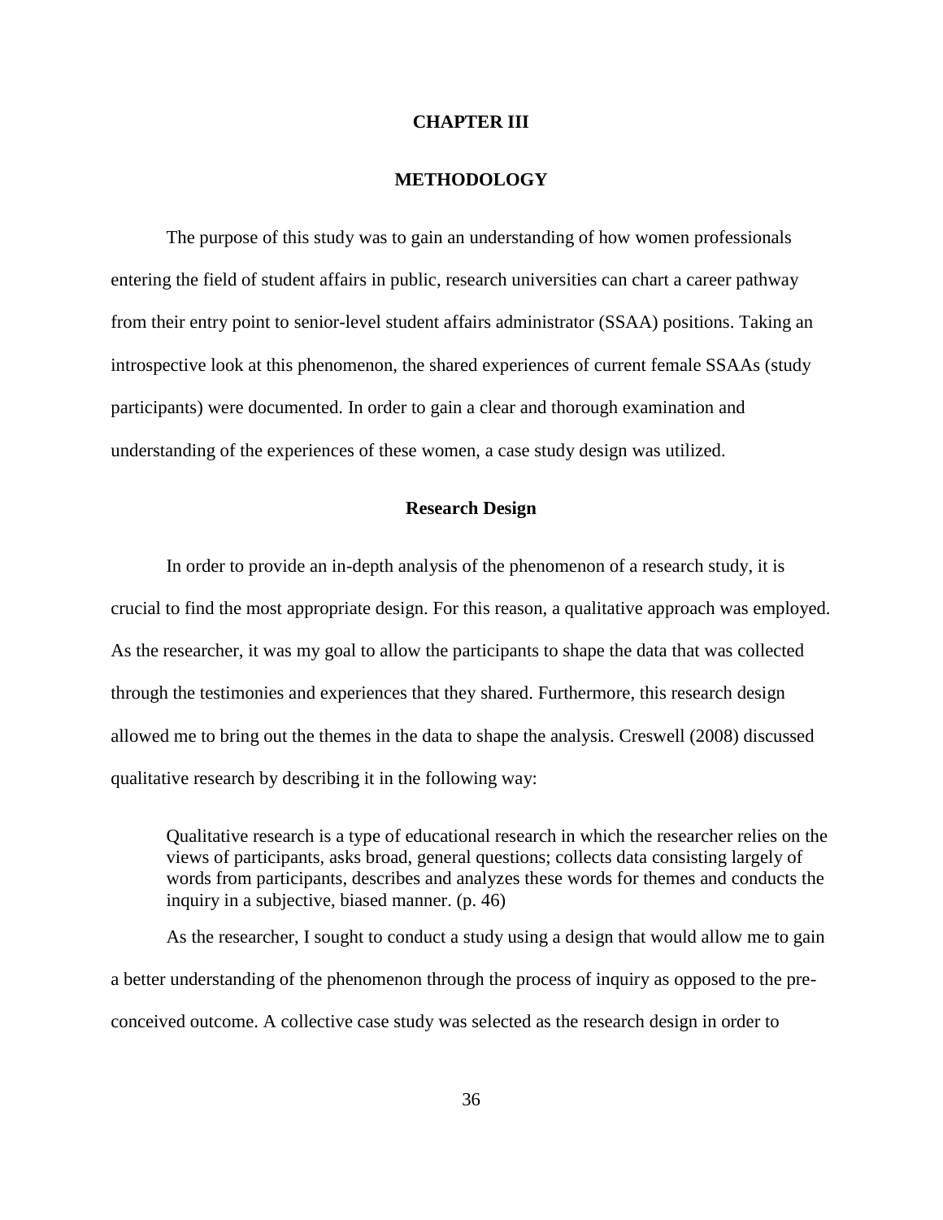# CHAPTER III

# METHODOLOGY

The purpose of this study was to gain an understanding of how women professionals entering the field of student affairs in public, research universities can chart a career pathway from their entry point to senior-level student affairs administrator (SSAA) positions. Taking an introspective look at this phenomenon, the shared experiences of current female SSAAs (study participants) were documented. In order to gain a clear and thorough examination and understanding of the experiences of these women, a case study design was utilized.

## Research Design

In order to provide an in-depth analysis of the phenomenon of a research study, it is crucial to find the most appropriate design. For this reason, a qualitative approach was employed. As the researcher, it was my goal to allow the participants to shape the data that was collected through the testimonies and experiences that they shared. Furthermore, this research design allowed me to bring out the themes in the data to shape the analysis. Creswell (2008) discussed qualitative research by describing it in the following way:

> Qualitative research is a type of educational research in which the researcher relies on the views of participants, asks broad, general questions; collects data consisting largely of words from participants, describes and analyzes these words for themes and conducts the inquiry in a subjective, biased manner. (p. 46)

As the researcher, I sought to conduct a study using a design that would allow me to gain a better understanding of the phenomenon through the process of inquiry as opposed to the pre-conceived outcome. A collective case study was selected as the research design in order to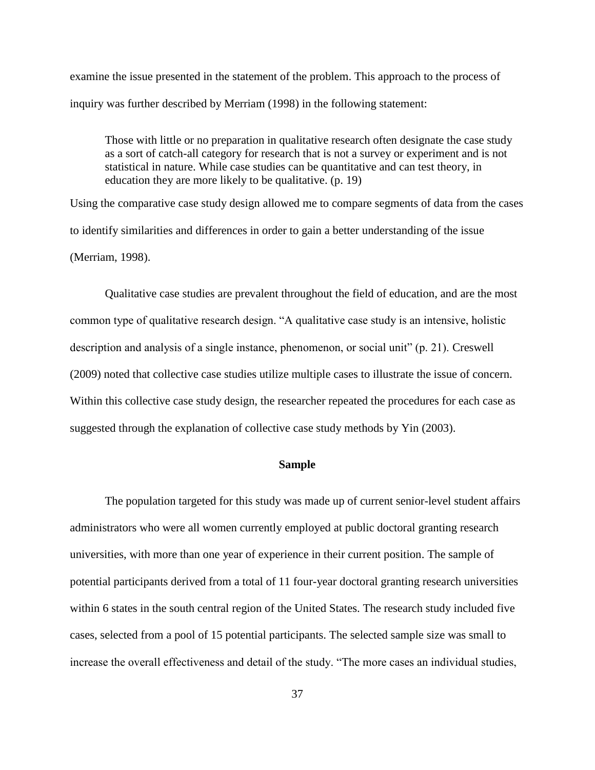examine the issue presented in the statement of the problem. This approach to the process of inquiry was further described by Merriam (1998) in the following statement:

> Those with little or no preparation in qualitative research often designate the case study as a sort of catch-all category for research that is not a survey or experiment and is not statistical in nature. While case studies can be quantitative and can test theory, in education they are more likely to be qualitative. (p. 19)

Using the comparative case study design allowed me to compare segments of data from the cases to identify similarities and differences in order to gain a better understanding of the issue (Merriam, 1998).

Qualitative case studies are prevalent throughout the field of education, and are the most common type of qualitative research design. "A qualitative case study is an intensive, holistic description and analysis of a single instance, phenomenon, or social unit" (p. 21). Creswell (2009) noted that collective case studies utilize multiple cases to illustrate the issue of concern. Within this collective case study design, the researcher repeated the procedures for each case as suggested through the explanation of collective case study methods by Yin (2003).

## Sample

The population targeted for this study was made up of current senior-level student affairs administrators who were all women currently employed at public doctoral granting research universities, with more than one year of experience in their current position. The sample of potential participants derived from a total of 11 four-year doctoral granting research universities within 6 states in the south central region of the United States. The research study included five cases, selected from a pool of 15 potential participants. The selected sample size was small to increase the overall effectiveness and detail of the study. "The more cases an individual studies,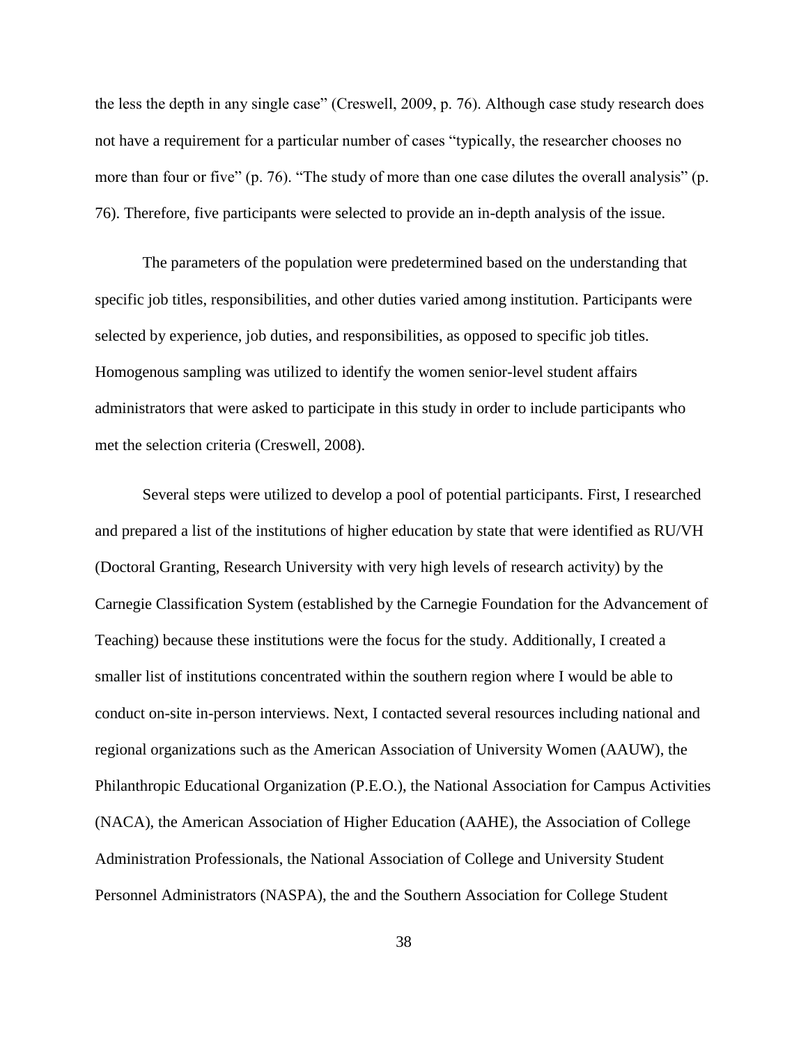the less the depth in any single case" (Creswell, 2009, p. 76). Although case study research does not have a requirement for a particular number of cases "typically, the researcher chooses no more than four or five" (p. 76). "The study of more than one case dilutes the overall analysis" (p. 76). Therefore, five participants were selected to provide an in-depth analysis of the issue.

The parameters of the population were predetermined based on the understanding that specific job titles, responsibilities, and other duties varied among institution. Participants were selected by experience, job duties, and responsibilities, as opposed to specific job titles. Homogenous sampling was utilized to identify the women senior-level student affairs administrators that were asked to participate in this study in order to include participants who met the selection criteria (Creswell, 2008).

Several steps were utilized to develop a pool of potential participants. First, I researched and prepared a list of the institutions of higher education by state that were identified as RU/VH (Doctoral Granting, Research University with very high levels of research activity) by the Carnegie Classification System (established by the Carnegie Foundation for the Advancement of Teaching) because these institutions were the focus for the study. Additionally, I created a smaller list of institutions concentrated within the southern region where I would be able to conduct on-site in-person interviews. Next, I contacted several resources including national and regional organizations such as the American Association of University Women (AAUW), the Philanthropic Educational Organization (P.E.O.), the National Association for Campus Activities (NACA), the American Association of Higher Education (AAHE), the Association of College Administration Professionals, the National Association of College and University Student Personnel Administrators (NASPA), the and the Southern Association for College Student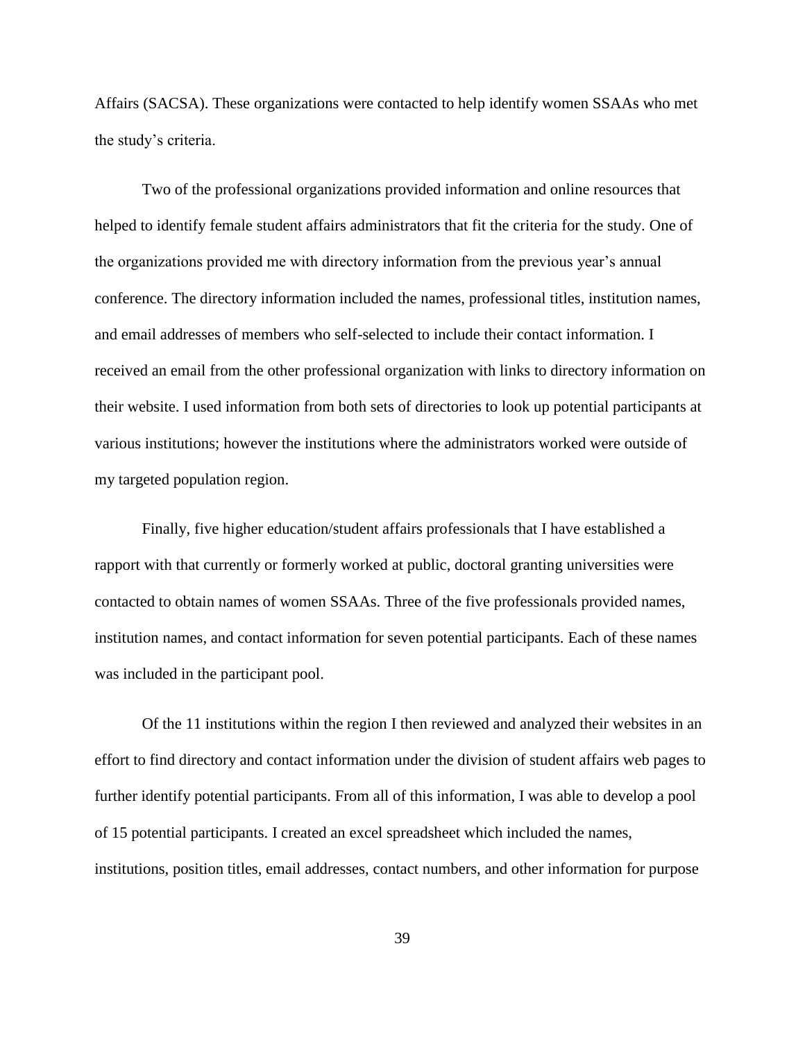Affairs (SACSA). These organizations were contacted to help identify women SSAAs who met the study's criteria.

Two of the professional organizations provided information and online resources that helped to identify female student affairs administrators that fit the criteria for the study. One of the organizations provided me with directory information from the previous year's annual conference. The directory information included the names, professional titles, institution names, and email addresses of members who self-selected to include their contact information. I received an email from the other professional organization with links to directory information on their website. I used information from both sets of directories to look up potential participants at various institutions; however the institutions where the administrators worked were outside of my targeted population region.

Finally, five higher education/student affairs professionals that I have established a rapport with that currently or formerly worked at public, doctoral granting universities were contacted to obtain names of women SSAAs. Three of the five professionals provided names, institution names, and contact information for seven potential participants. Each of these names was included in the participant pool.

Of the 11 institutions within the region I then reviewed and analyzed their websites in an effort to find directory and contact information under the division of student affairs web pages to further identify potential participants. From all of this information, I was able to develop a pool of 15 potential participants. I created an excel spreadsheet which included the names, institutions, position titles, email addresses, contact numbers, and other information for purpose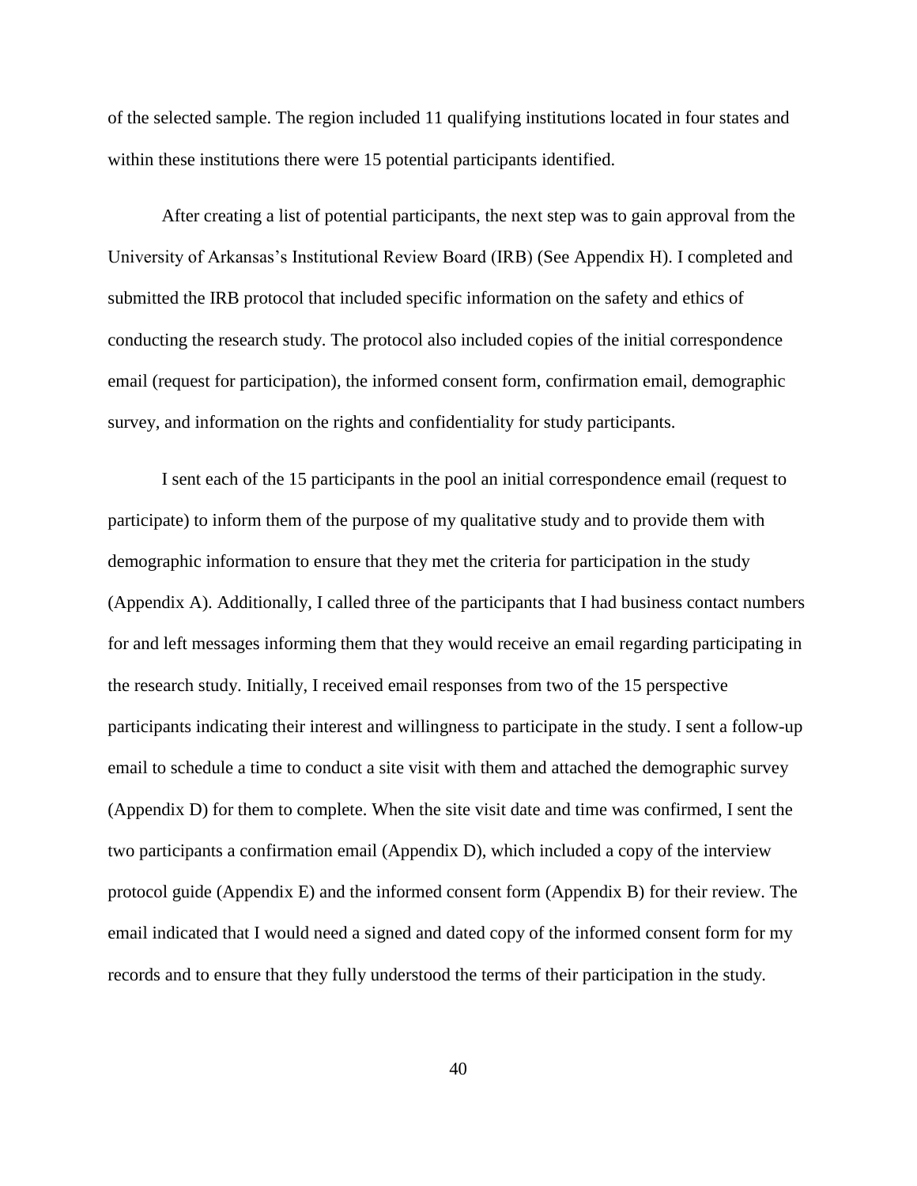of the selected sample. The region included 11 qualifying institutions located in four states and within these institutions there were 15 potential participants identified.

After creating a list of potential participants, the next step was to gain approval from the University of Arkansas's Institutional Review Board (IRB) (See Appendix H). I completed and submitted the IRB protocol that included specific information on the safety and ethics of conducting the research study. The protocol also included copies of the initial correspondence email (request for participation), the informed consent form, confirmation email, demographic survey, and information on the rights and confidentiality for study participants.

I sent each of the 15 participants in the pool an initial correspondence email (request to participate) to inform them of the purpose of my qualitative study and to provide them with demographic information to ensure that they met the criteria for participation in the study (Appendix A). Additionally, I called three of the participants that I had business contact numbers for and left messages informing them that they would receive an email regarding participating in the research study. Initially, I received email responses from two of the 15 perspective participants indicating their interest and willingness to participate in the study. I sent a follow-up email to schedule a time to conduct a site visit with them and attached the demographic survey (Appendix D) for them to complete. When the site visit date and time was confirmed, I sent the two participants a confirmation email (Appendix D), which included a copy of the interview protocol guide (Appendix E) and the informed consent form (Appendix B) for their review. The email indicated that I would need a signed and dated copy of the informed consent form for my records and to ensure that they fully understood the terms of their participation in the study.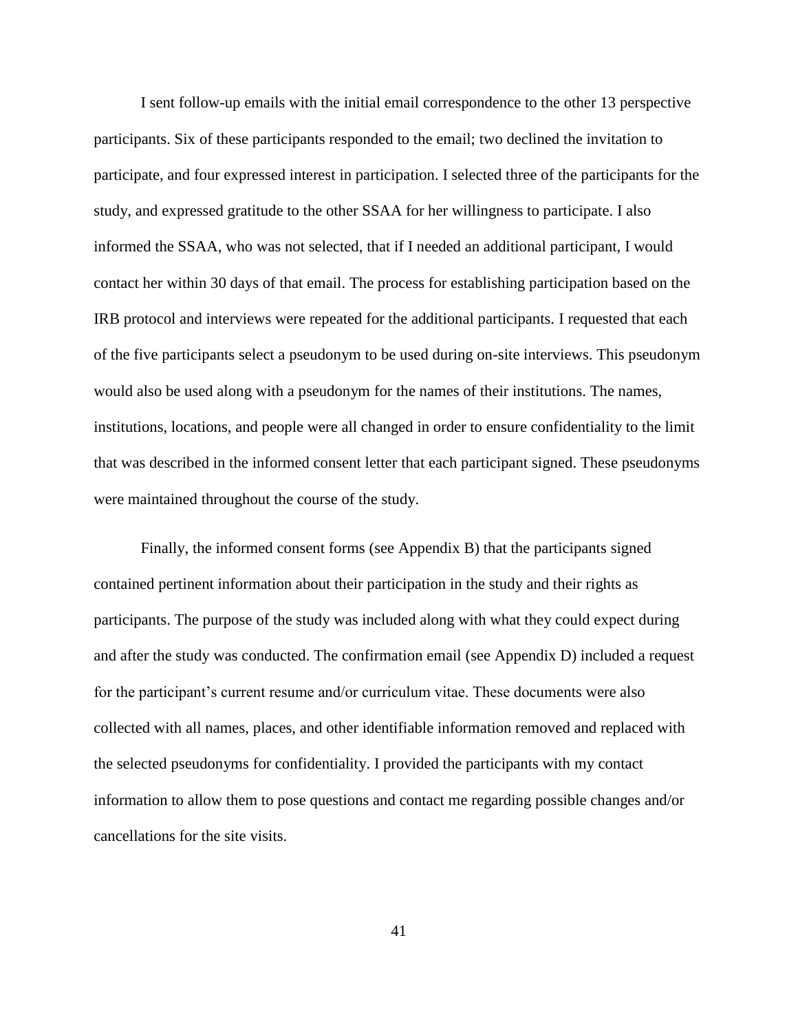I sent follow-up emails with the initial email correspondence to the other 13 perspective participants. Six of these participants responded to the email; two declined the invitation to participate, and four expressed interest in participation. I selected three of the participants for the study, and expressed gratitude to the other SSAA for her willingness to participate. I also informed the SSAA, who was not selected, that if I needed an additional participant, I would contact her within 30 days of that email. The process for establishing participation based on the IRB protocol and interviews were repeated for the additional participants. I requested that each of the five participants select a pseudonym to be used during on-site interviews. This pseudonym would also be used along with a pseudonym for the names of their institutions. The names, institutions, locations, and people were all changed in order to ensure confidentiality to the limit that was described in the informed consent letter that each participant signed. These pseudonyms were maintained throughout the course of the study.

Finally, the informed consent forms (see Appendix B) that the participants signed contained pertinent information about their participation in the study and their rights as participants. The purpose of the study was included along with what they could expect during and after the study was conducted. The confirmation email (see Appendix D) included a request for the participant's current resume and/or curriculum vitae. These documents were also collected with all names, places, and other identifiable information removed and replaced with the selected pseudonyms for confidentiality. I provided the participants with my contact information to allow them to pose questions and contact me regarding possible changes and/or cancellations for the site visits.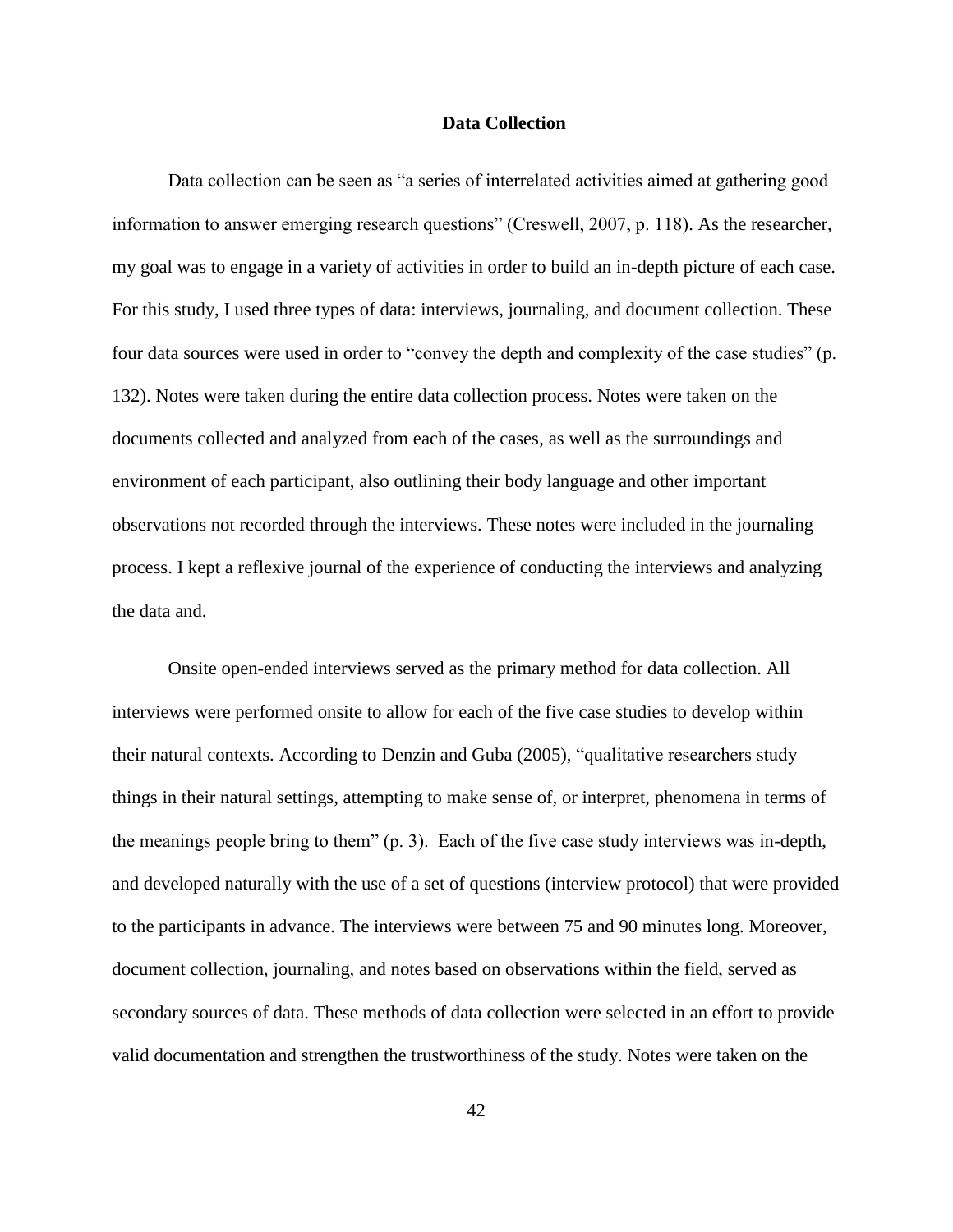## Data Collection

Data collection can be seen as "a series of interrelated activities aimed at gathering good information to answer emerging research questions" (Creswell, 2007, p. 118). As the researcher, my goal was to engage in a variety of activities in order to build an in-depth picture of each case. For this study, I used three types of data: interviews, journaling, and document collection. These four data sources were used in order to "convey the depth and complexity of the case studies" (p. 132). Notes were taken during the entire data collection process. Notes were taken on the documents collected and analyzed from each of the cases, as well as the surroundings and environment of each participant, also outlining their body language and other important observations not recorded through the interviews. These notes were included in the journaling process. I kept a reflexive journal of the experience of conducting the interviews and analyzing the data and.

Onsite open-ended interviews served as the primary method for data collection. All interviews were performed onsite to allow for each of the five case studies to develop within their natural contexts. According to Denzin and Guba (2005), "qualitative researchers study things in their natural settings, attempting to make sense of, or interpret, phenomena in terms of the meanings people bring to them" (p. 3). Each of the five case study interviews was in-depth, and developed naturally with the use of a set of questions (interview protocol) that were provided to the participants in advance. The interviews were between 75 and 90 minutes long. Moreover, document collection, journaling, and notes based on observations within the field, served as secondary sources of data. These methods of data collection were selected in an effort to provide valid documentation and strengthen the trustworthiness of the study. Notes were taken on the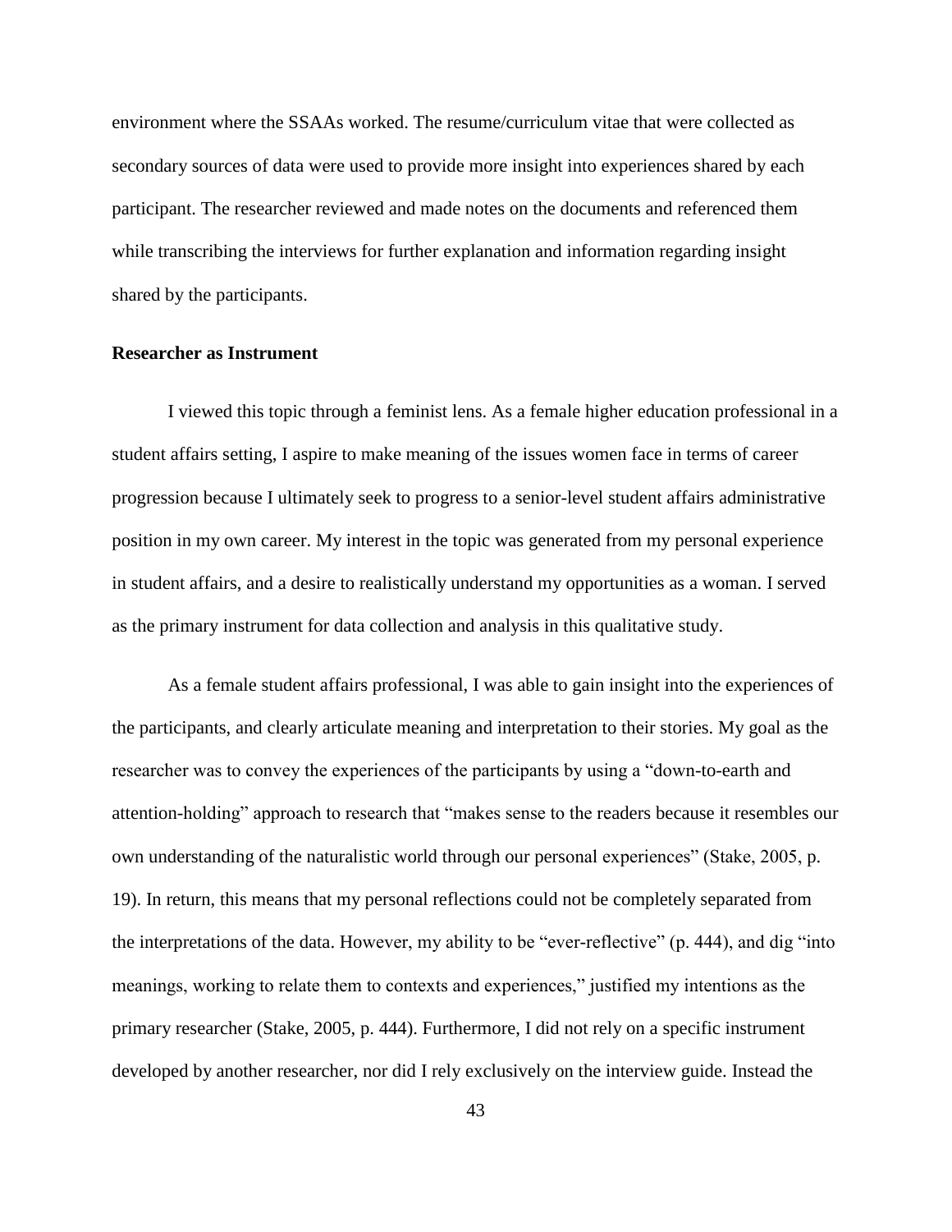environment where the SSAAs worked. The resume/curriculum vitae that were collected as secondary sources of data were used to provide more insight into experiences shared by each participant. The researcher reviewed and made notes on the documents and referenced them while transcribing the interviews for further explanation and information regarding insight shared by the participants.

### Researcher as Instrument

I viewed this topic through a feminist lens. As a female higher education professional in a student affairs setting, I aspire to make meaning of the issues women face in terms of career progression because I ultimately seek to progress to a senior-level student affairs administrative position in my own career. My interest in the topic was generated from my personal experience in student affairs, and a desire to realistically understand my opportunities as a woman. I served as the primary instrument for data collection and analysis in this qualitative study.

As a female student affairs professional, I was able to gain insight into the experiences of the participants, and clearly articulate meaning and interpretation to their stories. My goal as the researcher was to convey the experiences of the participants by using a "down-to-earth and attention-holding" approach to research that "makes sense to the readers because it resembles our own understanding of the naturalistic world through our personal experiences" (Stake, 2005, p. 19). In return, this means that my personal reflections could not be completely separated from the interpretations of the data. However, my ability to be "ever-reflective" (p. 444), and dig "into meanings, working to relate them to contexts and experiences," justified my intentions as the primary researcher (Stake, 2005, p. 444). Furthermore, I did not rely on a specific instrument developed by another researcher, nor did I rely exclusively on the interview guide. Instead the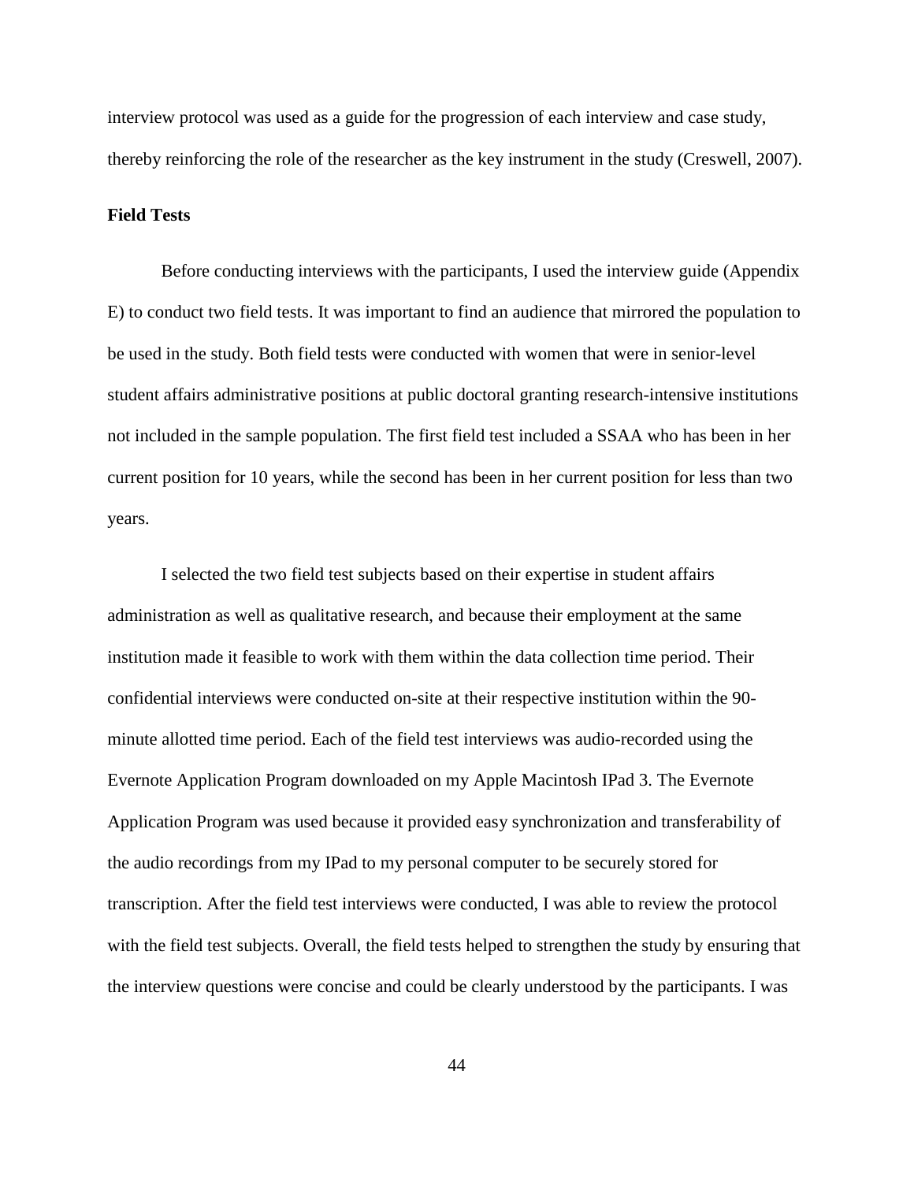interview protocol was used as a guide for the progression of each interview and case study, thereby reinforcing the role of the researcher as the key instrument in the study (Creswell, 2007).

**Field Tests**

Before conducting interviews with the participants, I used the interview guide (Appendix E) to conduct two field tests. It was important to find an audience that mirrored the population to be used in the study. Both field tests were conducted with women that were in senior-level student affairs administrative positions at public doctoral granting research-intensive institutions not included in the sample population. The first field test included a SSAA who has been in her current position for 10 years, while the second has been in her current position for less than two years.

I selected the two field test subjects based on their expertise in student affairs administration as well as qualitative research, and because their employment at the same institution made it feasible to work with them within the data collection time period. Their confidential interviews were conducted on-site at their respective institution within the 90-minute allotted time period. Each of the field test interviews was audio-recorded using the Evernote Application Program downloaded on my Apple Macintosh IPad 3. The Evernote Application Program was used because it provided easy synchronization and transferability of the audio recordings from my IPad to my personal computer to be securely stored for transcription. After the field test interviews were conducted, I was able to review the protocol with the field test subjects. Overall, the field tests helped to strengthen the study by ensuring that the interview questions were concise and could be clearly understood by the participants. I was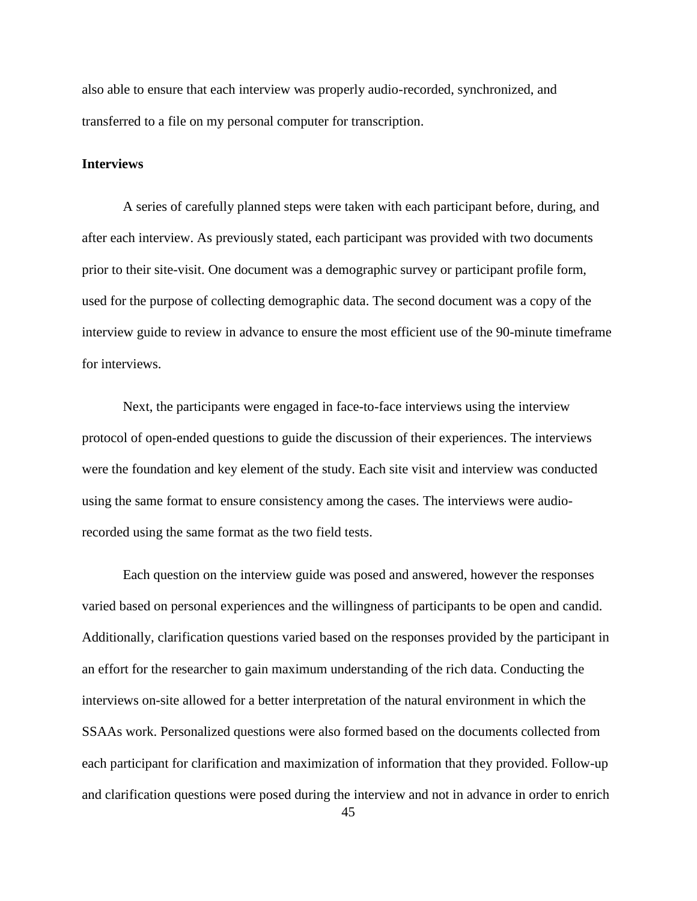also able to ensure that each interview was properly audio-recorded, synchronized, and transferred to a file on my personal computer for transcription.

**Interviews**

A series of carefully planned steps were taken with each participant before, during, and after each interview. As previously stated, each participant was provided with two documents prior to their site-visit. One document was a demographic survey or participant profile form, used for the purpose of collecting demographic data. The second document was a copy of the interview guide to review in advance to ensure the most efficient use of the 90-minute timeframe for interviews.

Next, the participants were engaged in face-to-face interviews using the interview protocol of open-ended questions to guide the discussion of their experiences. The interviews were the foundation and key element of the study. Each site visit and interview was conducted using the same format to ensure consistency among the cases. The interviews were audio-recorded using the same format as the two field tests.

Each question on the interview guide was posed and answered, however the responses varied based on personal experiences and the willingness of participants to be open and candid. Additionally, clarification questions varied based on the responses provided by the participant in an effort for the researcher to gain maximum understanding of the rich data. Conducting the interviews on-site allowed for a better interpretation of the natural environment in which the SSAAs work. Personalized questions were also formed based on the documents collected from each participant for clarification and maximization of information that they provided. Follow-up and clarification questions were posed during the interview and not in advance in order to enrich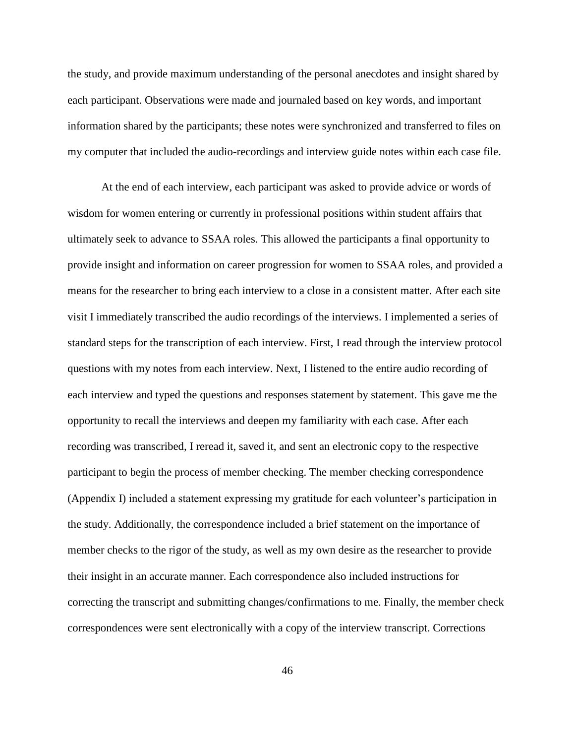the study, and provide maximum understanding of the personal anecdotes and insight shared by each participant. Observations were made and journaled based on key words, and important information shared by the participants; these notes were synchronized and transferred to files on my computer that included the audio-recordings and interview guide notes within each case file.

At the end of each interview, each participant was asked to provide advice or words of wisdom for women entering or currently in professional positions within student affairs that ultimately seek to advance to SSAA roles. This allowed the participants a final opportunity to provide insight and information on career progression for women to SSAA roles, and provided a means for the researcher to bring each interview to a close in a consistent matter. After each site visit I immediately transcribed the audio recordings of the interviews. I implemented a series of standard steps for the transcription of each interview. First, I read through the interview protocol questions with my notes from each interview. Next, I listened to the entire audio recording of each interview and typed the questions and responses statement by statement. This gave me the opportunity to recall the interviews and deepen my familiarity with each case. After each recording was transcribed, I reread it, saved it, and sent an electronic copy to the respective participant to begin the process of member checking. The member checking correspondence (Appendix I) included a statement expressing my gratitude for each volunteer's participation in the study. Additionally, the correspondence included a brief statement on the importance of member checks to the rigor of the study, as well as my own desire as the researcher to provide their insight in an accurate manner. Each correspondence also included instructions for correcting the transcript and submitting changes/confirmations to me. Finally, the member check correspondences were sent electronically with a copy of the interview transcript. Corrections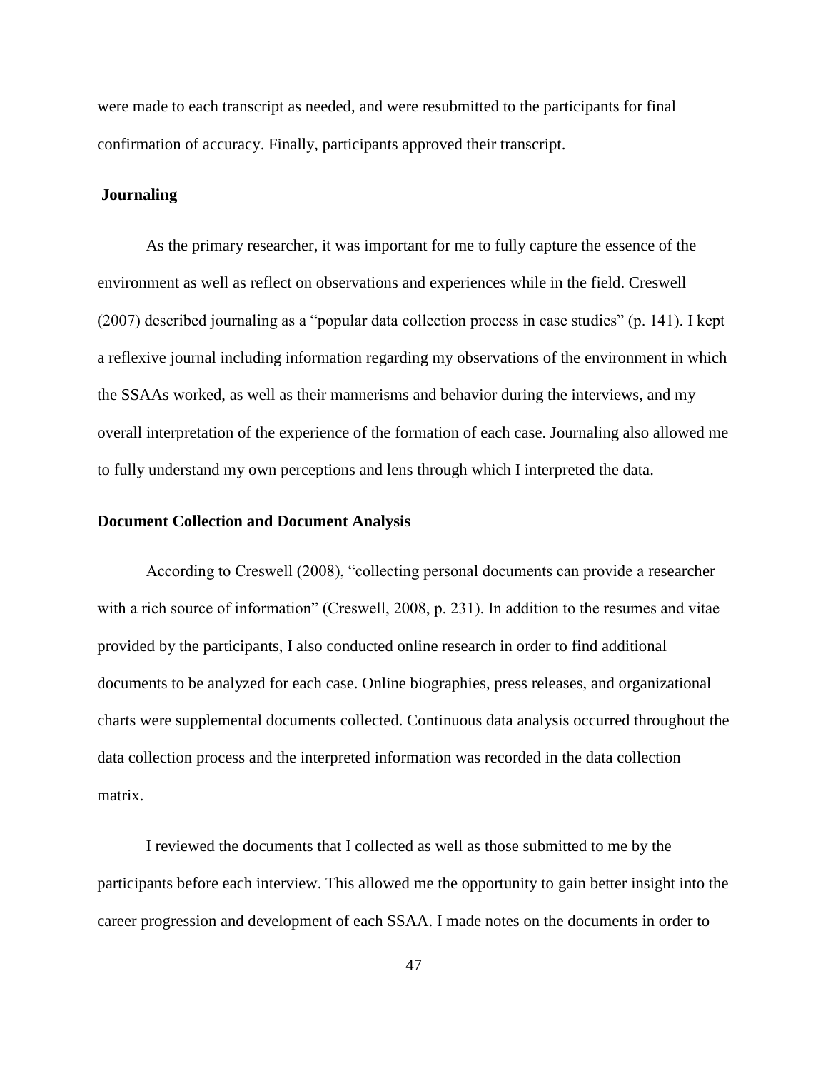were made to each transcript as needed, and were resubmitted to the participants for final confirmation of accuracy. Finally, participants approved their transcript.

### Journaling

As the primary researcher, it was important for me to fully capture the essence of the environment as well as reflect on observations and experiences while in the field. Creswell (2007) described journaling as a "popular data collection process in case studies" (p. 141). I kept a reflexive journal including information regarding my observations of the environment in which the SSAAs worked, as well as their mannerisms and behavior during the interviews, and my overall interpretation of the experience of the formation of each case. Journaling also allowed me to fully understand my own perceptions and lens through which I interpreted the data.

### Document Collection and Document Analysis

According to Creswell (2008), "collecting personal documents can provide a researcher with a rich source of information" (Creswell, 2008, p. 231). In addition to the resumes and vitae provided by the participants, I also conducted online research in order to find additional documents to be analyzed for each case. Online biographies, press releases, and organizational charts were supplemental documents collected. Continuous data analysis occurred throughout the data collection process and the interpreted information was recorded in the data collection matrix.

I reviewed the documents that I collected as well as those submitted to me by the participants before each interview. This allowed me the opportunity to gain better insight into the career progression and development of each SSAA. I made notes on the documents in order to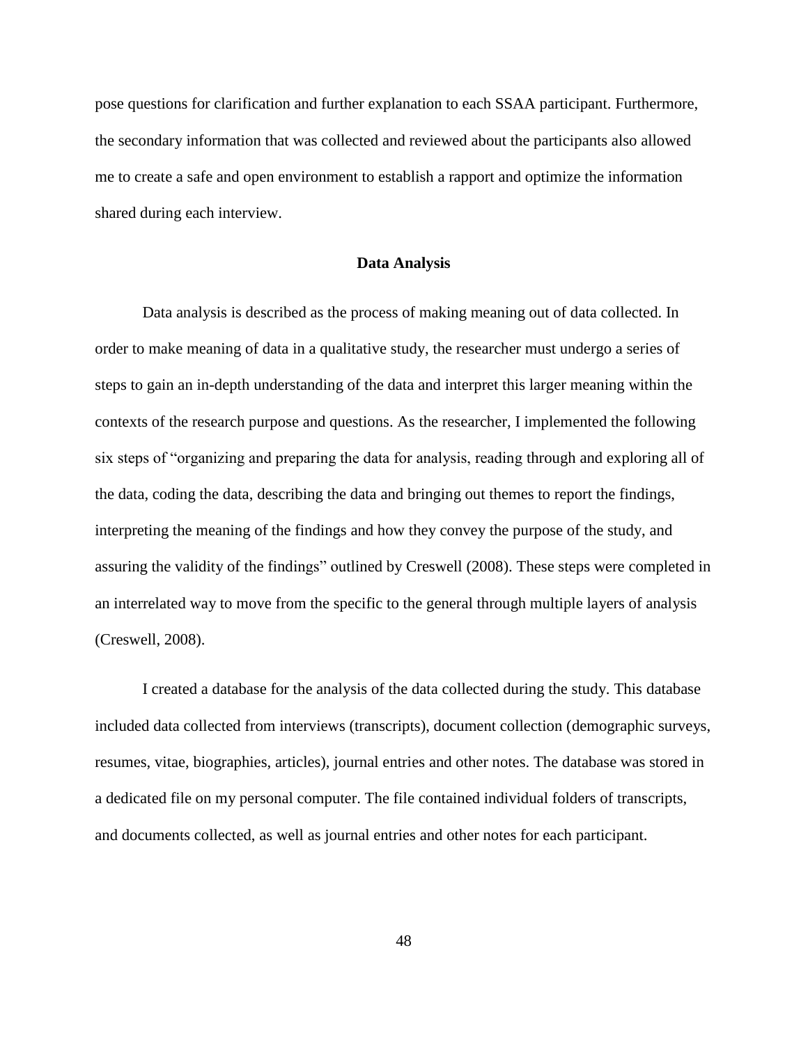pose questions for clarification and further explanation to each SSAA participant. Furthermore, the secondary information that was collected and reviewed about the participants also allowed me to create a safe and open environment to establish a rapport and optimize the information shared during each interview.

## Data Analysis

Data analysis is described as the process of making meaning out of data collected. In order to make meaning of data in a qualitative study, the researcher must undergo a series of steps to gain an in-depth understanding of the data and interpret this larger meaning within the contexts of the research purpose and questions. As the researcher, I implemented the following six steps of "organizing and preparing the data for analysis, reading through and exploring all of the data, coding the data, describing the data and bringing out themes to report the findings, interpreting the meaning of the findings and how they convey the purpose of the study, and assuring the validity of the findings" outlined by Creswell (2008). These steps were completed in an interrelated way to move from the specific to the general through multiple layers of analysis (Creswell, 2008).

I created a database for the analysis of the data collected during the study. This database included data collected from interviews (transcripts), document collection (demographic surveys, resumes, vitae, biographies, articles), journal entries and other notes. The database was stored in a dedicated file on my personal computer. The file contained individual folders of transcripts, and documents collected, as well as journal entries and other notes for each participant.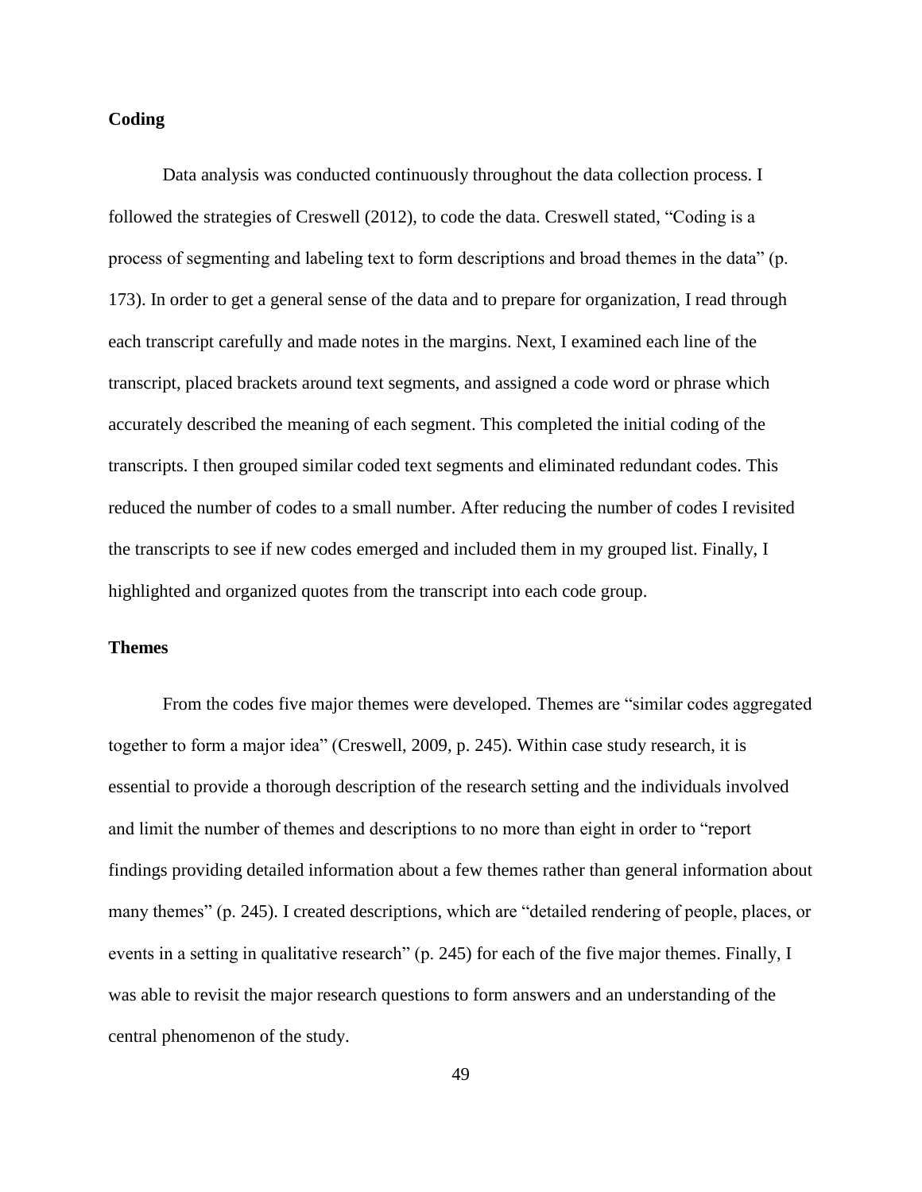### Coding

Data analysis was conducted continuously throughout the data collection process. I followed the strategies of Creswell (2012), to code the data. Creswell stated, "Coding is a process of segmenting and labeling text to form descriptions and broad themes in the data" (p. 173). In order to get a general sense of the data and to prepare for organization, I read through each transcript carefully and made notes in the margins. Next, I examined each line of the transcript, placed brackets around text segments, and assigned a code word or phrase which accurately described the meaning of each segment. This completed the initial coding of the transcripts. I then grouped similar coded text segments and eliminated redundant codes. This reduced the number of codes to a small number. After reducing the number of codes I revisited the transcripts to see if new codes emerged and included them in my grouped list. Finally, I highlighted and organized quotes from the transcript into each code group.

### Themes

From the codes five major themes were developed. Themes are "similar codes aggregated together to form a major idea" (Creswell, 2009, p. 245). Within case study research, it is essential to provide a thorough description of the research setting and the individuals involved and limit the number of themes and descriptions to no more than eight in order to "report findings providing detailed information about a few themes rather than general information about many themes" (p. 245). I created descriptions, which are "detailed rendering of people, places, or events in a setting in qualitative research" (p. 245) for each of the five major themes. Finally, I was able to revisit the major research questions to form answers and an understanding of the central phenomenon of the study.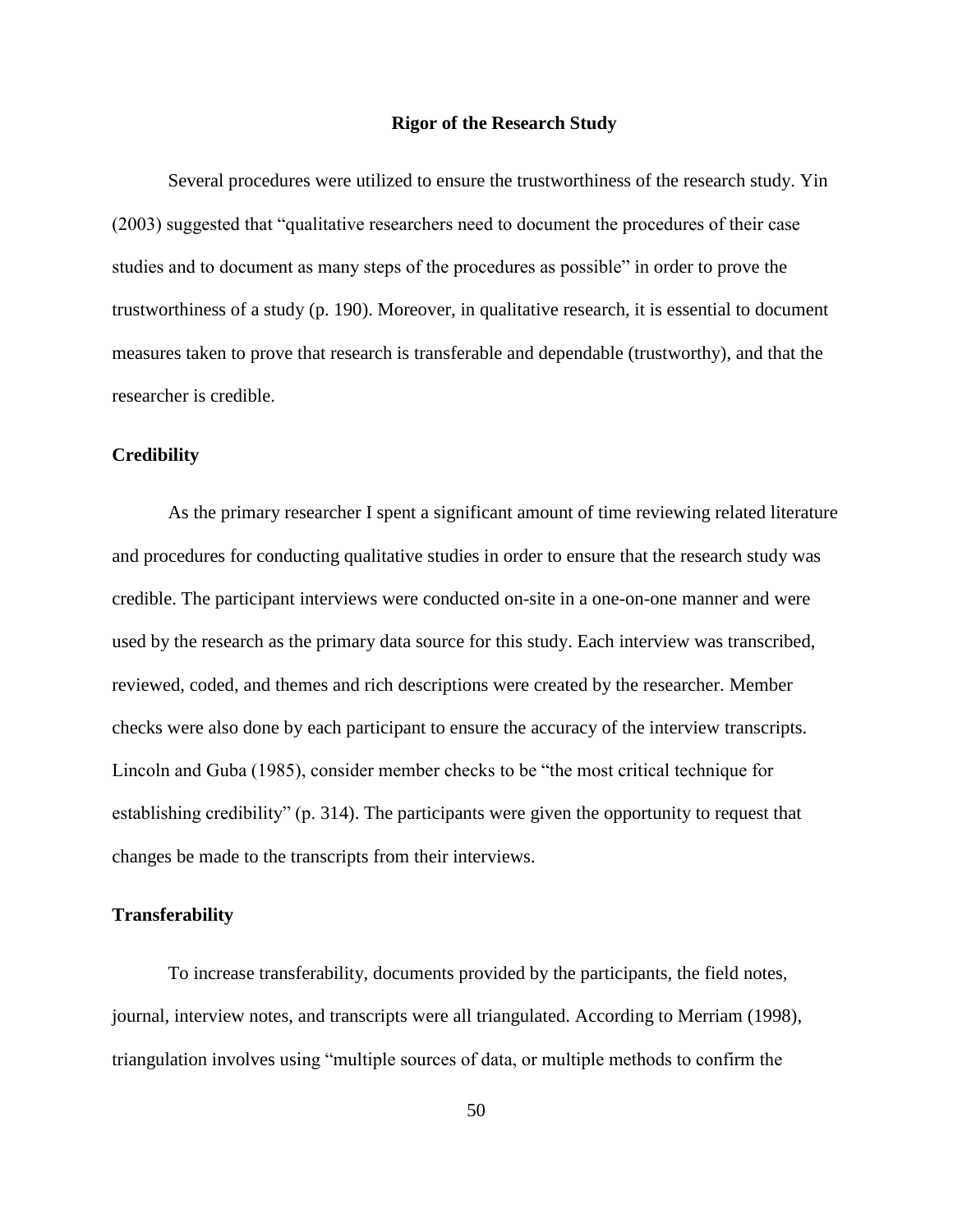## Rigor of the Research Study

Several procedures were utilized to ensure the trustworthiness of the research study. Yin (2003) suggested that "qualitative researchers need to document the procedures of their case studies and to document as many steps of the procedures as possible" in order to prove the trustworthiness of a study (p. 190). Moreover, in qualitative research, it is essential to document measures taken to prove that research is transferable and dependable (trustworthy), and that the researcher is credible.

### Credibility

As the primary researcher I spent a significant amount of time reviewing related literature and procedures for conducting qualitative studies in order to ensure that the research study was credible. The participant interviews were conducted on-site in a one-on-one manner and were used by the research as the primary data source for this study. Each interview was transcribed, reviewed, coded, and themes and rich descriptions were created by the researcher. Member checks were also done by each participant to ensure the accuracy of the interview transcripts. Lincoln and Guba (1985), consider member checks to be "the most critical technique for establishing credibility" (p. 314). The participants were given the opportunity to request that changes be made to the transcripts from their interviews.

### Transferability

To increase transferability, documents provided by the participants, the field notes, journal, interview notes, and transcripts were all triangulated. According to Merriam (1998), triangulation involves using "multiple sources of data, or multiple methods to confirm the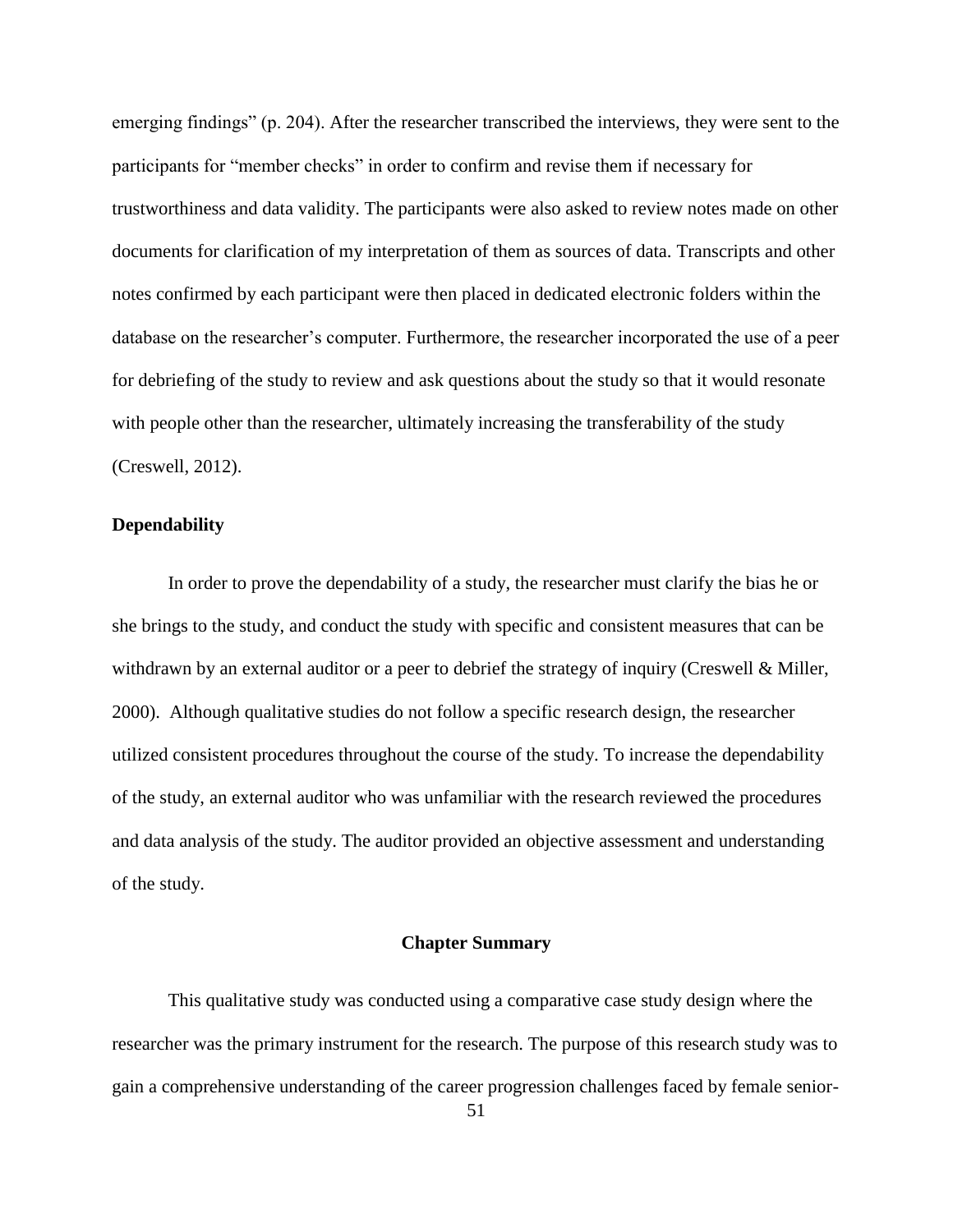emerging findings" (p. 204). After the researcher transcribed the interviews, they were sent to the participants for "member checks" in order to confirm and revise them if necessary for trustworthiness and data validity. The participants were also asked to review notes made on other documents for clarification of my interpretation of them as sources of data. Transcripts and other notes confirmed by each participant were then placed in dedicated electronic folders within the database on the researcher's computer. Furthermore, the researcher incorporated the use of a peer for debriefing of the study to review and ask questions about the study so that it would resonate with people other than the researcher, ultimately increasing the transferability of the study (Creswell, 2012).

### Dependability

In order to prove the dependability of a study, the researcher must clarify the bias he or she brings to the study, and conduct the study with specific and consistent measures that can be withdrawn by an external auditor or a peer to debrief the strategy of inquiry (Creswell & Miller, 2000). Although qualitative studies do not follow a specific research design, the researcher utilized consistent procedures throughout the course of the study. To increase the dependability of the study, an external auditor who was unfamiliar with the research reviewed the procedures and data analysis of the study. The auditor provided an objective assessment and understanding of the study.

## Chapter Summary

This qualitative study was conducted using a comparative case study design where the researcher was the primary instrument for the research. The purpose of this research study was to gain a comprehensive understanding of the career progression challenges faced by female senior-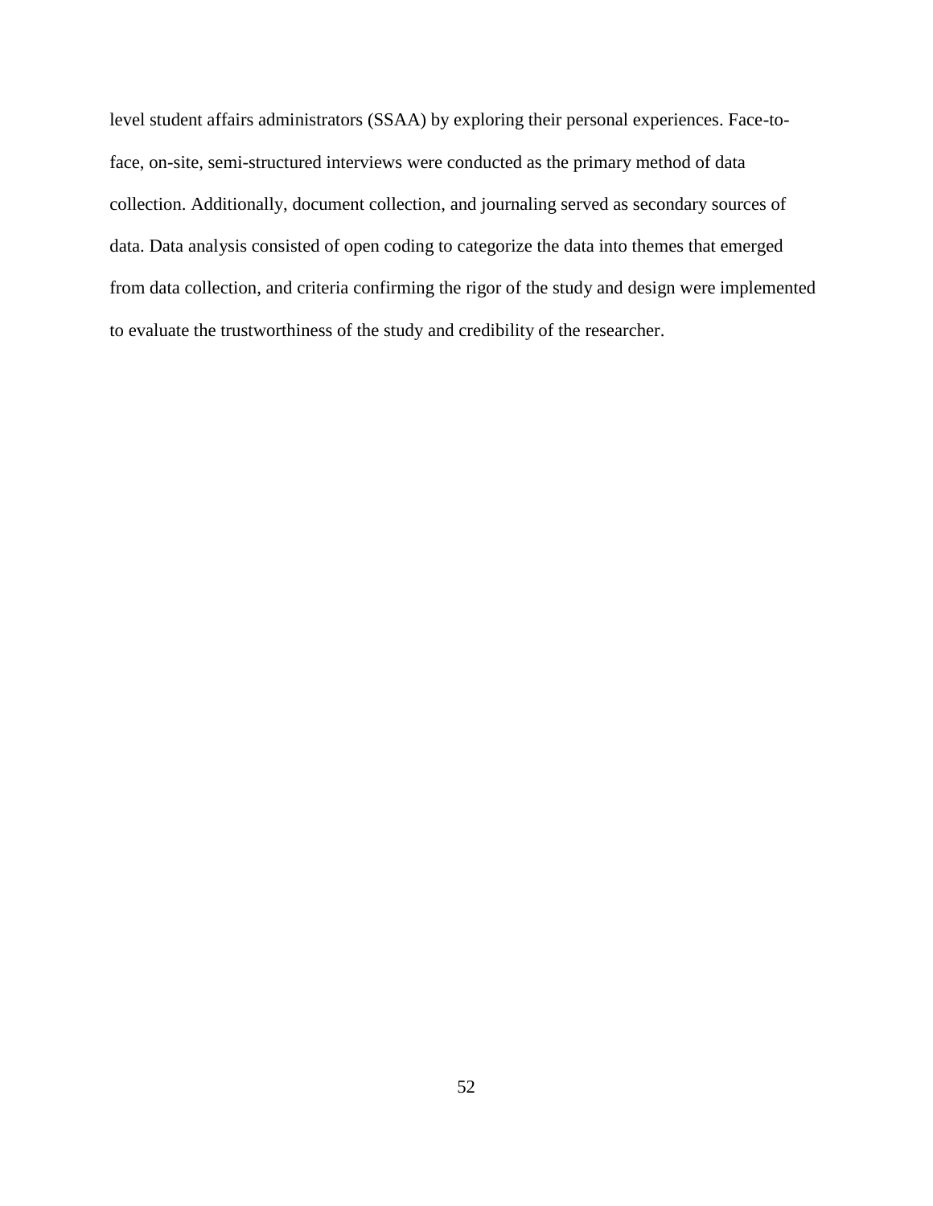level student affairs administrators (SSAA) by exploring their personal experiences. Face-to-face, on-site, semi-structured interviews were conducted as the primary method of data collection. Additionally, document collection, and journaling served as secondary sources of data. Data analysis consisted of open coding to categorize the data into themes that emerged from data collection, and criteria confirming the rigor of the study and design were implemented to evaluate the trustworthiness of the study and credibility of the researcher.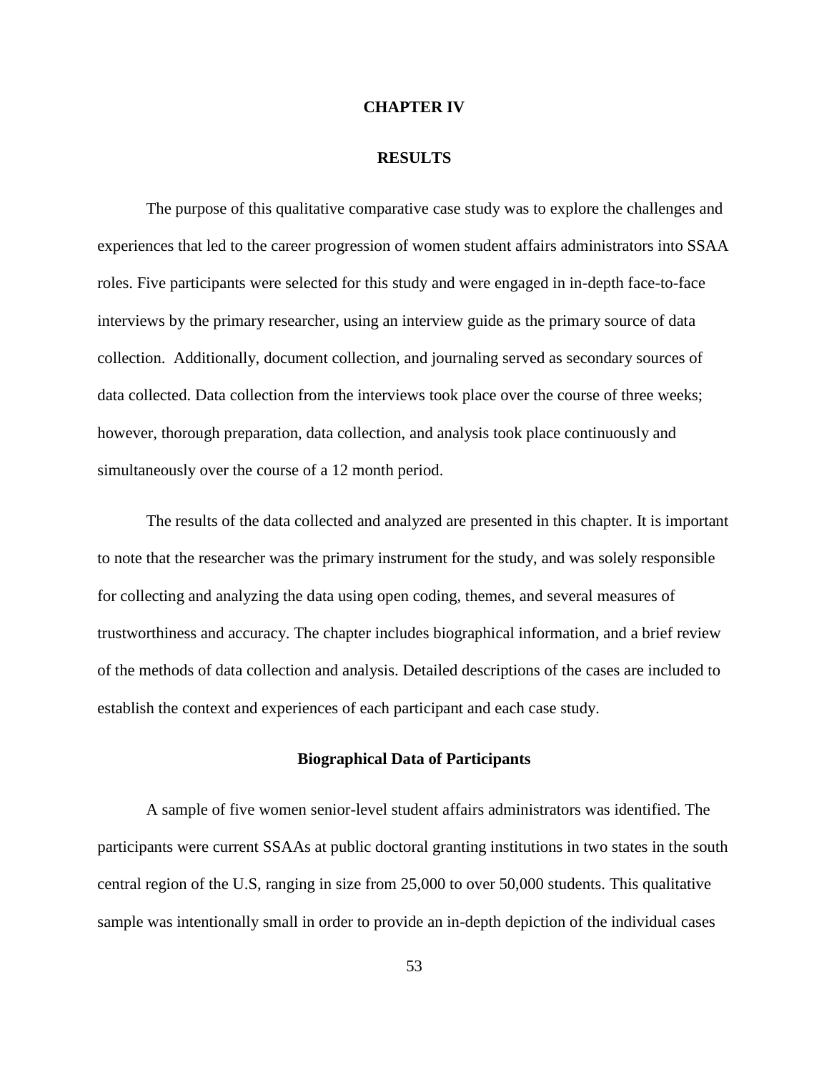# CHAPTER IV

# RESULTS

The purpose of this qualitative comparative case study was to explore the challenges and experiences that led to the career progression of women student affairs administrators into SSAA roles. Five participants were selected for this study and were engaged in in-depth face-to-face interviews by the primary researcher, using an interview guide as the primary source of data collection. Additionally, document collection, and journaling served as secondary sources of data collected. Data collection from the interviews took place over the course of three weeks; however, thorough preparation, data collection, and analysis took place continuously and simultaneously over the course of a 12 month period.

The results of the data collected and analyzed are presented in this chapter. It is important to note that the researcher was the primary instrument for the study, and was solely responsible for collecting and analyzing the data using open coding, themes, and several measures of trustworthiness and accuracy. The chapter includes biographical information, and a brief review of the methods of data collection and analysis. Detailed descriptions of the cases are included to establish the context and experiences of each participant and each case study.

## Biographical Data of Participants

A sample of five women senior-level student affairs administrators was identified. The participants were current SSAAs at public doctoral granting institutions in two states in the south central region of the U.S, ranging in size from 25,000 to over 50,000 students. This qualitative sample was intentionally small in order to provide an in-depth depiction of the individual cases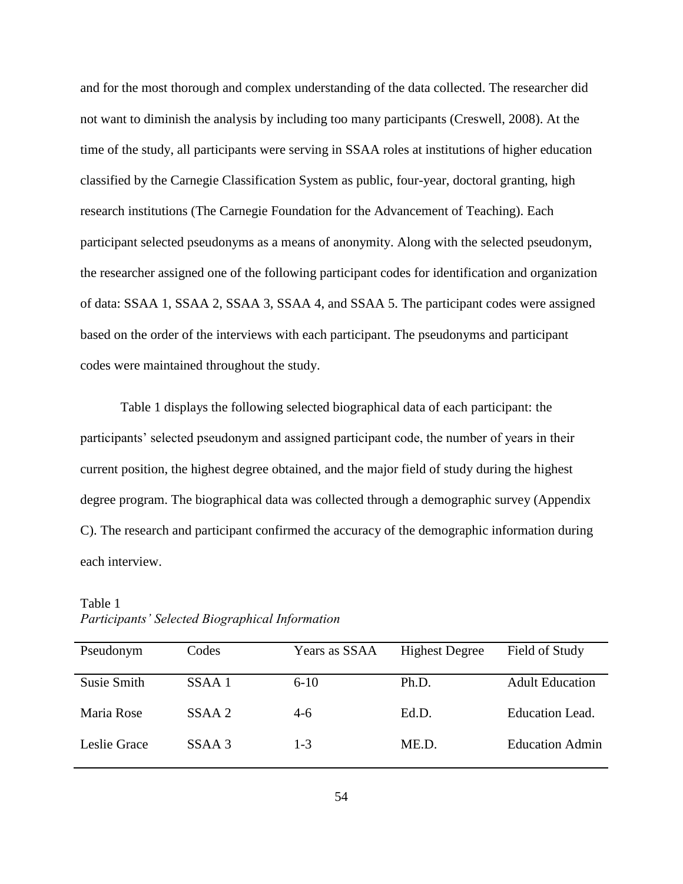and for the most thorough and complex understanding of the data collected. The researcher did not want to diminish the analysis by including too many participants (Creswell, 2008). At the time of the study, all participants were serving in SSAA roles at institutions of higher education classified by the Carnegie Classification System as public, four-year, doctoral granting, high research institutions (The Carnegie Foundation for the Advancement of Teaching). Each participant selected pseudonyms as a means of anonymity. Along with the selected pseudonym, the researcher assigned one of the following participant codes for identification and organization of data: SSAA 1, SSAA 2, SSAA 3, SSAA 4, and SSAA 5. The participant codes were assigned based on the order of the interviews with each participant. The pseudonyms and participant codes were maintained throughout the study.

Table 1 displays the following selected biographical data of each participant: the participants' selected pseudonym and assigned participant code, the number of years in their current position, the highest degree obtained, and the major field of study during the highest degree program. The biographical data was collected through a demographic survey (Appendix C). The research and participant confirmed the accuracy of the demographic information during each interview.

Table 1
*Participants' Selected Biographical Information*

| Pseudonym | Codes | Years as SSAA | Highest Degree | Field of Study |
|---|---|---|---|---|
| Susie Smith | SSAA 1 | 6-10 | Ph.D. | Adult Education |
| Maria Rose | SSAA 2 | 4-6 | Ed.D. | Education Lead. |
| Leslie Grace | SSAA 3 | 1-3 | ME.D. | Education Admin |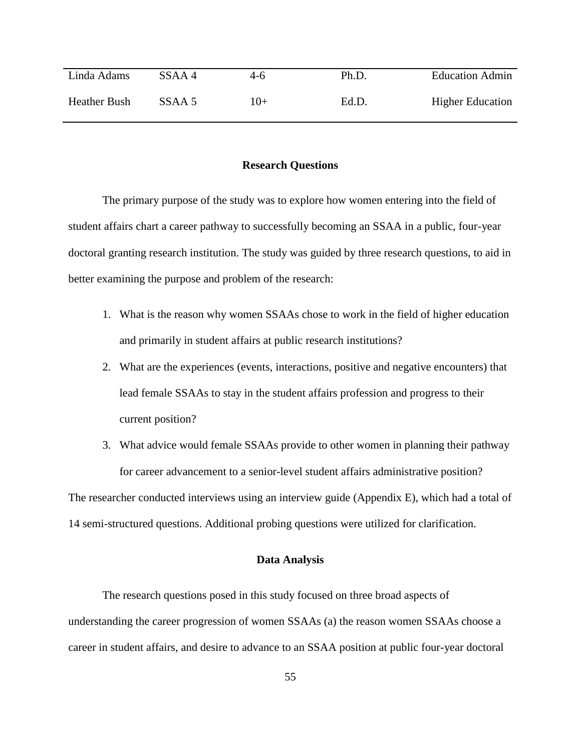| | | | | |
|---|---|---|---|---|
| Linda Adams | SSAA 4 | 4-6 | Ph.D. | Education Admin |
| Heather Bush | SSAA 5 | 10+ | Ed.D. | Higher Education |

## Research Questions

The primary purpose of the study was to explore how women entering into the field of student affairs chart a career pathway to successfully becoming an SSAA in a public, four-year doctoral granting research institution. The study was guided by three research questions, to aid in better examining the purpose and problem of the research:

1. What is the reason why women SSAAs chose to work in the field of higher education and primarily in student affairs at public research institutions?
2. What are the experiences (events, interactions, positive and negative encounters) that lead female SSAAs to stay in the student affairs profession and progress to their current position?
3. What advice would female SSAAs provide to other women in planning their pathway for career advancement to a senior-level student affairs administrative position?

The researcher conducted interviews using an interview guide (Appendix E), which had a total of 14 semi-structured questions. Additional probing questions were utilized for clarification.

## Data Analysis

The research questions posed in this study focused on three broad aspects of understanding the career progression of women SSAAs (a) the reason women SSAAs choose a career in student affairs, and desire to advance to an SSAA position at public four-year doctoral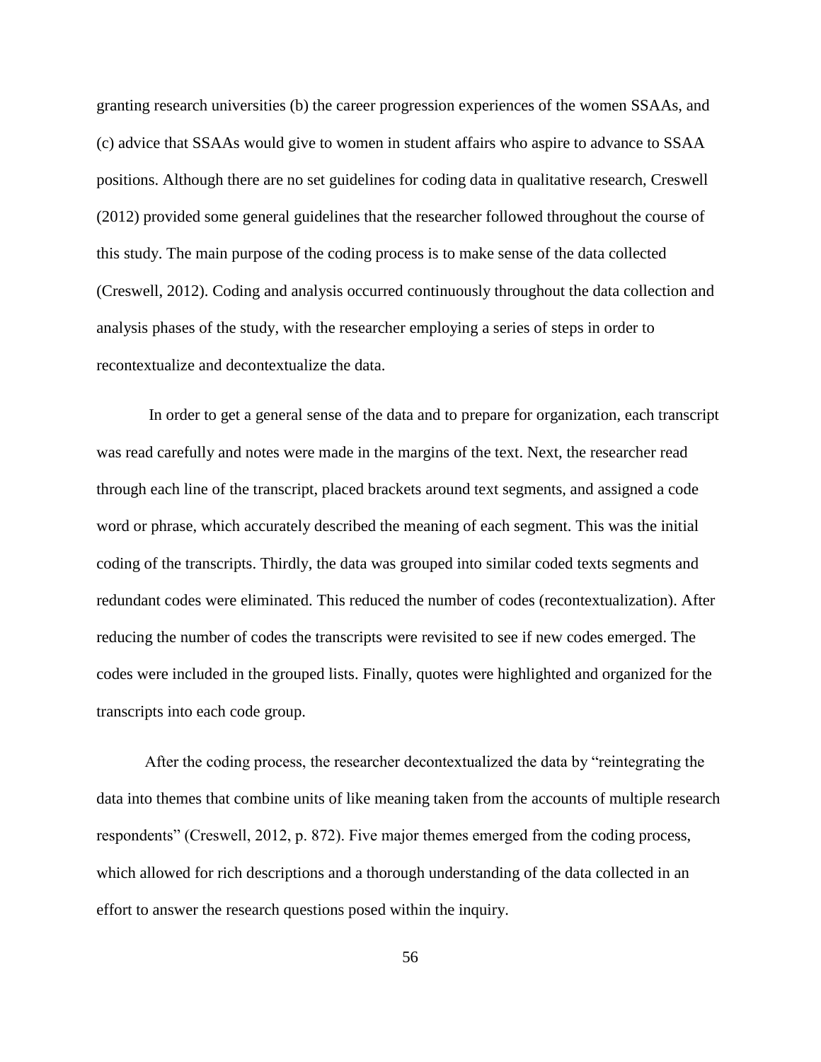granting research universities (b) the career progression experiences of the women SSAAs, and (c) advice that SSAAs would give to women in student affairs who aspire to advance to SSAA positions. Although there are no set guidelines for coding data in qualitative research, Creswell (2012) provided some general guidelines that the researcher followed throughout the course of this study. The main purpose of the coding process is to make sense of the data collected (Creswell, 2012). Coding and analysis occurred continuously throughout the data collection and analysis phases of the study, with the researcher employing a series of steps in order to recontextualize and decontextualize the data.

In order to get a general sense of the data and to prepare for organization, each transcript was read carefully and notes were made in the margins of the text. Next, the researcher read through each line of the transcript, placed brackets around text segments, and assigned a code word or phrase, which accurately described the meaning of each segment. This was the initial coding of the transcripts. Thirdly, the data was grouped into similar coded texts segments and redundant codes were eliminated. This reduced the number of codes (recontextualization). After reducing the number of codes the transcripts were revisited to see if new codes emerged. The codes were included in the grouped lists. Finally, quotes were highlighted and organized for the transcripts into each code group.

After the coding process, the researcher decontextualized the data by "reintegrating the data into themes that combine units of like meaning taken from the accounts of multiple research respondents" (Creswell, 2012, p. 872). Five major themes emerged from the coding process, which allowed for rich descriptions and a thorough understanding of the data collected in an effort to answer the research questions posed within the inquiry.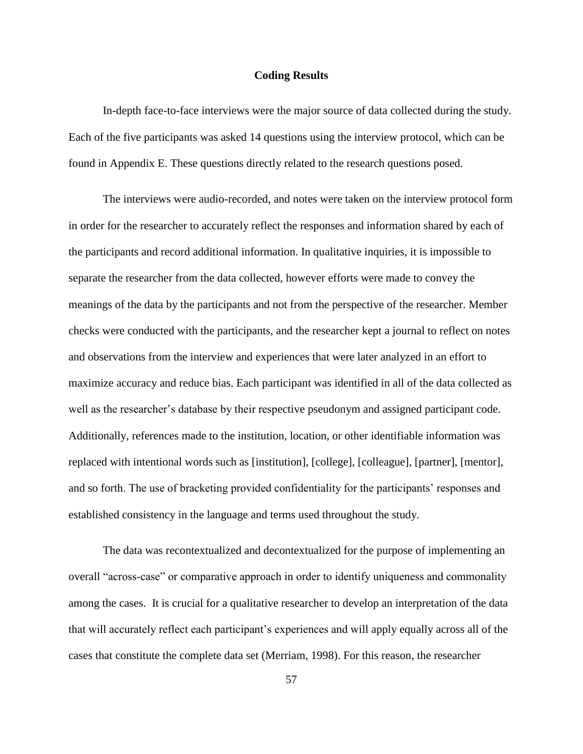## Coding Results

In-depth face-to-face interviews were the major source of data collected during the study. Each of the five participants was asked 14 questions using the interview protocol, which can be found in Appendix E. These questions directly related to the research questions posed.

The interviews were audio-recorded, and notes were taken on the interview protocol form in order for the researcher to accurately reflect the responses and information shared by each of the participants and record additional information. In qualitative inquiries, it is impossible to separate the researcher from the data collected, however efforts were made to convey the meanings of the data by the participants and not from the perspective of the researcher. Member checks were conducted with the participants, and the researcher kept a journal to reflect on notes and observations from the interview and experiences that were later analyzed in an effort to maximize accuracy and reduce bias. Each participant was identified in all of the data collected as well as the researcher's database by their respective pseudonym and assigned participant code. Additionally, references made to the institution, location, or other identifiable information was replaced with intentional words such as [institution], [college], [colleague], [partner], [mentor], and so forth. The use of bracketing provided confidentiality for the participants' responses and established consistency in the language and terms used throughout the study.

The data was recontextualized and decontextualized for the purpose of implementing an overall "across-case" or comparative approach in order to identify uniqueness and commonality among the cases. It is crucial for a qualitative researcher to develop an interpretation of the data that will accurately reflect each participant's experiences and will apply equally across all of the cases that constitute the complete data set (Merriam, 1998). For this reason, the researcher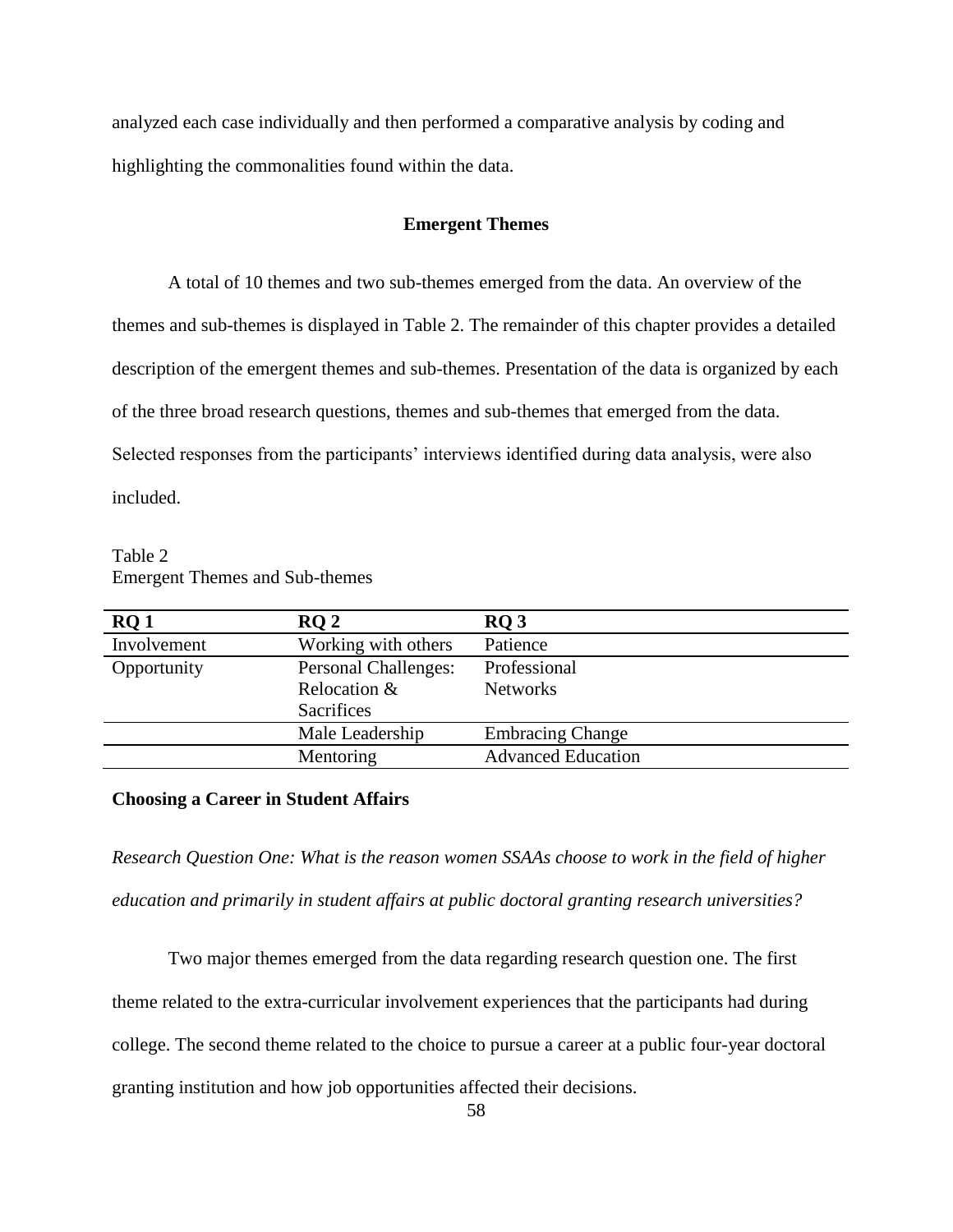analyzed each case individually and then performed a comparative analysis by coding and highlighting the commonalities found within the data.

## Emergent Themes

A total of 10 themes and two sub-themes emerged from the data. An overview of the themes and sub-themes is displayed in Table 2. The remainder of this chapter provides a detailed description of the emergent themes and sub-themes. Presentation of the data is organized by each of the three broad research questions, themes and sub-themes that emerged from the data. Selected responses from the participants' interviews identified during data analysis, were also included.

Table 2
Emergent Themes and Sub-themes

| RQ 1 | RQ 2 | RQ 3 |
|---|---|---|
| Involvement | Working with others | Patience |
| Opportunity | Personal Challenges: Relocation & Sacrifices | Professional Networks |
| | Male Leadership | Embracing Change |
| | Mentoring | Advanced Education |

### Choosing a Career in Student Affairs

*Research Question One: What is the reason women SSAAs choose to work in the field of higher education and primarily in student affairs at public doctoral granting research universities?*

Two major themes emerged from the data regarding research question one. The first theme related to the extra-curricular involvement experiences that the participants had during college. The second theme related to the choice to pursue a career at a public four-year doctoral granting institution and how job opportunities affected their decisions.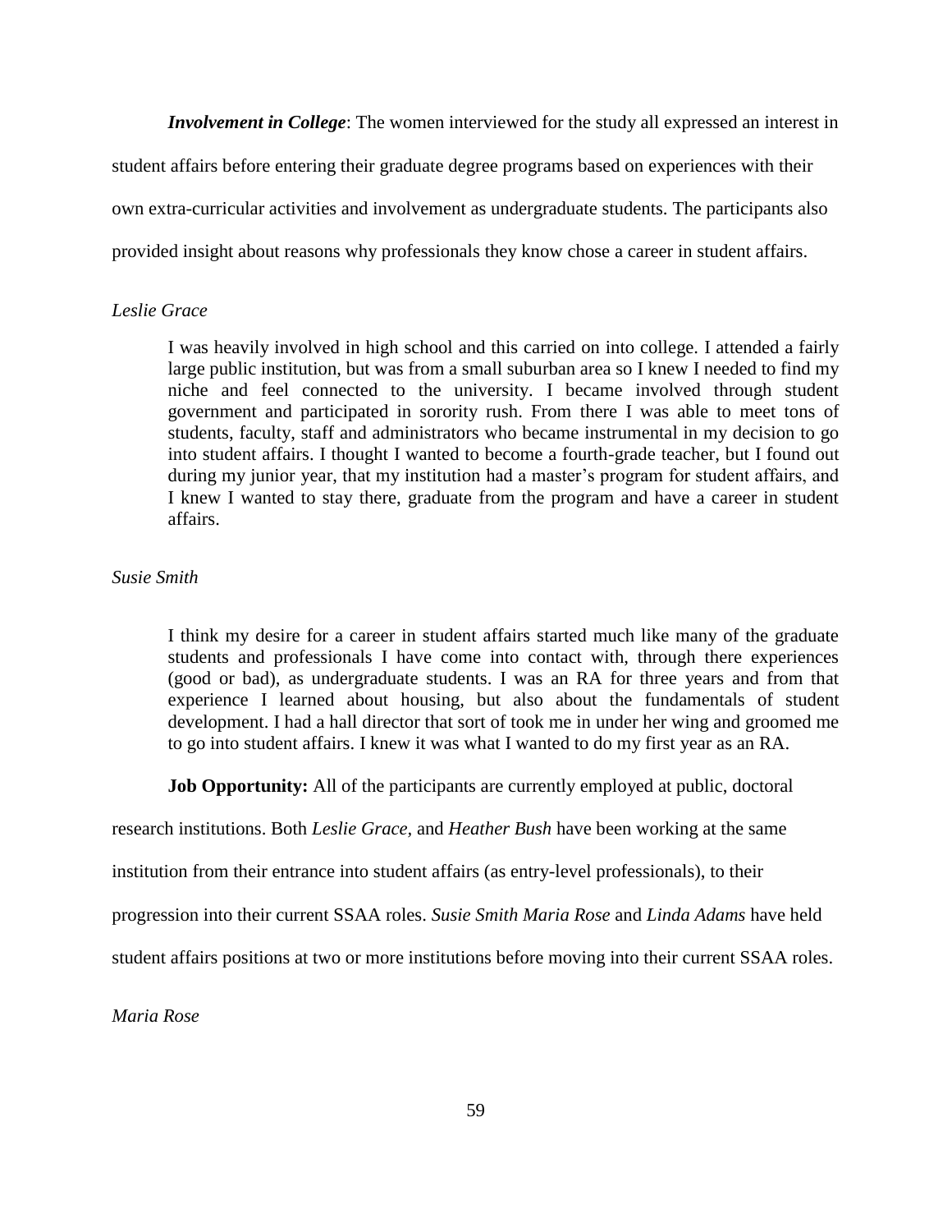***Involvement in College***: The women interviewed for the study all expressed an interest in student affairs before entering their graduate degree programs based on experiences with their own extra-curricular activities and involvement as undergraduate students. The participants also provided insight about reasons why professionals they know chose a career in student affairs.

*Leslie Grace*

> I was heavily involved in high school and this carried on into college. I attended a fairly large public institution, but was from a small suburban area so I knew I needed to find my niche and feel connected to the university. I became involved through student government and participated in sorority rush. From there I was able to meet tons of students, faculty, staff and administrators who became instrumental in my decision to go into student affairs. I thought I wanted to become a fourth-grade teacher, but I found out during my junior year, that my institution had a master's program for student affairs, and I knew I wanted to stay there, graduate from the program and have a career in student affairs.

*Susie Smith*

> I think my desire for a career in student affairs started much like many of the graduate students and professionals I have come into contact with, through there experiences (good or bad), as undergraduate students. I was an RA for three years and from that experience I learned about housing, but also about the fundamentals of student development. I had a hall director that sort of took me in under her wing and groomed me to go into student affairs. I knew it was what I wanted to do my first year as an RA.

**Job Opportunity:** All of the participants are currently employed at public, doctoral research institutions. Both *Leslie Grace*, and *Heather Bush* have been working at the same institution from their entrance into student affairs (as entry-level professionals), to their progression into their current SSAA roles. *Susie Smith Maria Rose* and *Linda Adams* have held student affairs positions at two or more institutions before moving into their current SSAA roles.

*Maria Rose*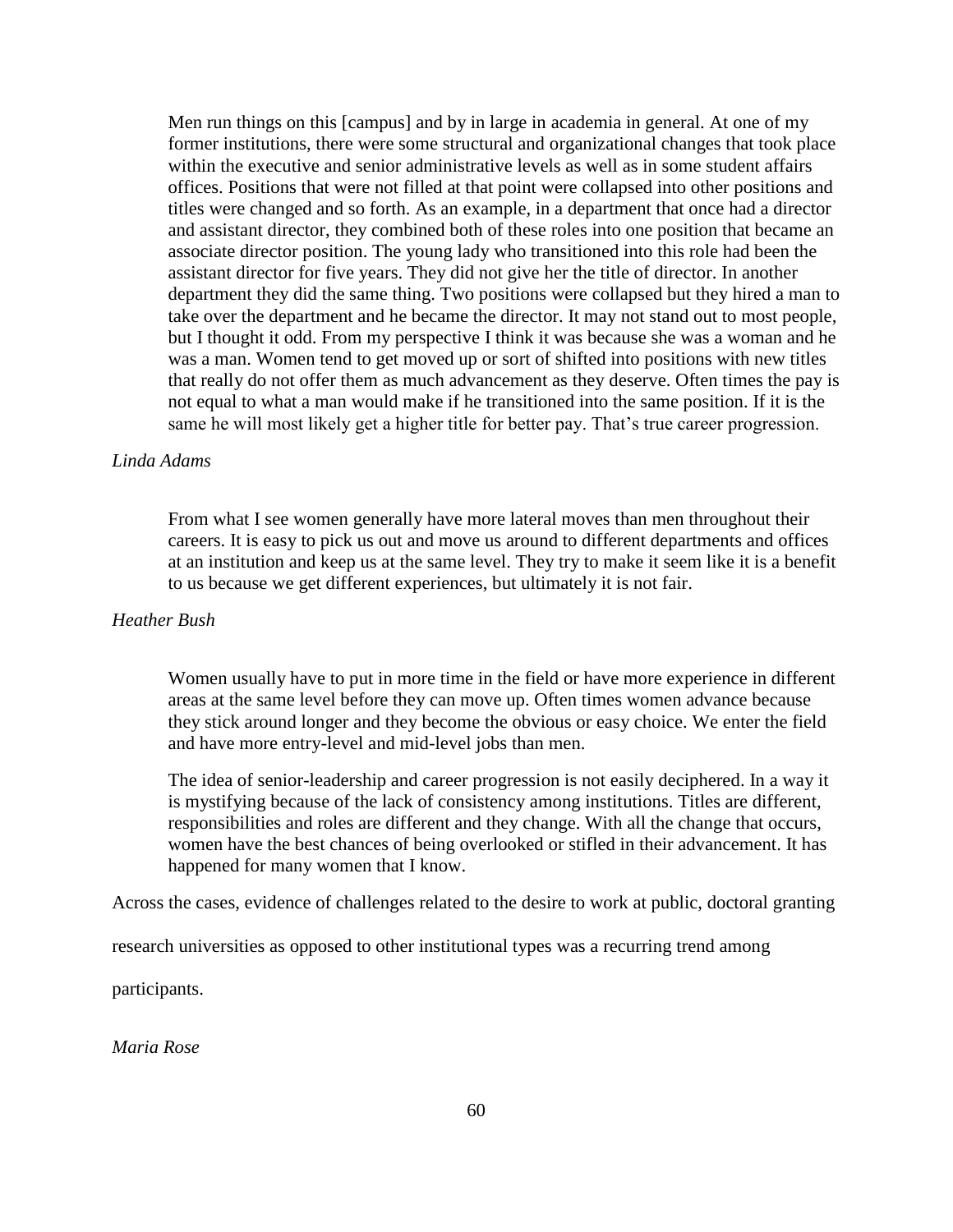> Men run things on this [campus] and by in large in academia in general. At one of my former institutions, there were some structural and organizational changes that took place within the executive and senior administrative levels as well as in some student affairs offices. Positions that were not filled at that point were collapsed into other positions and titles were changed and so forth. As an example, in a department that once had a director and assistant director, they combined both of these roles into one position that became an associate director position. The young lady who transitioned into this role had been the assistant director for five years. They did not give her the title of director. In another department they did the same thing. Two positions were collapsed but they hired a man to take over the department and he became the director. It may not stand out to most people, but I thought it odd. From my perspective I think it was because she was a woman and he was a man. Women tend to get moved up or sort of shifted into positions with new titles that really do not offer them as much advancement as they deserve. Often times the pay is not equal to what a man would make if he transitioned into the same position. If it is the same he will most likely get a higher title for better pay. That's true career progression.

*Linda Adams*

> From what I see women generally have more lateral moves than men throughout their careers. It is easy to pick us out and move us around to different departments and offices at an institution and keep us at the same level. They try to make it seem like it is a benefit to us because we get different experiences, but ultimately it is not fair.

*Heather Bush*

> Women usually have to put in more time in the field or have more experience in different areas at the same level before they can move up. Often times women advance because they stick around longer and they become the obvious or easy choice. We enter the field and have more entry-level and mid-level jobs than men.
>
> The idea of senior-leadership and career progression is not easily deciphered. In a way it is mystifying because of the lack of consistency among institutions. Titles are different, responsibilities and roles are different and they change. With all the change that occurs, women have the best chances of being overlooked or stifled in their advancement. It has happened for many women that I know.

Across the cases, evidence of challenges related to the desire to work at public, doctoral granting research universities as opposed to other institutional types was a recurring trend among participants.

*Maria Rose*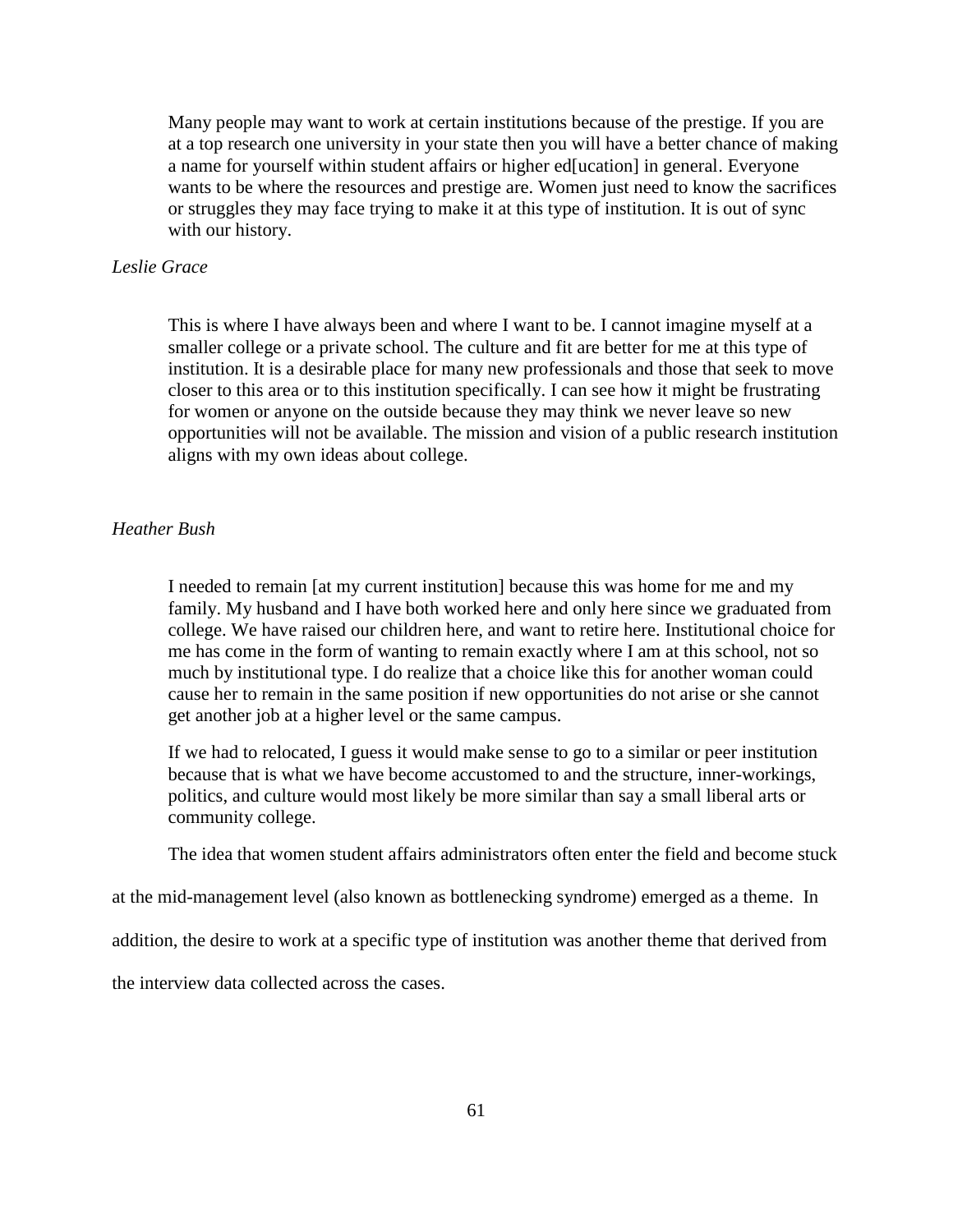> Many people may want to work at certain institutions because of the prestige. If you are at a top research one university in your state then you will have a better chance of making a name for yourself within student affairs or higher ed[ucation] in general. Everyone wants to be where the resources and prestige are. Women just need to know the sacrifices or struggles they may face trying to make it at this type of institution. It is out of sync with our history.

*Leslie Grace*

> This is where I have always been and where I want to be. I cannot imagine myself at a smaller college or a private school. The culture and fit are better for me at this type of institution. It is a desirable place for many new professionals and those that seek to move closer to this area or to this institution specifically. I can see how it might be frustrating for women or anyone on the outside because they may think we never leave so new opportunities will not be available. The mission and vision of a public research institution aligns with my own ideas about college.

*Heather Bush*

> I needed to remain [at my current institution] because this was home for me and my family. My husband and I have both worked here and only here since we graduated from college. We have raised our children here, and want to retire here. Institutional choice for me has come in the form of wanting to remain exactly where I am at this school, not so much by institutional type. I do realize that a choice like this for another woman could cause her to remain in the same position if new opportunities do not arise or she cannot get another job at a higher level or the same campus.
>
> If we had to relocated, I guess it would make sense to go to a similar or peer institution because that is what we have become accustomed to and the structure, inner-workings, politics, and culture would most likely be more similar than say a small liberal arts or community college.

The idea that women student affairs administrators often enter the field and become stuck at the mid-management level (also known as bottlenecking syndrome) emerged as a theme. In addition, the desire to work at a specific type of institution was another theme that derived from the interview data collected across the cases.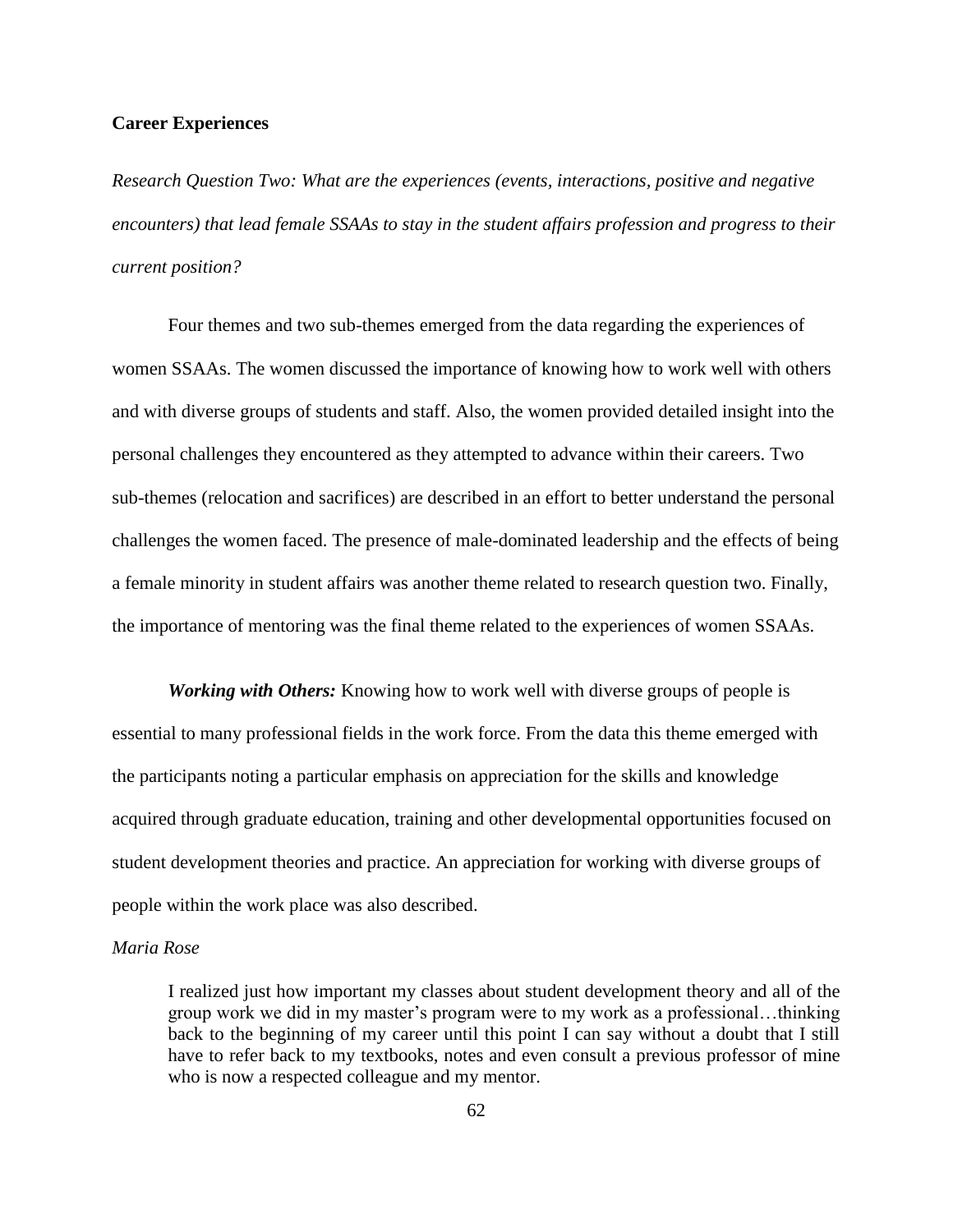**Career Experiences**

*Research Question Two: What are the experiences (events, interactions, positive and negative encounters) that lead female SSAAs to stay in the student affairs profession and progress to their current position?*

Four themes and two sub-themes emerged from the data regarding the experiences of women SSAAs. The women discussed the importance of knowing how to work well with others and with diverse groups of students and staff. Also, the women provided detailed insight into the personal challenges they encountered as they attempted to advance within their careers. Two sub-themes (relocation and sacrifices) are described in an effort to better understand the personal challenges the women faced. The presence of male-dominated leadership and the effects of being a female minority in student affairs was another theme related to research question two. Finally, the importance of mentoring was the final theme related to the experiences of women SSAAs.

***Working with Others:*** Knowing how to work well with diverse groups of people is essential to many professional fields in the work force. From the data this theme emerged with the participants noting a particular emphasis on appreciation for the skills and knowledge acquired through graduate education, training and other developmental opportunities focused on student development theories and practice. An appreciation for working with diverse groups of people within the work place was also described.

*Maria Rose*

> I realized just how important my classes about student development theory and all of the group work we did in my master's program were to my work as a professional…thinking back to the beginning of my career until this point I can say without a doubt that I still have to refer back to my textbooks, notes and even consult a previous professor of mine who is now a respected colleague and my mentor.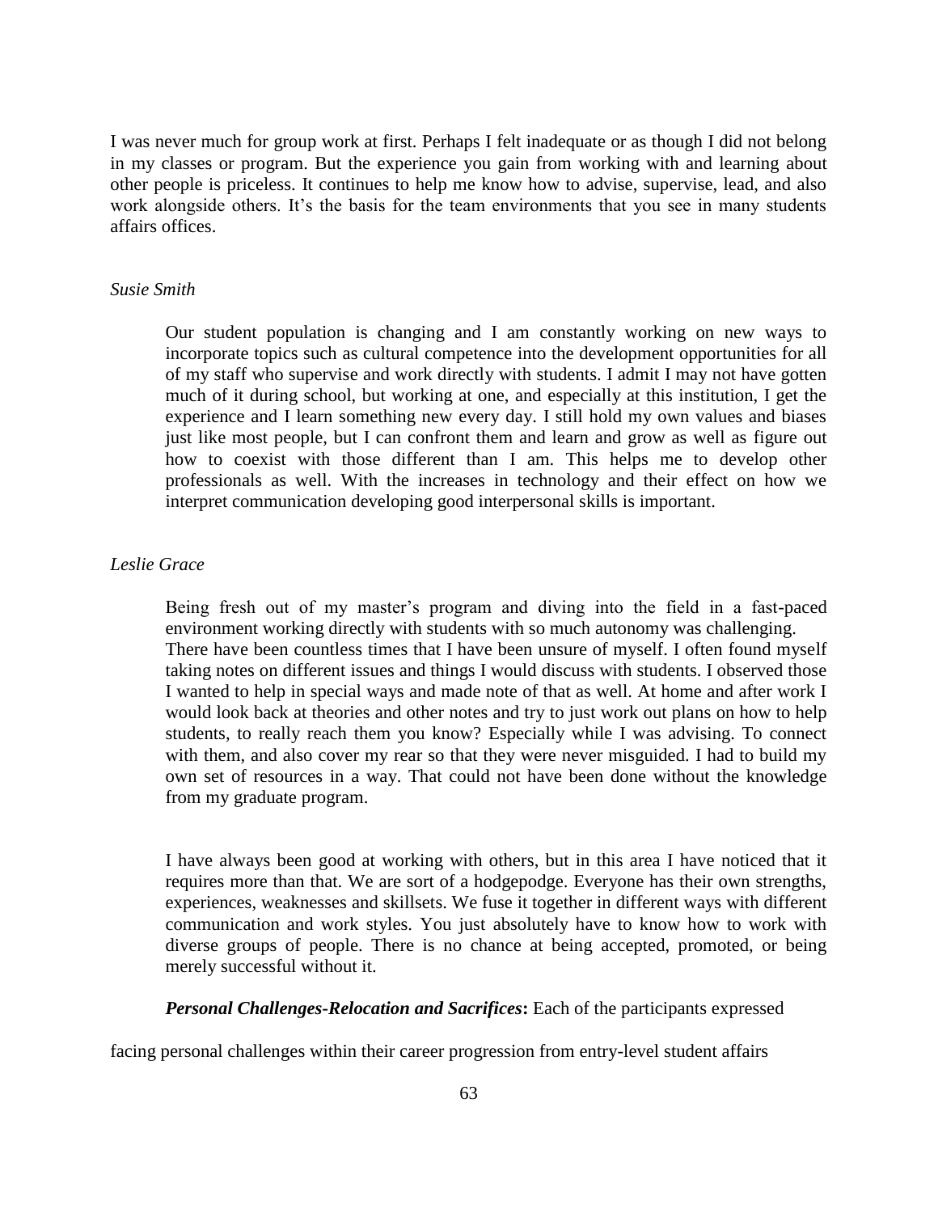I was never much for group work at first. Perhaps I felt inadequate or as though I did not belong in my classes or program. But the experience you gain from working with and learning about other people is priceless. It continues to help me know how to advise, supervise, lead, and also work alongside others. It's the basis for the team environments that you see in many students affairs offices.

*Susie Smith*

> Our student population is changing and I am constantly working on new ways to incorporate topics such as cultural competence into the development opportunities for all of my staff who supervise and work directly with students. I admit I may not have gotten much of it during school, but working at one, and especially at this institution, I get the experience and I learn something new every day. I still hold my own values and biases just like most people, but I can confront them and learn and grow as well as figure out how to coexist with those different than I am. This helps me to develop other professionals as well. With the increases in technology and their effect on how we interpret communication developing good interpersonal skills is important.

*Leslie Grace*

> Being fresh out of my master's program and diving into the field in a fast-paced environment working directly with students with so much autonomy was challenging. There have been countless times that I have been unsure of myself. I often found myself taking notes on different issues and things I would discuss with students. I observed those I wanted to help in special ways and made note of that as well. At home and after work I would look back at theories and other notes and try to just work out plans on how to help students, to really reach them you know? Especially while I was advising. To connect with them, and also cover my rear so that they were never misguided. I had to build my own set of resources in a way. That could not have been done without the knowledge from my graduate program.
>
> I have always been good at working with others, but in this area I have noticed that it requires more than that. We are sort of a hodgepodge. Everyone has their own strengths, experiences, weaknesses and skillsets. We fuse it together in different ways with different communication and work styles. You just absolutely have to know how to work with diverse groups of people. There is no chance at being accepted, promoted, or being merely successful without it.

***Personal Challenges-Relocation and Sacrifices*****:** Each of the participants expressed facing personal challenges within their career progression from entry-level student affairs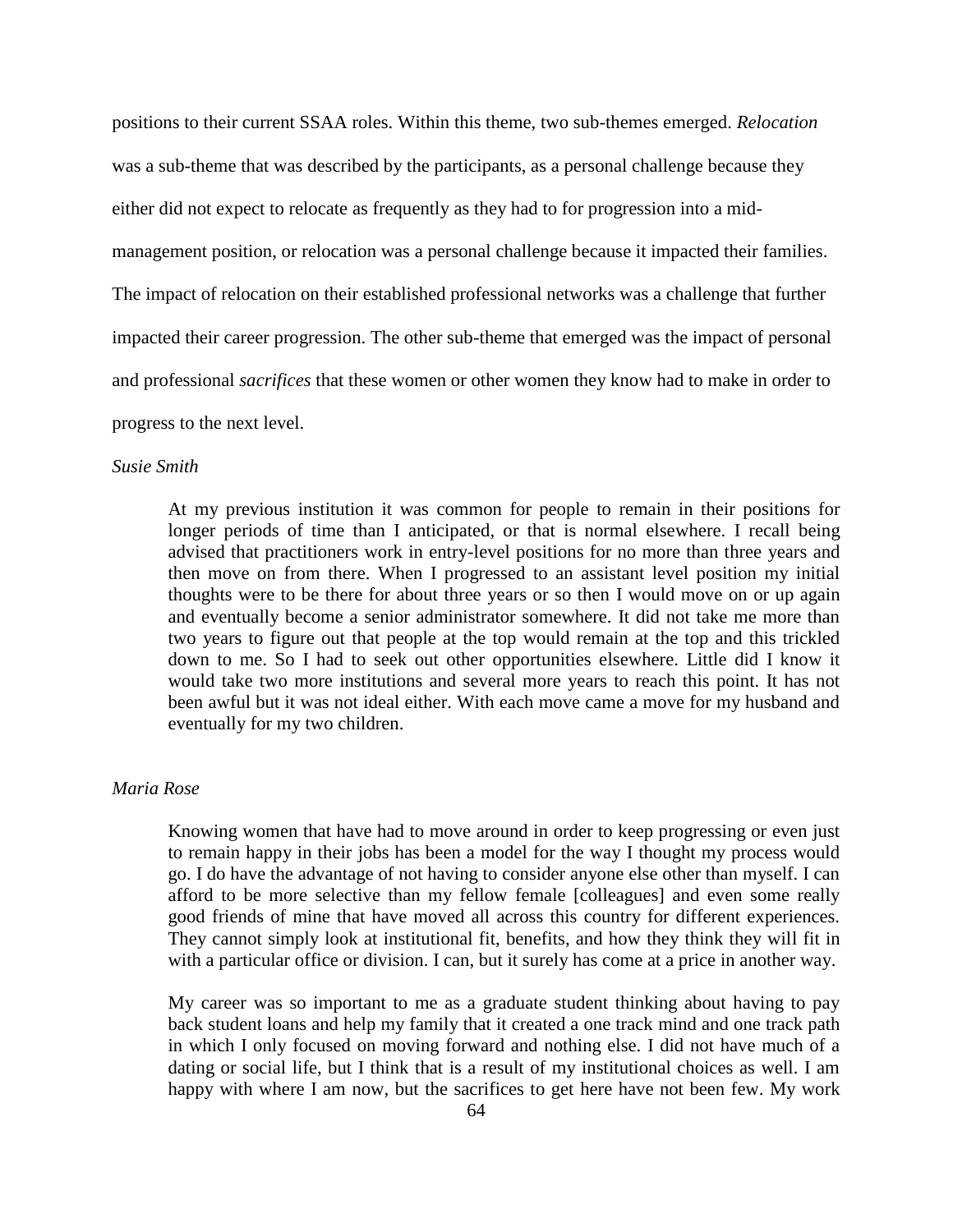positions to their current SSAA roles. Within this theme, two sub-themes emerged. *Relocation* was a sub-theme that was described by the participants, as a personal challenge because they either did not expect to relocate as frequently as they had to for progression into a mid-management position, or relocation was a personal challenge because it impacted their families. The impact of relocation on their established professional networks was a challenge that further impacted their career progression. The other sub-theme that emerged was the impact of personal and professional *sacrifices* that these women or other women they know had to make in order to progress to the next level.

*Susie Smith*

> At my previous institution it was common for people to remain in their positions for longer periods of time than I anticipated, or that is normal elsewhere. I recall being advised that practitioners work in entry-level positions for no more than three years and then move on from there. When I progressed to an assistant level position my initial thoughts were to be there for about three years or so then I would move on or up again and eventually become a senior administrator somewhere. It did not take me more than two years to figure out that people at the top would remain at the top and this trickled down to me. So I had to seek out other opportunities elsewhere. Little did I know it would take two more institutions and several more years to reach this point. It has not been awful but it was not ideal either. With each move came a move for my husband and eventually for my two children.

*Maria Rose*

> Knowing women that have had to move around in order to keep progressing or even just to remain happy in their jobs has been a model for the way I thought my process would go. I do have the advantage of not having to consider anyone else other than myself. I can afford to be more selective than my fellow female [colleagues] and even some really good friends of mine that have moved all across this country for different experiences. They cannot simply look at institutional fit, benefits, and how they think they will fit in with a particular office or division. I can, but it surely has come at a price in another way.
>
> My career was so important to me as a graduate student thinking about having to pay back student loans and help my family that it created a one track mind and one track path in which I only focused on moving forward and nothing else. I did not have much of a dating or social life, but I think that is a result of my institutional choices as well. I am happy with where I am now, but the sacrifices to get here have not been few. My work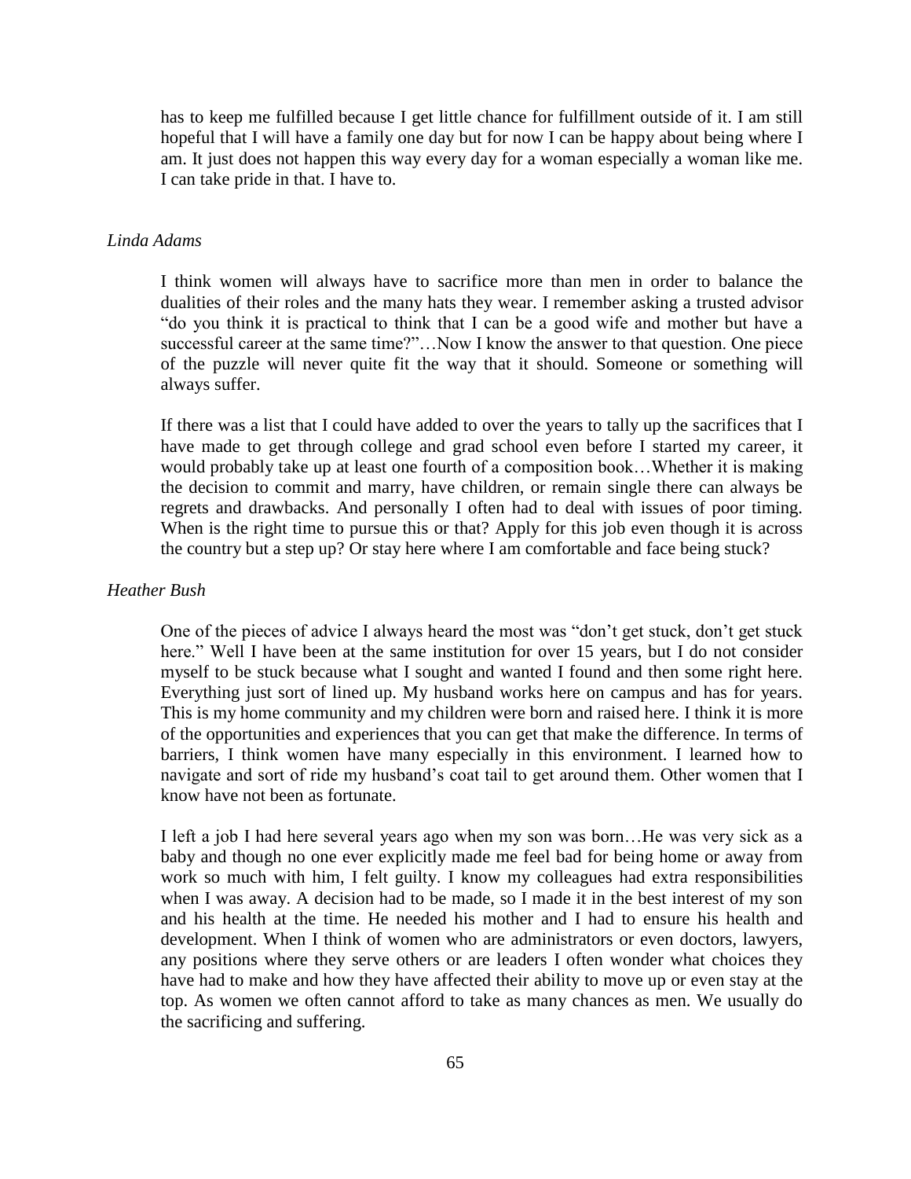has to keep me fulfilled because I get little chance for fulfillment outside of it. I am still hopeful that I will have a family one day but for now I can be happy about being where I am. It just does not happen this way every day for a woman especially a woman like me. I can take pride in that. I have to.

*Linda Adams*

> I think women will always have to sacrifice more than men in order to balance the dualities of their roles and the many hats they wear. I remember asking a trusted advisor "do you think it is practical to think that I can be a good wife and mother but have a successful career at the same time?"…Now I know the answer to that question. One piece of the puzzle will never quite fit the way that it should. Someone or something will always suffer.
>
> If there was a list that I could have added to over the years to tally up the sacrifices that I have made to get through college and grad school even before I started my career, it would probably take up at least one fourth of a composition book…Whether it is making the decision to commit and marry, have children, or remain single there can always be regrets and drawbacks. And personally I often had to deal with issues of poor timing. When is the right time to pursue this or that? Apply for this job even though it is across the country but a step up? Or stay here where I am comfortable and face being stuck?

*Heather Bush*

> One of the pieces of advice I always heard the most was "don't get stuck, don't get stuck here." Well I have been at the same institution for over 15 years, but I do not consider myself to be stuck because what I sought and wanted I found and then some right here. Everything just sort of lined up. My husband works here on campus and has for years. This is my home community and my children were born and raised here. I think it is more of the opportunities and experiences that you can get that make the difference. In terms of barriers, I think women have many especially in this environment. I learned how to navigate and sort of ride my husband's coat tail to get around them. Other women that I know have not been as fortunate.
>
> I left a job I had here several years ago when my son was born…He was very sick as a baby and though no one ever explicitly made me feel bad for being home or away from work so much with him, I felt guilty. I know my colleagues had extra responsibilities when I was away. A decision had to be made, so I made it in the best interest of my son and his health at the time. He needed his mother and I had to ensure his health and development. When I think of women who are administrators or even doctors, lawyers, any positions where they serve others or are leaders I often wonder what choices they have had to make and how they have affected their ability to move up or even stay at the top. As women we often cannot afford to take as many chances as men. We usually do the sacrificing and suffering.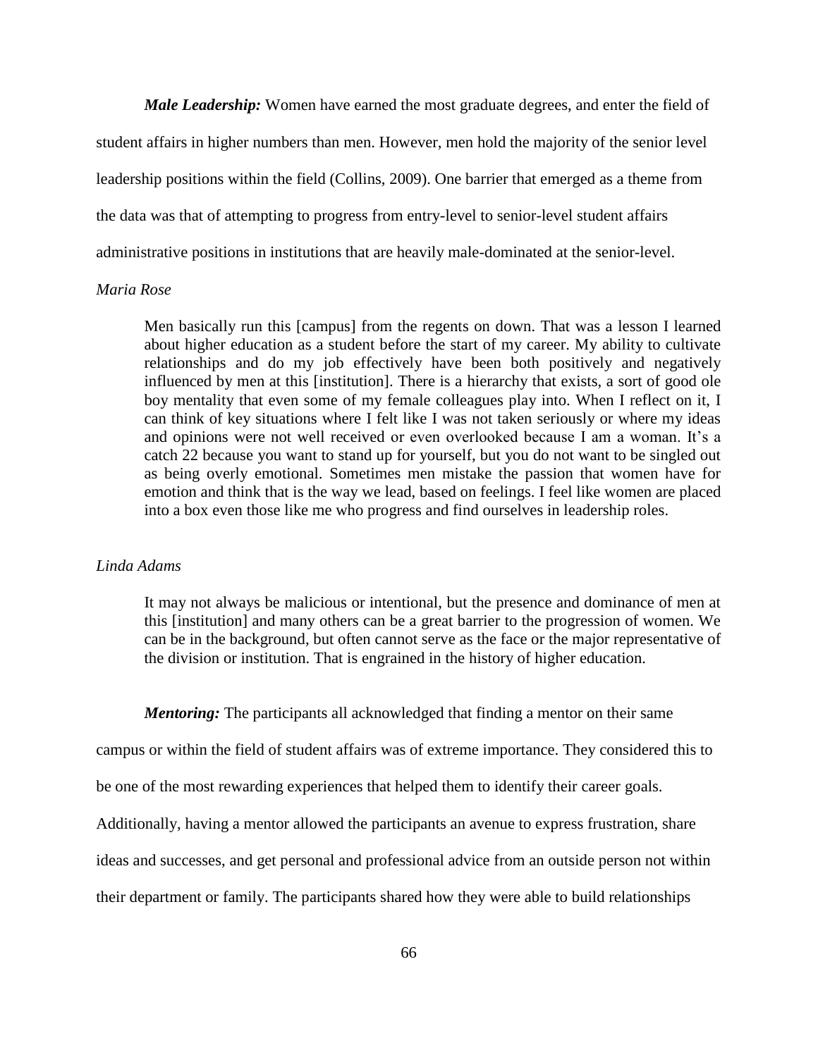***Male Leadership:*** Women have earned the most graduate degrees, and enter the field of student affairs in higher numbers than men. However, men hold the majority of the senior level leadership positions within the field (Collins, 2009). One barrier that emerged as a theme from the data was that of attempting to progress from entry-level to senior-level student affairs administrative positions in institutions that are heavily male-dominated at the senior-level.

*Maria Rose*

> Men basically run this [campus] from the regents on down. That was a lesson I learned about higher education as a student before the start of my career. My ability to cultivate relationships and do my job effectively have been both positively and negatively influenced by men at this [institution]. There is a hierarchy that exists, a sort of good ole boy mentality that even some of my female colleagues play into. When I reflect on it, I can think of key situations where I felt like I was not taken seriously or where my ideas and opinions were not well received or even overlooked because I am a woman. It's a catch 22 because you want to stand up for yourself, but you do not want to be singled out as being overly emotional. Sometimes men mistake the passion that women have for emotion and think that is the way we lead, based on feelings. I feel like women are placed into a box even those like me who progress and find ourselves in leadership roles.

*Linda Adams*

> It may not always be malicious or intentional, but the presence and dominance of men at this [institution] and many others can be a great barrier to the progression of women. We can be in the background, but often cannot serve as the face or the major representative of the division or institution. That is engrained in the history of higher education.

***Mentoring:*** The participants all acknowledged that finding a mentor on their same campus or within the field of student affairs was of extreme importance. They considered this to be one of the most rewarding experiences that helped them to identify their career goals. Additionally, having a mentor allowed the participants an avenue to express frustration, share ideas and successes, and get personal and professional advice from an outside person not within their department or family. The participants shared how they were able to build relationships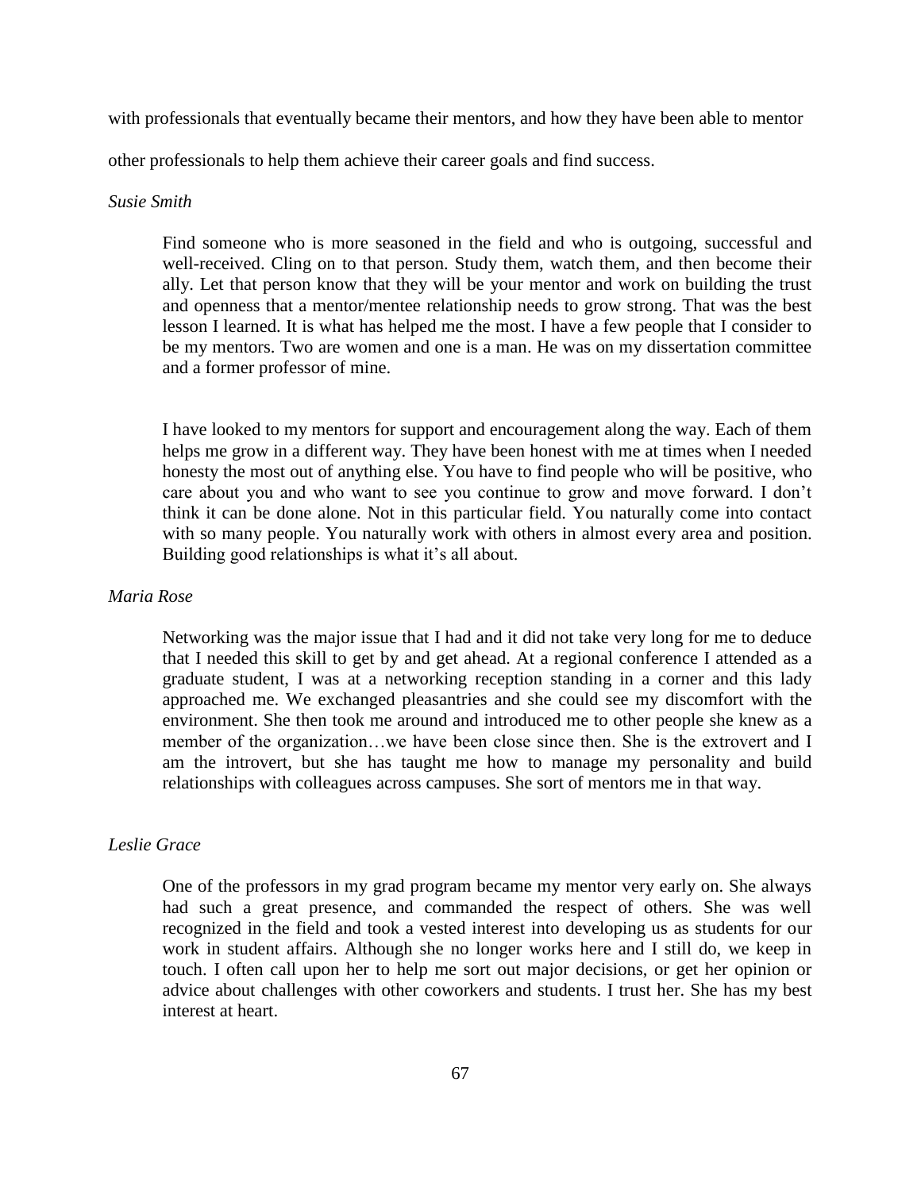with professionals that eventually became their mentors, and how they have been able to mentor other professionals to help them achieve their career goals and find success.

*Susie Smith*

> Find someone who is more seasoned in the field and who is outgoing, successful and well-received. Cling on to that person. Study them, watch them, and then become their ally. Let that person know that they will be your mentor and work on building the trust and openness that a mentor/mentee relationship needs to grow strong. That was the best lesson I learned. It is what has helped me the most. I have a few people that I consider to be my mentors. Two are women and one is a man. He was on my dissertation committee and a former professor of mine.
>
> I have looked to my mentors for support and encouragement along the way. Each of them helps me grow in a different way. They have been honest with me at times when I needed honesty the most out of anything else. You have to find people who will be positive, who care about you and who want to see you continue to grow and move forward. I don't think it can be done alone. Not in this particular field. You naturally come into contact with so many people. You naturally work with others in almost every area and position. Building good relationships is what it's all about.

*Maria Rose*

> Networking was the major issue that I had and it did not take very long for me to deduce that I needed this skill to get by and get ahead. At a regional conference I attended as a graduate student, I was at a networking reception standing in a corner and this lady approached me. We exchanged pleasantries and she could see my discomfort with the environment. She then took me around and introduced me to other people she knew as a member of the organization…we have been close since then. She is the extrovert and I am the introvert, but she has taught me how to manage my personality and build relationships with colleagues across campuses. She sort of mentors me in that way.

*Leslie Grace*

> One of the professors in my grad program became my mentor very early on. She always had such a great presence, and commanded the respect of others. She was well recognized in the field and took a vested interest into developing us as students for our work in student affairs. Although she no longer works here and I still do, we keep in touch. I often call upon her to help me sort out major decisions, or get her opinion or advice about challenges with other coworkers and students. I trust her. She has my best interest at heart.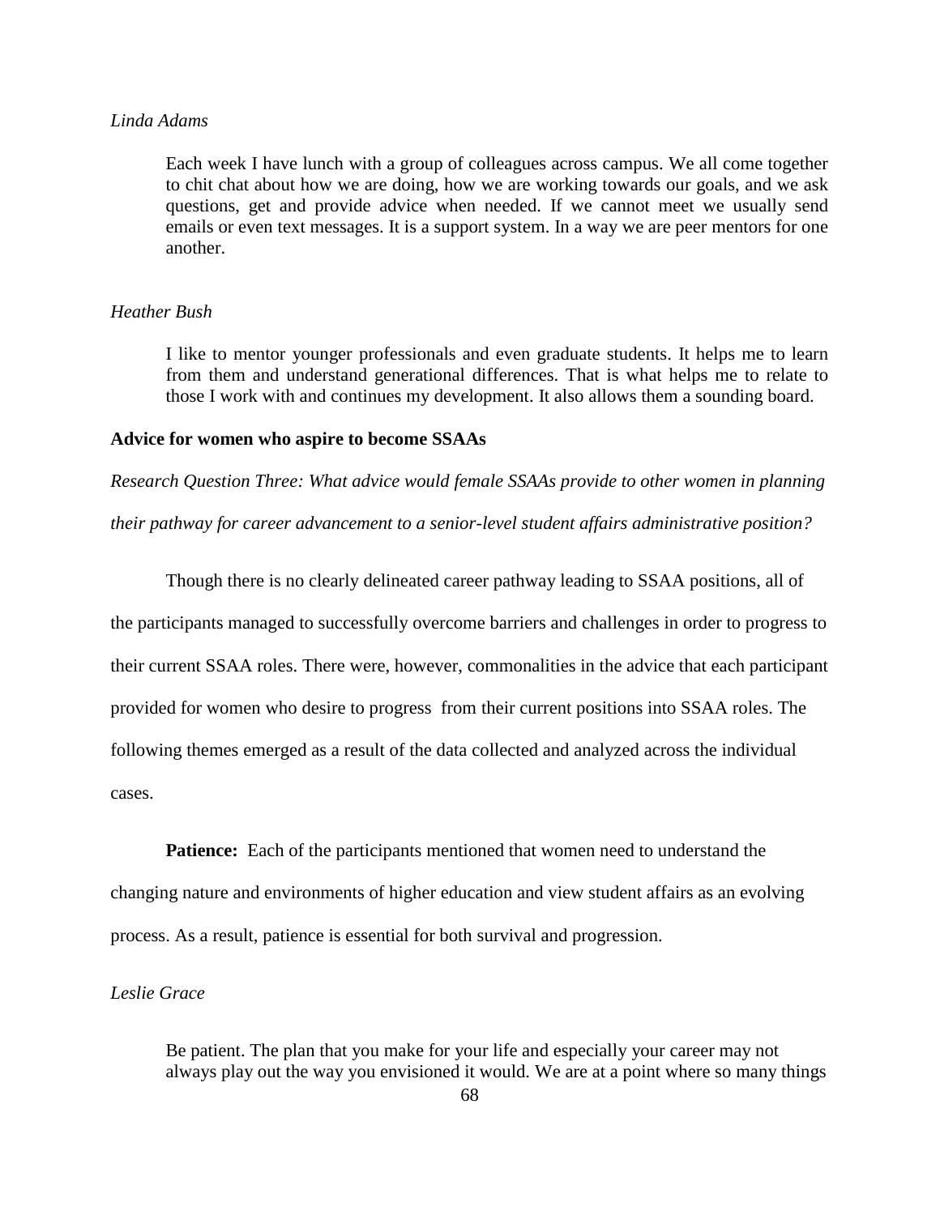*Linda Adams*

> Each week I have lunch with a group of colleagues across campus. We all come together to chit chat about how we are doing, how we are working towards our goals, and we ask questions, get and provide advice when needed. If we cannot meet we usually send emails or even text messages. It is a support system. In a way we are peer mentors for one another.

*Heather Bush*

> I like to mentor younger professionals and even graduate students. It helps me to learn from them and understand generational differences. That is what helps me to relate to those I work with and continues my development. It also allows them a sounding board.

**Advice for women who aspire to become SSAAs**

*Research Question Three: What advice would female SSAAs provide to other women in planning their pathway for career advancement to a senior-level student affairs administrative position?*

Though there is no clearly delineated career pathway leading to SSAA positions, all of the participants managed to successfully overcome barriers and challenges in order to progress to their current SSAA roles. There were, however, commonalities in the advice that each participant provided for women who desire to progress from their current positions into SSAA roles. The following themes emerged as a result of the data collected and analyzed across the individual cases.

**Patience:** Each of the participants mentioned that women need to understand the changing nature and environments of higher education and view student affairs as an evolving process. As a result, patience is essential for both survival and progression.

*Leslie Grace*

> Be patient. The plan that you make for your life and especially your career may not always play out the way you envisioned it would. We are at a point where so many things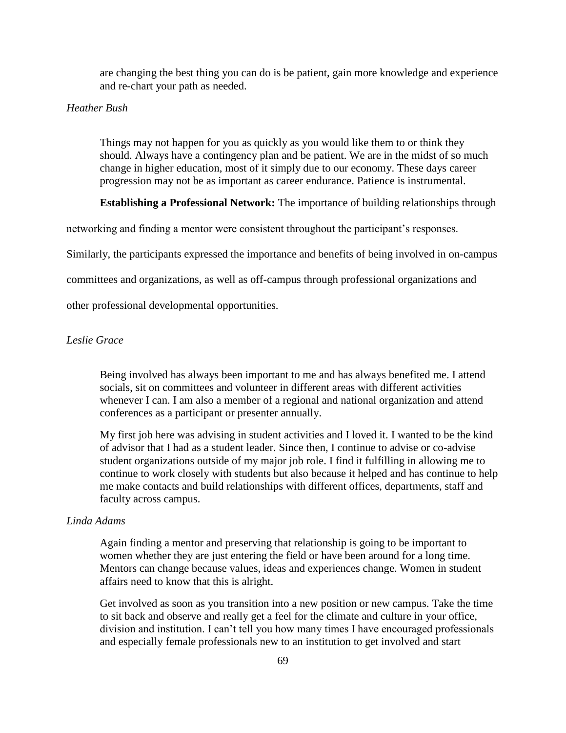are changing the best thing you can do is be patient, gain more knowledge and experience and re-chart your path as needed.

*Heather Bush*

> Things may not happen for you as quickly as you would like them to or think they should. Always have a contingency plan and be patient. We are in the midst of so much change in higher education, most of it simply due to our economy. These days career progression may not be as important as career endurance. Patience is instrumental.

**Establishing a Professional Network:** The importance of building relationships through networking and finding a mentor were consistent throughout the participant's responses. Similarly, the participants expressed the importance and benefits of being involved in on-campus committees and organizations, as well as off-campus through professional organizations and other professional developmental opportunities.

*Leslie Grace*

> Being involved has always been important to me and has always benefited me. I attend socials, sit on committees and volunteer in different areas with different activities whenever I can. I am also a member of a regional and national organization and attend conferences as a participant or presenter annually.
>
> My first job here was advising in student activities and I loved it. I wanted to be the kind of advisor that I had as a student leader. Since then, I continue to advise or co-advise student organizations outside of my major job role. I find it fulfilling in allowing me to continue to work closely with students but also because it helped and has continue to help me make contacts and build relationships with different offices, departments, staff and faculty across campus.

*Linda Adams*

> Again finding a mentor and preserving that relationship is going to be important to women whether they are just entering the field or have been around for a long time. Mentors can change because values, ideas and experiences change. Women in student affairs need to know that this is alright.
>
> Get involved as soon as you transition into a new position or new campus. Take the time to sit back and observe and really get a feel for the climate and culture in your office, division and institution. I can't tell you how many times I have encouraged professionals and especially female professionals new to an institution to get involved and start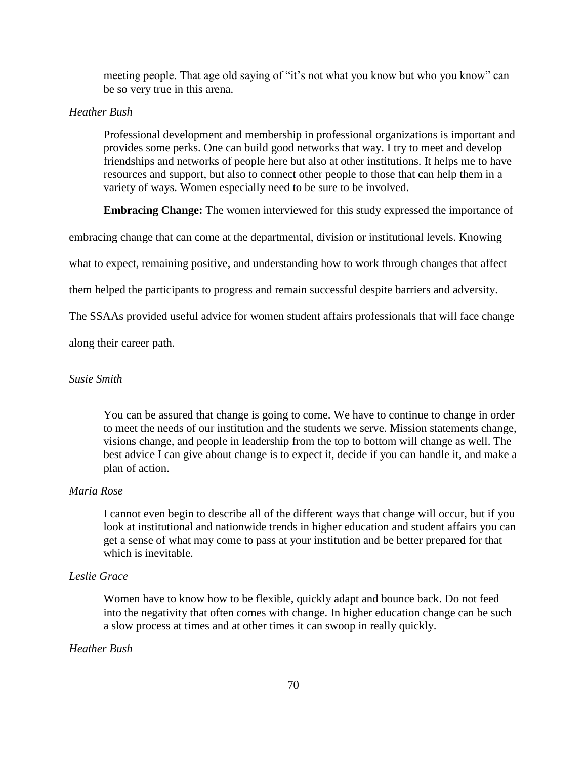> meeting people. That age old saying of "it's not what you know but who you know" can be so very true in this arena.

*Heather Bush*

> Professional development and membership in professional organizations is important and provides some perks. One can build good networks that way. I try to meet and develop friendships and networks of people here but also at other institutions. It helps me to have resources and support, but also to connect other people to those that can help them in a variety of ways. Women especially need to be sure to be involved.

**Embracing Change:** The women interviewed for this study expressed the importance of embracing change that can come at the departmental, division or institutional levels. Knowing what to expect, remaining positive, and understanding how to work through changes that affect them helped the participants to progress and remain successful despite barriers and adversity. The SSAAs provided useful advice for women student affairs professionals that will face change along their career path.

*Susie Smith*

> You can be assured that change is going to come. We have to continue to change in order to meet the needs of our institution and the students we serve. Mission statements change, visions change, and people in leadership from the top to bottom will change as well. The best advice I can give about change is to expect it, decide if you can handle it, and make a plan of action.

*Maria Rose*

> I cannot even begin to describe all of the different ways that change will occur, but if you look at institutional and nationwide trends in higher education and student affairs you can get a sense of what may come to pass at your institution and be better prepared for that which is inevitable.

*Leslie Grace*

> Women have to know how to be flexible, quickly adapt and bounce back. Do not feed into the negativity that often comes with change. In higher education change can be such a slow process at times and at other times it can swoop in really quickly.

*Heather Bush*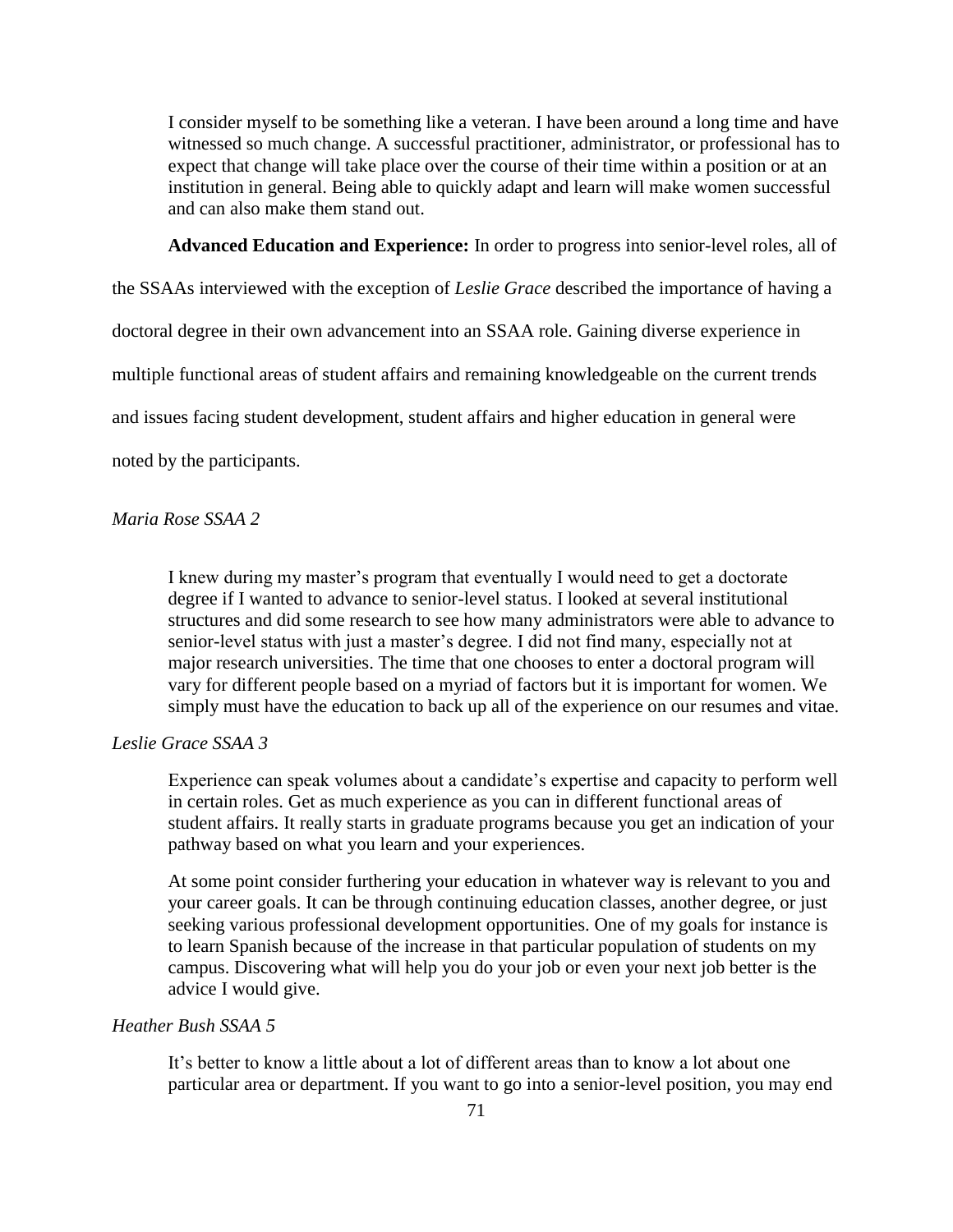> I consider myself to be something like a veteran. I have been around a long time and have witnessed so much change. A successful practitioner, administrator, or professional has to expect that change will take place over the course of their time within a position or at an institution in general. Being able to quickly adapt and learn will make women successful and can also make them stand out.

**Advanced Education and Experience:** In order to progress into senior-level roles, all of the SSAAs interviewed with the exception of *Leslie Grace* described the importance of having a doctoral degree in their own advancement into an SSAA role. Gaining diverse experience in multiple functional areas of student affairs and remaining knowledgeable on the current trends and issues facing student development, student affairs and higher education in general were noted by the participants.

*Maria Rose SSAA 2*

> I knew during my master's program that eventually I would need to get a doctorate degree if I wanted to advance to senior-level status. I looked at several institutional structures and did some research to see how many administrators were able to advance to senior-level status with just a master's degree. I did not find many, especially not at major research universities. The time that one chooses to enter a doctoral program will vary for different people based on a myriad of factors but it is important for women. We simply must have the education to back up all of the experience on our resumes and vitae.

*Leslie Grace SSAA 3*

> Experience can speak volumes about a candidate's expertise and capacity to perform well in certain roles. Get as much experience as you can in different functional areas of student affairs. It really starts in graduate programs because you get an indication of your pathway based on what you learn and your experiences.
>
> At some point consider furthering your education in whatever way is relevant to you and your career goals. It can be through continuing education classes, another degree, or just seeking various professional development opportunities. One of my goals for instance is to learn Spanish because of the increase in that particular population of students on my campus. Discovering what will help you do your job or even your next job better is the advice I would give.

*Heather Bush SSAA 5*

> It's better to know a little about a lot of different areas than to know a lot about one particular area or department. If you want to go into a senior-level position, you may end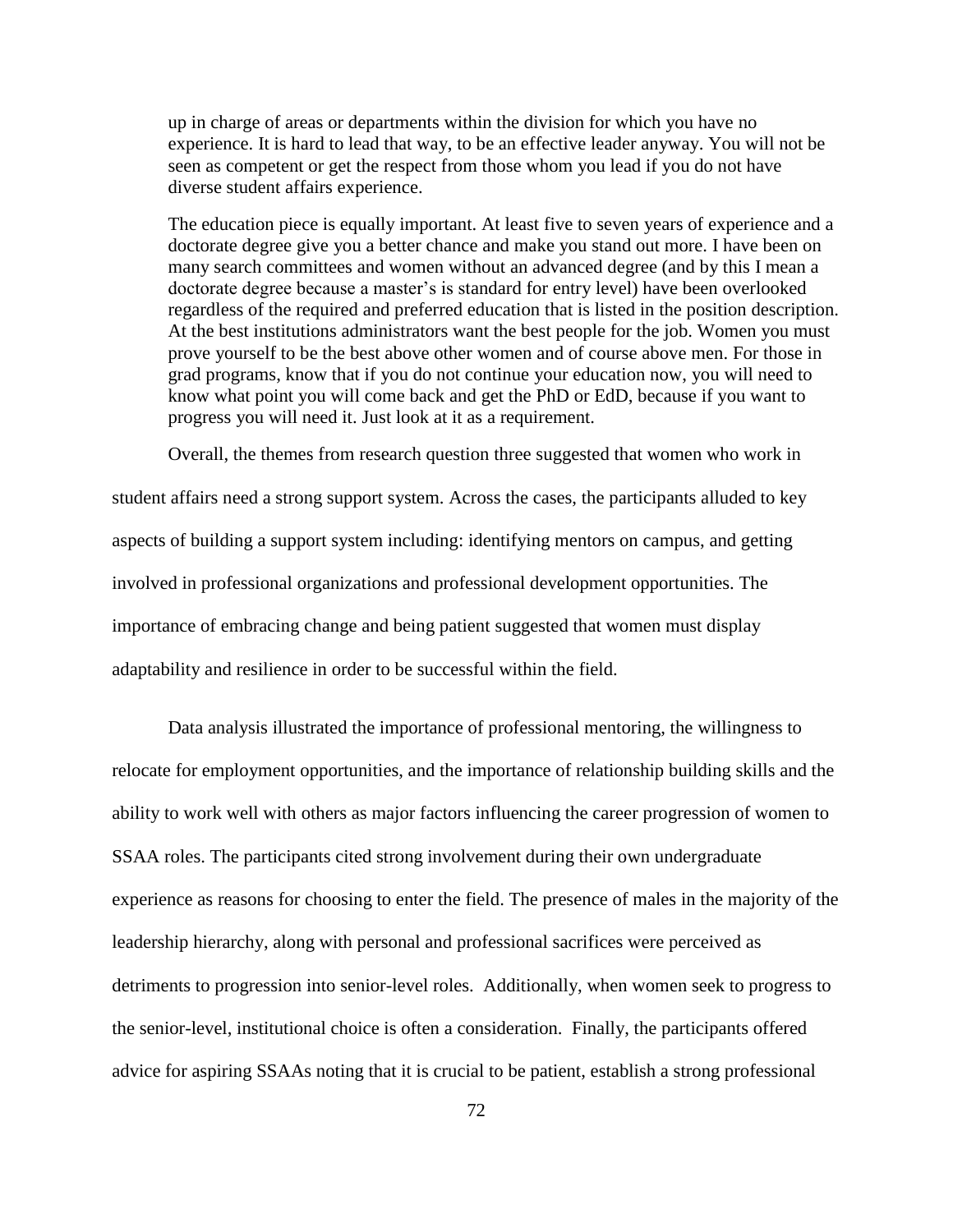> up in charge of areas or departments within the division for which you have no experience. It is hard to lead that way, to be an effective leader anyway. You will not be seen as competent or get the respect from those whom you lead if you do not have diverse student affairs experience.
>
> The education piece is equally important. At least five to seven years of experience and a doctorate degree give you a better chance and make you stand out more. I have been on many search committees and women without an advanced degree (and by this I mean a doctorate degree because a master's is standard for entry level) have been overlooked regardless of the required and preferred education that is listed in the position description. At the best institutions administrators want the best people for the job. Women you must prove yourself to be the best above other women and of course above men. For those in grad programs, know that if you do not continue your education now, you will need to know what point you will come back and get the PhD or EdD, because if you want to progress you will need it. Just look at it as a requirement.

Overall, the themes from research question three suggested that women who work in student affairs need a strong support system. Across the cases, the participants alluded to key aspects of building a support system including: identifying mentors on campus, and getting involved in professional organizations and professional development opportunities. The importance of embracing change and being patient suggested that women must display adaptability and resilience in order to be successful within the field.

Data analysis illustrated the importance of professional mentoring, the willingness to relocate for employment opportunities, and the importance of relationship building skills and the ability to work well with others as major factors influencing the career progression of women to SSAA roles. The participants cited strong involvement during their own undergraduate experience as reasons for choosing to enter the field. The presence of males in the majority of the leadership hierarchy, along with personal and professional sacrifices were perceived as detriments to progression into senior-level roles. Additionally, when women seek to progress to the senior-level, institutional choice is often a consideration. Finally, the participants offered advice for aspiring SSAAs noting that it is crucial to be patient, establish a strong professional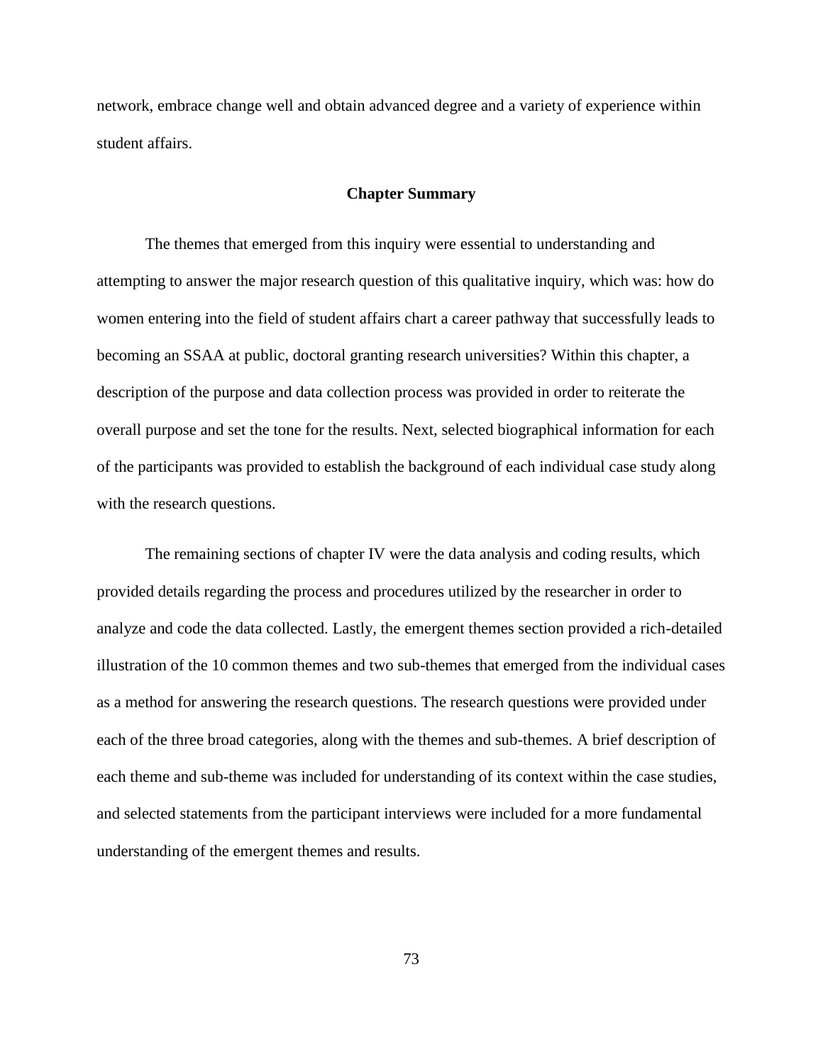network, embrace change well and obtain advanced degree and a variety of experience within student affairs.

## Chapter Summary

The themes that emerged from this inquiry were essential to understanding and attempting to answer the major research question of this qualitative inquiry, which was: how do women entering into the field of student affairs chart a career pathway that successfully leads to becoming an SSAA at public, doctoral granting research universities? Within this chapter, a description of the purpose and data collection process was provided in order to reiterate the overall purpose and set the tone for the results. Next, selected biographical information for each of the participants was provided to establish the background of each individual case study along with the research questions.

The remaining sections of chapter IV were the data analysis and coding results, which provided details regarding the process and procedures utilized by the researcher in order to analyze and code the data collected. Lastly, the emergent themes section provided a rich-detailed illustration of the 10 common themes and two sub-themes that emerged from the individual cases as a method for answering the research questions. The research questions were provided under each of the three broad categories, along with the themes and sub-themes. A brief description of each theme and sub-theme was included for understanding of its context within the case studies, and selected statements from the participant interviews were included for a more fundamental understanding of the emergent themes and results.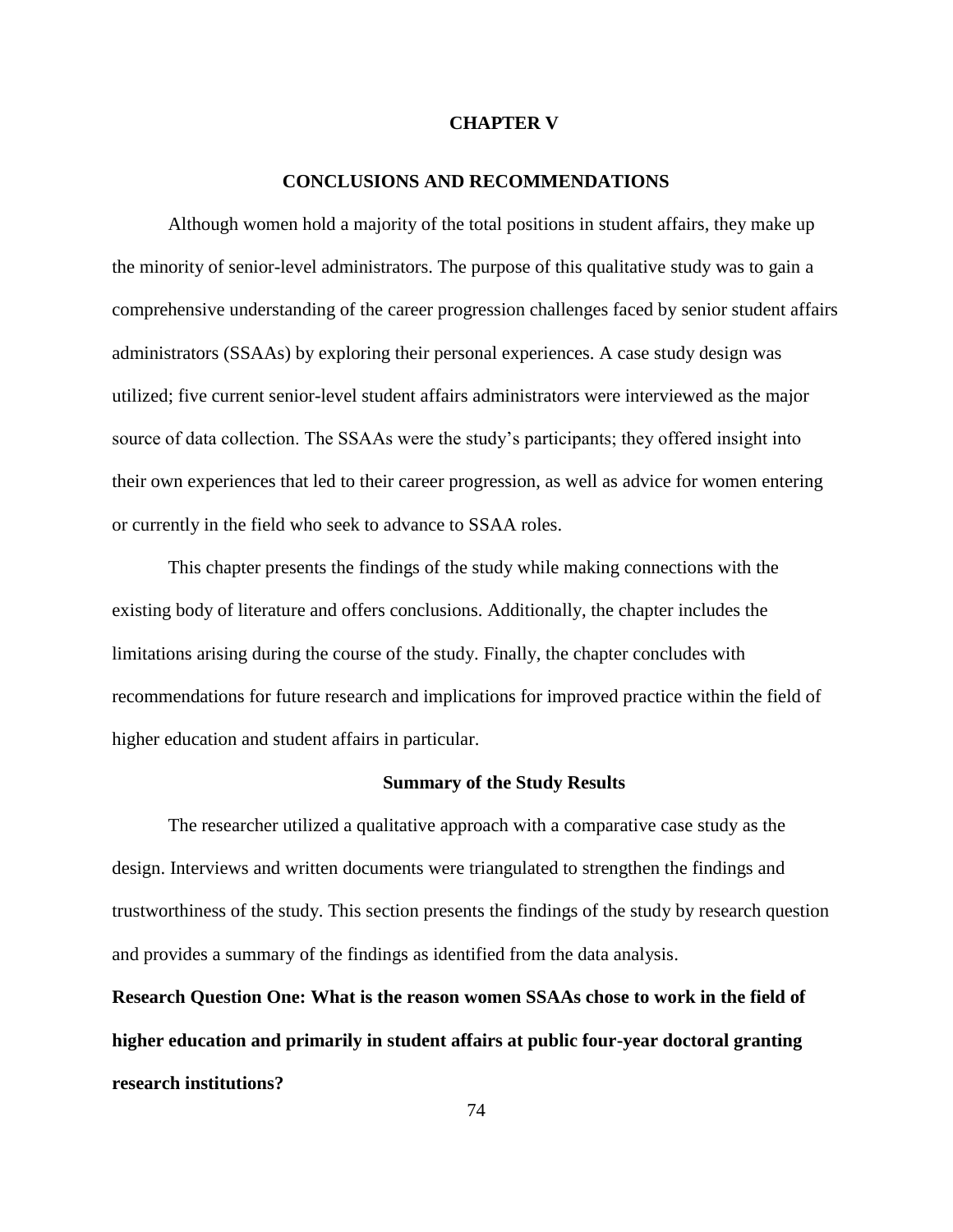# CHAPTER V

## CONCLUSIONS AND RECOMMENDATIONS

Although women hold a majority of the total positions in student affairs, they make up the minority of senior-level administrators. The purpose of this qualitative study was to gain a comprehensive understanding of the career progression challenges faced by senior student affairs administrators (SSAAs) by exploring their personal experiences. A case study design was utilized; five current senior-level student affairs administrators were interviewed as the major source of data collection. The SSAAs were the study's participants; they offered insight into their own experiences that led to their career progression, as well as advice for women entering or currently in the field who seek to advance to SSAA roles.

This chapter presents the findings of the study while making connections with the existing body of literature and offers conclusions. Additionally, the chapter includes the limitations arising during the course of the study. Finally, the chapter concludes with recommendations for future research and implications for improved practice within the field of higher education and student affairs in particular.

### Summary of the Study Results

The researcher utilized a qualitative approach with a comparative case study as the design. Interviews and written documents were triangulated to strengthen the findings and trustworthiness of the study. This section presents the findings of the study by research question and provides a summary of the findings as identified from the data analysis.

**Research Question One: What is the reason women SSAAs chose to work in the field of higher education and primarily in student affairs at public four-year doctoral granting research institutions?**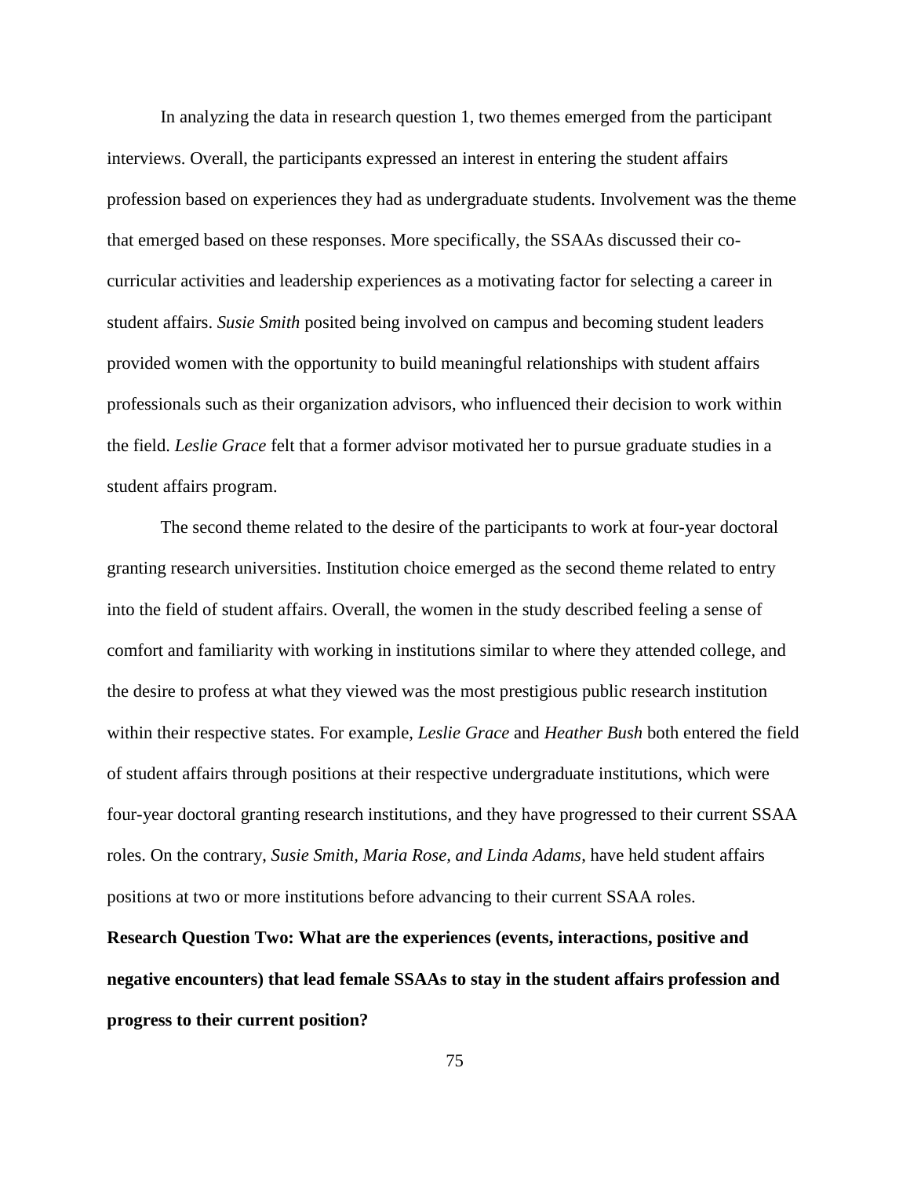In analyzing the data in research question 1, two themes emerged from the participant interviews. Overall, the participants expressed an interest in entering the student affairs profession based on experiences they had as undergraduate students. Involvement was the theme that emerged based on these responses. More specifically, the SSAAs discussed their co-curricular activities and leadership experiences as a motivating factor for selecting a career in student affairs. *Susie Smith* posited being involved on campus and becoming student leaders provided women with the opportunity to build meaningful relationships with student affairs professionals such as their organization advisors, who influenced their decision to work within the field. *Leslie Grace* felt that a former advisor motivated her to pursue graduate studies in a student affairs program.

The second theme related to the desire of the participants to work at four-year doctoral granting research universities. Institution choice emerged as the second theme related to entry into the field of student affairs. Overall, the women in the study described feeling a sense of comfort and familiarity with working in institutions similar to where they attended college, and the desire to profess at what they viewed was the most prestigious public research institution within their respective states. For example, *Leslie Grace* and *Heather Bush* both entered the field of student affairs through positions at their respective undergraduate institutions, which were four-year doctoral granting research institutions, and they have progressed to their current SSAA roles. On the contrary, *Susie Smith, Maria Rose, and Linda Adams*, have held student affairs positions at two or more institutions before advancing to their current SSAA roles.

**Research Question Two: What are the experiences (events, interactions, positive and negative encounters) that lead female SSAAs to stay in the student affairs profession and progress to their current position?**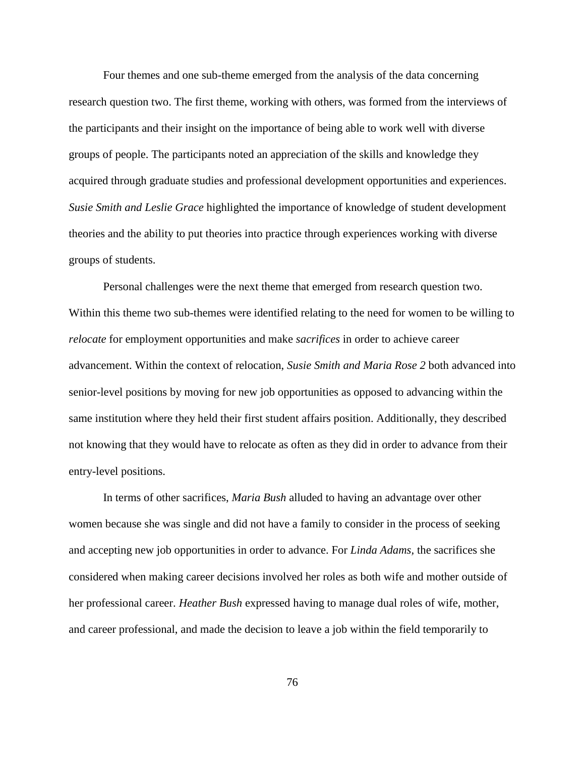Four themes and one sub-theme emerged from the analysis of the data concerning research question two. The first theme, working with others, was formed from the interviews of the participants and their insight on the importance of being able to work well with diverse groups of people. The participants noted an appreciation of the skills and knowledge they acquired through graduate studies and professional development opportunities and experiences. *Susie Smith and Leslie Grace* highlighted the importance of knowledge of student development theories and the ability to put theories into practice through experiences working with diverse groups of students.

Personal challenges were the next theme that emerged from research question two. Within this theme two sub-themes were identified relating to the need for women to be willing to *relocate* for employment opportunities and make *sacrifices* in order to achieve career advancement. Within the context of relocation, *Susie Smith and Maria Rose 2* both advanced into senior-level positions by moving for new job opportunities as opposed to advancing within the same institution where they held their first student affairs position. Additionally, they described not knowing that they would have to relocate as often as they did in order to advance from their entry-level positions.

In terms of other sacrifices, *Maria Bush* alluded to having an advantage over other women because she was single and did not have a family to consider in the process of seeking and accepting new job opportunities in order to advance. For *Linda Adams,* the sacrifices she considered when making career decisions involved her roles as both wife and mother outside of her professional career. *Heather Bush* expressed having to manage dual roles of wife, mother, and career professional, and made the decision to leave a job within the field temporarily to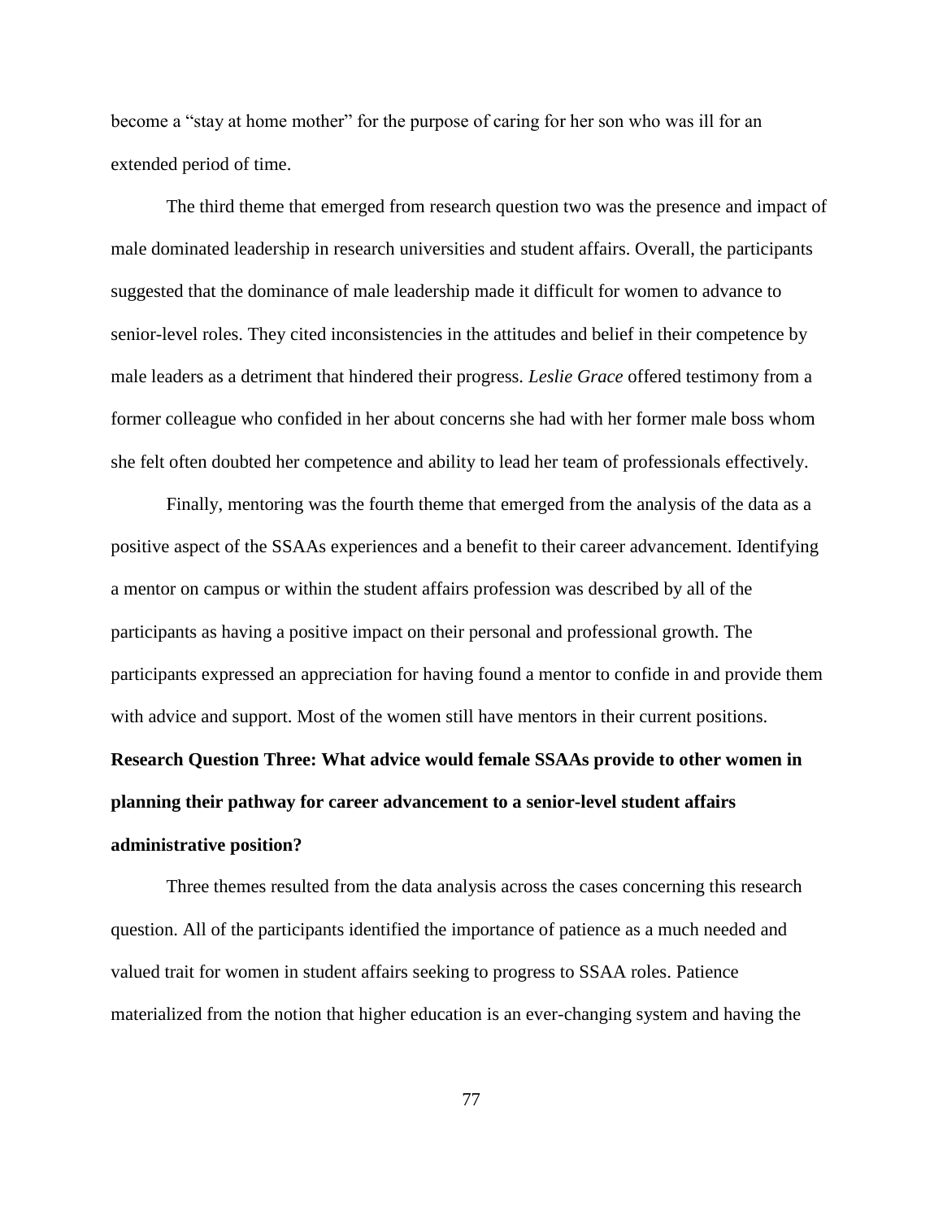become a "stay at home mother" for the purpose of caring for her son who was ill for an extended period of time.

The third theme that emerged from research question two was the presence and impact of male dominated leadership in research universities and student affairs. Overall, the participants suggested that the dominance of male leadership made it difficult for women to advance to senior-level roles. They cited inconsistencies in the attitudes and belief in their competence by male leaders as a detriment that hindered their progress. *Leslie Grace* offered testimony from a former colleague who confided in her about concerns she had with her former male boss whom she felt often doubted her competence and ability to lead her team of professionals effectively.

Finally, mentoring was the fourth theme that emerged from the analysis of the data as a positive aspect of the SSAAs experiences and a benefit to their career advancement. Identifying a mentor on campus or within the student affairs profession was described by all of the participants as having a positive impact on their personal and professional growth. The participants expressed an appreciation for having found a mentor to confide in and provide them with advice and support. Most of the women still have mentors in their current positions.

**Research Question Three: What advice would female SSAAs provide to other women in planning their pathway for career advancement to a senior-level student affairs administrative position?**

Three themes resulted from the data analysis across the cases concerning this research question. All of the participants identified the importance of patience as a much needed and valued trait for women in student affairs seeking to progress to SSAA roles. Patience materialized from the notion that higher education is an ever-changing system and having the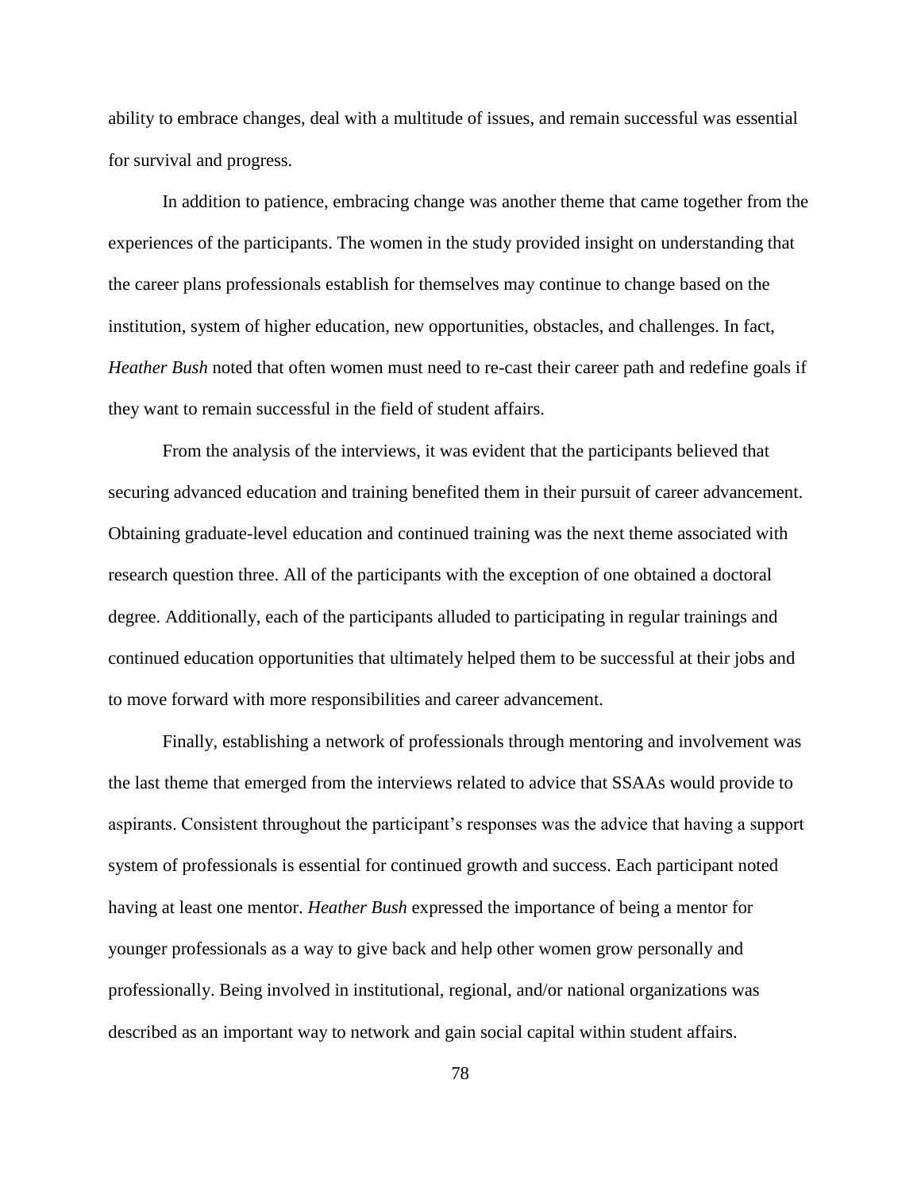ability to embrace changes, deal with a multitude of issues, and remain successful was essential for survival and progress.

In addition to patience, embracing change was another theme that came together from the experiences of the participants. The women in the study provided insight on understanding that the career plans professionals establish for themselves may continue to change based on the institution, system of higher education, new opportunities, obstacles, and challenges. In fact, *Heather Bush* noted that often women must need to re-cast their career path and redefine goals if they want to remain successful in the field of student affairs.

From the analysis of the interviews, it was evident that the participants believed that securing advanced education and training benefited them in their pursuit of career advancement. Obtaining graduate-level education and continued training was the next theme associated with research question three. All of the participants with the exception of one obtained a doctoral degree. Additionally, each of the participants alluded to participating in regular trainings and continued education opportunities that ultimately helped them to be successful at their jobs and to move forward with more responsibilities and career advancement.

Finally, establishing a network of professionals through mentoring and involvement was the last theme that emerged from the interviews related to advice that SSAAs would provide to aspirants. Consistent throughout the participant's responses was the advice that having a support system of professionals is essential for continued growth and success. Each participant noted having at least one mentor. *Heather Bush* expressed the importance of being a mentor for younger professionals as a way to give back and help other women grow personally and professionally. Being involved in institutional, regional, and/or national organizations was described as an important way to network and gain social capital within student affairs.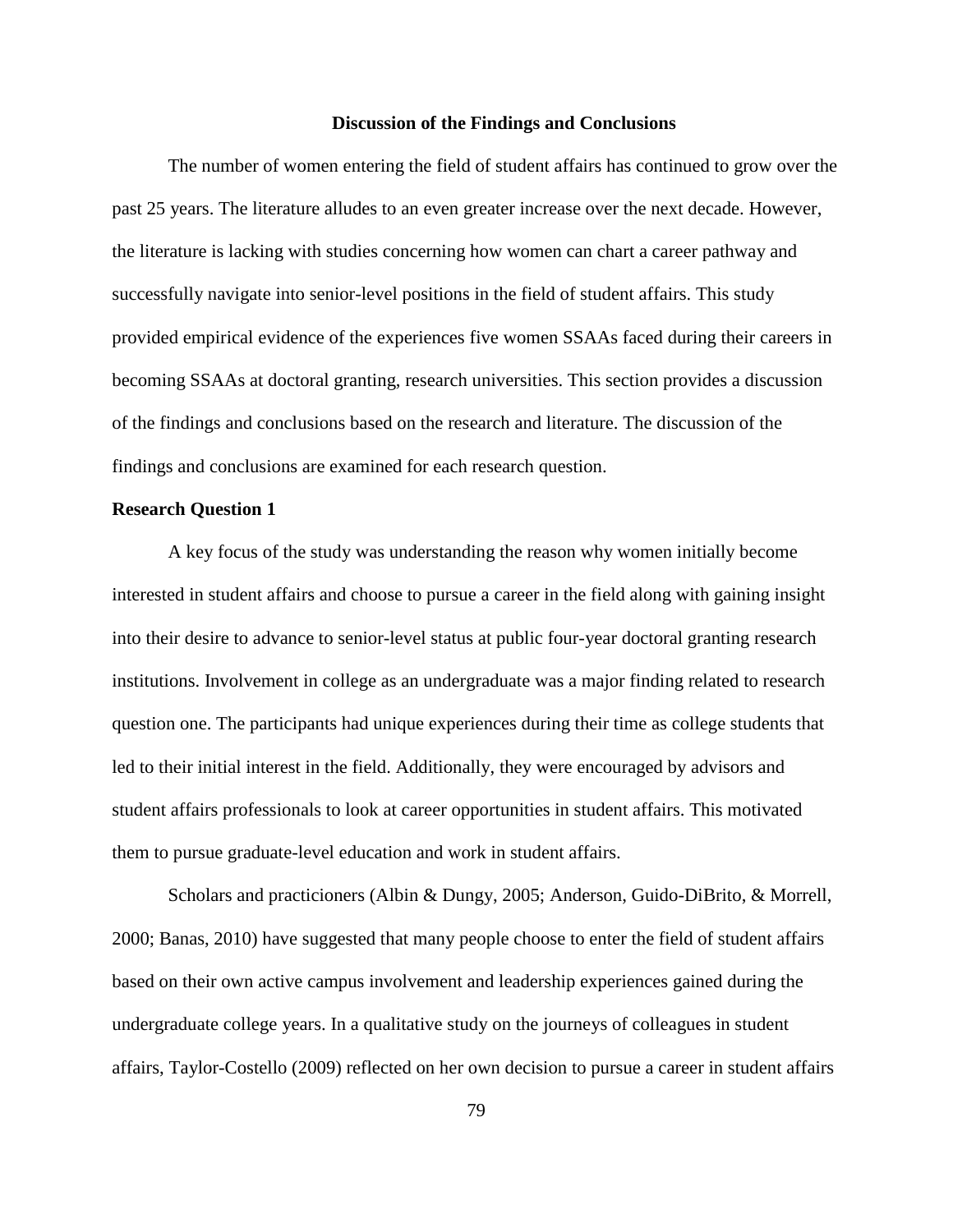## Discussion of the Findings and Conclusions

The number of women entering the field of student affairs has continued to grow over the past 25 years. The literature alludes to an even greater increase over the next decade. However, the literature is lacking with studies concerning how women can chart a career pathway and successfully navigate into senior-level positions in the field of student affairs. This study provided empirical evidence of the experiences five women SSAAs faced during their careers in becoming SSAAs at doctoral granting, research universities. This section provides a discussion of the findings and conclusions based on the research and literature. The discussion of the findings and conclusions are examined for each research question.

### Research Question 1

A key focus of the study was understanding the reason why women initially become interested in student affairs and choose to pursue a career in the field along with gaining insight into their desire to advance to senior-level status at public four-year doctoral granting research institutions. Involvement in college as an undergraduate was a major finding related to research question one. The participants had unique experiences during their time as college students that led to their initial interest in the field. Additionally, they were encouraged by advisors and student affairs professionals to look at career opportunities in student affairs. This motivated them to pursue graduate-level education and work in student affairs.

Scholars and practicioners (Albin & Dungy, 2005; Anderson, Guido-DiBrito, & Morrell, 2000; Banas, 2010) have suggested that many people choose to enter the field of student affairs based on their own active campus involvement and leadership experiences gained during the undergraduate college years. In a qualitative study on the journeys of colleagues in student affairs, Taylor-Costello (2009) reflected on her own decision to pursue a career in student affairs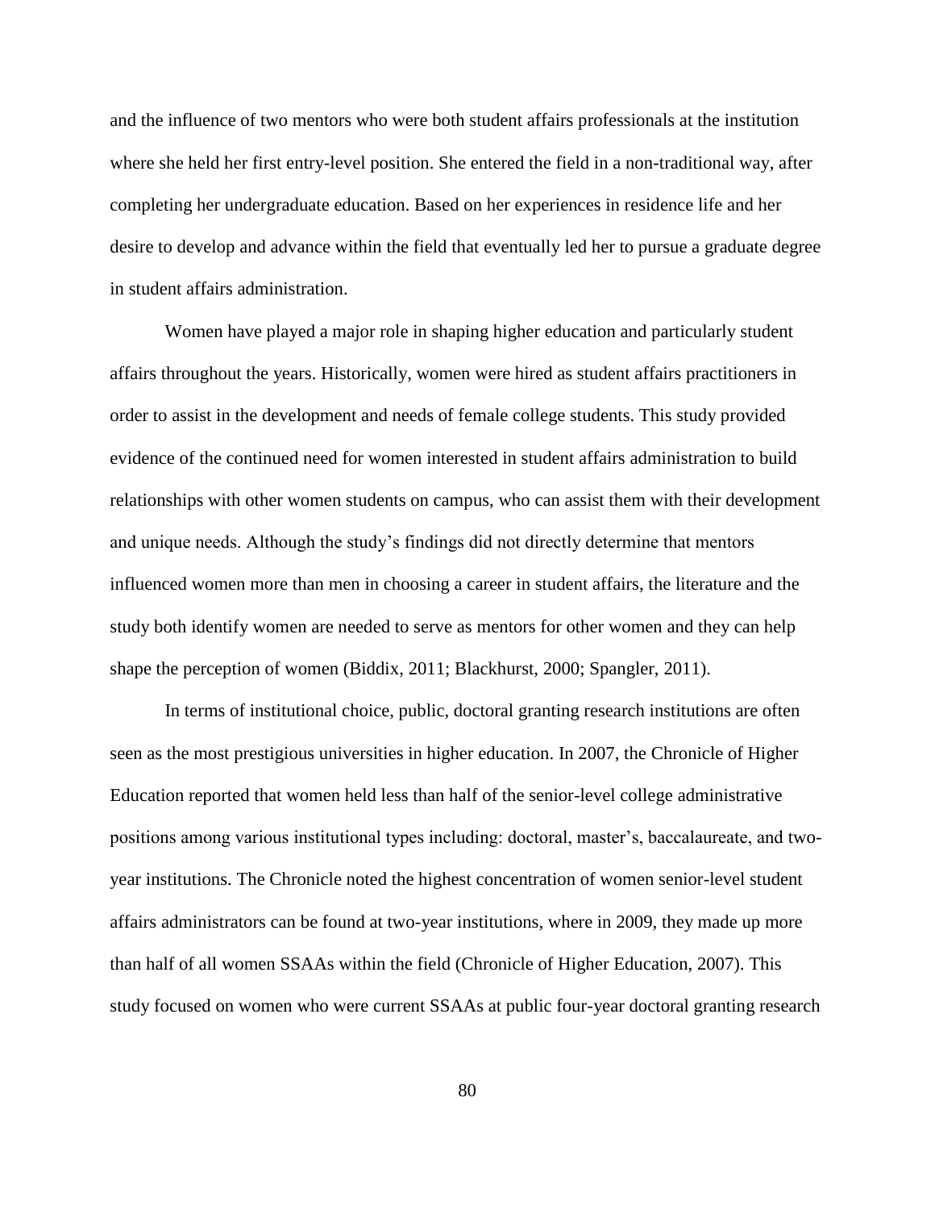and the influence of two mentors who were both student affairs professionals at the institution where she held her first entry-level position. She entered the field in a non-traditional way, after completing her undergraduate education. Based on her experiences in residence life and her desire to develop and advance within the field that eventually led her to pursue a graduate degree in student affairs administration.

Women have played a major role in shaping higher education and particularly student affairs throughout the years. Historically, women were hired as student affairs practitioners in order to assist in the development and needs of female college students. This study provided evidence of the continued need for women interested in student affairs administration to build relationships with other women students on campus, who can assist them with their development and unique needs. Although the study's findings did not directly determine that mentors influenced women more than men in choosing a career in student affairs, the literature and the study both identify women are needed to serve as mentors for other women and they can help shape the perception of women (Biddix, 2011; Blackhurst, 2000; Spangler, 2011).

In terms of institutional choice, public, doctoral granting research institutions are often seen as the most prestigious universities in higher education. In 2007, the Chronicle of Higher Education reported that women held less than half of the senior-level college administrative positions among various institutional types including: doctoral, master's, baccalaureate, and two-year institutions. The Chronicle noted the highest concentration of women senior-level student affairs administrators can be found at two-year institutions, where in 2009, they made up more than half of all women SSAAs within the field (Chronicle of Higher Education, 2007). This study focused on women who were current SSAAs at public four-year doctoral granting research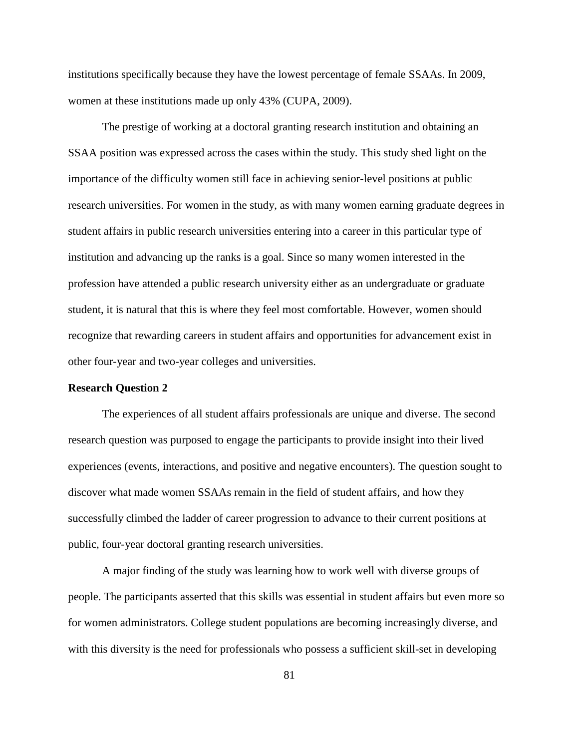institutions specifically because they have the lowest percentage of female SSAAs. In 2009, women at these institutions made up only 43% (CUPA, 2009).

The prestige of working at a doctoral granting research institution and obtaining an SSAA position was expressed across the cases within the study. This study shed light on the importance of the difficulty women still face in achieving senior-level positions at public research universities. For women in the study, as with many women earning graduate degrees in student affairs in public research universities entering into a career in this particular type of institution and advancing up the ranks is a goal. Since so many women interested in the profession have attended a public research university either as an undergraduate or graduate student, it is natural that this is where they feel most comfortable. However, women should recognize that rewarding careers in student affairs and opportunities for advancement exist in other four-year and two-year colleges and universities.

**Research Question 2**

The experiences of all student affairs professionals are unique and diverse. The second research question was purposed to engage the participants to provide insight into their lived experiences (events, interactions, and positive and negative encounters). The question sought to discover what made women SSAAs remain in the field of student affairs, and how they successfully climbed the ladder of career progression to advance to their current positions at public, four-year doctoral granting research universities.

A major finding of the study was learning how to work well with diverse groups of people. The participants asserted that this skills was essential in student affairs but even more so for women administrators. College student populations are becoming increasingly diverse, and with this diversity is the need for professionals who possess a sufficient skill-set in developing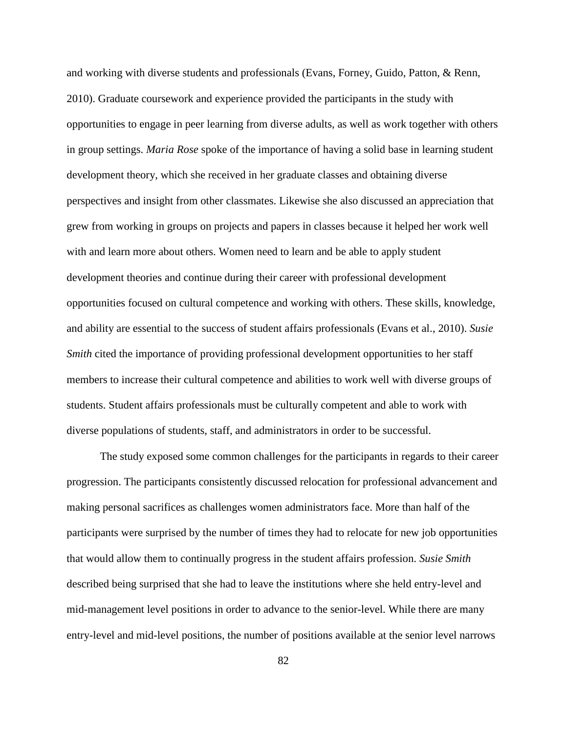and working with diverse students and professionals (Evans, Forney, Guido, Patton, & Renn, 2010). Graduate coursework and experience provided the participants in the study with opportunities to engage in peer learning from diverse adults, as well as work together with others in group settings. *Maria Rose* spoke of the importance of having a solid base in learning student development theory, which she received in her graduate classes and obtaining diverse perspectives and insight from other classmates. Likewise she also discussed an appreciation that grew from working in groups on projects and papers in classes because it helped her work well with and learn more about others. Women need to learn and be able to apply student development theories and continue during their career with professional development opportunities focused on cultural competence and working with others. These skills, knowledge, and ability are essential to the success of student affairs professionals (Evans et al., 2010). *Susie Smith* cited the importance of providing professional development opportunities to her staff members to increase their cultural competence and abilities to work well with diverse groups of students. Student affairs professionals must be culturally competent and able to work with diverse populations of students, staff, and administrators in order to be successful.

The study exposed some common challenges for the participants in regards to their career progression. The participants consistently discussed relocation for professional advancement and making personal sacrifices as challenges women administrators face. More than half of the participants were surprised by the number of times they had to relocate for new job opportunities that would allow them to continually progress in the student affairs profession. *Susie Smith* described being surprised that she had to leave the institutions where she held entry-level and mid-management level positions in order to advance to the senior-level. While there are many entry-level and mid-level positions, the number of positions available at the senior level narrows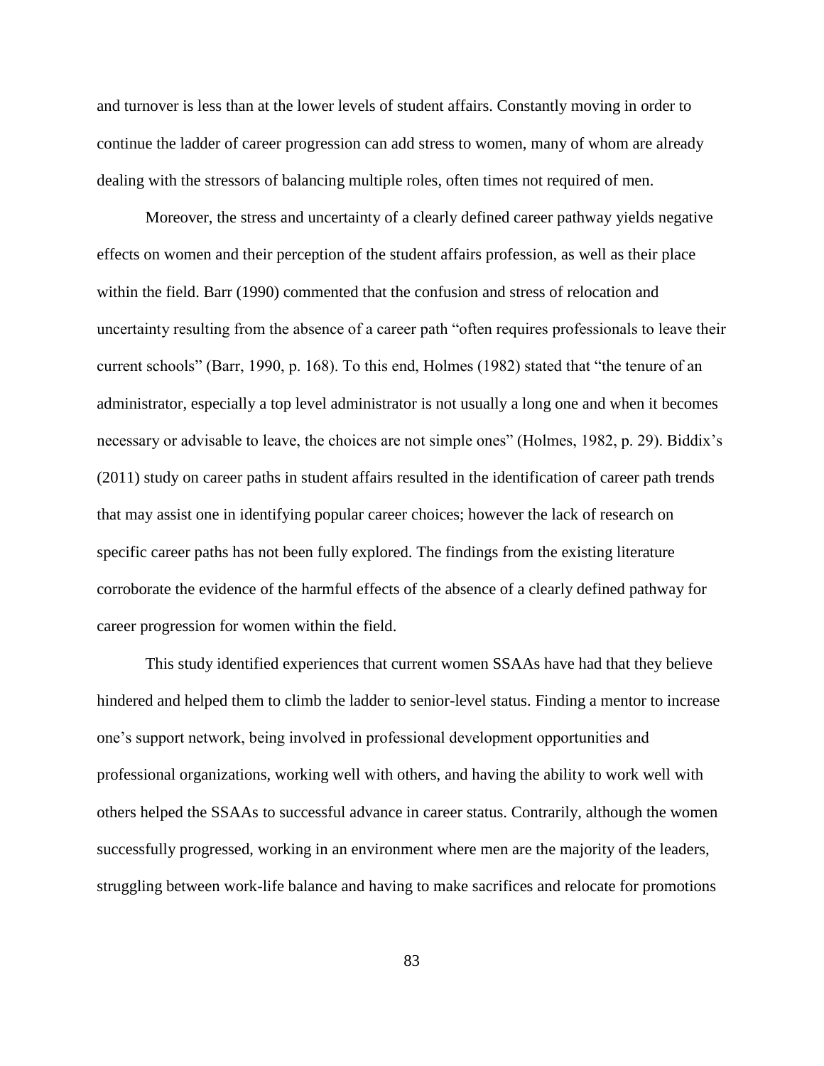and turnover is less than at the lower levels of student affairs. Constantly moving in order to continue the ladder of career progression can add stress to women, many of whom are already dealing with the stressors of balancing multiple roles, often times not required of men.

Moreover, the stress and uncertainty of a clearly defined career pathway yields negative effects on women and their perception of the student affairs profession, as well as their place within the field. Barr (1990) commented that the confusion and stress of relocation and uncertainty resulting from the absence of a career path "often requires professionals to leave their current schools" (Barr, 1990, p. 168). To this end, Holmes (1982) stated that "the tenure of an administrator, especially a top level administrator is not usually a long one and when it becomes necessary or advisable to leave, the choices are not simple ones" (Holmes, 1982, p. 29). Biddix's (2011) study on career paths in student affairs resulted in the identification of career path trends that may assist one in identifying popular career choices; however the lack of research on specific career paths has not been fully explored. The findings from the existing literature corroborate the evidence of the harmful effects of the absence of a clearly defined pathway for career progression for women within the field.

This study identified experiences that current women SSAAs have had that they believe hindered and helped them to climb the ladder to senior-level status. Finding a mentor to increase one's support network, being involved in professional development opportunities and professional organizations, working well with others, and having the ability to work well with others helped the SSAAs to successful advance in career status. Contrarily, although the women successfully progressed, working in an environment where men are the majority of the leaders, struggling between work-life balance and having to make sacrifices and relocate for promotions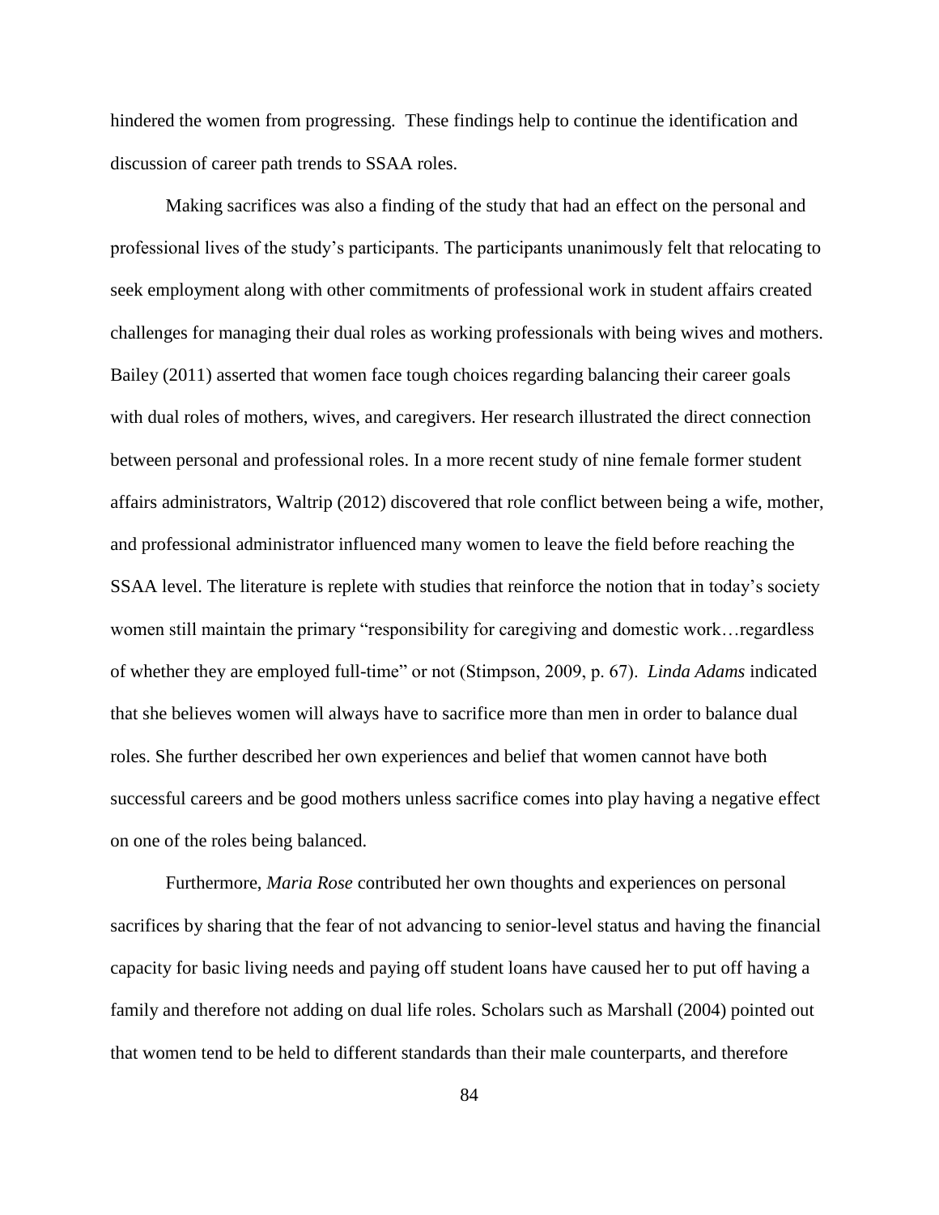hindered the women from progressing. These findings help to continue the identification and discussion of career path trends to SSAA roles.

Making sacrifices was also a finding of the study that had an effect on the personal and professional lives of the study's participants. The participants unanimously felt that relocating to seek employment along with other commitments of professional work in student affairs created challenges for managing their dual roles as working professionals with being wives and mothers. Bailey (2011) asserted that women face tough choices regarding balancing their career goals with dual roles of mothers, wives, and caregivers. Her research illustrated the direct connection between personal and professional roles. In a more recent study of nine female former student affairs administrators, Waltrip (2012) discovered that role conflict between being a wife, mother, and professional administrator influenced many women to leave the field before reaching the SSAA level. The literature is replete with studies that reinforce the notion that in today's society women still maintain the primary "responsibility for caregiving and domestic work…regardless of whether they are employed full-time" or not (Stimpson, 2009, p. 67). *Linda Adams* indicated that she believes women will always have to sacrifice more than men in order to balance dual roles. She further described her own experiences and belief that women cannot have both successful careers and be good mothers unless sacrifice comes into play having a negative effect on one of the roles being balanced.

Furthermore, *Maria Rose* contributed her own thoughts and experiences on personal sacrifices by sharing that the fear of not advancing to senior-level status and having the financial capacity for basic living needs and paying off student loans have caused her to put off having a family and therefore not adding on dual life roles. Scholars such as Marshall (2004) pointed out that women tend to be held to different standards than their male counterparts, and therefore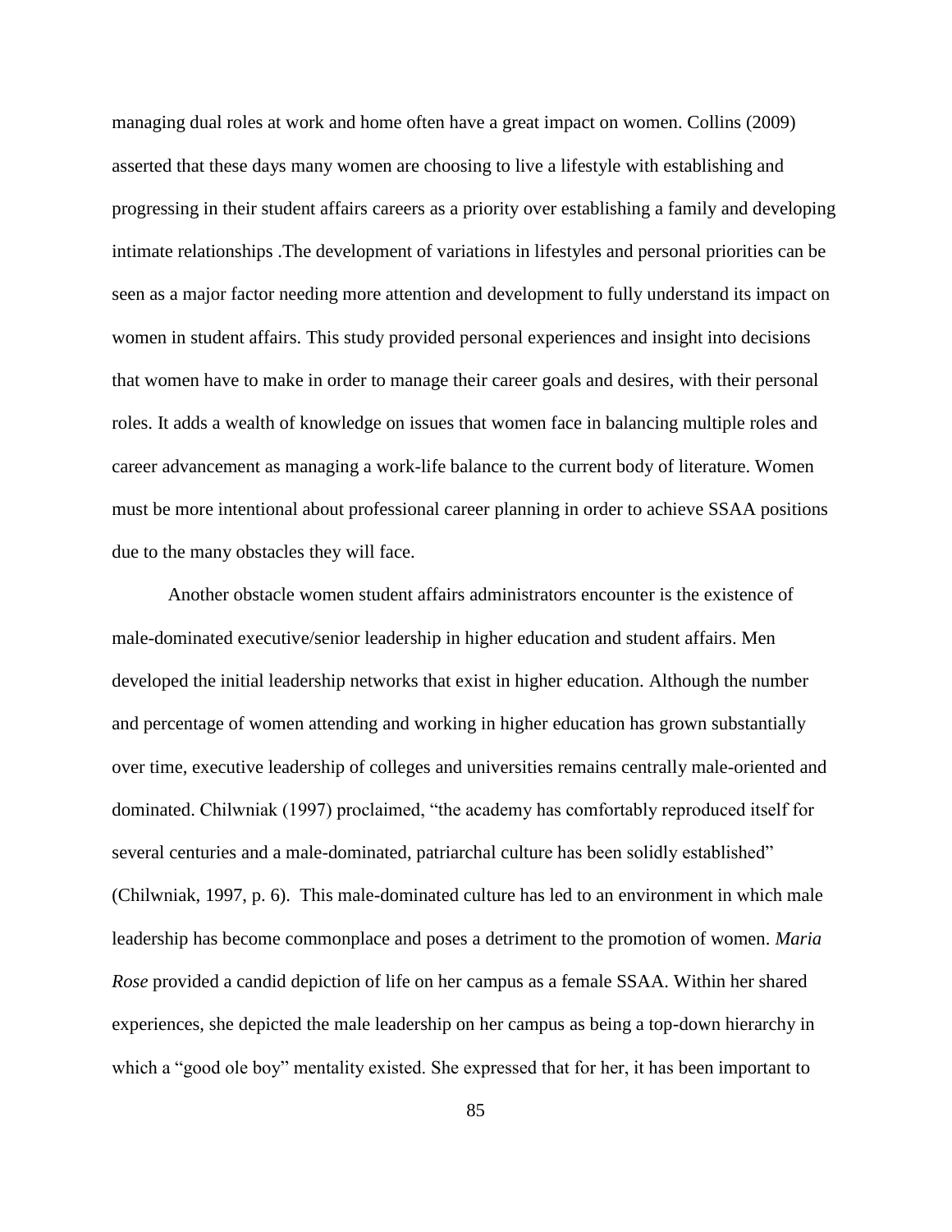managing dual roles at work and home often have a great impact on women. Collins (2009) asserted that these days many women are choosing to live a lifestyle with establishing and progressing in their student affairs careers as a priority over establishing a family and developing intimate relationships .The development of variations in lifestyles and personal priorities can be seen as a major factor needing more attention and development to fully understand its impact on women in student affairs. This study provided personal experiences and insight into decisions that women have to make in order to manage their career goals and desires, with their personal roles. It adds a wealth of knowledge on issues that women face in balancing multiple roles and career advancement as managing a work-life balance to the current body of literature. Women must be more intentional about professional career planning in order to achieve SSAA positions due to the many obstacles they will face.

Another obstacle women student affairs administrators encounter is the existence of male-dominated executive/senior leadership in higher education and student affairs. Men developed the initial leadership networks that exist in higher education. Although the number and percentage of women attending and working in higher education has grown substantially over time, executive leadership of colleges and universities remains centrally male-oriented and dominated. Chilwniak (1997) proclaimed, "the academy has comfortably reproduced itself for several centuries and a male-dominated, patriarchal culture has been solidly established" (Chilwniak, 1997, p. 6). This male-dominated culture has led to an environment in which male leadership has become commonplace and poses a detriment to the promotion of women. *Maria Rose* provided a candid depiction of life on her campus as a female SSAA. Within her shared experiences, she depicted the male leadership on her campus as being a top-down hierarchy in which a "good ole boy" mentality existed. She expressed that for her, it has been important to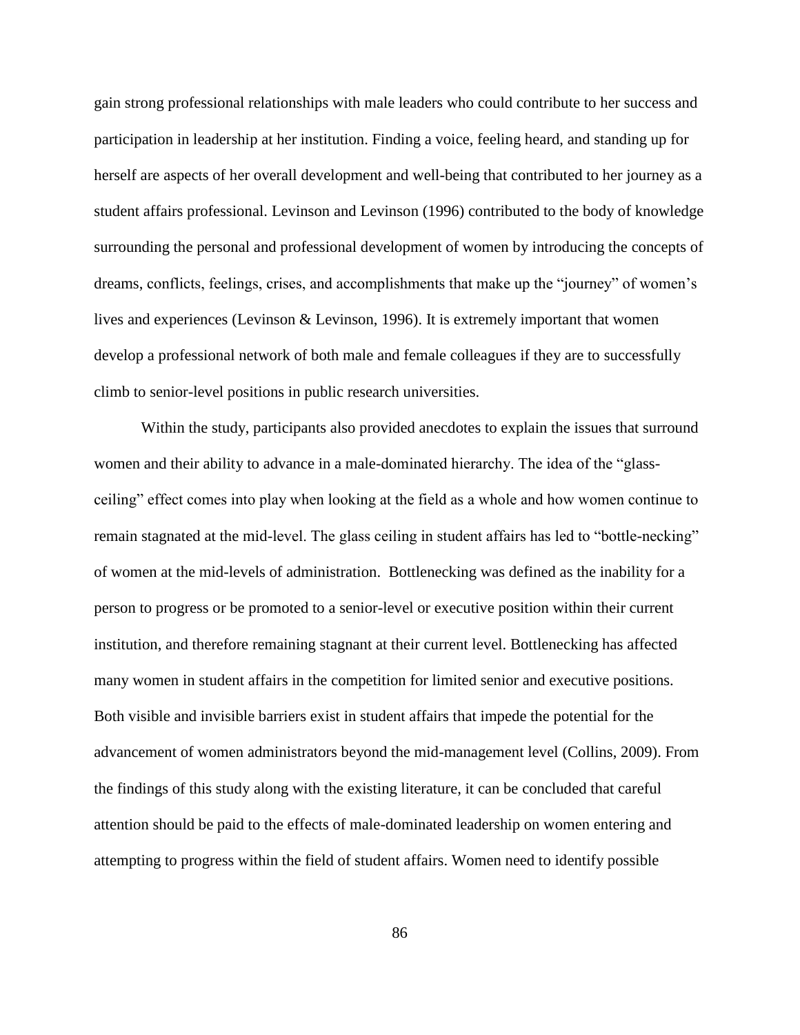gain strong professional relationships with male leaders who could contribute to her success and participation in leadership at her institution. Finding a voice, feeling heard, and standing up for herself are aspects of her overall development and well-being that contributed to her journey as a student affairs professional. Levinson and Levinson (1996) contributed to the body of knowledge surrounding the personal and professional development of women by introducing the concepts of dreams, conflicts, feelings, crises, and accomplishments that make up the "journey" of women's lives and experiences (Levinson & Levinson, 1996). It is extremely important that women develop a professional network of both male and female colleagues if they are to successfully climb to senior-level positions in public research universities.

Within the study, participants also provided anecdotes to explain the issues that surround women and their ability to advance in a male-dominated hierarchy. The idea of the "glass-ceiling" effect comes into play when looking at the field as a whole and how women continue to remain stagnated at the mid-level. The glass ceiling in student affairs has led to "bottle-necking" of women at the mid-levels of administration. Bottlenecking was defined as the inability for a person to progress or be promoted to a senior-level or executive position within their current institution, and therefore remaining stagnant at their current level. Bottlenecking has affected many women in student affairs in the competition for limited senior and executive positions. Both visible and invisible barriers exist in student affairs that impede the potential for the advancement of women administrators beyond the mid-management level (Collins, 2009). From the findings of this study along with the existing literature, it can be concluded that careful attention should be paid to the effects of male-dominated leadership on women entering and attempting to progress within the field of student affairs. Women need to identify possible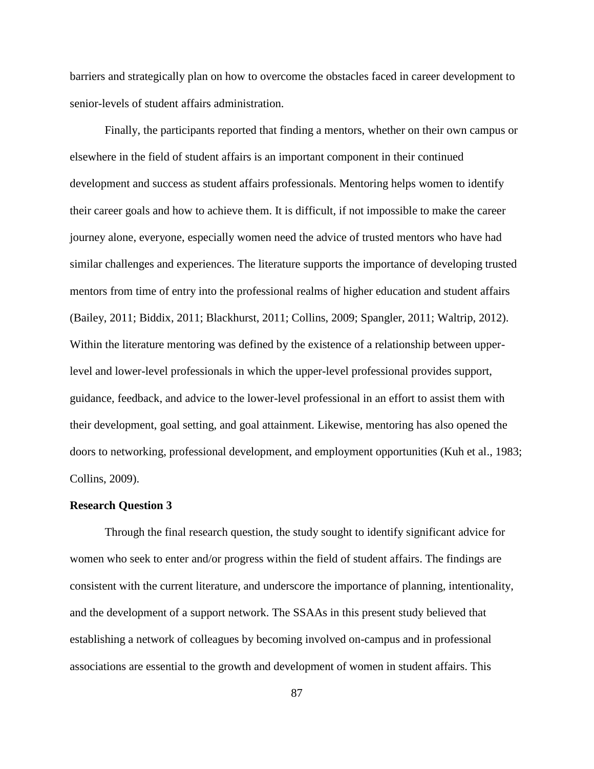barriers and strategically plan on how to overcome the obstacles faced in career development to senior-levels of student affairs administration.

Finally, the participants reported that finding a mentors, whether on their own campus or elsewhere in the field of student affairs is an important component in their continued development and success as student affairs professionals. Mentoring helps women to identify their career goals and how to achieve them. It is difficult, if not impossible to make the career journey alone, everyone, especially women need the advice of trusted mentors who have had similar challenges and experiences. The literature supports the importance of developing trusted mentors from time of entry into the professional realms of higher education and student affairs (Bailey, 2011; Biddix, 2011; Blackhurst, 2011; Collins, 2009; Spangler, 2011; Waltrip, 2012). Within the literature mentoring was defined by the existence of a relationship between upper-level and lower-level professionals in which the upper-level professional provides support, guidance, feedback, and advice to the lower-level professional in an effort to assist them with their development, goal setting, and goal attainment. Likewise, mentoring has also opened the doors to networking, professional development, and employment opportunities (Kuh et al., 1983; Collins, 2009).

**Research Question 3**

Through the final research question, the study sought to identify significant advice for women who seek to enter and/or progress within the field of student affairs. The findings are consistent with the current literature, and underscore the importance of planning, intentionality, and the development of a support network. The SSAAs in this present study believed that establishing a network of colleagues by becoming involved on-campus and in professional associations are essential to the growth and development of women in student affairs. This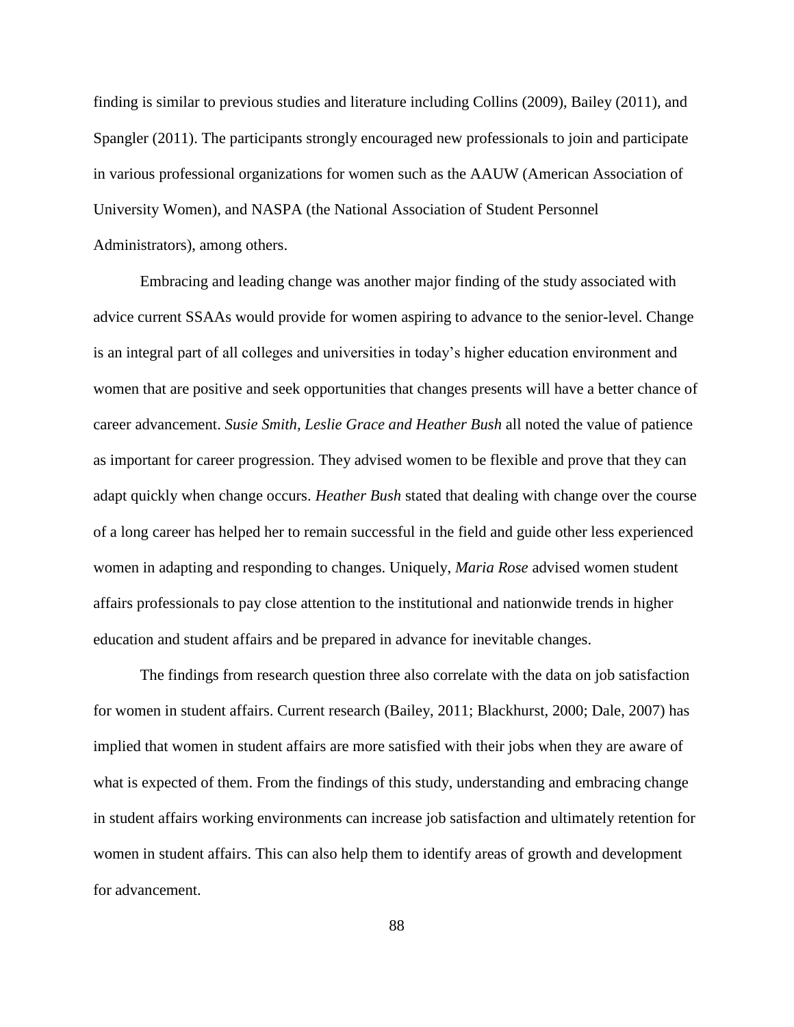finding is similar to previous studies and literature including Collins (2009), Bailey (2011), and Spangler (2011). The participants strongly encouraged new professionals to join and participate in various professional organizations for women such as the AAUW (American Association of University Women), and NASPA (the National Association of Student Personnel Administrators), among others.

Embracing and leading change was another major finding of the study associated with advice current SSAAs would provide for women aspiring to advance to the senior-level. Change is an integral part of all colleges and universities in today's higher education environment and women that are positive and seek opportunities that changes presents will have a better chance of career advancement. *Susie Smith*, *Leslie Grace and Heather Bush* all noted the value of patience as important for career progression. They advised women to be flexible and prove that they can adapt quickly when change occurs. *Heather Bush* stated that dealing with change over the course of a long career has helped her to remain successful in the field and guide other less experienced women in adapting and responding to changes. Uniquely, *Maria Rose* advised women student affairs professionals to pay close attention to the institutional and nationwide trends in higher education and student affairs and be prepared in advance for inevitable changes.

The findings from research question three also correlate with the data on job satisfaction for women in student affairs. Current research (Bailey, 2011; Blackhurst, 2000; Dale, 2007) has implied that women in student affairs are more satisfied with their jobs when they are aware of what is expected of them. From the findings of this study, understanding and embracing change in student affairs working environments can increase job satisfaction and ultimately retention for women in student affairs. This can also help them to identify areas of growth and development for advancement.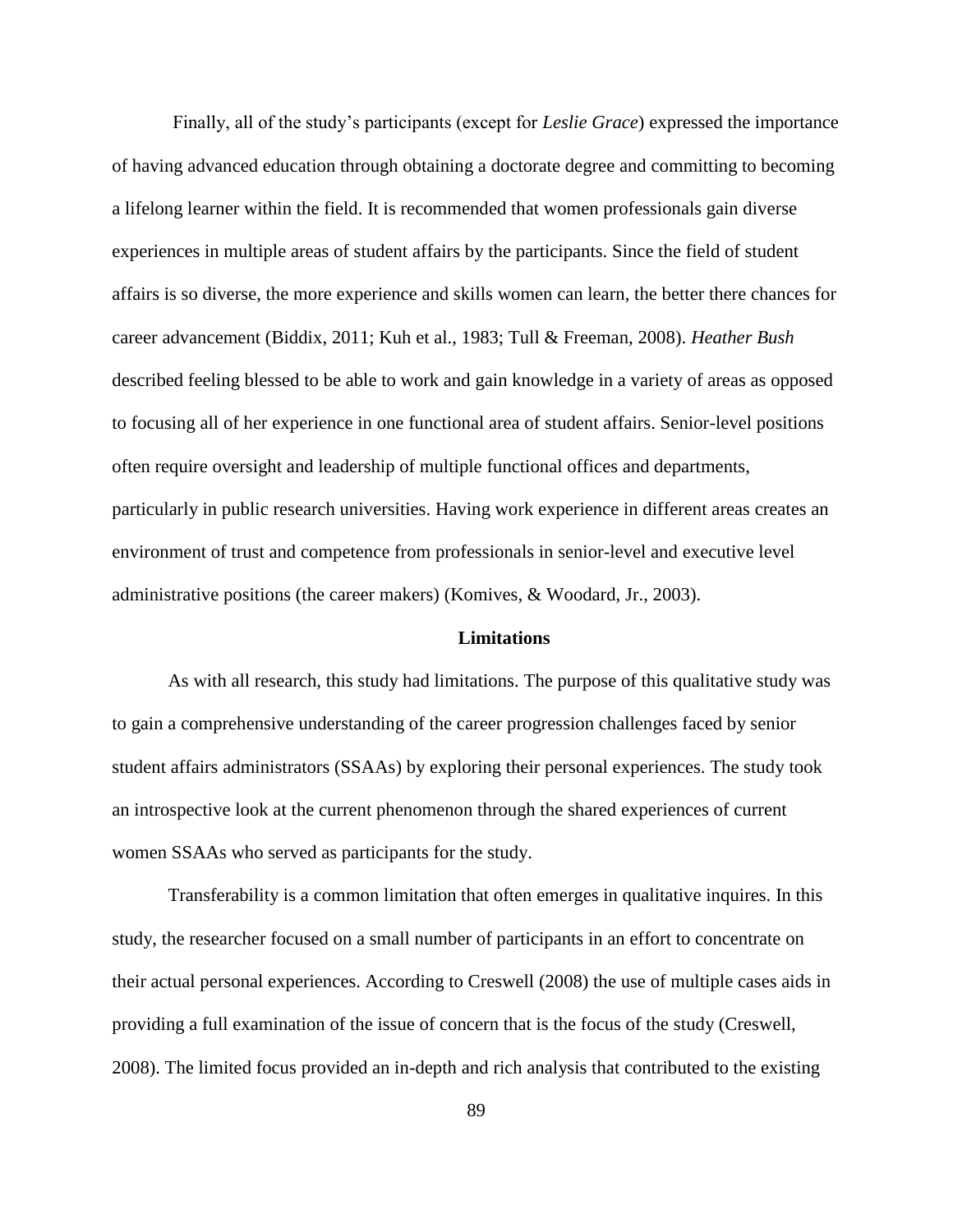Finally, all of the study's participants (except for *Leslie Grace*) expressed the importance of having advanced education through obtaining a doctorate degree and committing to becoming a lifelong learner within the field. It is recommended that women professionals gain diverse experiences in multiple areas of student affairs by the participants. Since the field of student affairs is so diverse, the more experience and skills women can learn, the better there chances for career advancement (Biddix, 2011; Kuh et al., 1983; Tull & Freeman, 2008). *Heather Bush* described feeling blessed to be able to work and gain knowledge in a variety of areas as opposed to focusing all of her experience in one functional area of student affairs. Senior-level positions often require oversight and leadership of multiple functional offices and departments, particularly in public research universities. Having work experience in different areas creates an environment of trust and competence from professionals in senior-level and executive level administrative positions (the career makers) (Komives, & Woodard, Jr., 2003).

## Limitations

As with all research, this study had limitations. The purpose of this qualitative study was to gain a comprehensive understanding of the career progression challenges faced by senior student affairs administrators (SSAAs) by exploring their personal experiences. The study took an introspective look at the current phenomenon through the shared experiences of current women SSAAs who served as participants for the study.

Transferability is a common limitation that often emerges in qualitative inquires. In this study, the researcher focused on a small number of participants in an effort to concentrate on their actual personal experiences. According to Creswell (2008) the use of multiple cases aids in providing a full examination of the issue of concern that is the focus of the study (Creswell, 2008). The limited focus provided an in-depth and rich analysis that contributed to the existing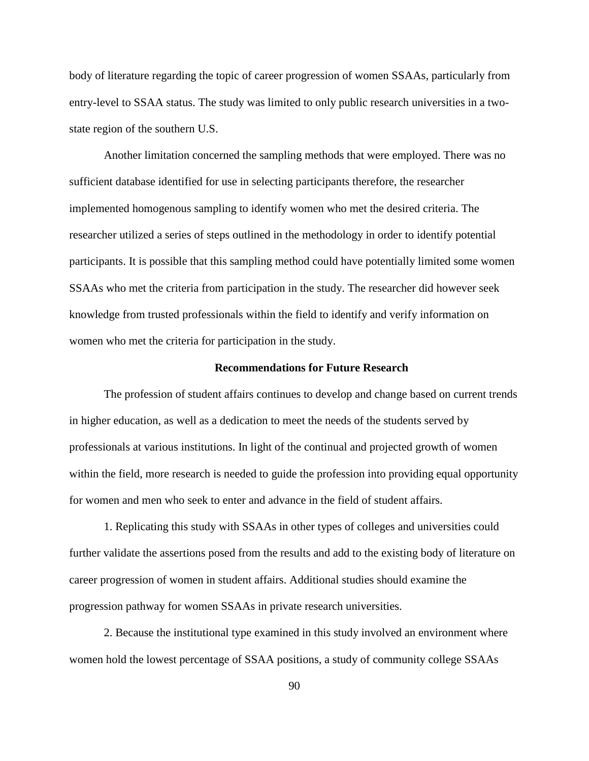body of literature regarding the topic of career progression of women SSAAs, particularly from entry-level to SSAA status. The study was limited to only public research universities in a two-state region of the southern U.S.

Another limitation concerned the sampling methods that were employed. There was no sufficient database identified for use in selecting participants therefore, the researcher implemented homogenous sampling to identify women who met the desired criteria. The researcher utilized a series of steps outlined in the methodology in order to identify potential participants. It is possible that this sampling method could have potentially limited some women SSAAs who met the criteria from participation in the study. The researcher did however seek knowledge from trusted professionals within the field to identify and verify information on women who met the criteria for participation in the study.

## Recommendations for Future Research

The profession of student affairs continues to develop and change based on current trends in higher education, as well as a dedication to meet the needs of the students served by professionals at various institutions. In light of the continual and projected growth of women within the field, more research is needed to guide the profession into providing equal opportunity for women and men who seek to enter and advance in the field of student affairs.

1. Replicating this study with SSAAs in other types of colleges and universities could further validate the assertions posed from the results and add to the existing body of literature on career progression of women in student affairs. Additional studies should examine the progression pathway for women SSAAs in private research universities.

2. Because the institutional type examined in this study involved an environment where women hold the lowest percentage of SSAA positions, a study of community college SSAAs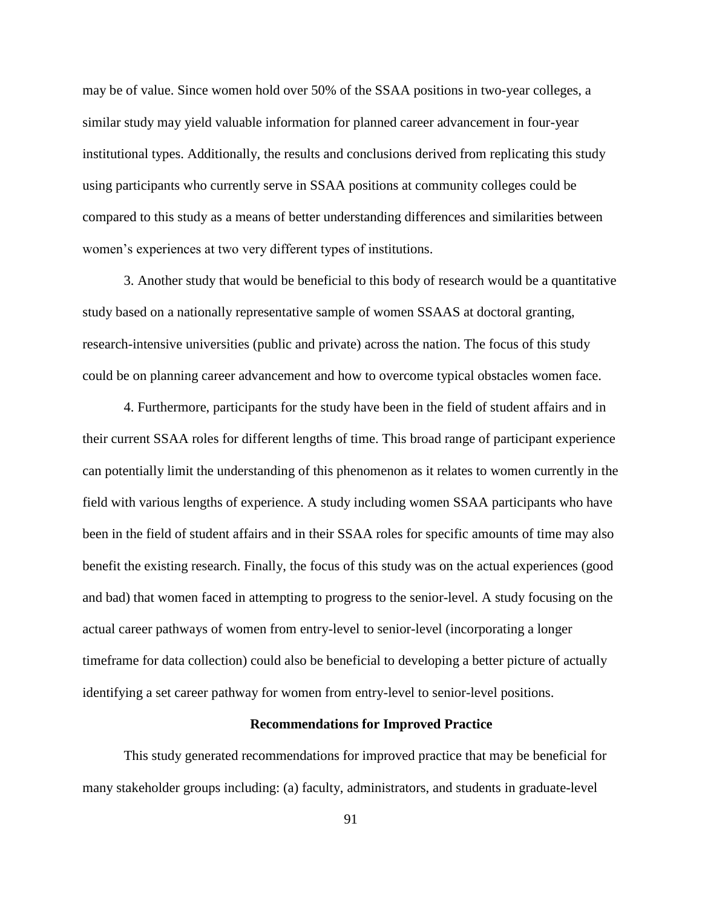may be of value. Since women hold over 50% of the SSAA positions in two-year colleges, a similar study may yield valuable information for planned career advancement in four-year institutional types. Additionally, the results and conclusions derived from replicating this study using participants who currently serve in SSAA positions at community colleges could be compared to this study as a means of better understanding differences and similarities between women's experiences at two very different types of institutions.

3. Another study that would be beneficial to this body of research would be a quantitative study based on a nationally representative sample of women SSAAS at doctoral granting, research-intensive universities (public and private) across the nation. The focus of this study could be on planning career advancement and how to overcome typical obstacles women face.

4. Furthermore, participants for the study have been in the field of student affairs and in their current SSAA roles for different lengths of time. This broad range of participant experience can potentially limit the understanding of this phenomenon as it relates to women currently in the field with various lengths of experience. A study including women SSAA participants who have been in the field of student affairs and in their SSAA roles for specific amounts of time may also benefit the existing research. Finally, the focus of this study was on the actual experiences (good and bad) that women faced in attempting to progress to the senior-level. A study focusing on the actual career pathways of women from entry-level to senior-level (incorporating a longer timeframe for data collection) could also be beneficial to developing a better picture of actually identifying a set career pathway for women from entry-level to senior-level positions.

## Recommendations for Improved Practice

This study generated recommendations for improved practice that may be beneficial for many stakeholder groups including: (a) faculty, administrators, and students in graduate-level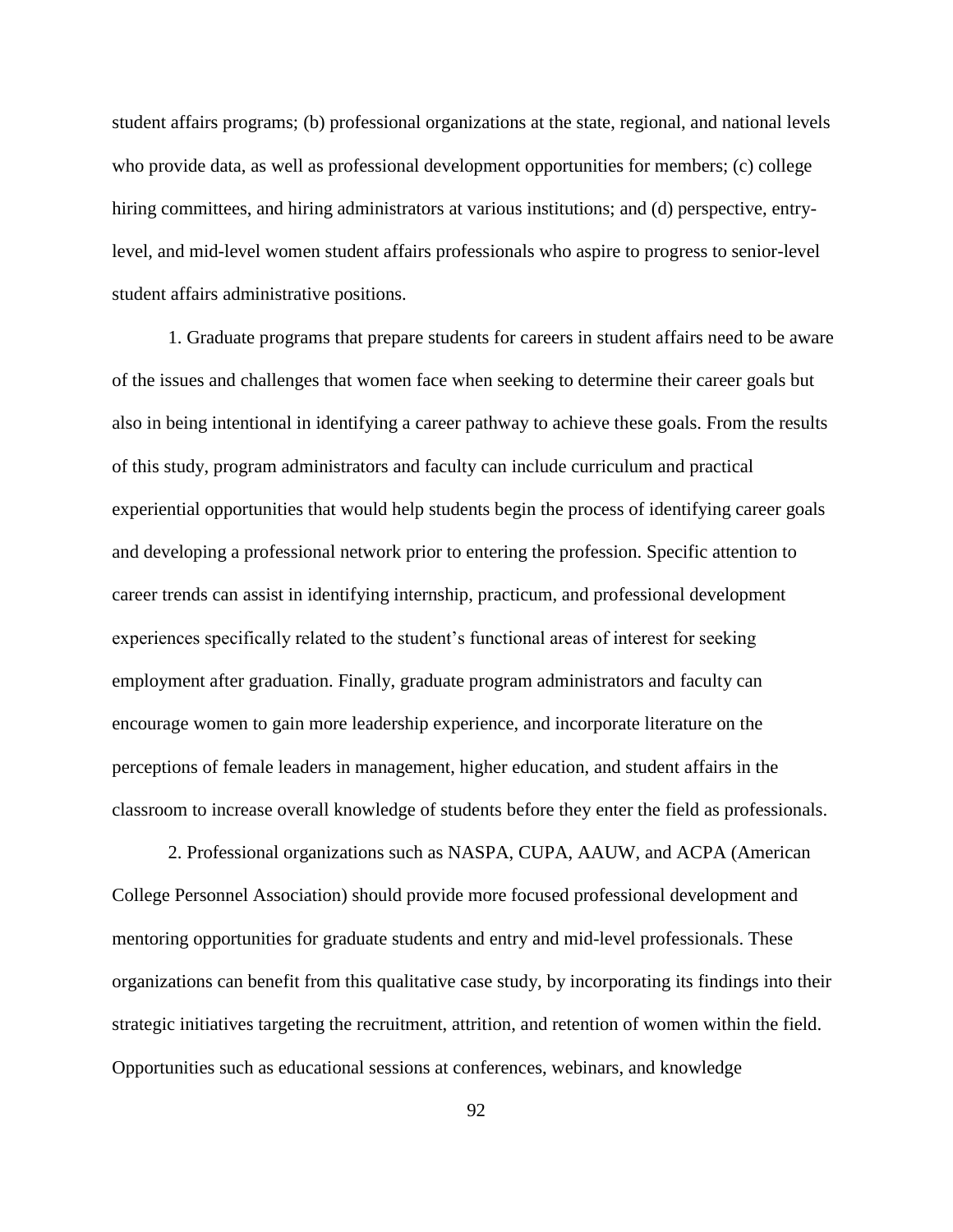student affairs programs; (b) professional organizations at the state, regional, and national levels who provide data, as well as professional development opportunities for members; (c) college hiring committees, and hiring administrators at various institutions; and (d) perspective, entry-level, and mid-level women student affairs professionals who aspire to progress to senior-level student affairs administrative positions.

1. Graduate programs that prepare students for careers in student affairs need to be aware of the issues and challenges that women face when seeking to determine their career goals but also in being intentional in identifying a career pathway to achieve these goals. From the results of this study, program administrators and faculty can include curriculum and practical experiential opportunities that would help students begin the process of identifying career goals and developing a professional network prior to entering the profession. Specific attention to career trends can assist in identifying internship, practicum, and professional development experiences specifically related to the student's functional areas of interest for seeking employment after graduation. Finally, graduate program administrators and faculty can encourage women to gain more leadership experience, and incorporate literature on the perceptions of female leaders in management, higher education, and student affairs in the classroom to increase overall knowledge of students before they enter the field as professionals.

2. Professional organizations such as NASPA, CUPA, AAUW, and ACPA (American College Personnel Association) should provide more focused professional development and mentoring opportunities for graduate students and entry and mid-level professionals. These organizations can benefit from this qualitative case study, by incorporating its findings into their strategic initiatives targeting the recruitment, attrition, and retention of women within the field. Opportunities such as educational sessions at conferences, webinars, and knowledge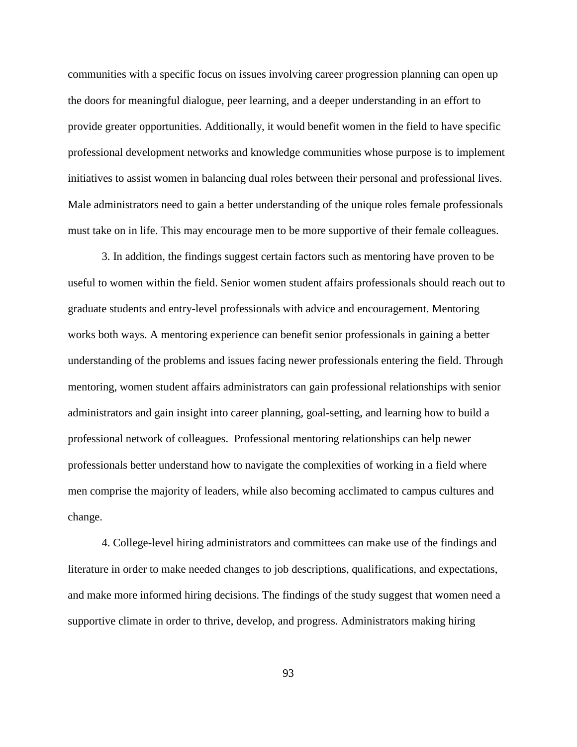communities with a specific focus on issues involving career progression planning can open up the doors for meaningful dialogue, peer learning, and a deeper understanding in an effort to provide greater opportunities. Additionally, it would benefit women in the field to have specific professional development networks and knowledge communities whose purpose is to implement initiatives to assist women in balancing dual roles between their personal and professional lives. Male administrators need to gain a better understanding of the unique roles female professionals must take on in life. This may encourage men to be more supportive of their female colleagues.

3. In addition, the findings suggest certain factors such as mentoring have proven to be useful to women within the field. Senior women student affairs professionals should reach out to graduate students and entry-level professionals with advice and encouragement. Mentoring works both ways. A mentoring experience can benefit senior professionals in gaining a better understanding of the problems and issues facing newer professionals entering the field. Through mentoring, women student affairs administrators can gain professional relationships with senior administrators and gain insight into career planning, goal-setting, and learning how to build a professional network of colleagues. Professional mentoring relationships can help newer professionals better understand how to navigate the complexities of working in a field where men comprise the majority of leaders, while also becoming acclimated to campus cultures and change.

4. College-level hiring administrators and committees can make use of the findings and literature in order to make needed changes to job descriptions, qualifications, and expectations, and make more informed hiring decisions. The findings of the study suggest that women need a supportive climate in order to thrive, develop, and progress. Administrators making hiring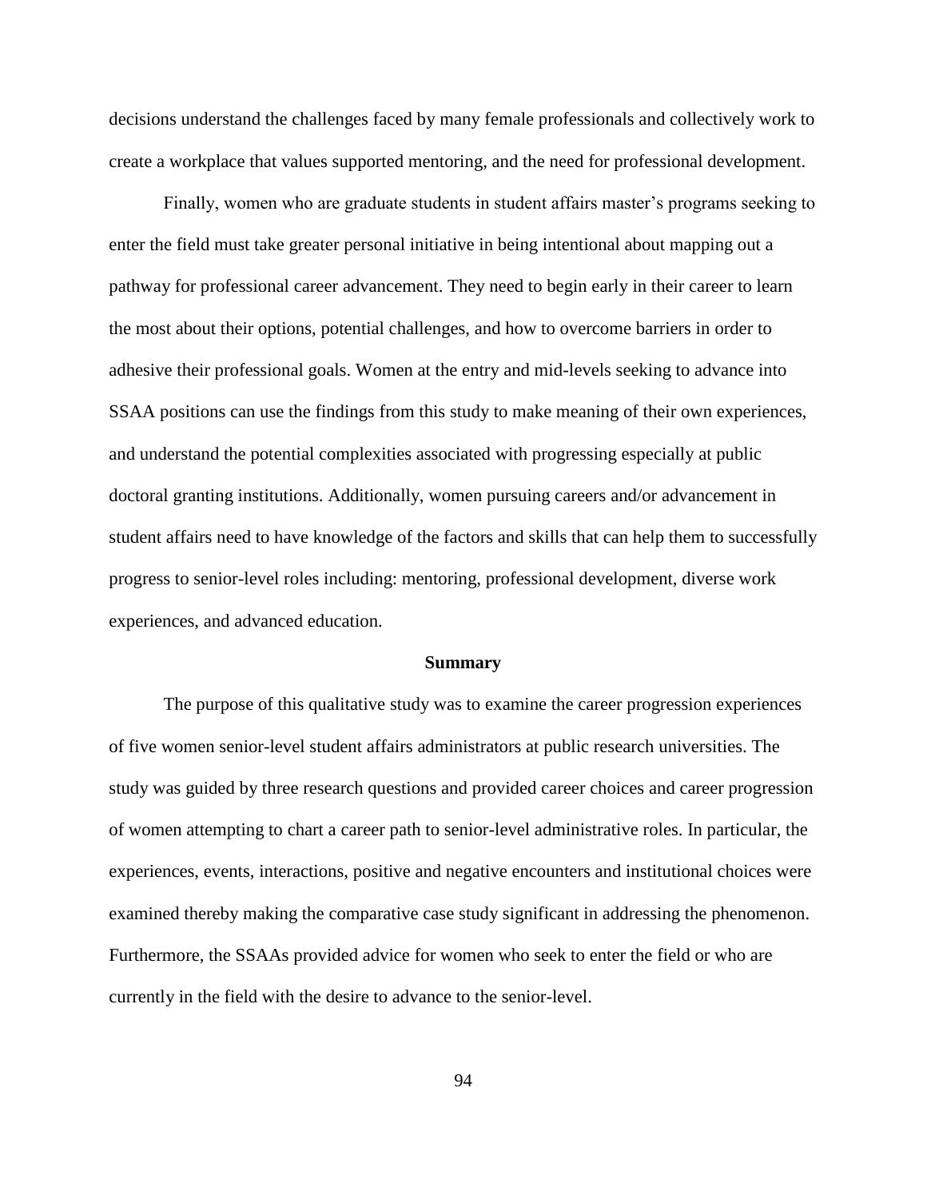decisions understand the challenges faced by many female professionals and collectively work to create a workplace that values supported mentoring, and the need for professional development.

Finally, women who are graduate students in student affairs master's programs seeking to enter the field must take greater personal initiative in being intentional about mapping out a pathway for professional career advancement. They need to begin early in their career to learn the most about their options, potential challenges, and how to overcome barriers in order to adhesive their professional goals. Women at the entry and mid-levels seeking to advance into SSAA positions can use the findings from this study to make meaning of their own experiences, and understand the potential complexities associated with progressing especially at public doctoral granting institutions. Additionally, women pursuing careers and/or advancement in student affairs need to have knowledge of the factors and skills that can help them to successfully progress to senior-level roles including: mentoring, professional development, diverse work experiences, and advanced education.

## Summary

The purpose of this qualitative study was to examine the career progression experiences of five women senior-level student affairs administrators at public research universities. The study was guided by three research questions and provided career choices and career progression of women attempting to chart a career path to senior-level administrative roles. In particular, the experiences, events, interactions, positive and negative encounters and institutional choices were examined thereby making the comparative case study significant in addressing the phenomenon. Furthermore, the SSAAs provided advice for women who seek to enter the field or who are currently in the field with the desire to advance to the senior-level.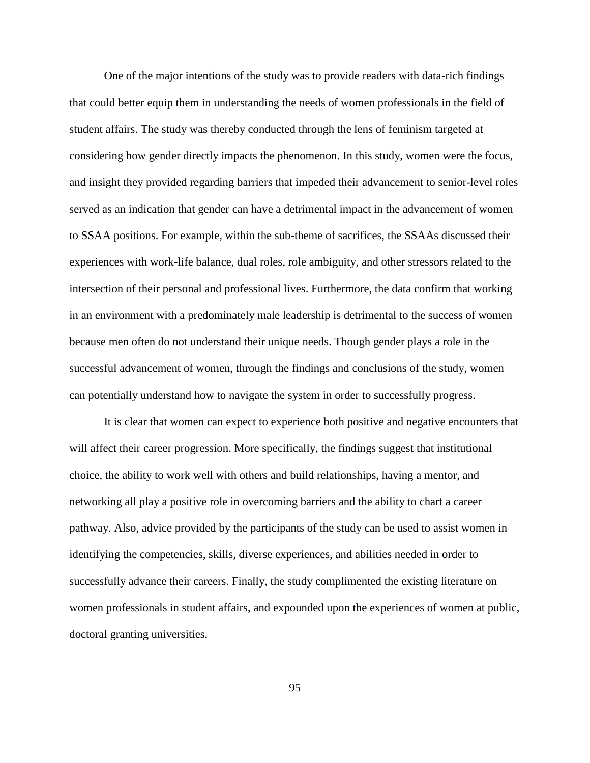One of the major intentions of the study was to provide readers with data-rich findings that could better equip them in understanding the needs of women professionals in the field of student affairs. The study was thereby conducted through the lens of feminism targeted at considering how gender directly impacts the phenomenon. In this study, women were the focus, and insight they provided regarding barriers that impeded their advancement to senior-level roles served as an indication that gender can have a detrimental impact in the advancement of women to SSAA positions. For example, within the sub-theme of sacrifices, the SSAAs discussed their experiences with work-life balance, dual roles, role ambiguity, and other stressors related to the intersection of their personal and professional lives. Furthermore, the data confirm that working in an environment with a predominately male leadership is detrimental to the success of women because men often do not understand their unique needs. Though gender plays a role in the successful advancement of women, through the findings and conclusions of the study, women can potentially understand how to navigate the system in order to successfully progress.

It is clear that women can expect to experience both positive and negative encounters that will affect their career progression. More specifically, the findings suggest that institutional choice, the ability to work well with others and build relationships, having a mentor, and networking all play a positive role in overcoming barriers and the ability to chart a career pathway. Also, advice provided by the participants of the study can be used to assist women in identifying the competencies, skills, diverse experiences, and abilities needed in order to successfully advance their careers. Finally, the study complimented the existing literature on women professionals in student affairs, and expounded upon the experiences of women at public, doctoral granting universities.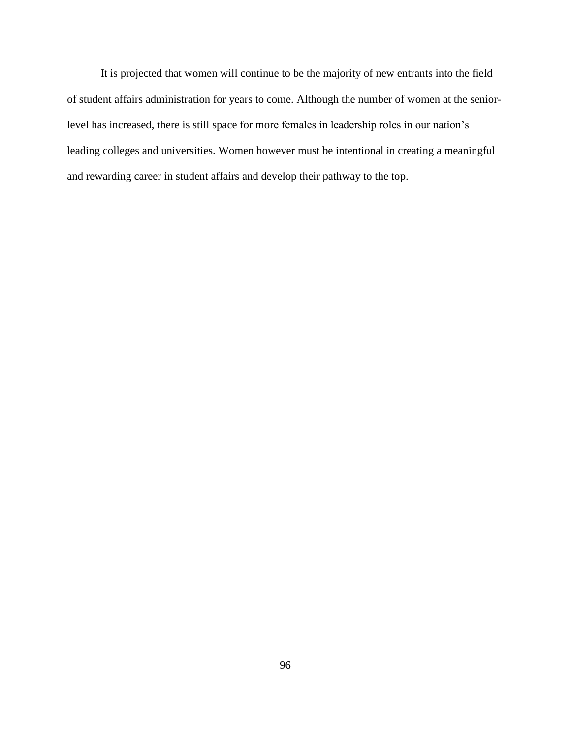It is projected that women will continue to be the majority of new entrants into the field of student affairs administration for years to come. Although the number of women at the senior-level has increased, there is still space for more females in leadership roles in our nation's leading colleges and universities. Women however must be intentional in creating a meaningful and rewarding career in student affairs and develop their pathway to the top.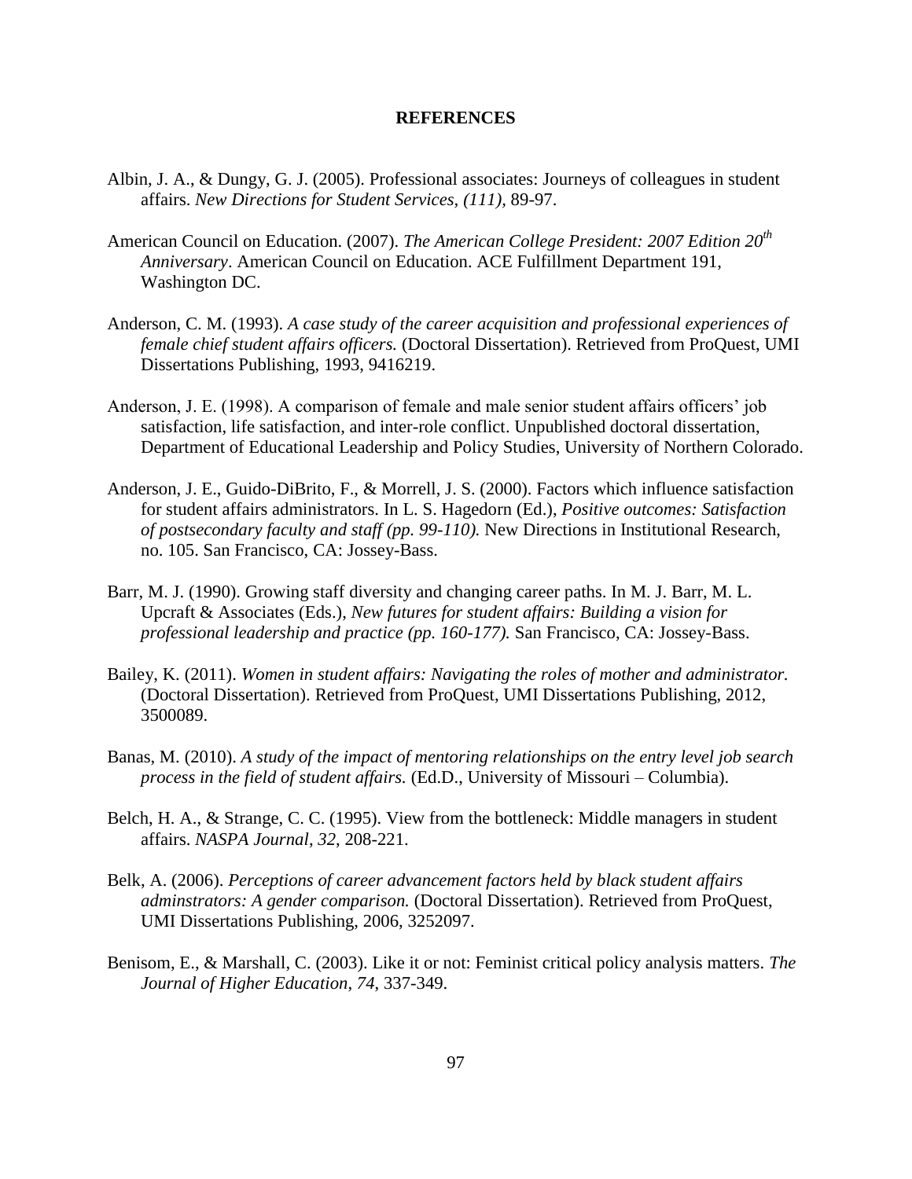# REFERENCES

Albin, J. A., & Dungy, G. J. (2005). Professional associates: Journeys of colleagues in student affairs. *New Directions for Student Services*, *(111)*, 89-97.

American Council on Education. (2007). *The American College President: 2007 Edition 20th Anniversary*. American Council on Education. ACE Fulfillment Department 191, Washington DC.

Anderson, C. M. (1993). *A case study of the career acquisition and professional experiences of female chief student affairs officers.* (Doctoral Dissertation). Retrieved from ProQuest, UMI Dissertations Publishing, 1993, 9416219.

Anderson, J. E. (1998). A comparison of female and male senior student affairs officers' job satisfaction, life satisfaction, and inter-role conflict. Unpublished doctoral dissertation, Department of Educational Leadership and Policy Studies, University of Northern Colorado.

Anderson, J. E., Guido-DiBrito, F., & Morrell, J. S. (2000). Factors which influence satisfaction for student affairs administrators. In L. S. Hagedorn (Ed.), *Positive outcomes: Satisfaction of postsecondary faculty and staff (pp. 99-110).* New Directions in Institutional Research, no. 105. San Francisco, CA: Jossey-Bass.

Barr, M. J. (1990). Growing staff diversity and changing career paths. In M. J. Barr, M. L. Upcraft & Associates (Eds.), *New futures for student affairs: Building a vision for professional leadership and practice (pp. 160-177).* San Francisco, CA: Jossey-Bass.

Bailey, K. (2011). *Women in student affairs: Navigating the roles of mother and administrator.* (Doctoral Dissertation). Retrieved from ProQuest, UMI Dissertations Publishing, 2012, 3500089.

Banas, M. (2010). *A study of the impact of mentoring relationships on the entry level job search process in the field of student affairs.* (Ed.D., University of Missouri – Columbia).

Belch, H. A., & Strange, C. C. (1995). View from the bottleneck: Middle managers in student affairs. *NASPA Journal*, *32*, 208-221.

Belk, A. (2006). *Perceptions of career advancement factors held by black student affairs adminstrators: A gender comparison.* (Doctoral Dissertation). Retrieved from ProQuest, UMI Dissertations Publishing, 2006, 3252097.

Benisom, E., & Marshall, C. (2003). Like it or not: Feminist critical policy analysis matters. *The Journal of Higher Education*, *74*, 337-349.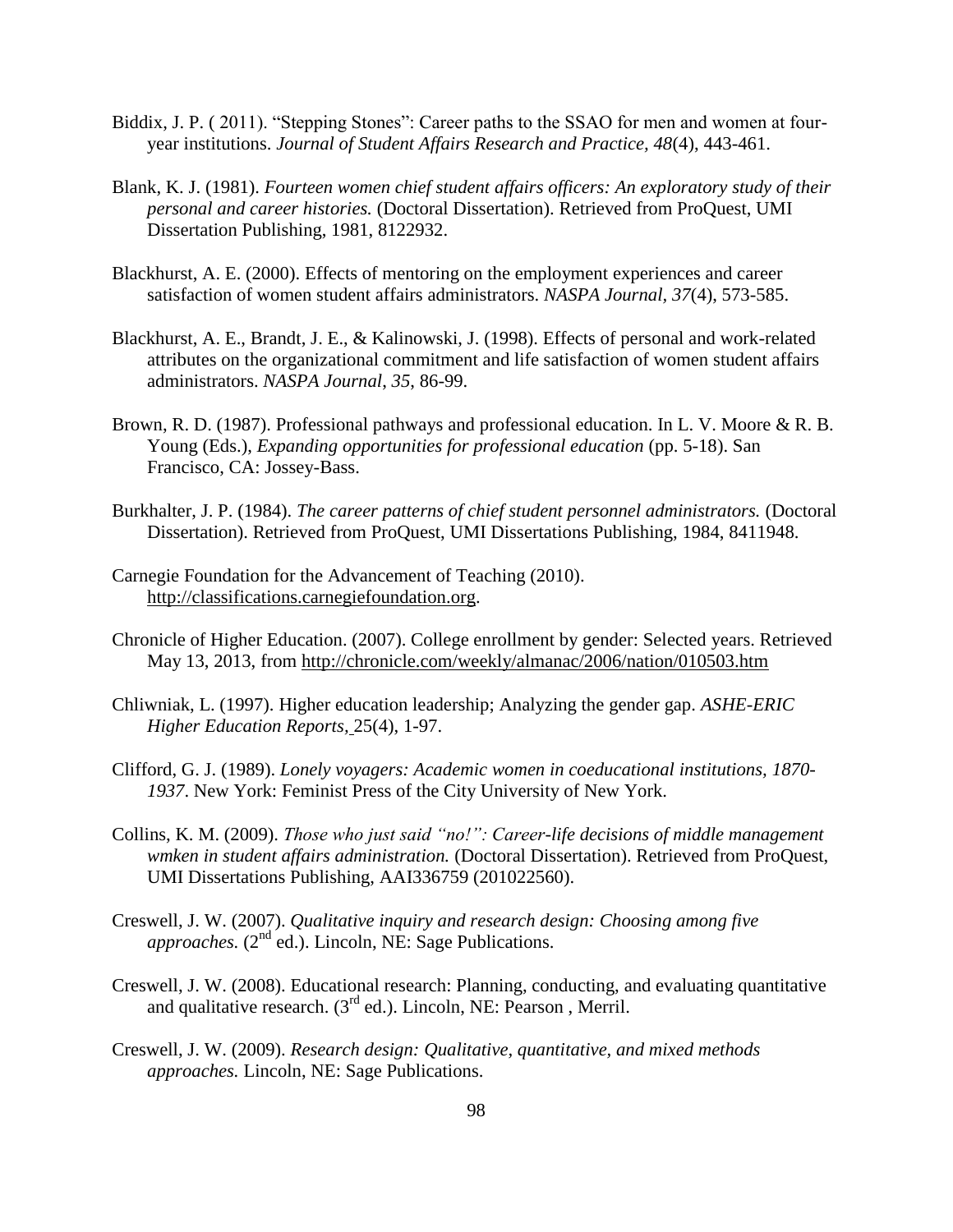Biddix, J. P. ( 2011). "Stepping Stones": Career paths to the SSAO for men and women at four-year institutions. *Journal of Student Affairs Research and Practice, 48*(4), 443-461.

Blank, K. J. (1981). *Fourteen women chief student affairs officers: An exploratory study of their personal and career histories.* (Doctoral Dissertation). Retrieved from ProQuest, UMI Dissertation Publishing, 1981, 8122932.

Blackhurst, A. E. (2000). Effects of mentoring on the employment experiences and career satisfaction of women student affairs administrators. *NASPA Journal*, *37*(4), 573-585.

Blackhurst, A. E., Brandt, J. E., & Kalinowski, J. (1998). Effects of personal and work-related attributes on the organizational commitment and life satisfaction of women student affairs administrators. *NASPA Journal*, *35*, 86-99.

Brown, R. D. (1987). Professional pathways and professional education. In L. V. Moore & R. B. Young (Eds.), *Expanding opportunities for professional education* (pp. 5-18). San Francisco, CA: Jossey-Bass.

Burkhalter, J. P. (1984). *The career patterns of chief student personnel administrators.* (Doctoral Dissertation). Retrieved from ProQuest, UMI Dissertations Publishing, 1984, 8411948.

Carnegie Foundation for the Advancement of Teaching (2010). http://classifications.carnegiefoundation.org.

Chronicle of Higher Education. (2007). College enrollment by gender: Selected years. Retrieved May 13, 2013, from http://chronicle.com/weekly/almanac/2006/nation/010503.htm

Chliwniak, L. (1997). Higher education leadership; Analyzing the gender gap. *ASHE-ERIC Higher Education Reports,* 25(4), 1-97.

Clifford, G. J. (1989). *Lonely voyagers: Academic women in coeducational institutions, 1870-1937*. New York: Feminist Press of the City University of New York.

Collins, K. M. (2009). *Those who just said "no!": Career-life decisions of middle management wmken in student affairs administration.* (Doctoral Dissertation). Retrieved from ProQuest, UMI Dissertations Publishing, AAI336759 (201022560).

Creswell, J. W. (2007). *Qualitative inquiry and research design: Choosing among five approaches.* (2nd ed.). Lincoln, NE: Sage Publications.

Creswell, J. W. (2008). Educational research: Planning, conducting, and evaluating quantitative and qualitative research. (3rd ed.). Lincoln, NE: Pearson , Merril.

Creswell, J. W. (2009). *Research design: Qualitative, quantitative, and mixed methods approaches.* Lincoln, NE: Sage Publications.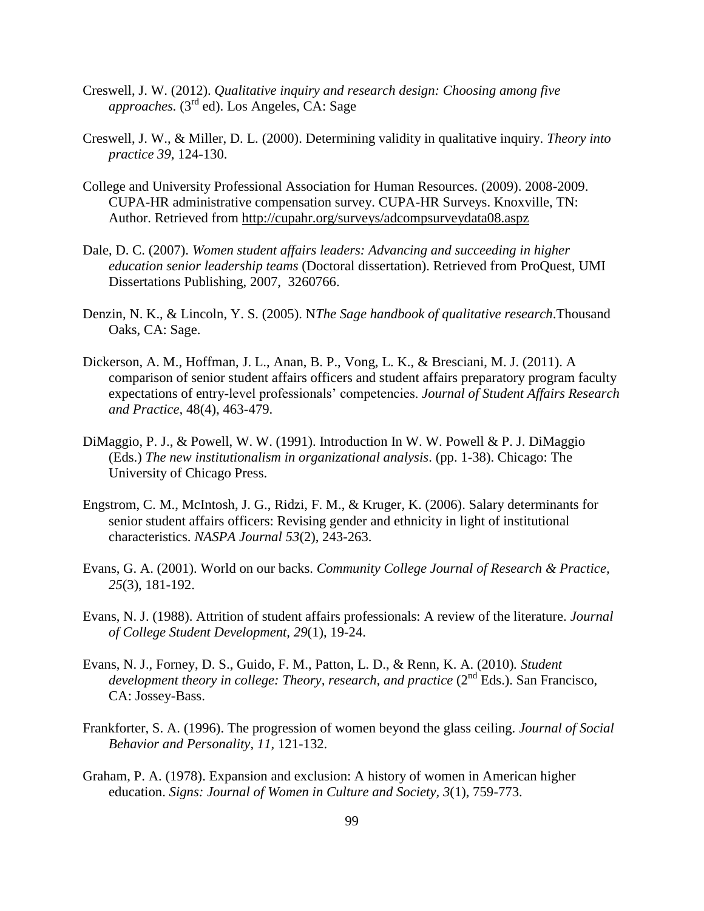Creswell, J. W. (2012). *Qualitative inquiry and research design: Choosing among five approaches.* (3rd ed). Los Angeles, CA: Sage

Creswell, J. W., & Miller, D. L. (2000). Determining validity in qualitative inquiry. *Theory into practice 39*, 124-130.

College and University Professional Association for Human Resources. (2009). 2008-2009. CUPA-HR administrative compensation survey. CUPA-HR Surveys. Knoxville, TN: Author. Retrieved from http://cupahr.org/surveys/adcompsurveydata08.aspz

Dale, D. C. (2007). *Women student affairs leaders: Advancing and succeeding in higher education senior leadership teams* (Doctoral dissertation). Retrieved from ProQuest, UMI Dissertations Publishing, 2007, 3260766.

Denzin, N. K., & Lincoln, Y. S. (2005). N*The Sage handbook of qualitative research*.Thousand Oaks, CA: Sage.

Dickerson, A. M., Hoffman, J. L., Anan, B. P., Vong, L. K., & Bresciani, M. J. (2011). A comparison of senior student affairs officers and student affairs preparatory program faculty expectations of entry-level professionals' competencies. *Journal of Student Affairs Research and Practice*, 48(4), 463-479.

DiMaggio, P. J., & Powell, W. W. (1991). Introduction In W. W. Powell & P. J. DiMaggio (Eds.) *The new institutionalism in organizational analysis*. (pp. 1-38). Chicago: The University of Chicago Press.

Engstrom, C. M., McIntosh, J. G., Ridzi, F. M., & Kruger, K. (2006). Salary determinants for senior student affairs officers: Revising gender and ethnicity in light of institutional characteristics. *NASPA Journal 53*(2), 243-263.

Evans, G. A. (2001). World on our backs. *Community College Journal of Research & Practice, 25*(3), 181-192.

Evans, N. J. (1988). Attrition of student affairs professionals: A review of the literature. *Journal of College Student Development, 29*(1), 19-24.

Evans, N. J., Forney, D. S., Guido, F. M., Patton, L. D., & Renn, K. A. (2010). *Student development theory in college: Theory, research, and practice* (2nd Eds.). San Francisco, CA: Jossey-Bass.

Frankforter, S. A. (1996). The progression of women beyond the glass ceiling. *Journal of Social Behavior and Personality, 11*, 121-132.

Graham, P. A. (1978). Expansion and exclusion: A history of women in American higher education. *Signs: Journal of Women in Culture and Society, 3*(1), 759-773.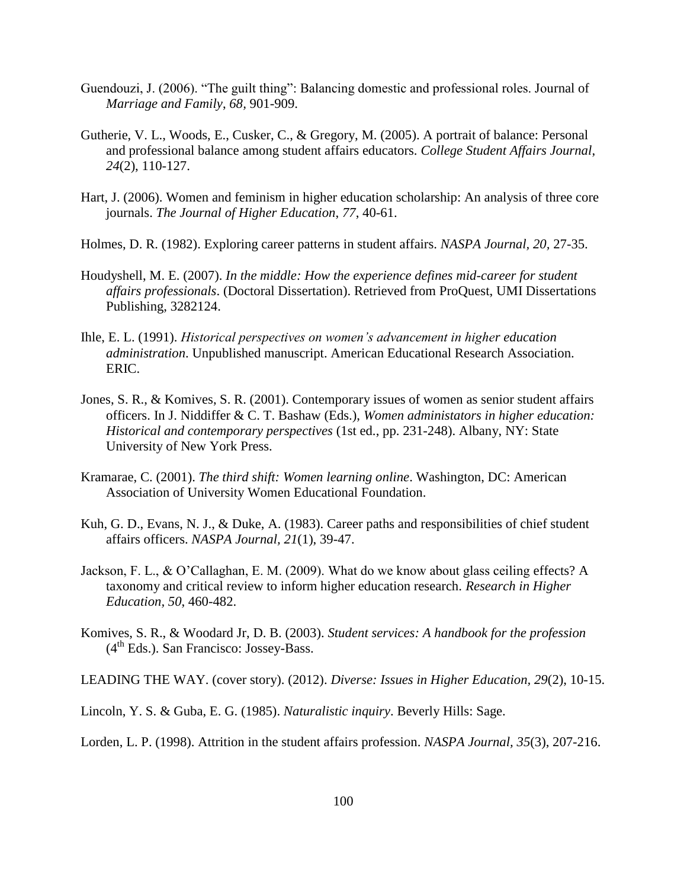Guendouzi, J. (2006). "The guilt thing": Balancing domestic and professional roles. Journal of *Marriage and Family*, *68,* 901-909.

Gutherie, V. L., Woods, E., Cusker, C., & Gregory, M. (2005). A portrait of balance: Personal and professional balance among student affairs educators. *College Student Affairs Journal*, *24*(2), 110-127.

Hart, J. (2006). Women and feminism in higher education scholarship: An analysis of three core journals. *The Journal of Higher Education*, *77*, 40-61.

Holmes, D. R. (1982). Exploring career patterns in student affairs. *NASPA Journal, 20,* 27-35.

Houdyshell, M. E. (2007). *In the middle: How the experience defines mid-career for student affairs professionals*. (Doctoral Dissertation). Retrieved from ProQuest, UMI Dissertations Publishing, 3282124.

Ihle, E. L. (1991). *Historical perspectives on women's advancement in higher education administration*. Unpublished manuscript. American Educational Research Association. ERIC.

Jones, S. R., & Komives, S. R. (2001). Contemporary issues of women as senior student affairs officers. In J. Niddiffer & C. T. Bashaw (Eds.), *Women administators in higher education: Historical and contemporary perspectives* (1st ed., pp. 231-248). Albany, NY: State University of New York Press.

Kramarae, C. (2001). *The third shift: Women learning online*. Washington, DC: American Association of University Women Educational Foundation.

Kuh, G. D., Evans, N. J., & Duke, A. (1983). Career paths and responsibilities of chief student affairs officers. *NASPA Journal, 21*(1), 39-47.

Jackson, F. L., & O'Callaghan, E. M. (2009). What do we know about glass ceiling effects? A taxonomy and critical review to inform higher education research. *Research in Higher Education, 50*, 460-482.

Komives, S. R., & Woodard Jr, D. B. (2003). *Student services: A handbook for the profession* (4th Eds.). San Francisco: Jossey-Bass.

LEADING THE WAY. (cover story). (2012). *Diverse: Issues in Higher Education, 29*(2), 10-15.

Lincoln, Y. S. & Guba, E. G. (1985). *Naturalistic inquiry*. Beverly Hills: Sage.

Lorden, L. P. (1998). Attrition in the student affairs profession. *NASPA Journal, 35*(3), 207-216.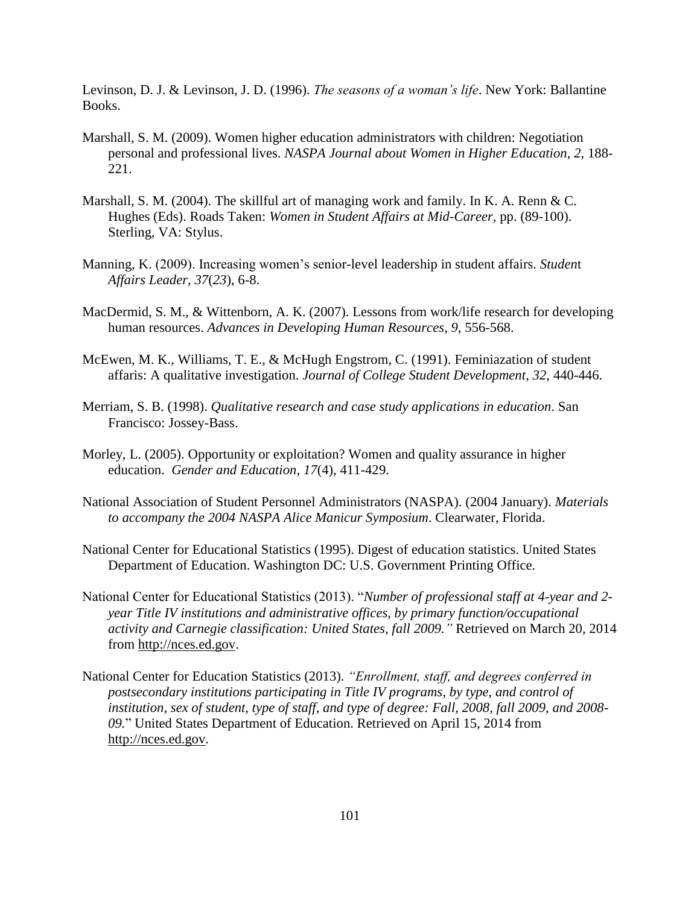Levinson, D. J. & Levinson, J. D. (1996). *The seasons of a woman's life*. New York: Ballantine Books.

Marshall, S. M. (2009). Women higher education administrators with children: Negotiation personal and professional lives. *NASPA Journal about Women in Higher Education*, *2*, 188-221.

Marshall, S. M. (2004). The skillful art of managing work and family. In K. A. Renn & C. Hughes (Eds). Roads Taken: *Women in Student Affairs at Mid-Career*, pp. (89-100). Sterling, VA: Stylus.

Manning, K. (2009). Increasing women's senior-level leadership in student affairs. *Student Affairs Leader, 37*(*23*), 6-8.

MacDermid, S. M., & Wittenborn, A. K. (2007). Lessons from work/life research for developing human resources. *Advances in Developing Human Resources*, *9*, 556-568.

McEwen, M. K., Williams, T. E., & McHugh Engstrom, C. (1991). Feminiazation of student affaris: A qualitative investigation. *Journal of College Student Development, 32,* 440-446.

Merriam, S. B. (1998). *Qualitative research and case study applications in education*. San Francisco: Jossey-Bass.

Morley, L. (2005). Opportunity or exploitation? Women and quality assurance in higher education. *Gender and Education, 17*(4), 411-429.

National Association of Student Personnel Administrators (NASPA). (2004 January). *Materials to accompany the 2004 NASPA Alice Manicur Symposium*. Clearwater, Florida.

National Center for Educational Statistics (1995). Digest of education statistics. United States Department of Education. Washington DC: U.S. Government Printing Office.

National Center for Educational Statistics (2013). "*Number of professional staff at 4-year and 2-year Title IV institutions and administrative offices, by primary function/occupational activity and Carnegie classification: United States, fall 2009."* Retrieved on March 20, 2014 from http://nces.ed.gov.

National Center for Education Statistics (2013). *"Enrollment, staff, and degrees conferred in postsecondary institutions participating in Title IV programs, by type, and control of institution, sex of student, type of staff, and type of degree: Fall, 2008, fall 2009, and 2008-09.*" United States Department of Education. Retrieved on April 15, 2014 from http://nces.ed.gov.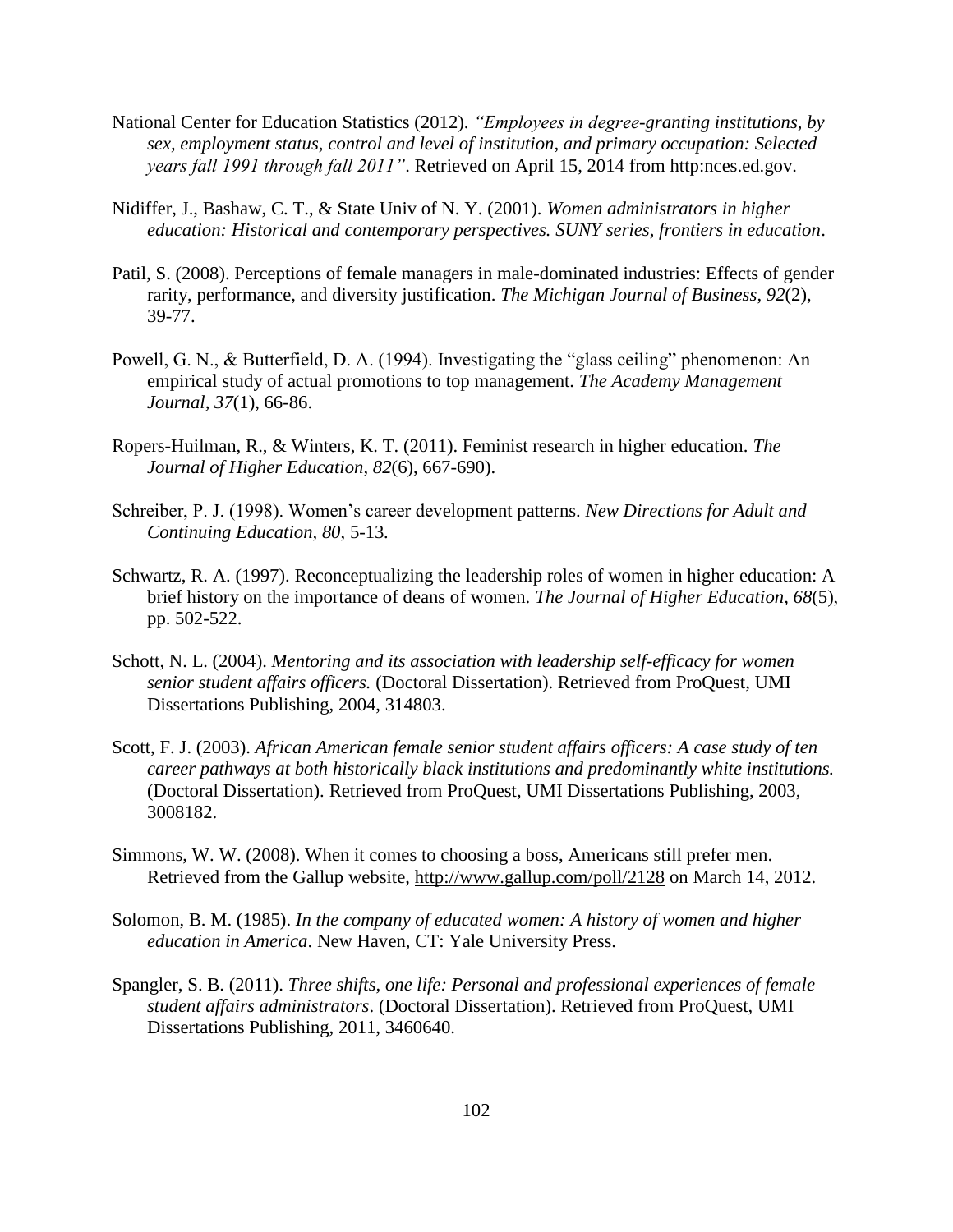National Center for Education Statistics (2012). *"Employees in degree-granting institutions, by sex, employment status, control and level of institution, and primary occupation: Selected years fall 1991 through fall 2011"*. Retrieved on April 15, 2014 from http:nces.ed.gov.

Nidiffer, J., Bashaw, C. T., & State Univ of N. Y. (2001). *Women administrators in higher education: Historical and contemporary perspectives. SUNY series, frontiers in education*.

Patil, S. (2008). Perceptions of female managers in male-dominated industries: Effects of gender rarity, performance, and diversity justification. *The Michigan Journal of Business*, *92*(2), 39-77.

Powell, G. N., & Butterfield, D. A. (1994). Investigating the "glass ceiling" phenomenon: An empirical study of actual promotions to top management. *The Academy Management Journal*, *37*(1), 66-86.

Ropers-Huilman, R., & Winters, K. T. (2011). Feminist research in higher education. *The Journal of Higher Education*, *82*(6), 667-690).

Schreiber, P. J. (1998). Women's career development patterns. *New Directions for Adult and Continuing Education, 80*, 5-13.

Schwartz, R. A. (1997). Reconceptualizing the leadership roles of women in higher education: A brief history on the importance of deans of women. *The Journal of Higher Education, 68*(5), pp. 502-522.

Schott, N. L. (2004). *Mentoring and its association with leadership self-efficacy for women senior student affairs officers.* (Doctoral Dissertation). Retrieved from ProQuest, UMI Dissertations Publishing, 2004, 314803.

Scott, F. J. (2003). *African American female senior student affairs officers: A case study of ten career pathways at both historically black institutions and predominantly white institutions.* (Doctoral Dissertation). Retrieved from ProQuest, UMI Dissertations Publishing, 2003, 3008182.

Simmons, W. W. (2008). When it comes to choosing a boss, Americans still prefer men. Retrieved from the Gallup website, http://www.gallup.com/poll/2128 on March 14, 2012.

Solomon, B. M. (1985). *In the company of educated women: A history of women and higher education in America*. New Haven, CT: Yale University Press.

Spangler, S. B. (2011). *Three shifts, one life: Personal and professional experiences of female student affairs administrators*. (Doctoral Dissertation). Retrieved from ProQuest, UMI Dissertations Publishing, 2011, 3460640.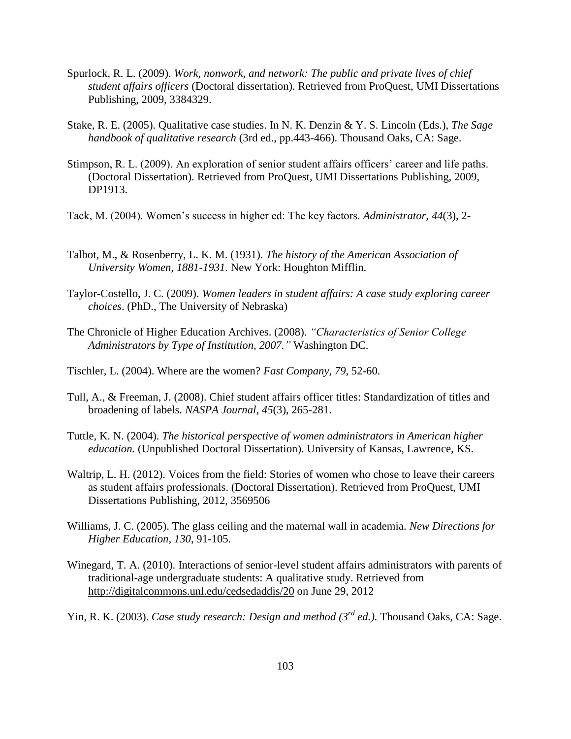Spurlock, R. L. (2009). *Work, nonwork, and network: The public and private lives of chief student affairs officers* (Doctoral dissertation). Retrieved from ProQuest, UMI Dissertations Publishing, 2009, 3384329.

Stake, R. E. (2005). Qualitative case studies. In N. K. Denzin & Y. S. Lincoln (Eds.), *The Sage handbook of qualitative research* (3rd ed., pp.443-466). Thousand Oaks, CA: Sage.

Stimpson, R. L. (2009). An exploration of senior student affairs officers' career and life paths. (Doctoral Dissertation). Retrieved from ProQuest, UMI Dissertations Publishing, 2009, DP1913.

Tack, M. (2004). Women's success in higher ed: The key factors. *Administrator, 44*(3), 2-

Talbot, M., & Rosenberry, L. K. M. (1931). *The history of the American Association of University Women, 1881-1931*. New York: Houghton Mifflin.

Taylor-Costello, J. C. (2009). *Women leaders in student affairs: A case study exploring career choices*. (PhD., The University of Nebraska)

The Chronicle of Higher Education Archives. (2008). *"Characteristics of Senior College Administrators by Type of Institution, 2007."* Washington DC.

Tischler, L. (2004). Where are the women? *Fast Company, 79*, 52-60.

Tull, A., & Freeman, J. (2008). Chief student affairs officer titles: Standardization of titles and broadening of labels. *NASPA Journal, 45*(3), 265-281.

Tuttle, K. N. (2004). *The historical perspective of women administrators in American higher education.* (Unpublished Doctoral Dissertation). University of Kansas, Lawrence, KS.

Waltrip, L. H. (2012). Voices from the field: Stories of women who chose to leave their careers as student affairs professionals. (Doctoral Dissertation). Retrieved from ProQuest, UMI Dissertations Publishing, 2012, 3569506

Williams, J. C. (2005). The glass ceiling and the maternal wall in academia. *New Directions for Higher Education*, *130*, 91-105.

Winegard, T. A. (2010). Interactions of senior-level student affairs administrators with parents of traditional-age undergraduate students: A qualitative study. Retrieved from http://digitalcommons.unl.edu/cedsedaddis/20 on June 29, 2012

Yin, R. K. (2003). *Case study research: Design and method (3rd ed.).* Thousand Oaks, CA: Sage.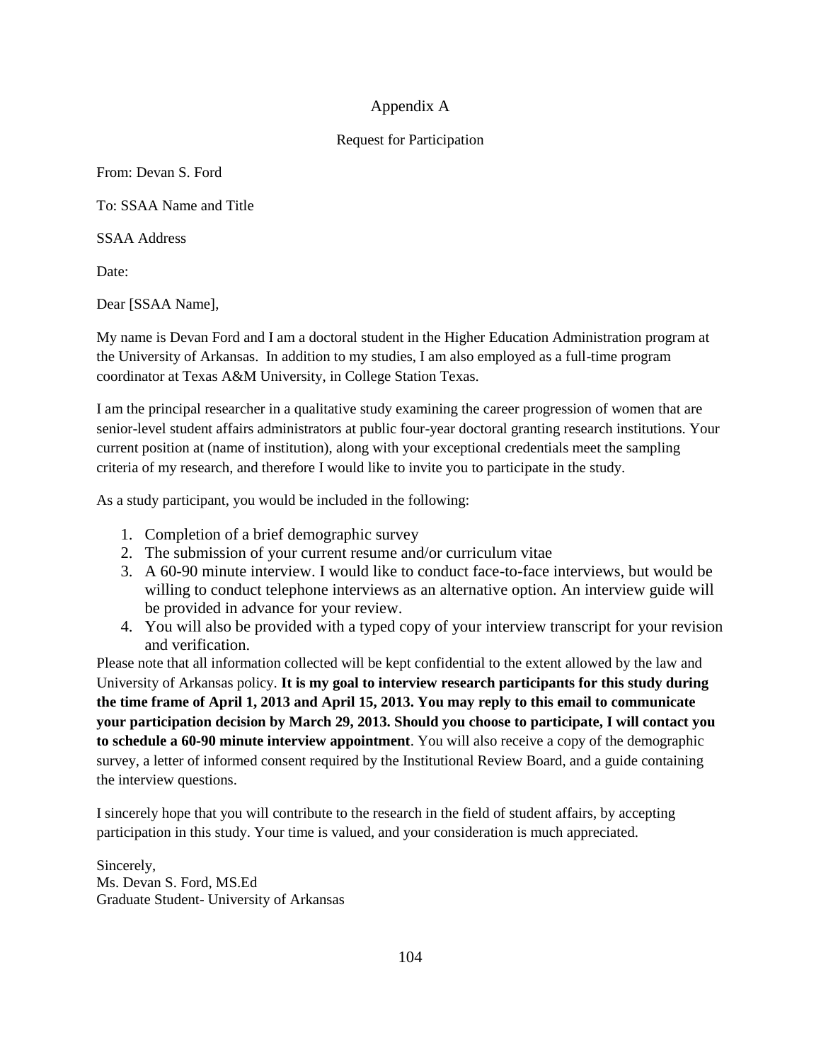# Appendix A

## Request for Participation

From: Devan S. Ford

To: SSAA Name and Title

SSAA Address

Date:

Dear [SSAA Name],

My name is Devan Ford and I am a doctoral student in the Higher Education Administration program at the University of Arkansas. In addition to my studies, I am also employed as a full-time program coordinator at Texas A&M University, in College Station Texas.

I am the principal researcher in a qualitative study examining the career progression of women that are senior-level student affairs administrators at public four-year doctoral granting research institutions. Your current position at (name of institution), along with your exceptional credentials meet the sampling criteria of my research, and therefore I would like to invite you to participate in the study.

As a study participant, you would be included in the following:

1. Completion of a brief demographic survey
2. The submission of your current resume and/or curriculum vitae
3. A 60-90 minute interview. I would like to conduct face-to-face interviews, but would be willing to conduct telephone interviews as an alternative option. An interview guide will be provided in advance for your review.
4. You will also be provided with a typed copy of your interview transcript for your revision and verification.

Please note that all information collected will be kept confidential to the extent allowed by the law and University of Arkansas policy. **It is my goal to interview research participants for this study during the time frame of April 1, 2013 and April 15, 2013. You may reply to this email to communicate your participation decision by March 29, 2013. Should you choose to participate, I will contact you to schedule a 60-90 minute interview appointment**. You will also receive a copy of the demographic survey, a letter of informed consent required by the Institutional Review Board, and a guide containing the interview questions.

I sincerely hope that you will contribute to the research in the field of student affairs, by accepting participation in this study. Your time is valued, and your consideration is much appreciated.

Sincerely,
Ms. Devan S. Ford, MS.Ed
Graduate Student- University of Arkansas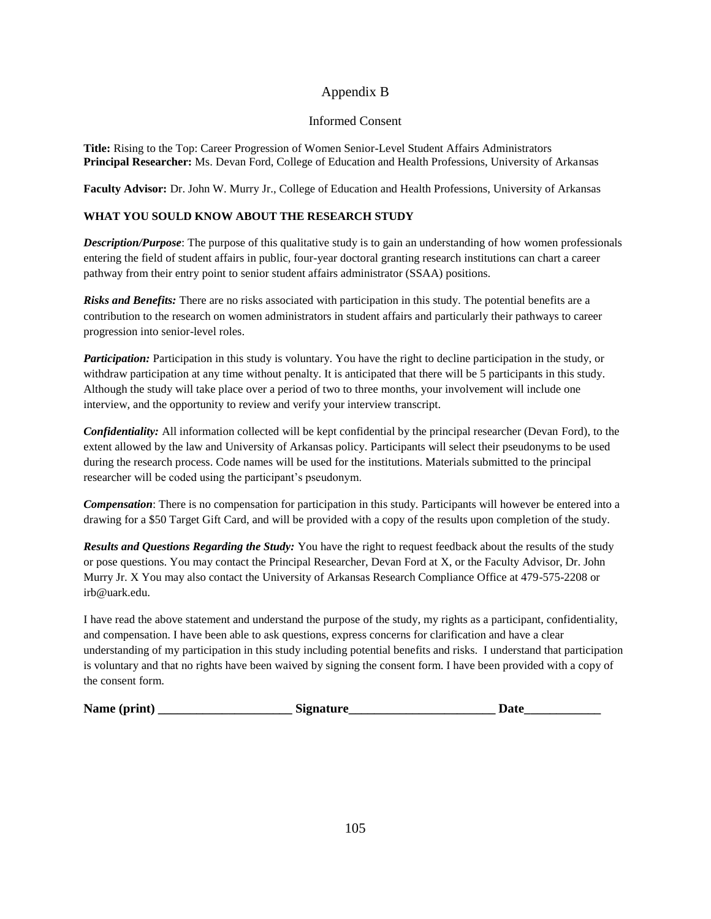# Appendix B

## Informed Consent

**Title:** Rising to the Top: Career Progression of Women Senior-Level Student Affairs Administrators
**Principal Researcher:** Ms. Devan Ford, College of Education and Health Professions, University of Arkansas

**Faculty Advisor:** Dr. John W. Murry Jr., College of Education and Health Professions, University of Arkansas

**WHAT YOU SOULD KNOW ABOUT THE RESEARCH STUDY**

***Description/Purpose***: The purpose of this qualitative study is to gain an understanding of how women professionals entering the field of student affairs in public, four-year doctoral granting research institutions can chart a career pathway from their entry point to senior student affairs administrator (SSAA) positions.

***Risks and Benefits:*** There are no risks associated with participation in this study. The potential benefits are a contribution to the research on women administrators in student affairs and particularly their pathways to career progression into senior-level roles.

***Participation:*** Participation in this study is voluntary. You have the right to decline participation in the study, or withdraw participation at any time without penalty. It is anticipated that there will be 5 participants in this study. Although the study will take place over a period of two to three months, your involvement will include one interview, and the opportunity to review and verify your interview transcript.

***Confidentiality:*** All information collected will be kept confidential by the principal researcher (Devan Ford), to the extent allowed by the law and University of Arkansas policy. Participants will select their pseudonyms to be used during the research process. Code names will be used for the institutions. Materials submitted to the principal researcher will be coded using the participant's pseudonym.

***Compensation***: There is no compensation for participation in this study. Participants will however be entered into a drawing for a $50 Target Gift Card, and will be provided with a copy of the results upon completion of the study.

***Results and Questions Regarding the Study:*** You have the right to request feedback about the results of the study or pose questions. You may contact the Principal Researcher, Devan Ford at X, or the Faculty Advisor, Dr. John Murry Jr. X You may also contact the University of Arkansas Research Compliance Office at 479-575-2208 or irb@uark.edu.

I have read the above statement and understand the purpose of the study, my rights as a participant, confidentiality, and compensation. I have been able to ask questions, express concerns for clarification and have a clear understanding of my participation in this study including potential benefits and risks. I understand that participation is voluntary and that no rights have been waived by signing the consent form. I have been provided with a copy of the consent form.

**Name (print) _____________________ Signature_______________________ Date____________**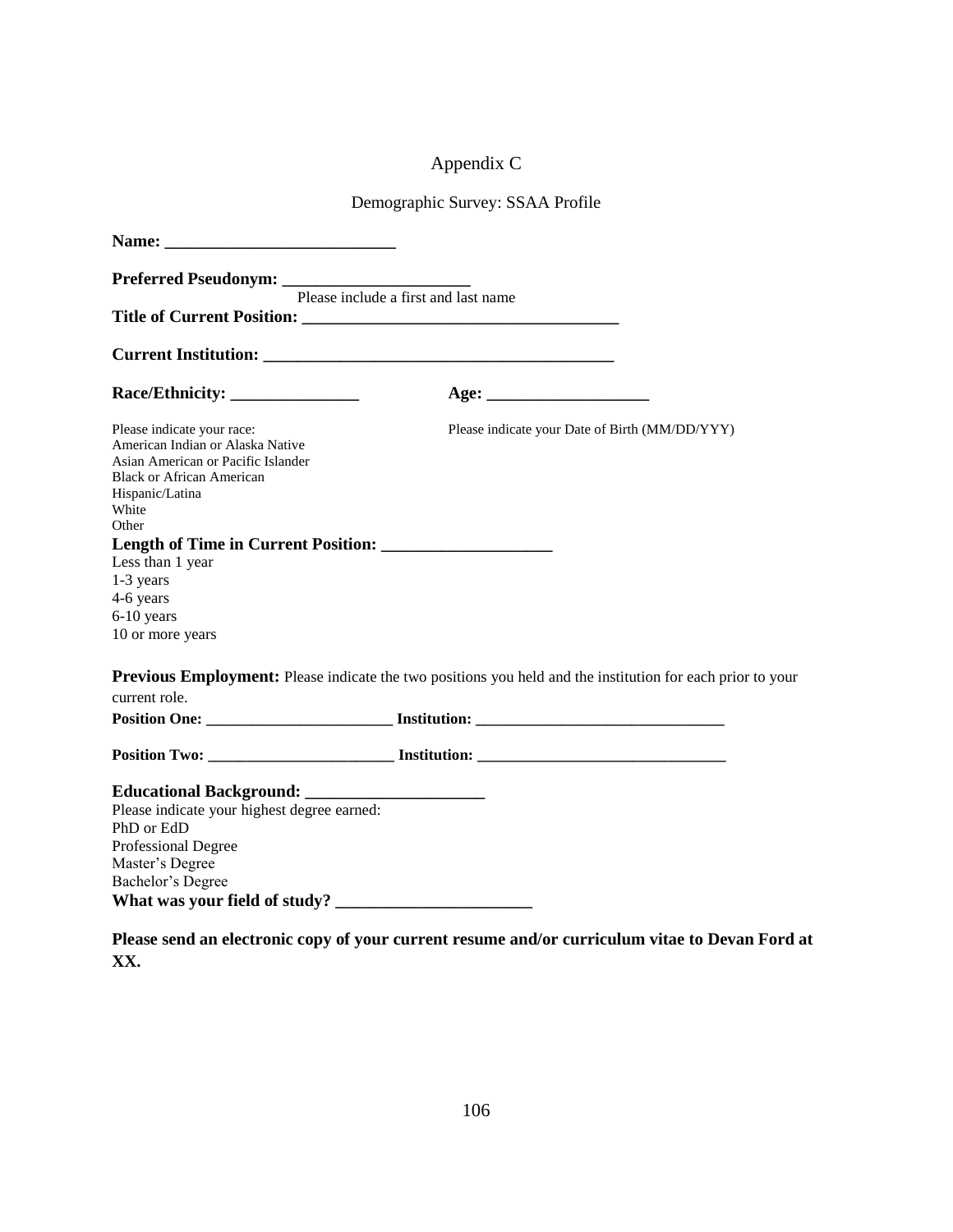# Appendix C

## Demographic Survey: SSAA Profile

**Name: ___________________________**

**Preferred Pseudonym: _____________________**

Please include a first and last name

**Title of Current Position: _____________________________________**

**Current Institution: ________________________________________**

**Race/Ethnicity: _______________**

Please indicate your race:
American Indian or Alaska Native
Asian American or Pacific Islander
Black or African American
Hispanic/Latina
White
Other

**Age: ___________________**

Please indicate your Date of Birth (MM/DD/YYY)

**Length of Time in Current Position: ____________________**

Less than 1 year
1-3 years
4-6 years
6-10 years
10 or more years

**Previous Employment:** Please indicate the two positions you held and the institution for each prior to your current role.

**Position One: _______________________ Institution: _______________________________**

**Position Two: _______________________ Institution: _______________________________**

**Educational Background: _____________________**

Please indicate your highest degree earned:
PhD or EdD
Professional Degree
Master's Degree
Bachelor's Degree

**What was your field of study? _______________________**

**Please send an electronic copy of your current resume and/or curriculum vitae to Devan Ford at XX.**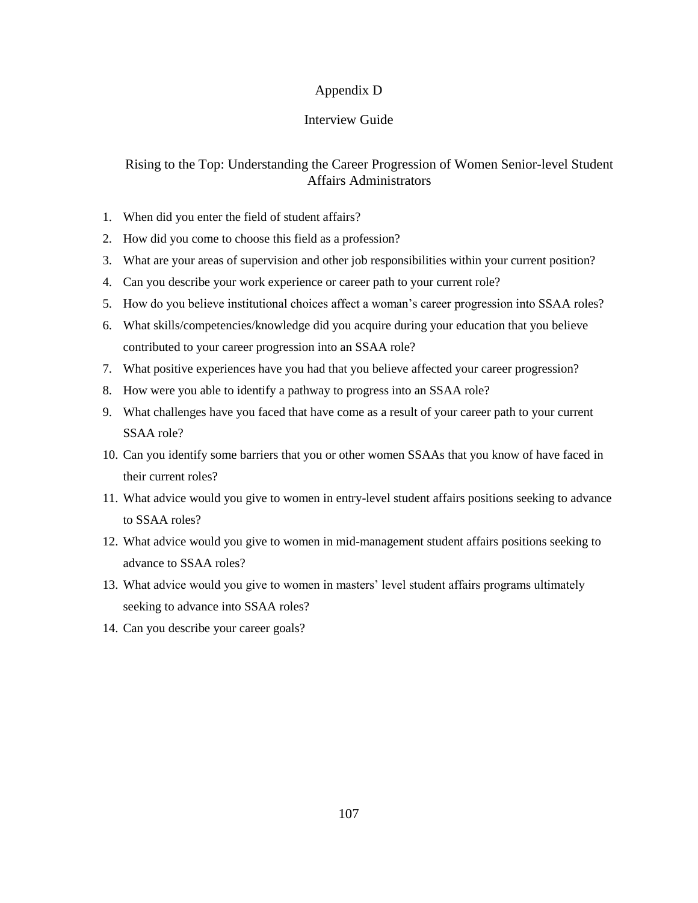# Appendix D

## Interview Guide

### Rising to the Top: Understanding the Career Progression of Women Senior-level Student Affairs Administrators

1. When did you enter the field of student affairs?
2. How did you come to choose this field as a profession?
3. What are your areas of supervision and other job responsibilities within your current position?
4. Can you describe your work experience or career path to your current role?
5. How do you believe institutional choices affect a woman's career progression into SSAA roles?
6. What skills/competencies/knowledge did you acquire during your education that you believe contributed to your career progression into an SSAA role?
7. What positive experiences have you had that you believe affected your career progression?
8. How were you able to identify a pathway to progress into an SSAA role?
9. What challenges have you faced that have come as a result of your career path to your current SSAA role?
10. Can you identify some barriers that you or other women SSAAs that you know of have faced in their current roles?
11. What advice would you give to women in entry-level student affairs positions seeking to advance to SSAA roles?
12. What advice would you give to women in mid-management student affairs positions seeking to advance to SSAA roles?
13. What advice would you give to women in masters' level student affairs programs ultimately seeking to advance into SSAA roles?
14. Can you describe your career goals?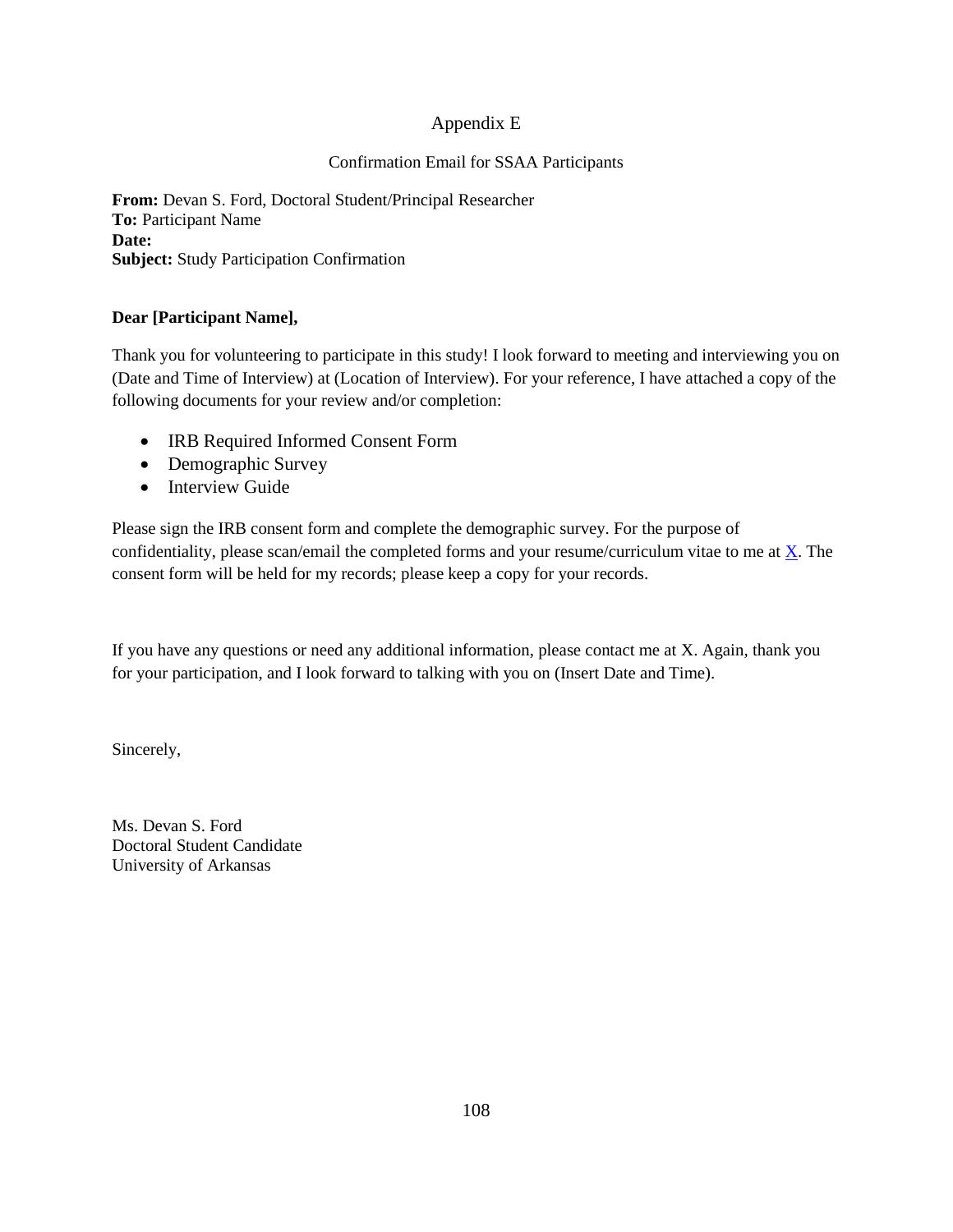# Appendix E

## Confirmation Email for SSAA Participants

**From:** Devan S. Ford, Doctoral Student/Principal Researcher
**To:** Participant Name
**Date:**
**Subject:** Study Participation Confirmation

**Dear [Participant Name],**

Thank you for volunteering to participate in this study! I look forward to meeting and interviewing you on (Date and Time of Interview) at (Location of Interview). For your reference, I have attached a copy of the following documents for your review and/or completion:

- IRB Required Informed Consent Form
- Demographic Survey
- Interview Guide

Please sign the IRB consent form and complete the demographic survey. For the purpose of confidentiality, please scan/email the completed forms and your resume/curriculum vitae to me at X. The consent form will be held for my records; please keep a copy for your records.

If you have any questions or need any additional information, please contact me at X. Again, thank you for your participation, and I look forward to talking with you on (Insert Date and Time).

Sincerely,

Ms. Devan S. Ford
Doctoral Student Candidate
University of Arkansas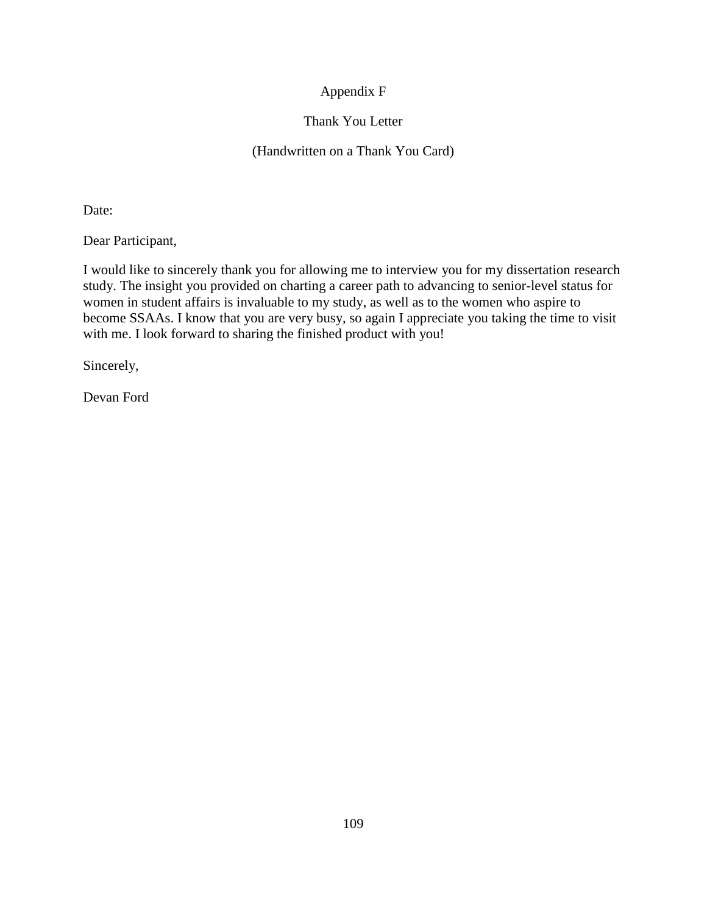# Appendix F

## Thank You Letter

(Handwritten on a Thank You Card)

Date:

Dear Participant,

I would like to sincerely thank you for allowing me to interview you for my dissertation research study. The insight you provided on charting a career path to advancing to senior-level status for women in student affairs is invaluable to my study, as well as to the women who aspire to become SSAAs. I know that you are very busy, so again I appreciate you taking the time to visit with me. I look forward to sharing the finished product with you!

Sincerely,

Devan Ford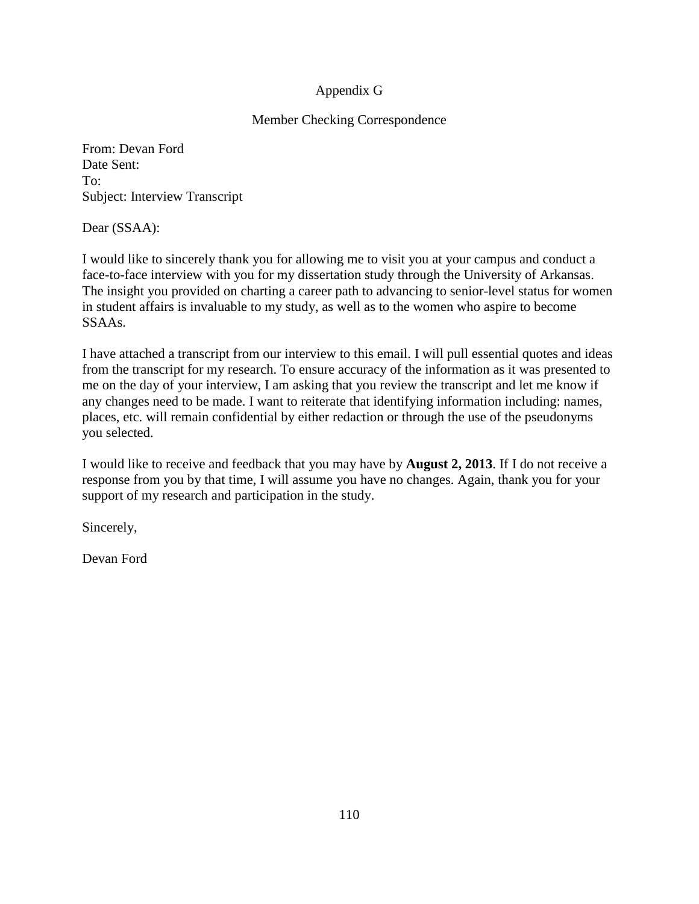# Appendix G

## Member Checking Correspondence

From: Devan Ford
Date Sent:
To:
Subject: Interview Transcript

Dear (SSAA):

I would like to sincerely thank you for allowing me to visit you at your campus and conduct a face-to-face interview with you for my dissertation study through the University of Arkansas. The insight you provided on charting a career path to advancing to senior-level status for women in student affairs is invaluable to my study, as well as to the women who aspire to become SSAAs.

I have attached a transcript from our interview to this email. I will pull essential quotes and ideas from the transcript for my research. To ensure accuracy of the information as it was presented to me on the day of your interview, I am asking that you review the transcript and let me know if any changes need to be made. I want to reiterate that identifying information including: names, places, etc. will remain confidential by either redaction or through the use of the pseudonyms you selected.

I would like to receive and feedback that you may have by **August 2, 2013**. If I do not receive a response from you by that time, I will assume you have no changes. Again, thank you for your support of my research and participation in the study.

Sincerely,

Devan Ford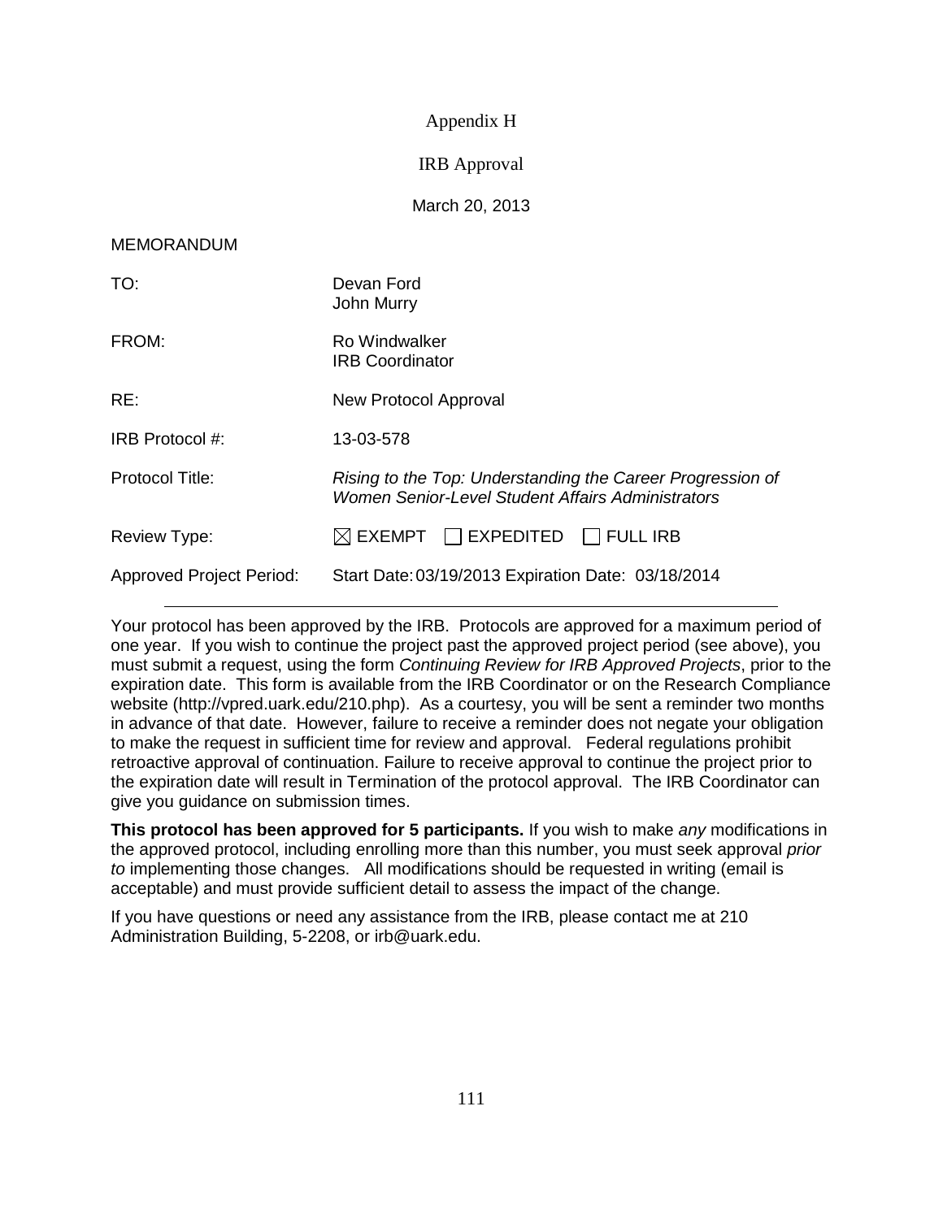# Appendix H

## IRB Approval

March 20, 2013

MEMORANDUM

| | |
|---|---|
| TO: | Devan Ford<br>John Murry |
| FROM: | Ro Windwalker<br>IRB Coordinator |
| RE: | New Protocol Approval |
| IRB Protocol #: | 13-03-578 |
| Protocol Title: | *Rising to the Top: Understanding the Career Progression of Women Senior-Level Student Affairs Administrators* |
| Review Type: | ☒ EXEMPT ☐ EXPEDITED ☐ FULL IRB |
| Approved Project Period: | Start Date: 03/19/2013 Expiration Date: 03/18/2014 |

---

Your protocol has been approved by the IRB. Protocols are approved for a maximum period of one year. If you wish to continue the project past the approved project period (see above), you must submit a request, using the form *Continuing Review for IRB Approved Projects*, prior to the expiration date. This form is available from the IRB Coordinator or on the Research Compliance website (http://vpred.uark.edu/210.php). As a courtesy, you will be sent a reminder two months in advance of that date. However, failure to receive a reminder does not negate your obligation to make the request in sufficient time for review and approval. Federal regulations prohibit retroactive approval of continuation. Failure to receive approval to continue the project prior to the expiration date will result in Termination of the protocol approval. The IRB Coordinator can give you guidance on submission times.

**This protocol has been approved for 5 participants.** If you wish to make *any* modifications in the approved protocol, including enrolling more than this number, you must seek approval *prior to* implementing those changes. All modifications should be requested in writing (email is acceptable) and must provide sufficient detail to assess the impact of the change.

If you have questions or need any assistance from the IRB, please contact me at 210 Administration Building, 5-2208, or irb@uark.edu.